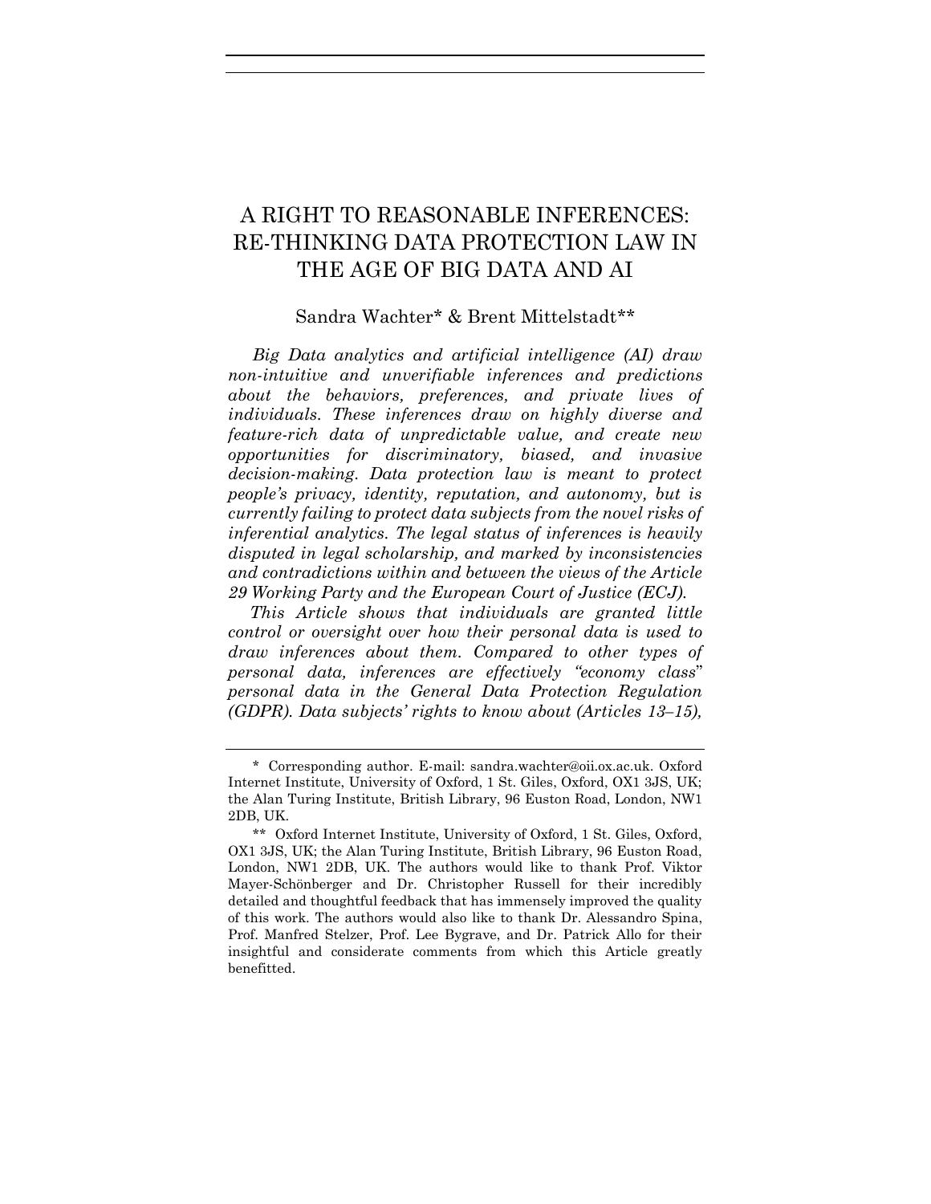# A RIGHT TO REASONABLE INFERENCES: RE-THINKING DATA PROTECTION LAW IN THE AGE OF BIG DATA AND AI

Sandra Wachter* & Brent Mittelstadt**

*Big Data analytics and artificial intelligence (AI) draw non-intuitive and unverifiable inferences and predictions about the behaviors, preferences, and private lives of individuals. These inferences draw on highly diverse and feature-rich data of unpredictable value, and create new opportunities for discriminatory, biased, and invasive decision-making. Data protection law is meant to protect people's privacy, identity, reputation, and autonomy, but is currently failing to protect data subjects from the novel risks of inferential analytics. The legal status of inferences is heavily disputed in legal scholarship, and marked by inconsistencies and contradictions within and between the views of the Article 29 Working Party and the European Court of Justice (ECJ).*

*This Article shows that individuals are granted little control or oversight over how their personal data is used to draw inferences about them. Compared to other types of personal data, inferences are effectively "economy class" personal data in the General Data Protection Regulation (GDPR). Data subjects' rights to know about (Articles 13–15),*

---

\* Corresponding author. E-mail: sandra.wachter@oii.ox.ac.uk. Oxford Internet Institute, University of Oxford, 1 St. Giles, Oxford, OX1 3JS, UK; the Alan Turing Institute, British Library, 96 Euston Road, London, NW1 2DB, UK.

\*\* Oxford Internet Institute, University of Oxford, 1 St. Giles, Oxford, OX1 3JS, UK; the Alan Turing Institute, British Library, 96 Euston Road, London, NW1 2DB, UK. The authors would like to thank Prof. Viktor Mayer-Schönberger and Dr. Christopher Russell for their incredibly detailed and thoughtful feedback that has immensely improved the quality of this work. The authors would also like to thank Dr. Alessandro Spina, Prof. Manfred Stelzer, Prof. Lee Bygrave, and Dr. Patrick Allo for their insightful and considerate comments from which this Article greatly benefitted.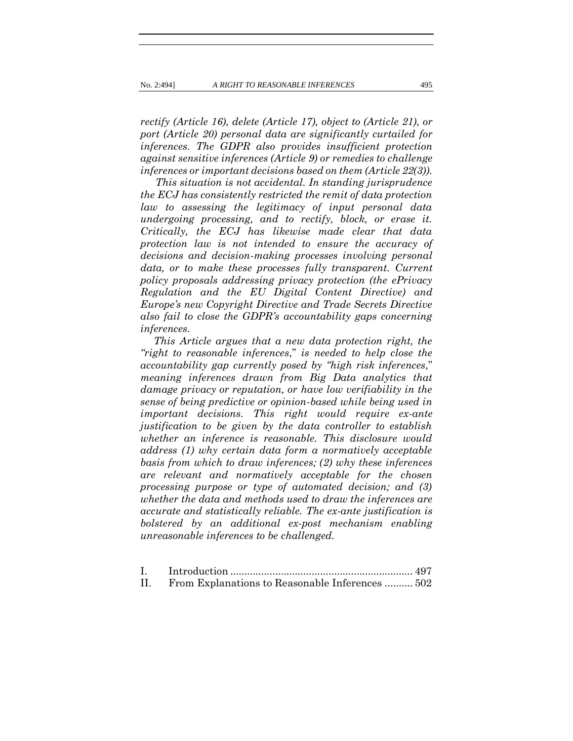*rectify (Article 16), delete (Article 17), object to (Article 21), or port (Article 20) personal data are significantly curtailed for inferences. The GDPR also provides insufficient protection against sensitive inferences (Article 9) or remedies to challenge inferences or important decisions based on them (Article 22(3)).*

*This situation is not accidental. In standing jurisprudence the ECJ has consistently restricted the remit of data protection law to assessing the legitimacy of input personal data undergoing processing, and to rectify, block, or erase it. Critically, the ECJ has likewise made clear that data protection law is not intended to ensure the accuracy of decisions and decision-making processes involving personal data, or to make these processes fully transparent. Current policy proposals addressing privacy protection (the ePrivacy Regulation and the EU Digital Content Directive) and Europe's new Copyright Directive and Trade Secrets Directive also fail to close the GDPR's accountability gaps concerning inferences.*

*This Article argues that a new data protection right, the "right to reasonable inferences," is needed to help close the accountability gap currently posed by "high risk inferences," meaning inferences drawn from Big Data analytics that damage privacy or reputation, or have low verifiability in the sense of being predictive or opinion-based while being used in important decisions. This right would require ex-ante justification to be given by the data controller to establish whether an inference is reasonable. This disclosure would address (1) why certain data form a normatively acceptable basis from which to draw inferences; (2) why these inferences are relevant and normatively acceptable for the chosen processing purpose or type of automated decision; and (3) whether the data and methods used to draw the inferences are accurate and statistically reliable. The ex-ante justification is bolstered by an additional ex-post mechanism enabling unreasonable inferences to be challenged.*

I. Introduction ................................................................. 497
II. From Explanations to Reasonable Inferences .......... 502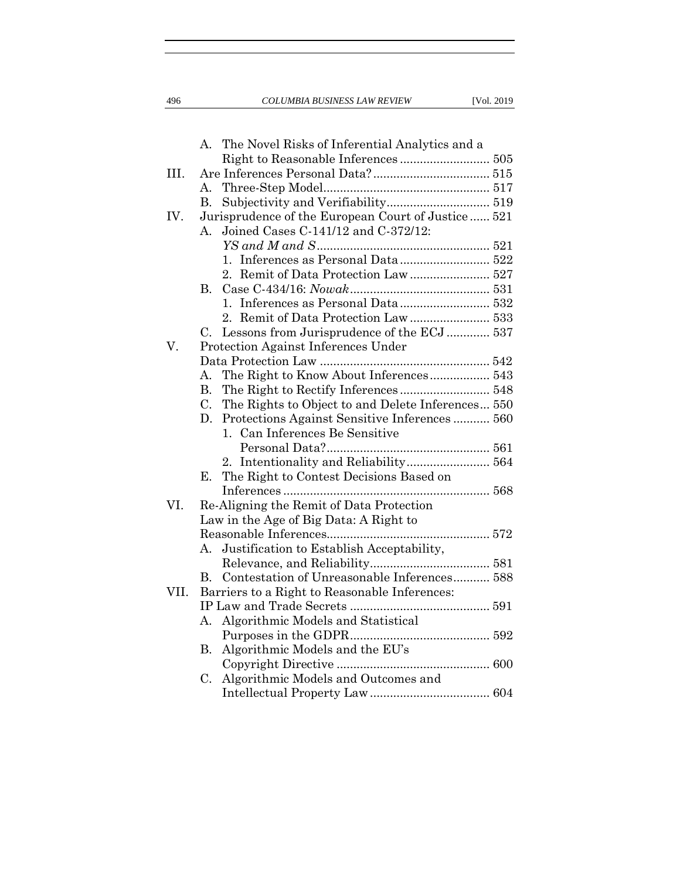- A. The Novel Risks of Inferential Analytics and a Right to Reasonable Inferences ........................... 505
- III. Are Inferences Personal Data? ................................... 515
  - A. Three-Step Model .................................................. 517
  - B. Subjectivity and Verifiability ............................... 519
- IV. Jurisprudence of the European Court of Justice ...... 521
  - A. Joined Cases C-141/12 and C-372/12: *YS and M and S* .................................................... 521
    1. Inferences as Personal Data ........................... 522
    2. Remit of Data Protection Law ........................ 527
  - B. Case C-434/16: *Nowak* .......................................... 531
    1. Inferences as Personal Data ........................... 532
    2. Remit of Data Protection Law ........................ 533
  - C. Lessons from Jurisprudence of the ECJ ............ 537
- V. Protection Against Inferences Under Data Protection Law ................................................... 542
  - A. The Right to Know About Inferences .................. 543
  - B. The Right to Rectify Inferences ........................... 548
  - C. The Rights to Object to and Delete Inferences... 550
  - D. Protections Against Sensitive Inferences ........... 560
    1. Can Inferences Be Sensitive Personal Data? ................................................. 561
    2. Intentionality and Reliability ......................... 564
  - E. The Right to Contest Decisions Based on Inferences .............................................................. 568
- VI. Re-Aligning the Remit of Data Protection Law in the Age of Big Data: A Right to Reasonable Inferences ................................................. 572
  - A. Justification to Establish Acceptability, Relevance, and Reliability .................................... 581
  - B. Contestation of Unreasonable Inferences ........... 588
- VII. Barriers to a Right to Reasonable Inferences: IP Law and Trade Secrets .......................................... 591
  - A. Algorithmic Models and Statistical Purposes in the GDPR .......................................... 592
  - B. Algorithmic Models and the EU's Copyright Directive .............................................. 600
  - C. Algorithmic Models and Outcomes and Intellectual Property Law .................................... 604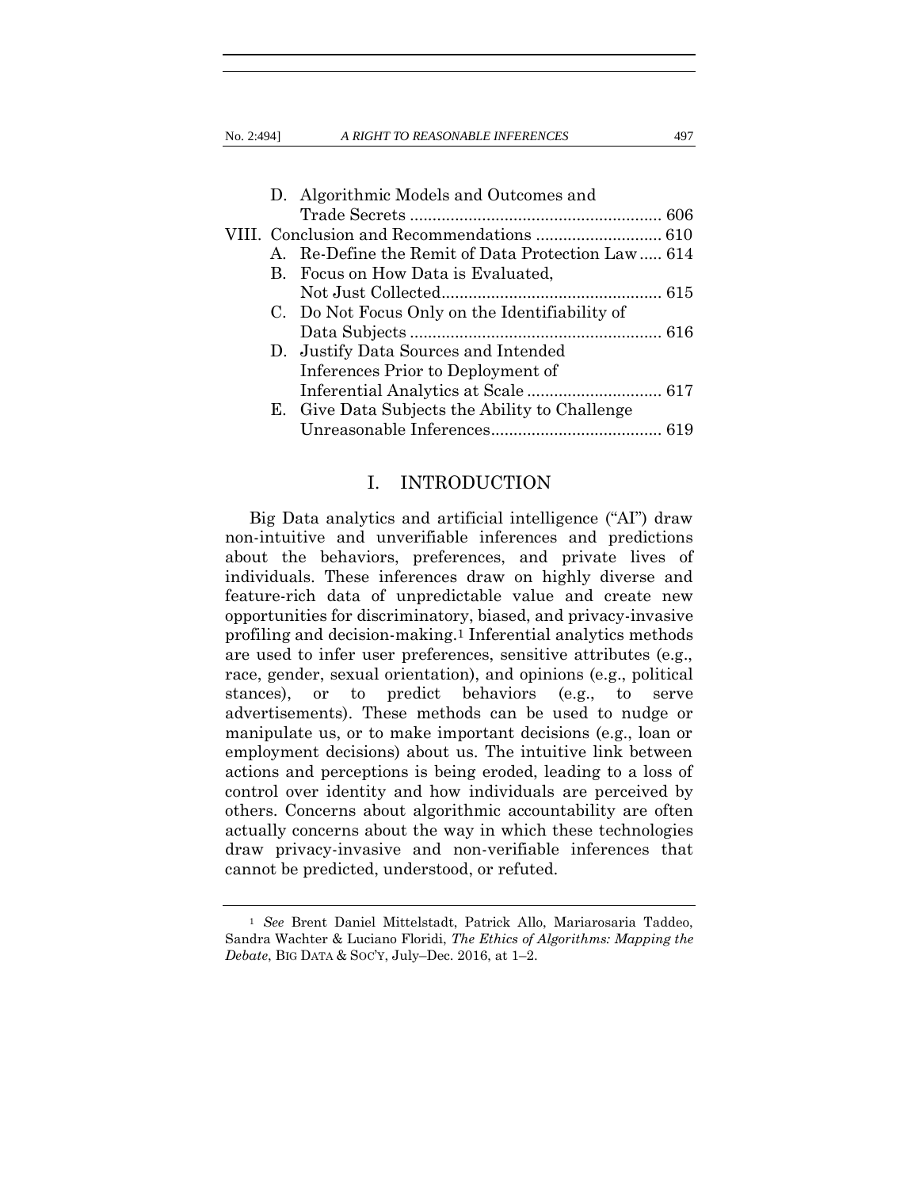D. Algorithmic Models and Outcomes and Trade Secrets ........................................................ 606

VIII. Conclusion and Recommendations ............................ 610

A. Re-Define the Remit of Data Protection Law ..... 614

B. Focus on How Data is Evaluated, Not Just Collected................................................. 615

C. Do Not Focus Only on the Identifiability of Data Subjects ........................................................ 616

D. Justify Data Sources and Intended Inferences Prior to Deployment of Inferential Analytics at Scale .............................. 617

E. Give Data Subjects the Ability to Challenge Unreasonable Inferences...................................... 619

## I. INTRODUCTION

Big Data analytics and artificial intelligence ("AI") draw non-intuitive and unverifiable inferences and predictions about the behaviors, preferences, and private lives of individuals. These inferences draw on highly diverse and feature-rich data of unpredictable value and create new opportunities for discriminatory, biased, and privacy-invasive profiling and decision-making.[1] Inferential analytics methods are used to infer user preferences, sensitive attributes (e.g., race, gender, sexual orientation), and opinions (e.g., political stances), or to predict behaviors (e.g., to serve advertisements). These methods can be used to nudge or manipulate us, or to make important decisions (e.g., loan or employment decisions) about us. The intuitive link between actions and perceptions is being eroded, leading to a loss of control over identity and how individuals are perceived by others. Concerns about algorithmic accountability are often actually concerns about the way in which these technologies draw privacy-invasive and non-verifiable inferences that cannot be predicted, understood, or refuted.

---

[1] *See* Brent Daniel Mittelstadt, Patrick Allo, Mariarosaria Taddeo, Sandra Wachter & Luciano Floridi, *The Ethics of Algorithms: Mapping the Debate*, BIG DATA & SOC'Y, July–Dec. 2016, at 1–2.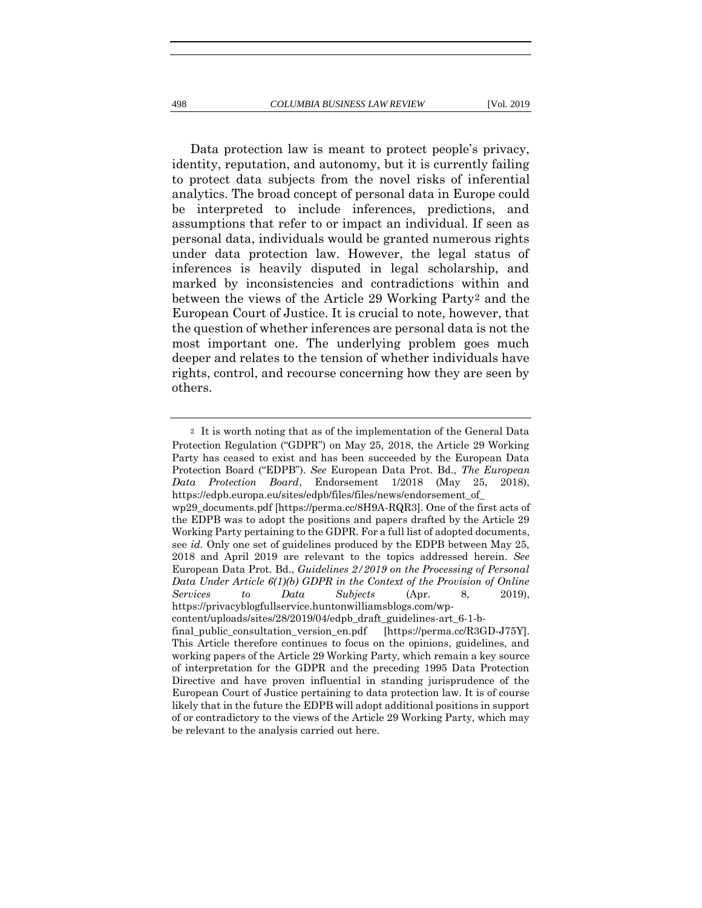Data protection law is meant to protect people's privacy, identity, reputation, and autonomy, but it is currently failing to protect data subjects from the novel risks of inferential analytics. The broad concept of personal data in Europe could be interpreted to include inferences, predictions, and assumptions that refer to or impact an individual. If seen as personal data, individuals would be granted numerous rights under data protection law. However, the legal status of inferences is heavily disputed in legal scholarship, and marked by inconsistencies and contradictions within and between the views of the Article 29 Working Party[2] and the European Court of Justice. It is crucial to note, however, that the question of whether inferences are personal data is not the most important one. The underlying problem goes much deeper and relates to the tension of whether individuals have rights, control, and recourse concerning how they are seen by others.

---

[2] It is worth noting that as of the implementation of the General Data Protection Regulation ("GDPR") on May 25, 2018, the Article 29 Working Party has ceased to exist and has been succeeded by the European Data Protection Board ("EDPB"). *See* European Data Prot. Bd., *The European Data Protection Board*, Endorsement 1/2018 (May 25, 2018), https://edpb.europa.eu/sites/edpb/files/files/news/endorsement_of_wp29_documents.pdf [https://perma.cc/8H9A-RQR3]. One of the first acts of the EDPB was to adopt the positions and papers drafted by the Article 29 Working Party pertaining to the GDPR. For a full list of adopted documents, see *id.* Only one set of guidelines produced by the EDPB between May 25, 2018 and April 2019 are relevant to the topics addressed herein. *See* European Data Prot. Bd., *Guidelines 2/2019 on the Processing of Personal Data Under Article 6(1)(b) GDPR in the Context of the Provision of Online Services to Data Subjects* (Apr. 8, 2019), https://privacyblogfullservice.huntonwilliamsblogs.com/wp-content/uploads/sites/28/2019/04/edpb_draft_guidelines-art_6-1-b-final_public_consultation_version_en.pdf [https://perma.cc/R3GD-J75Y]. This Article therefore continues to focus on the opinions, guidelines, and working papers of the Article 29 Working Party, which remain a key source of interpretation for the GDPR and the preceding 1995 Data Protection Directive and have proven influential in standing jurisprudence of the European Court of Justice pertaining to data protection law. It is of course likely that in the future the EDPB will adopt additional positions in support of or contradictory to the views of the Article 29 Working Party, which may be relevant to the analysis carried out here.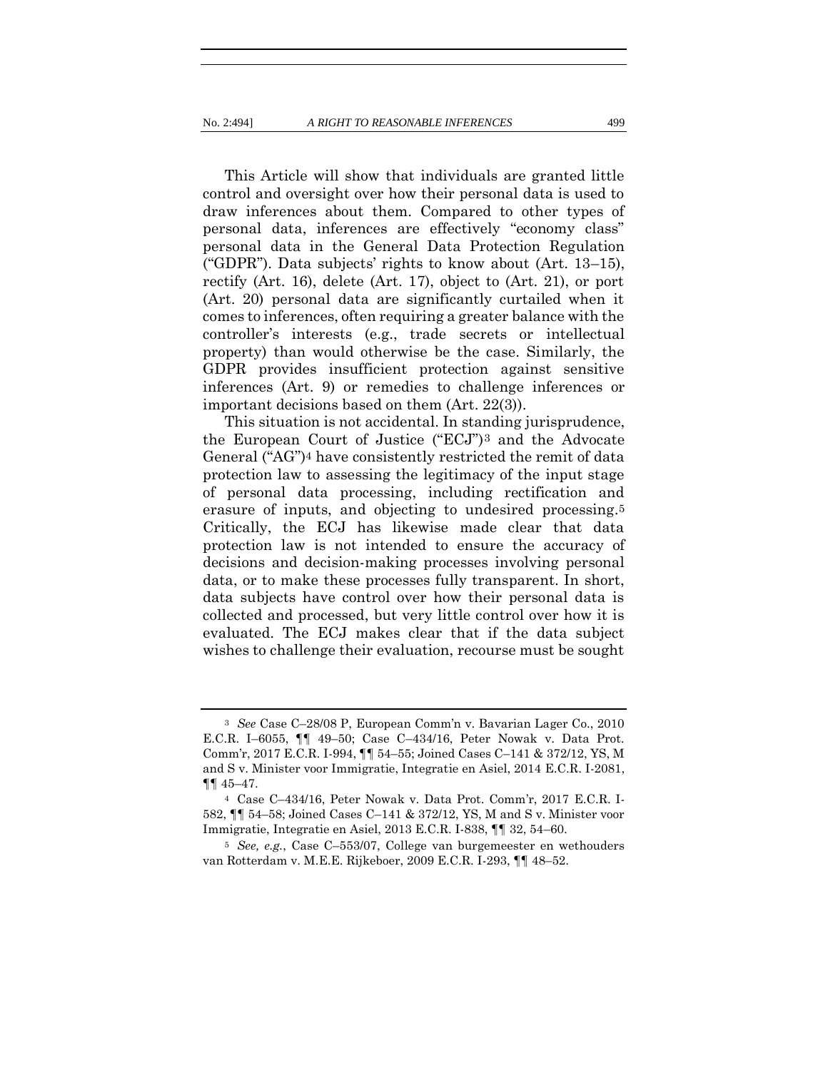This Article will show that individuals are granted little control and oversight over how their personal data is used to draw inferences about them. Compared to other types of personal data, inferences are effectively "economy class" personal data in the General Data Protection Regulation ("GDPR"). Data subjects' rights to know about (Art. 13–15), rectify (Art. 16), delete (Art. 17), object to (Art. 21), or port (Art. 20) personal data are significantly curtailed when it comes to inferences, often requiring a greater balance with the controller's interests (e.g., trade secrets or intellectual property) than would otherwise be the case. Similarly, the GDPR provides insufficient protection against sensitive inferences (Art. 9) or remedies to challenge inferences or important decisions based on them (Art. 22(3)).

This situation is not accidental. In standing jurisprudence, the European Court of Justice ("ECJ")[3] and the Advocate General ("AG")[4] have consistently restricted the remit of data protection law to assessing the legitimacy of the input stage of personal data processing, including rectification and erasure of inputs, and objecting to undesired processing.[5] Critically, the ECJ has likewise made clear that data protection law is not intended to ensure the accuracy of decisions and decision-making processes involving personal data, or to make these processes fully transparent. In short, data subjects have control over how their personal data is collected and processed, but very little control over how it is evaluated. The ECJ makes clear that if the data subject wishes to challenge their evaluation, recourse must be sought

---

[3] *See* Case C–28/08 P, European Comm'n v. Bavarian Lager Co., 2010 E.C.R. I–6055, ¶¶ 49–50; Case C–434/16, Peter Nowak v. Data Prot. Comm'r, 2017 E.C.R. I-994, ¶¶ 54–55; Joined Cases C–141 & 372/12, YS, M and S v. Minister voor Immigratie, Integratie en Asiel, 2014 E.C.R. I-2081, ¶¶ 45–47.

[4] Case C–434/16, Peter Nowak v. Data Prot. Comm'r, 2017 E.C.R. I-582, ¶¶ 54–58; Joined Cases C–141 & 372/12, YS, M and S v. Minister voor Immigratie, Integratie en Asiel, 2013 E.C.R. I-838, ¶¶ 32, 54–60.

[5] *See, e.g.*, Case C–553/07, College van burgemeester en wethouders van Rotterdam v. M.E.E. Rijkeboer, 2009 E.C.R. I-293, ¶¶ 48–52.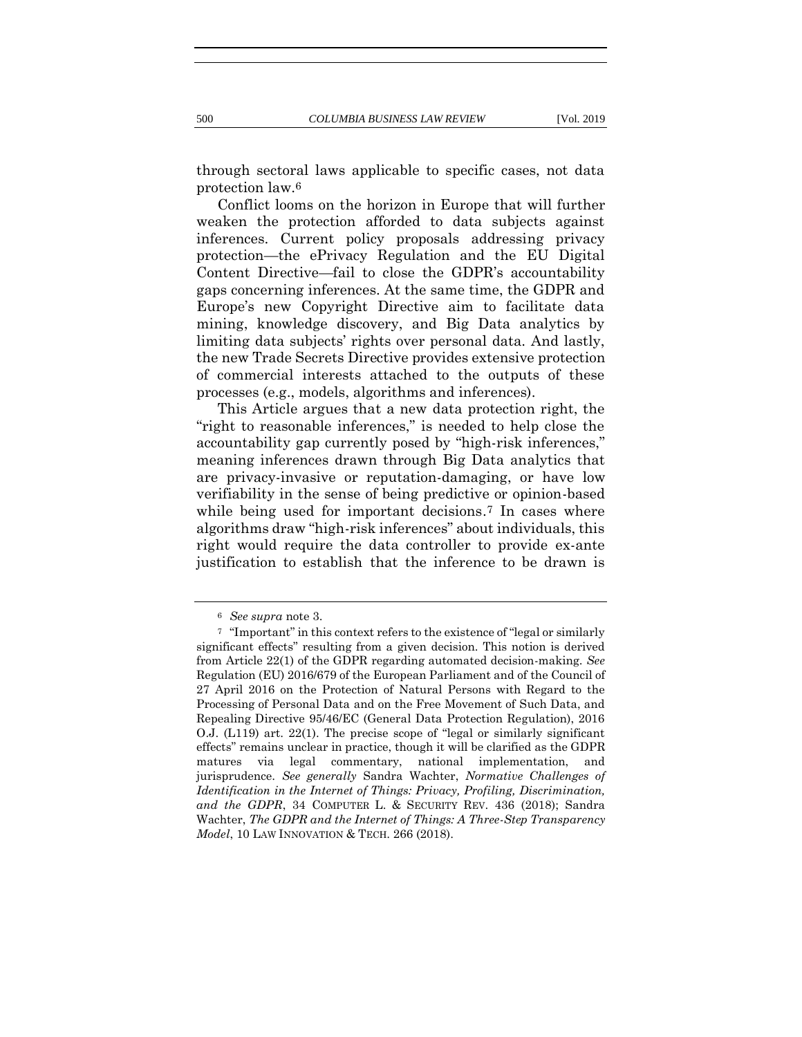through sectoral laws applicable to specific cases, not data protection law.[6]

Conflict looms on the horizon in Europe that will further weaken the protection afforded to data subjects against inferences. Current policy proposals addressing privacy protection—the ePrivacy Regulation and the EU Digital Content Directive—fail to close the GDPR's accountability gaps concerning inferences. At the same time, the GDPR and Europe's new Copyright Directive aim to facilitate data mining, knowledge discovery, and Big Data analytics by limiting data subjects' rights over personal data. And lastly, the new Trade Secrets Directive provides extensive protection of commercial interests attached to the outputs of these processes (e.g., models, algorithms and inferences).

This Article argues that a new data protection right, the "right to reasonable inferences," is needed to help close the accountability gap currently posed by "high-risk inferences," meaning inferences drawn through Big Data analytics that are privacy-invasive or reputation-damaging, or have low verifiability in the sense of being predictive or opinion-based while being used for important decisions.[7] In cases where algorithms draw "high-risk inferences" about individuals, this right would require the data controller to provide ex-ante justification to establish that the inference to be drawn is

---

[6] *See supra* note 3.

[7] "Important" in this context refers to the existence of "legal or similarly significant effects" resulting from a given decision. This notion is derived from Article 22(1) of the GDPR regarding automated decision-making. *See* Regulation (EU) 2016/679 of the European Parliament and of the Council of 27 April 2016 on the Protection of Natural Persons with Regard to the Processing of Personal Data and on the Free Movement of Such Data, and Repealing Directive 95/46/EC (General Data Protection Regulation), 2016 O.J. (L119) art. 22(1). The precise scope of "legal or similarly significant effects" remains unclear in practice, though it will be clarified as the GDPR matures via legal commentary, national implementation, and jurisprudence. *See generally* Sandra Wachter, *Normative Challenges of Identification in the Internet of Things: Privacy, Profiling, Discrimination, and the GDPR*, 34 COMPUTER L. & SECURITY REV. 436 (2018); Sandra Wachter, *The GDPR and the Internet of Things: A Three-Step Transparency Model*, 10 LAW INNOVATION & TECH. 266 (2018).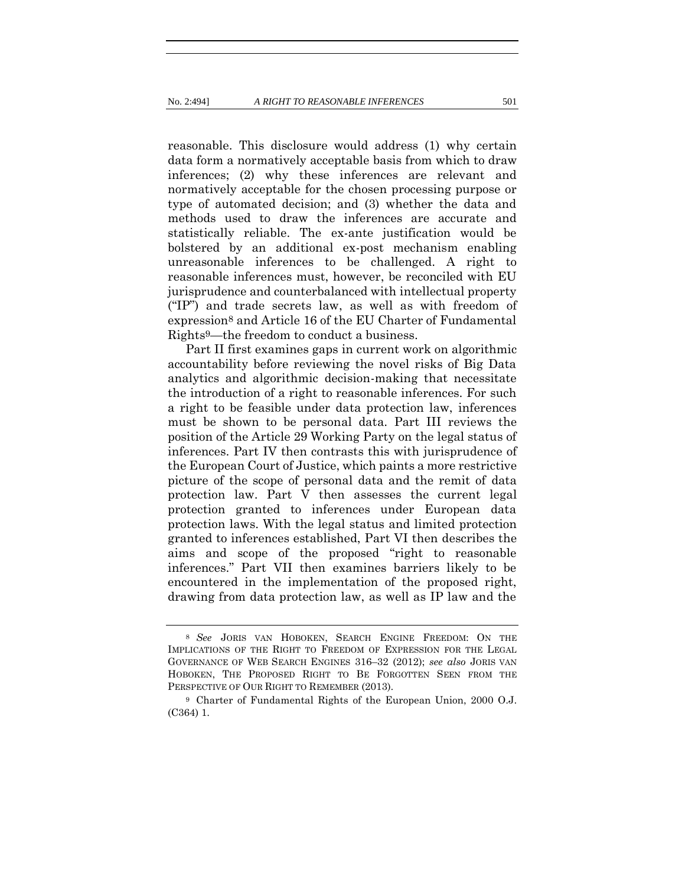reasonable. This disclosure would address (1) why certain data form a normatively acceptable basis from which to draw inferences; (2) why these inferences are relevant and normatively acceptable for the chosen processing purpose or type of automated decision; and (3) whether the data and methods used to draw the inferences are accurate and statistically reliable. The ex-ante justification would be bolstered by an additional ex-post mechanism enabling unreasonable inferences to be challenged. A right to reasonable inferences must, however, be reconciled with EU jurisprudence and counterbalanced with intellectual property ("IP") and trade secrets law, as well as with freedom of expression[8] and Article 16 of the EU Charter of Fundamental Rights[9]—the freedom to conduct a business.

Part II first examines gaps in current work on algorithmic accountability before reviewing the novel risks of Big Data analytics and algorithmic decision-making that necessitate the introduction of a right to reasonable inferences. For such a right to be feasible under data protection law, inferences must be shown to be personal data. Part III reviews the position of the Article 29 Working Party on the legal status of inferences. Part IV then contrasts this with jurisprudence of the European Court of Justice, which paints a more restrictive picture of the scope of personal data and the remit of data protection law. Part V then assesses the current legal protection granted to inferences under European data protection laws. With the legal status and limited protection granted to inferences established, Part VI then describes the aims and scope of the proposed "right to reasonable inferences." Part VII then examines barriers likely to be encountered in the implementation of the proposed right, drawing from data protection law, as well as IP law and the

---

[8] *See* JORIS VAN HOBOKEN, SEARCH ENGINE FREEDOM: ON THE IMPLICATIONS OF THE RIGHT TO FREEDOM OF EXPRESSION FOR THE LEGAL GOVERNANCE OF WEB SEARCH ENGINES 316–32 (2012); *see also* JORIS VAN HOBOKEN, THE PROPOSED RIGHT TO BE FORGOTTEN SEEN FROM THE PERSPECTIVE OF OUR RIGHT TO REMEMBER (2013).

[9] Charter of Fundamental Rights of the European Union, 2000 O.J. (C364) 1.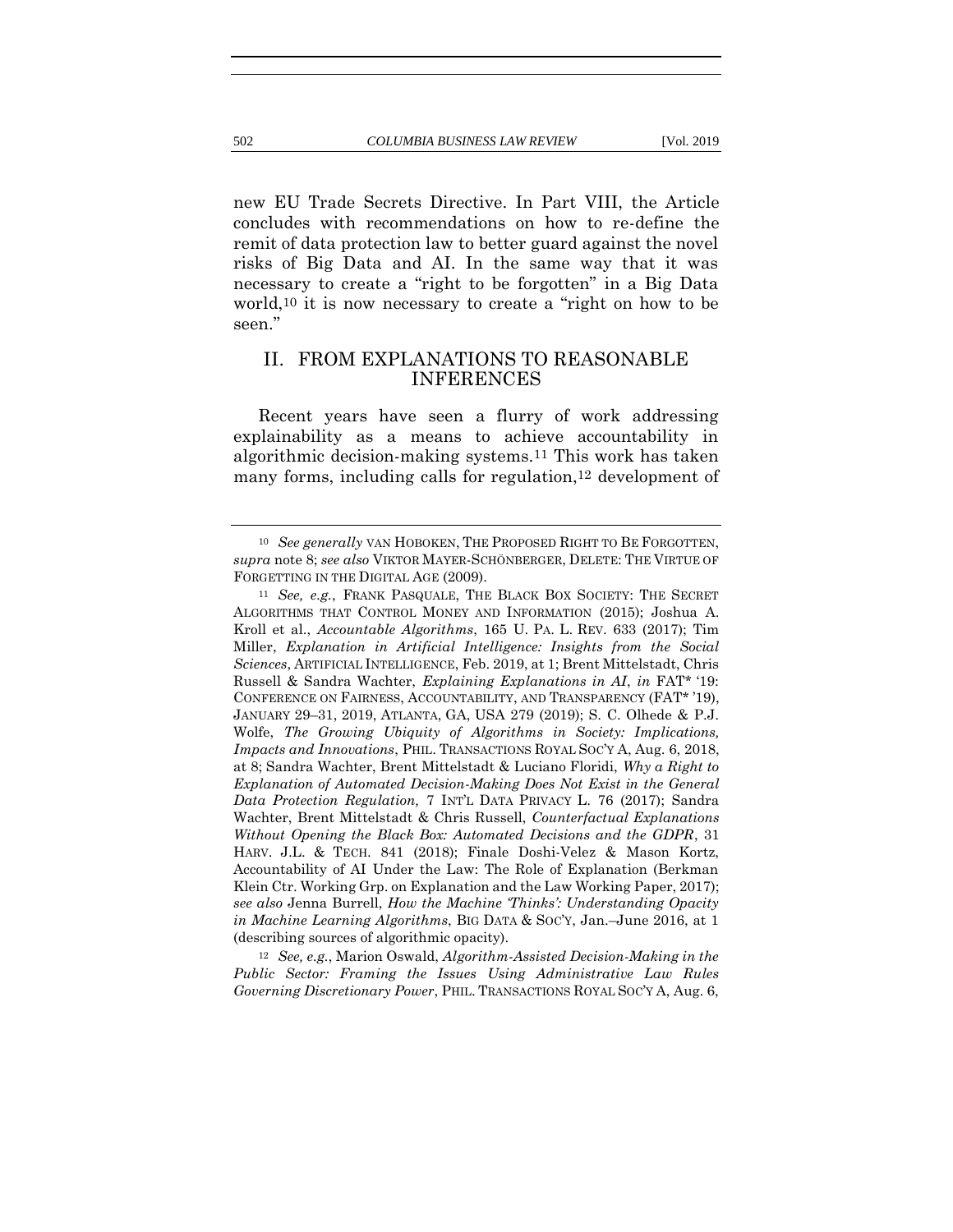new EU Trade Secrets Directive. In Part VIII, the Article concludes with recommendations on how to re-define the remit of data protection law to better guard against the novel risks of Big Data and AI. In the same way that it was necessary to create a "right to be forgotten" in a Big Data world,[10] it is now necessary to create a "right on how to be seen."

## II. FROM EXPLANATIONS TO REASONABLE INFERENCES

Recent years have seen a flurry of work addressing explainability as a means to achieve accountability in algorithmic decision-making systems.[11] This work has taken many forms, including calls for regulation,[12] development of

---

[10] *See generally* VAN HOBOKEN, THE PROPOSED RIGHT TO BE FORGOTTEN, *supra* note 8; *see also* VIKTOR MAYER-SCHÖNBERGER, DELETE: THE VIRTUE OF FORGETTING IN THE DIGITAL AGE (2009).

[11] *See, e.g.*, FRANK PASQUALE, THE BLACK BOX SOCIETY: THE SECRET ALGORITHMS THAT CONTROL MONEY AND INFORMATION (2015); Joshua A. Kroll et al., *Accountable Algorithms*, 165 U. PA. L. REV. 633 (2017); Tim Miller, *Explanation in Artificial Intelligence: Insights from the Social Sciences*, ARTIFICIAL INTELLIGENCE, Feb. 2019, at 1; Brent Mittelstadt, Chris Russell & Sandra Wachter, *Explaining Explanations in AI*, *in* FAT* '19: CONFERENCE ON FAIRNESS, ACCOUNTABILITY, AND TRANSPARENCY (FAT* '19), JANUARY 29–31, 2019, ATLANTA, GA, USA 279 (2019); S. C. Olhede & P.J. Wolfe, *The Growing Ubiquity of Algorithms in Society: Implications, Impacts and Innovations*, PHIL. TRANSACTIONS ROYAL SOC'Y A, Aug. 6, 2018, at 8; Sandra Wachter, Brent Mittelstadt & Luciano Floridi, *Why a Right to Explanation of Automated Decision-Making Does Not Exist in the General Data Protection Regulation,* 7 INT'L DATA PRIVACY L. 76 (2017); Sandra Wachter, Brent Mittelstadt & Chris Russell, *Counterfactual Explanations Without Opening the Black Box: Automated Decisions and the GDPR*, 31 HARV. J.L. & TECH. 841 (2018); Finale Doshi-Velez & Mason Kortz, Accountability of AI Under the Law: The Role of Explanation (Berkman Klein Ctr. Working Grp. on Explanation and the Law Working Paper, 2017); *see also* Jenna Burrell, *How the Machine 'Thinks': Understanding Opacity in Machine Learning Algorithms*, BIG DATA & SOC'Y, Jan.–June 2016, at 1 (describing sources of algorithmic opacity).

[12] *See, e.g.*, Marion Oswald, *Algorithm-Assisted Decision-Making in the Public Sector: Framing the Issues Using Administrative Law Rules Governing Discretionary Power*, PHIL. TRANSACTIONS ROYAL SOC'Y A, Aug. 6,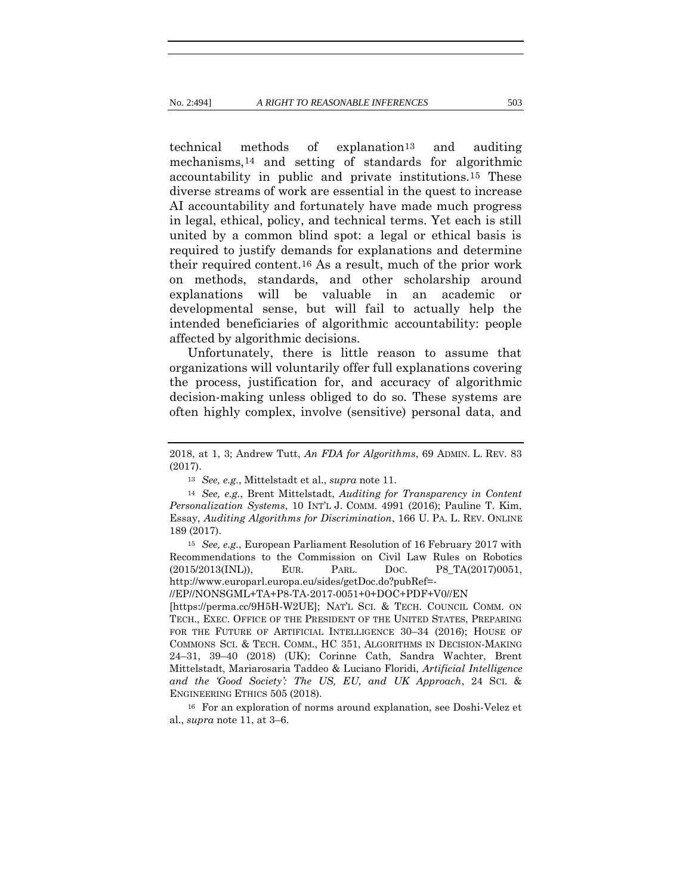technical methods of explanation[13] and auditing mechanisms,[14] and setting of standards for algorithmic accountability in public and private institutions.[15] These diverse streams of work are essential in the quest to increase AI accountability and fortunately have made much progress in legal, ethical, policy, and technical terms. Yet each is still united by a common blind spot: a legal or ethical basis is required to justify demands for explanations and determine their required content.[16] As a result, much of the prior work on methods, standards, and other scholarship around explanations will be valuable in an academic or developmental sense, but will fail to actually help the intended beneficiaries of algorithmic accountability: people affected by algorithmic decisions.

Unfortunately, there is little reason to assume that organizations will voluntarily offer full explanations covering the process, justification for, and accuracy of algorithmic decision-making unless obliged to do so. These systems are often highly complex, involve (sensitive) personal data, and

---

2018, at 1, 3; Andrew Tutt, *An FDA for Algorithms*, 69 ADMIN. L. REV. 83 (2017).

[13] *See, e.g.*, Mittelstadt et al., *supra* note 11.

[14] *See, e.g.*, Brent Mittelstadt, *Auditing for Transparency in Content Personalization Systems*, 10 INT'L J. COMM. 4991 (2016); Pauline T. Kim, Essay, *Auditing Algorithms for Discrimination*, 166 U. PA. L. REV. ONLINE 189 (2017).

[15] *See, e.g.*, European Parliament Resolution of 16 February 2017 with Recommendations to the Commission on Civil Law Rules on Robotics (2015/2013(INL)), EUR. PARL. DOC. P8_TA(2017)0051, http://www.europarl.europa.eu/sides/getDoc.do?pubRef=-//EP//NONSGML+TA+P8-TA-2017-0051+0+DOC+PDF+V0//EN [https://perma.cc/9H5H-W2UE]; NAT'L SCI. & TECH. COUNCIL COMM. ON TECH., EXEC. OFFICE OF THE PRESIDENT OF THE UNITED STATES, PREPARING FOR THE FUTURE OF ARTIFICIAL INTELLIGENCE 30–34 (2016); HOUSE OF COMMONS SCI. & TECH. COMM., HC 351, ALGORITHMS IN DECISION-MAKING 24–31, 39–40 (2018) (UK); Corinne Cath, Sandra Wachter, Brent Mittelstadt, Mariarosaria Taddeo & Luciano Floridi, *Artificial Intelligence and the 'Good Society': The US, EU, and UK Approach*, 24 SCI. & ENGINEERING ETHICS 505 (2018).

[16] For an exploration of norms around explanation, see Doshi-Velez et al., *supra* note 11, at 3–6.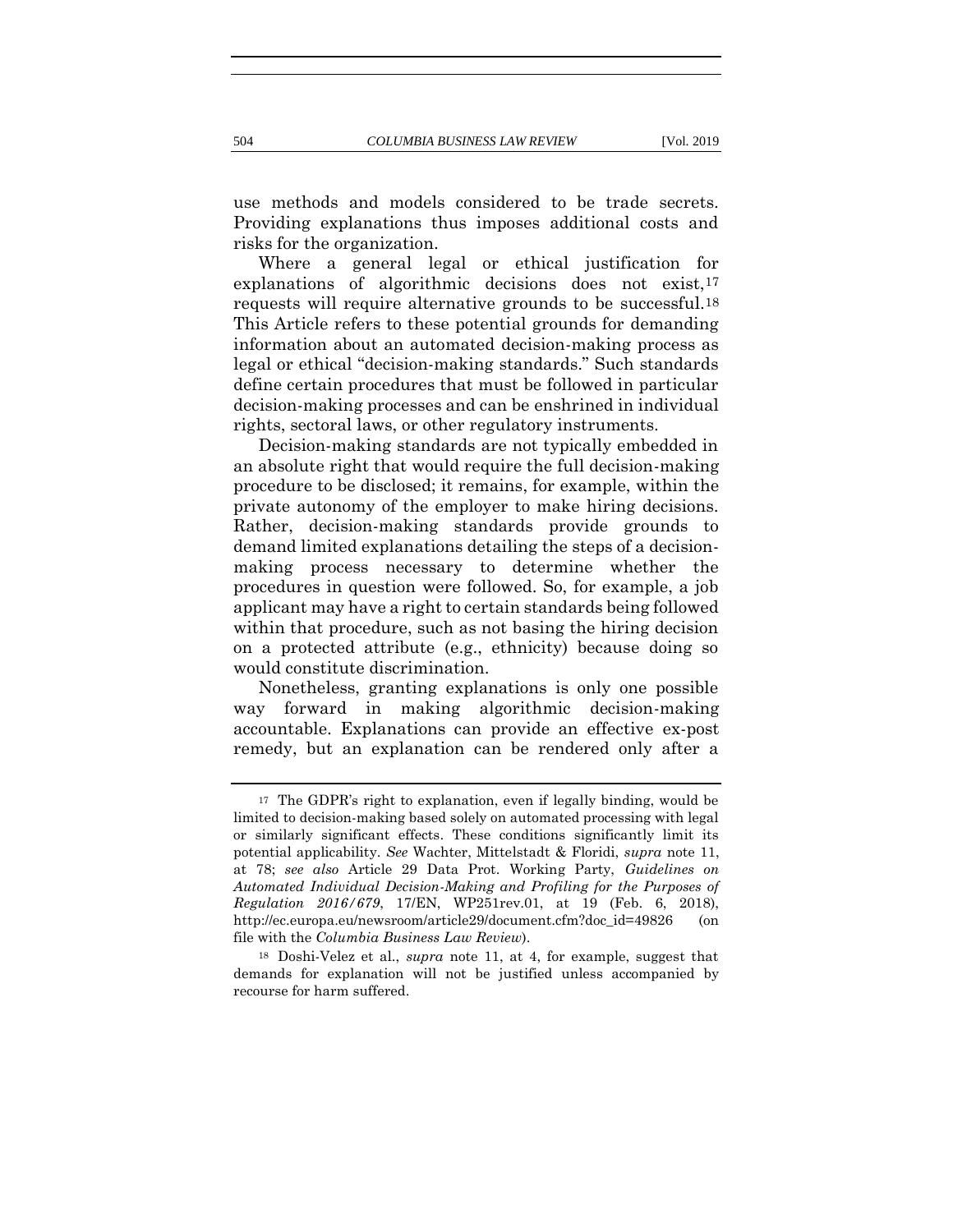use methods and models considered to be trade secrets. Providing explanations thus imposes additional costs and risks for the organization.

Where a general legal or ethical justification for explanations of algorithmic decisions does not exist,[17] requests will require alternative grounds to be successful.[18] This Article refers to these potential grounds for demanding information about an automated decision-making process as legal or ethical "decision-making standards." Such standards define certain procedures that must be followed in particular decision-making processes and can be enshrined in individual rights, sectoral laws, or other regulatory instruments.

Decision-making standards are not typically embedded in an absolute right that would require the full decision-making procedure to be disclosed; it remains, for example, within the private autonomy of the employer to make hiring decisions. Rather, decision-making standards provide grounds to demand limited explanations detailing the steps of a decision-making process necessary to determine whether the procedures in question were followed. So, for example, a job applicant may have a right to certain standards being followed within that procedure, such as not basing the hiring decision on a protected attribute (e.g., ethnicity) because doing so would constitute discrimination.

Nonetheless, granting explanations is only one possible way forward in making algorithmic decision-making accountable. Explanations can provide an effective ex-post remedy, but an explanation can be rendered only after a

---

[17] The GDPR's right to explanation, even if legally binding, would be limited to decision-making based solely on automated processing with legal or similarly significant effects. These conditions significantly limit its potential applicability. *See* Wachter, Mittelstadt & Floridi, *supra* note 11, at 78; *see also* Article 29 Data Prot. Working Party, *Guidelines on Automated Individual Decision-Making and Profiling for the Purposes of Regulation 2016/679*, 17/EN, WP251rev.01, at 19 (Feb. 6, 2018), http://ec.europa.eu/newsroom/article29/document.cfm?doc_id=49826 (on file with the *Columbia Business Law Review*).

[18] Doshi-Velez et al., *supra* note 11, at 4, for example, suggest that demands for explanation will not be justified unless accompanied by recourse for harm suffered.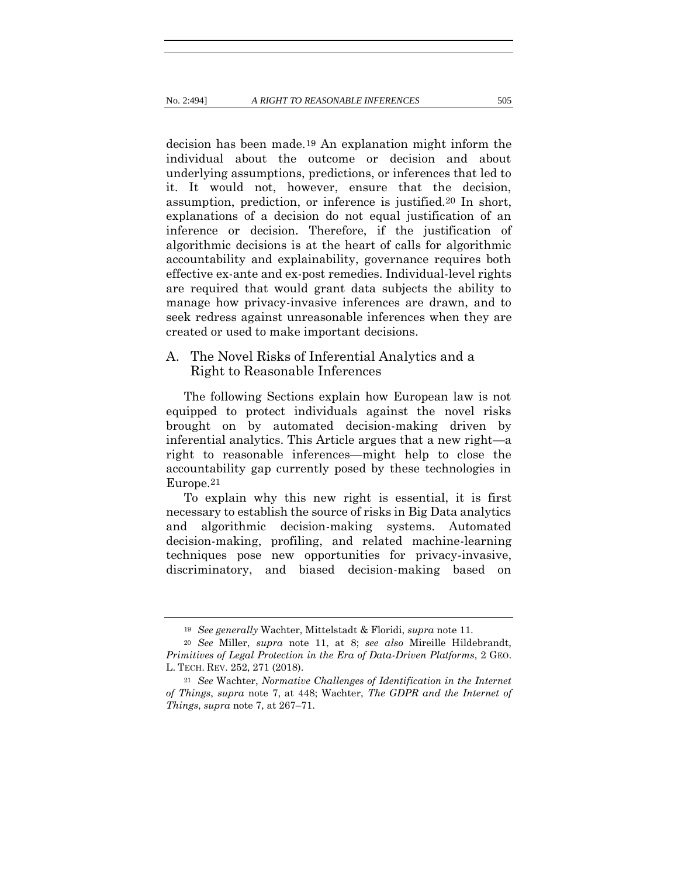decision has been made.[19] An explanation might inform the individual about the outcome or decision and about underlying assumptions, predictions, or inferences that led to it. It would not, however, ensure that the decision, assumption, prediction, or inference is justified.[20] In short, explanations of a decision do not equal justification of an inference or decision. Therefore, if the justification of algorithmic decisions is at the heart of calls for algorithmic accountability and explainability, governance requires both effective ex-ante and ex-post remedies. Individual-level rights are required that would grant data subjects the ability to manage how privacy-invasive inferences are drawn, and to seek redress against unreasonable inferences when they are created or used to make important decisions.

## A. The Novel Risks of Inferential Analytics and a Right to Reasonable Inferences

The following Sections explain how European law is not equipped to protect individuals against the novel risks brought on by automated decision-making driven by inferential analytics. This Article argues that a new right—a right to reasonable inferences—might help to close the accountability gap currently posed by these technologies in Europe.[21]

To explain why this new right is essential, it is first necessary to establish the source of risks in Big Data analytics and algorithmic decision-making systems. Automated decision-making, profiling, and related machine-learning techniques pose new opportunities for privacy-invasive, discriminatory, and biased decision-making based on

---

[19] *See generally* Wachter, Mittelstadt & Floridi, *supra* note 11.

[20] *See* Miller, *supra* note 11, at 8; *see also* Mireille Hildebrandt, *Primitives of Legal Protection in the Era of Data-Driven Platforms*, 2 GEO. L. TECH. REV. 252, 271 (2018).

[21] *See* Wachter, *Normative Challenges of Identification in the Internet of Things*, *supra* note 7, at 448; Wachter, *The GDPR and the Internet of Things*, *supra* note 7, at 267–71.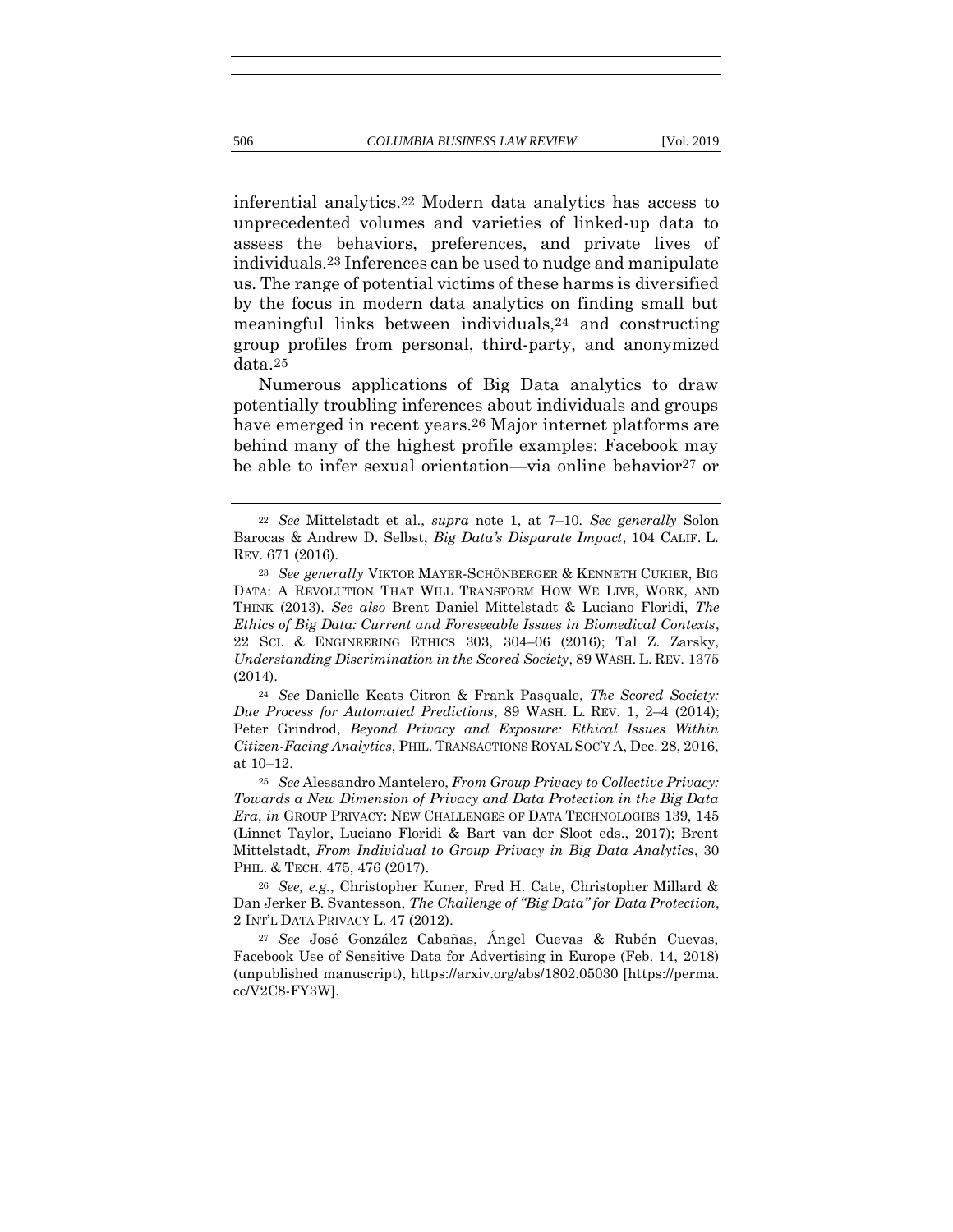inferential analytics.[22] Modern data analytics has access to unprecedented volumes and varieties of linked-up data to assess the behaviors, preferences, and private lives of individuals.[23] Inferences can be used to nudge and manipulate us. The range of potential victims of these harms is diversified by the focus in modern data analytics on finding small but meaningful links between individuals,[24] and constructing group profiles from personal, third-party, and anonymized data.[25]

Numerous applications of Big Data analytics to draw potentially troubling inferences about individuals and groups have emerged in recent years.[26] Major internet platforms are behind many of the highest profile examples: Facebook may be able to infer sexual orientation—via online behavior[27] or

---

[22] *See* Mittelstadt et al., *supra* note 1, at 7–10. *See generally* Solon Barocas & Andrew D. Selbst, *Big Data's Disparate Impact*, 104 CALIF. L. REV. 671 (2016).

[23] *See generally* VIKTOR MAYER-SCHÖNBERGER & KENNETH CUKIER, BIG DATA: A REVOLUTION THAT WILL TRANSFORM HOW WE LIVE, WORK, AND THINK (2013). *See also* Brent Daniel Mittelstadt & Luciano Floridi, *The Ethics of Big Data: Current and Foreseeable Issues in Biomedical Contexts*, 22 SCI. & ENGINEERING ETHICS 303, 304–06 (2016); Tal Z. Zarsky, *Understanding Discrimination in the Scored Society*, 89 WASH. L. REV. 1375 (2014).

[24] *See* Danielle Keats Citron & Frank Pasquale, *The Scored Society: Due Process for Automated Predictions*, 89 WASH. L. REV. 1, 2–4 (2014); Peter Grindrod, *Beyond Privacy and Exposure: Ethical Issues Within Citizen-Facing Analytics*, PHIL. TRANSACTIONS ROYAL SOC'Y A, Dec. 28, 2016, at 10–12.

[25] *See* Alessandro Mantelero, *From Group Privacy to Collective Privacy: Towards a New Dimension of Privacy and Data Protection in the Big Data Era*, *in* GROUP PRIVACY: NEW CHALLENGES OF DATA TECHNOLOGIES 139, 145 (Linnet Taylor, Luciano Floridi & Bart van der Sloot eds., 2017); Brent Mittelstadt, *From Individual to Group Privacy in Big Data Analytics*, 30 PHIL. & TECH. 475, 476 (2017).

[26] *See, e.g.*, Christopher Kuner, Fred H. Cate, Christopher Millard & Dan Jerker B. Svantesson, *The Challenge of "Big Data" for Data Protection*, 2 INT'L DATA PRIVACY L. 47 (2012).

[27] *See* José González Cabañas, Ángel Cuevas & Rubén Cuevas, Facebook Use of Sensitive Data for Advertising in Europe (Feb. 14, 2018) (unpublished manuscript), https://arxiv.org/abs/1802.05030 [https://perma.cc/V2C8-FY3W].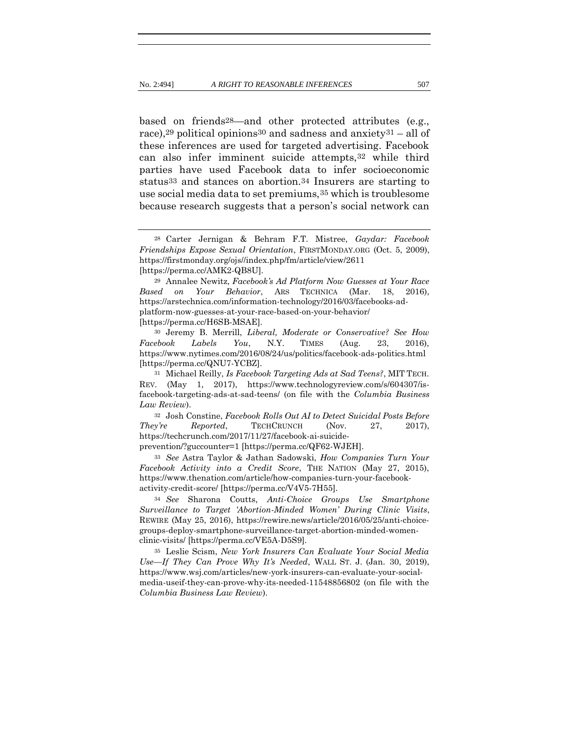based on friends[28]—and other protected attributes (e.g., race),[29] political opinions[30] and sadness and anxiety[31] – all of these inferences are used for targeted advertising. Facebook can also infer imminent suicide attempts,[32] while third parties have used Facebook data to infer socioeconomic status[33] and stances on abortion.[34] Insurers are starting to use social media data to set premiums,[35] which is troublesome because research suggests that a person's social network can

---

[28] Carter Jernigan & Behram F.T. Mistree, *Gaydar: Facebook Friendships Expose Sexual Orientation*, FIRSTMONDAY.ORG (Oct. 5, 2009), https://firstmonday.org/ojs//index.php/fm/article/view/2611 [https://perma.cc/AMK2-QB8U].

[29] Annalee Newitz, *Facebook's Ad Platform Now Guesses at Your Race Based on Your Behavior*, ARS TECHNICA (Mar. 18, 2016), https://arstechnica.com/information-technology/2016/03/facebooks-ad-platform-now-guesses-at-your-race-based-on-your-behavior/ [https://perma.cc/H6SB-MSAE].

[30] Jeremy B. Merrill, *Liberal, Moderate or Conservative? See How Facebook Labels You*, N.Y. TIMES (Aug. 23, 2016), https://www.nytimes.com/2016/08/24/us/politics/facebook-ads-politics.html [https://perma.cc/QNU7-YCBZ].

[31] Michael Reilly, *Is Facebook Targeting Ads at Sad Teens?*, MIT TECH. REV. (May 1, 2017), https://www.technologyreview.com/s/604307/is-facebook-targeting-ads-at-sad-teens/ (on file with the *Columbia Business Law Review*).

[32] Josh Constine, *Facebook Rolls Out AI to Detect Suicidal Posts Before They're Reported*, TECHCRUNCH (Nov. 27, 2017), https://techcrunch.com/2017/11/27/facebook-ai-suicide-prevention/?guccounter=1 [https://perma.cc/QF62-WJEH].

[33] *See* Astra Taylor & Jathan Sadowski, *How Companies Turn Your Facebook Activity into a Credit Score*, THE NATION (May 27, 2015), https://www.thenation.com/article/how-companies-turn-your-facebook-activity-credit-score/ [https://perma.cc/V4V5-7H55].

[34] *See* Sharona Coutts, *Anti-Choice Groups Use Smartphone Surveillance to Target 'Abortion-Minded Women' During Clinic Visits*, REWIRE (May 25, 2016), https://rewire.news/article/2016/05/25/anti-choice-groups-deploy-smartphone-surveillance-target-abortion-minded-women-clinic-visits/ [https://perma.cc/VE5A-D5S9].

[35] Leslie Scism, *New York Insurers Can Evaluate Your Social Media Use—If They Can Prove Why It's Needed*, WALL ST. J. (Jan. 30, 2019), https://www.wsj.com/articles/new-york-insurers-can-evaluate-your-social-media-useif-they-can-prove-why-its-needed-11548856802 (on file with the *Columbia Business Law Review*).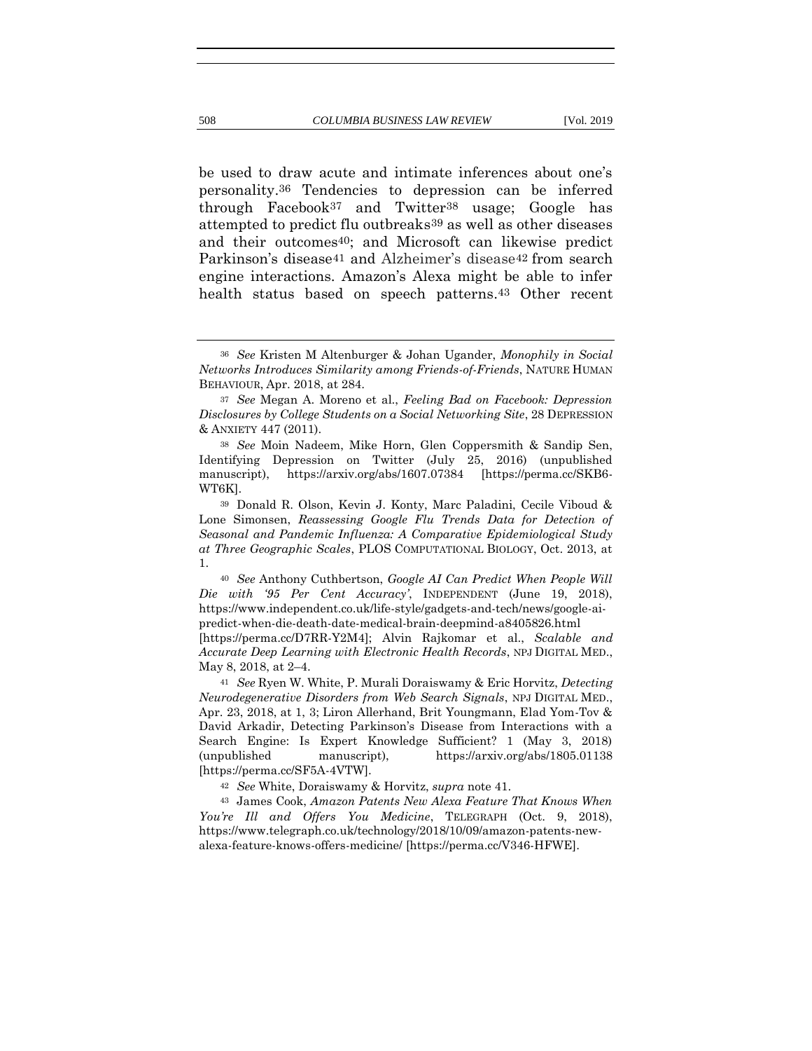be used to draw acute and intimate inferences about one's personality.[36] Tendencies to depression can be inferred through Facebook[37] and Twitter[38] usage; Google has attempted to predict flu outbreaks[39] as well as other diseases and their outcomes[40]; and Microsoft can likewise predict Parkinson's disease[41] and Alzheimer's disease[42] from search engine interactions. Amazon's Alexa might be able to infer health status based on speech patterns.[43] Other recent

---

[36] *See* Kristen M Altenburger & Johan Ugander, *Monophily in Social Networks Introduces Similarity among Friends-of-Friends*, NATURE HUMAN BEHAVIOUR, Apr. 2018, at 284.

[37] *See* Megan A. Moreno et al., *Feeling Bad on Facebook: Depression Disclosures by College Students on a Social Networking Site*, 28 DEPRESSION & ANXIETY 447 (2011).

[38] *See* Moin Nadeem, Mike Horn, Glen Coppersmith & Sandip Sen, Identifying Depression on Twitter (July 25, 2016) (unpublished manuscript), https://arxiv.org/abs/1607.07384 [https://perma.cc/SKB6-WT6K].

[39] Donald R. Olson, Kevin J. Konty, Marc Paladini, Cecile Viboud & Lone Simonsen, *Reassessing Google Flu Trends Data for Detection of Seasonal and Pandemic Influenza: A Comparative Epidemiological Study at Three Geographic Scales*, PLOS COMPUTATIONAL BIOLOGY, Oct. 2013, at 1.

[40] *See* Anthony Cuthbertson, *Google AI Can Predict When People Will Die with '95 Per Cent Accuracy'*, INDEPENDENT (June 19, 2018), https://www.independent.co.uk/life-style/gadgets-and-tech/news/google-ai-predict-when-die-death-date-medical-brain-deepmind-a8405826.html [https://perma.cc/D7RR-Y2M4]; Alvin Rajkomar et al., *Scalable and Accurate Deep Learning with Electronic Health Records*, NPJ DIGITAL MED., May 8, 2018, at 2–4.

[41] *See* Ryen W. White, P. Murali Doraiswamy & Eric Horvitz, *Detecting Neurodegenerative Disorders from Web Search Signals*, NPJ DIGITAL MED., Apr. 23, 2018, at 1, 3; Liron Allerhand, Brit Youngmann, Elad Yom-Tov & David Arkadir, Detecting Parkinson's Disease from Interactions with a Search Engine: Is Expert Knowledge Sufficient? 1 (May 3, 2018) (unpublished manuscript), https://arxiv.org/abs/1805.01138 [https://perma.cc/SF5A-4VTW].

[42] *See* White, Doraiswamy & Horvitz, *supra* note 41.

[43] James Cook, *Amazon Patents New Alexa Feature That Knows When You're Ill and Offers You Medicine*, TELEGRAPH (Oct. 9, 2018), https://www.telegraph.co.uk/technology/2018/10/09/amazon-patents-new-alexa-feature-knows-offers-medicine/ [https://perma.cc/V346-HFWE].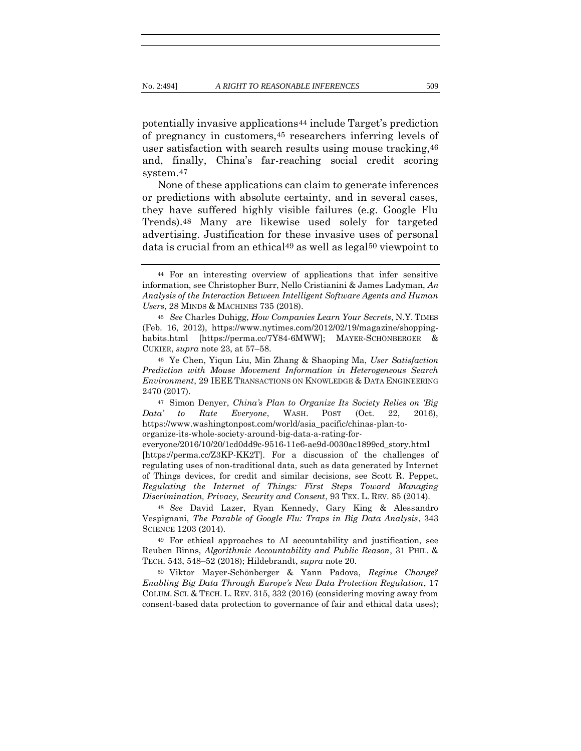potentially invasive applications[44] include Target's prediction of pregnancy in customers,[45] researchers inferring levels of user satisfaction with search results using mouse tracking,[46] and, finally, China's far-reaching social credit scoring system.[47]

None of these applications can claim to generate inferences or predictions with absolute certainty, and in several cases, they have suffered highly visible failures (e.g. Google Flu Trends).[48] Many are likewise used solely for targeted advertising. Justification for these invasive uses of personal data is crucial from an ethical[49] as well as legal[50] viewpoint to

---

[44] For an interesting overview of applications that infer sensitive information, see Christopher Burr, Nello Cristianini & James Ladyman, *An Analysis of the Interaction Between Intelligent Software Agents and Human Users*, 28 MINDS & MACHINES 735 (2018).

[45] *See* Charles Duhigg, *How Companies Learn Your Secrets*, N.Y. TIMES (Feb. 16, 2012), https://www.nytimes.com/2012/02/19/magazine/shopping-habits.html [https://perma.cc/7Y84-6MWW]; MAYER-SCHÖNBERGER & CUKIER, *supra* note 23, at 57–58.

[46] Ye Chen, Yiqun Liu, Min Zhang & Shaoping Ma, *User Satisfaction Prediction with Mouse Movement Information in Heterogeneous Search Environment*, 29 IEEE TRANSACTIONS ON KNOWLEDGE & DATA ENGINEERING 2470 (2017).

[47] Simon Denyer, *China's Plan to Organize Its Society Relies on 'Big Data' to Rate Everyone*, WASH. POST (Oct. 22, 2016), https://www.washingtonpost.com/world/asia_pacific/chinas-plan-to-organize-its-whole-society-around-big-data-a-rating-for-everyone/2016/10/20/1cd0dd9c-9516-11e6-ae9d-0030ac1899cd_story.html [https://perma.cc/Z3KP-KK2T]. For a discussion of the challenges of regulating uses of non-traditional data, such as data generated by Internet of Things devices, for credit and similar decisions, see Scott R. Peppet, *Regulating the Internet of Things: First Steps Toward Managing Discrimination, Privacy, Security and Consent*, 93 TEX. L. REV. 85 (2014).

[48] *See* David Lazer, Ryan Kennedy, Gary King & Alessandro Vespignani, *The Parable of Google Flu: Traps in Big Data Analysis*, 343 SCIENCE 1203 (2014).

[49] For ethical approaches to AI accountability and justification, see Reuben Binns, *Algorithmic Accountability and Public Reason*, 31 PHIL. & TECH. 543, 548–52 (2018); Hildebrandt, *supra* note 20.

[50] Viktor Mayer-Schönberger & Yann Padova, *Regime Change? Enabling Big Data Through Europe's New Data Protection Regulation*, 17 COLUM. SCI. & TECH. L. REV. 315, 332 (2016) (considering moving away from consent-based data protection to governance of fair and ethical data uses);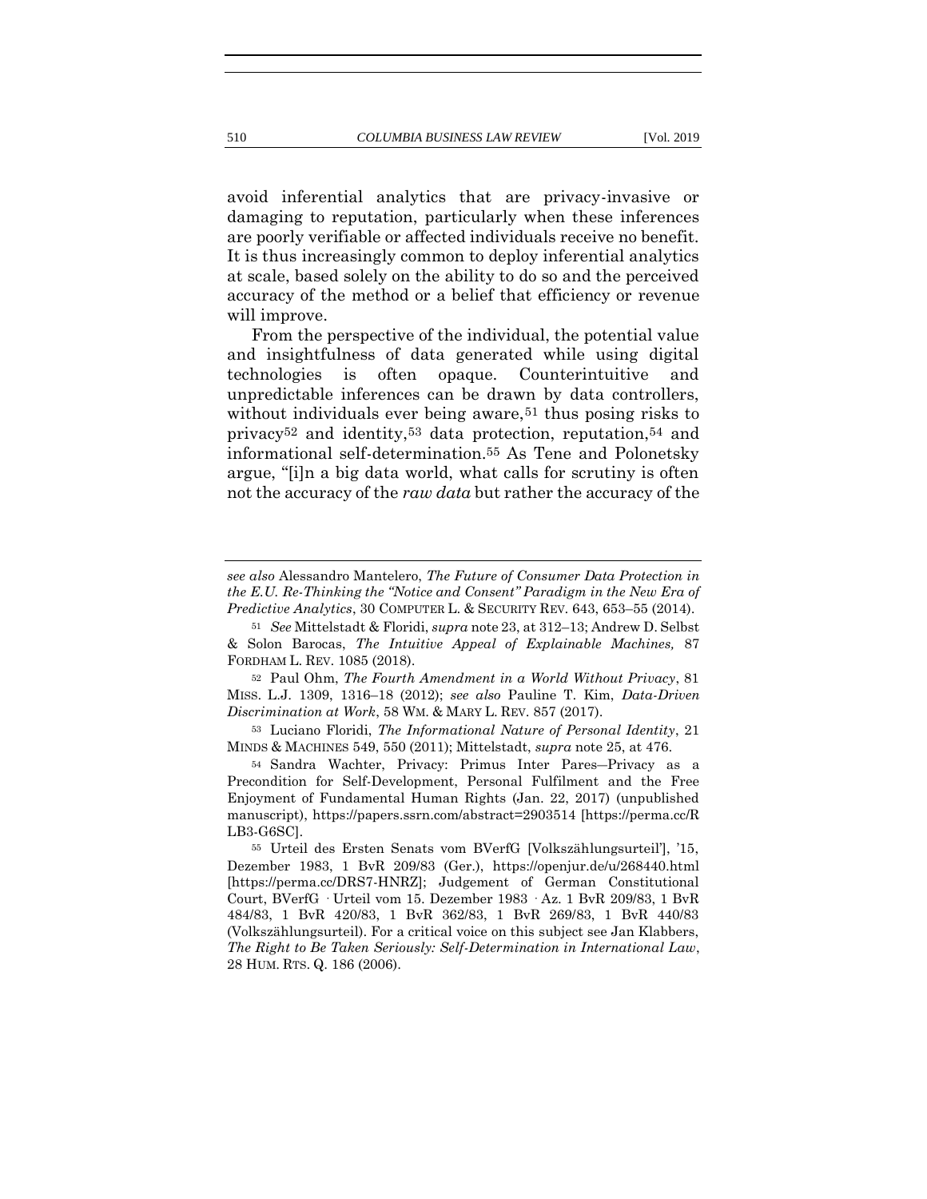avoid inferential analytics that are privacy-invasive or damaging to reputation, particularly when these inferences are poorly verifiable or affected individuals receive no benefit. It is thus increasingly common to deploy inferential analytics at scale, based solely on the ability to do so and the perceived accuracy of the method or a belief that efficiency or revenue will improve.

From the perspective of the individual, the potential value and insightfulness of data generated while using digital technologies is often opaque. Counterintuitive and unpredictable inferences can be drawn by data controllers, without individuals ever being aware,[51] thus posing risks to privacy[52] and identity,[53] data protection, reputation,[54] and informational self-determination.[55] As Tene and Polonetsky argue, "[i]n a big data world, what calls for scrutiny is often not the accuracy of the *raw data* but rather the accuracy of the

---

*see also* Alessandro Mantelero, *The Future of Consumer Data Protection in the E.U. Re-Thinking the "Notice and Consent" Paradigm in the New Era of Predictive Analytics*, 30 COMPUTER L. & SECURITY REV. 643, 653–55 (2014).

[51] *See* Mittelstadt & Floridi, *supra* note 23, at 312–13; Andrew D. Selbst & Solon Barocas, *The Intuitive Appeal of Explainable Machines,* 87 FORDHAM L. REV. 1085 (2018).

[52] Paul Ohm, *The Fourth Amendment in a World Without Privacy*, 81 MISS. L.J. 1309, 1316–18 (2012); *see also* Pauline T. Kim, *Data-Driven Discrimination at Work*, 58 WM. & MARY L. REV. 857 (2017).

[53] Luciano Floridi, *The Informational Nature of Personal Identity*, 21 MINDS & MACHINES 549, 550 (2011); Mittelstadt, *supra* note 25, at 476.

[54] Sandra Wachter, Privacy: Primus Inter Pares—Privacy as a Precondition for Self-Development, Personal Fulfilment and the Free Enjoyment of Fundamental Human Rights (Jan. 22, 2017) (unpublished manuscript), https://papers.ssrn.com/abstract=2903514 [https://perma.cc/RLB3-G6SC].

[55] Urteil des Ersten Senats vom BVerfG [Volkszählungsurteil'], '15, Dezember 1983, 1 BvR 209/83 (Ger.), https://openjur.de/u/268440.html [https://perma.cc/DRS7-HNRZ]; Judgement of German Constitutional Court, BVerfG · Urteil vom 15. Dezember 1983 · Az. 1 BvR 209/83, 1 BvR 484/83, 1 BvR 420/83, 1 BvR 362/83, 1 BvR 269/83, 1 BvR 440/83 (Volkszählungsurteil). For a critical voice on this subject see Jan Klabbers, *The Right to Be Taken Seriously: Self-Determination in International Law*, 28 HUM. RTS. Q. 186 (2006).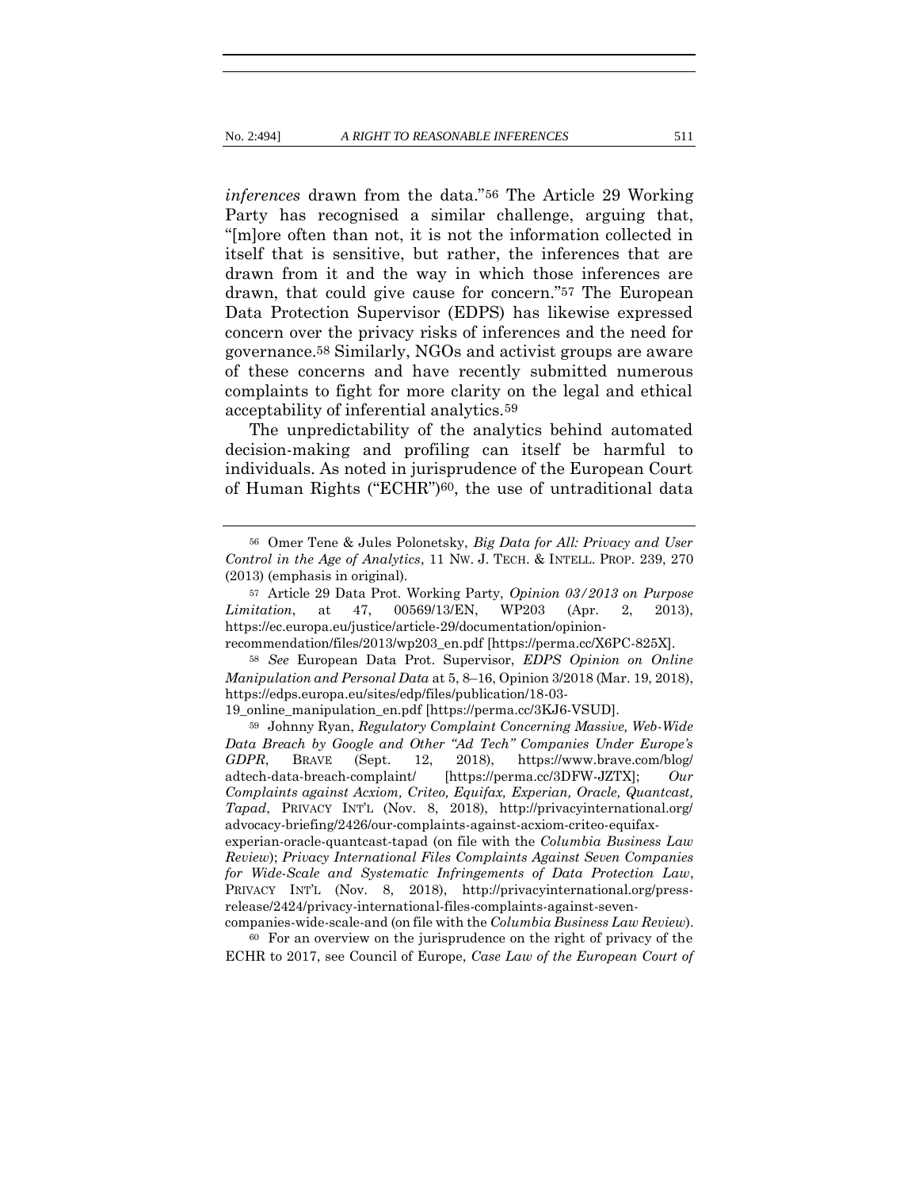*inferences* drawn from the data."[56] The Article 29 Working Party has recognised a similar challenge, arguing that, "[m]ore often than not, it is not the information collected in itself that is sensitive, but rather, the inferences that are drawn from it and the way in which those inferences are drawn, that could give cause for concern."[57] The European Data Protection Supervisor (EDPS) has likewise expressed concern over the privacy risks of inferences and the need for governance.[58] Similarly, NGOs and activist groups are aware of these concerns and have recently submitted numerous complaints to fight for more clarity on the legal and ethical acceptability of inferential analytics.[59]

The unpredictability of the analytics behind automated decision-making and profiling can itself be harmful to individuals. As noted in jurisprudence of the European Court of Human Rights ("ECHR")[60], the use of untraditional data

---

[56] Omer Tene & Jules Polonetsky, *Big Data for All: Privacy and User Control in the Age of Analytics*, 11 NW. J. TECH. & INTELL. PROP. 239, 270 (2013) (emphasis in original).

[57] Article 29 Data Prot. Working Party, *Opinion 03/2013 on Purpose Limitation*, at 47, 00569/13/EN, WP203 (Apr. 2, 2013), https://ec.europa.eu/justice/article-29/documentation/opinion-recommendation/files/2013/wp203_en.pdf [https://perma.cc/X6PC-825X].

[58] *See* European Data Prot. Supervisor, *EDPS Opinion on Online Manipulation and Personal Data* at 5, 8–16, Opinion 3/2018 (Mar. 19, 2018), https://edps.europa.eu/sites/edp/files/publication/18-03-19_online_manipulation_en.pdf [https://perma.cc/3KJ6-VSUD].

[59] Johnny Ryan, *Regulatory Complaint Concerning Massive, Web-Wide Data Breach by Google and Other "Ad Tech" Companies Under Europe's GDPR*, BRAVE (Sept. 12, 2018), https://www.brave.com/blog/adtech-data-breach-complaint/ [https://perma.cc/3DFW-JZTX]; *Our Complaints against Acxiom, Criteo, Equifax, Experian, Oracle, Quantcast, Tapad*, PRIVACY INT'L (Nov. 8, 2018), http://privacyinternational.org/advocacy-briefing/2426/our-complaints-against-acxiom-criteo-equifax-experian-oracle-quantcast-tapad (on file with the *Columbia Business Law Review*); *Privacy International Files Complaints Against Seven Companies for Wide-Scale and Systematic Infringements of Data Protection Law*, PRIVACY INT'L (Nov. 8, 2018), http://privacyinternational.org/press-release/2424/privacy-international-files-complaints-against-seven-companies-wide-scale-and (on file with the *Columbia Business Law Review*).

[60] For an overview on the jurisprudence on the right of privacy of the ECHR to 2017, see Council of Europe, *Case Law of the European Court of*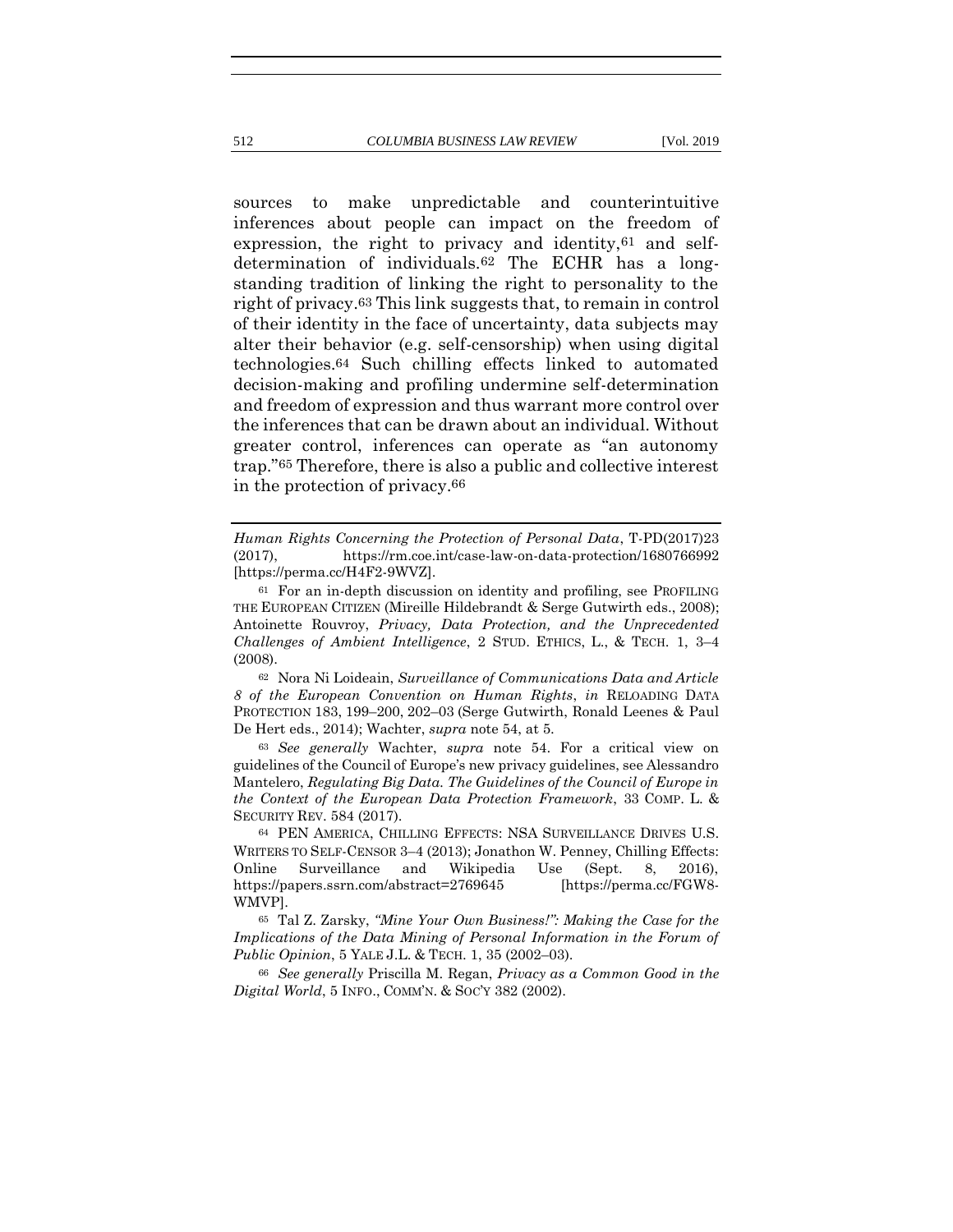sources to make unpredictable and counterintuitive inferences about people can impact on the freedom of expression, the right to privacy and identity,[61] and self-determination of individuals.[62] The ECHR has a long-standing tradition of linking the right to personality to the right of privacy.[63] This link suggests that, to remain in control of their identity in the face of uncertainty, data subjects may alter their behavior (e.g. self-censorship) when using digital technologies.[64] Such chilling effects linked to automated decision-making and profiling undermine self-determination and freedom of expression and thus warrant more control over the inferences that can be drawn about an individual. Without greater control, inferences can operate as "an autonomy trap."[65] Therefore, there is also a public and collective interest in the protection of privacy.[66]

---

*Human Rights Concerning the Protection of Personal Data*, T-PD(2017)23 (2017), https://rm.coe.int/case-law-on-data-protection/1680766992 [https://perma.cc/H4F2-9WVZ].

[61] For an in-depth discussion on identity and profiling, see PROFILING THE EUROPEAN CITIZEN (Mireille Hildebrandt & Serge Gutwirth eds., 2008); Antoinette Rouvroy, *Privacy, Data Protection, and the Unprecedented Challenges of Ambient Intelligence*, 2 STUD. ETHICS, L., & TECH. 1, 3–4 (2008).

[62] Nora Ni Loideain, *Surveillance of Communications Data and Article 8 of the European Convention on Human Rights*, *in* RELOADING DATA PROTECTION 183, 199–200, 202–03 (Serge Gutwirth, Ronald Leenes & Paul De Hert eds., 2014); Wachter, *supra* note 54, at 5.

[63] *See generally* Wachter, *supra* note 54. For a critical view on guidelines of the Council of Europe's new privacy guidelines, see Alessandro Mantelero, *Regulating Big Data. The Guidelines of the Council of Europe in the Context of the European Data Protection Framework*, 33 COMP. L. & SECURITY REV. 584 (2017).

[64] PEN AMERICA, CHILLING EFFECTS: NSA SURVEILLANCE DRIVES U.S. WRITERS TO SELF-CENSOR 3–4 (2013); Jonathon W. Penney, Chilling Effects: Online Surveillance and Wikipedia Use (Sept. 8, 2016), https://papers.ssrn.com/abstract=2769645 [https://perma.cc/FGW8-WMVP].

[65] Tal Z. Zarsky, *"Mine Your Own Business!": Making the Case for the Implications of the Data Mining of Personal Information in the Forum of Public Opinion*, 5 YALE J.L. & TECH. 1, 35 (2002–03).

[66] *See generally* Priscilla M. Regan, *Privacy as a Common Good in the Digital World*, 5 INFO., COMM'N. & SOC'Y 382 (2002).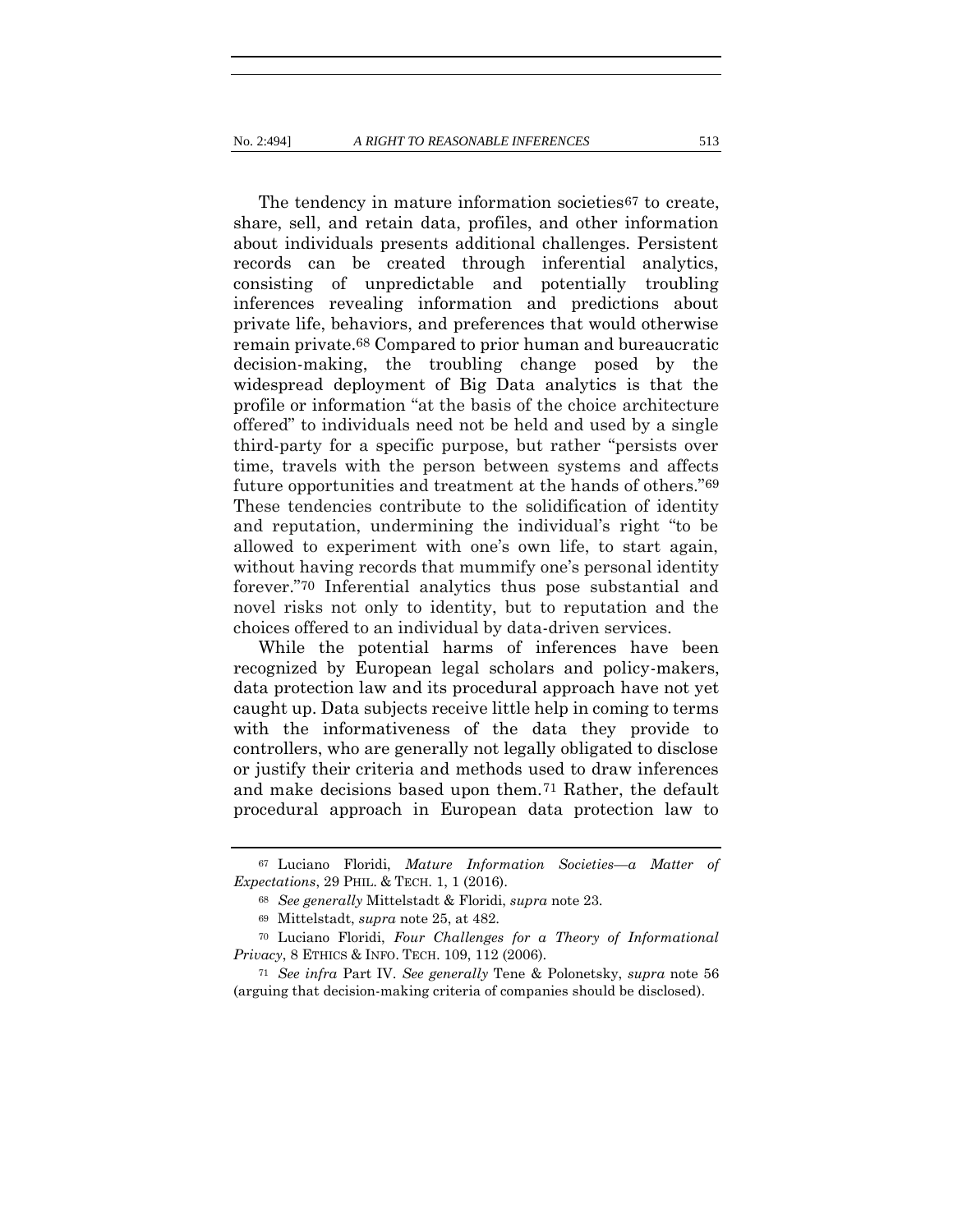The tendency in mature information societies[67] to create, share, sell, and retain data, profiles, and other information about individuals presents additional challenges. Persistent records can be created through inferential analytics, consisting of unpredictable and potentially troubling inferences revealing information and predictions about private life, behaviors, and preferences that would otherwise remain private.[68] Compared to prior human and bureaucratic decision-making, the troubling change posed by the widespread deployment of Big Data analytics is that the profile or information "at the basis of the choice architecture offered" to individuals need not be held and used by a single third-party for a specific purpose, but rather "persists over time, travels with the person between systems and affects future opportunities and treatment at the hands of others."[69] These tendencies contribute to the solidification of identity and reputation, undermining the individual's right "to be allowed to experiment with one's own life, to start again, without having records that mummify one's personal identity forever."[70] Inferential analytics thus pose substantial and novel risks not only to identity, but to reputation and the choices offered to an individual by data-driven services.

While the potential harms of inferences have been recognized by European legal scholars and policy-makers, data protection law and its procedural approach have not yet caught up. Data subjects receive little help in coming to terms with the informativeness of the data they provide to controllers, who are generally not legally obligated to disclose or justify their criteria and methods used to draw inferences and make decisions based upon them.[71] Rather, the default procedural approach in European data protection law to

---

[67] Luciano Floridi, *Mature Information Societies—a Matter of Expectations*, 29 PHIL. & TECH. 1, 1 (2016).

[68] *See generally* Mittelstadt & Floridi, *supra* note 23.

[69] Mittelstadt, *supra* note 25, at 482.

[70] Luciano Floridi, *Four Challenges for a Theory of Informational Privacy*, 8 ETHICS & INFO. TECH. 109, 112 (2006).

[71] *See infra* Part IV. *See generally* Tene & Polonetsky, *supra* note 56 (arguing that decision-making criteria of companies should be disclosed).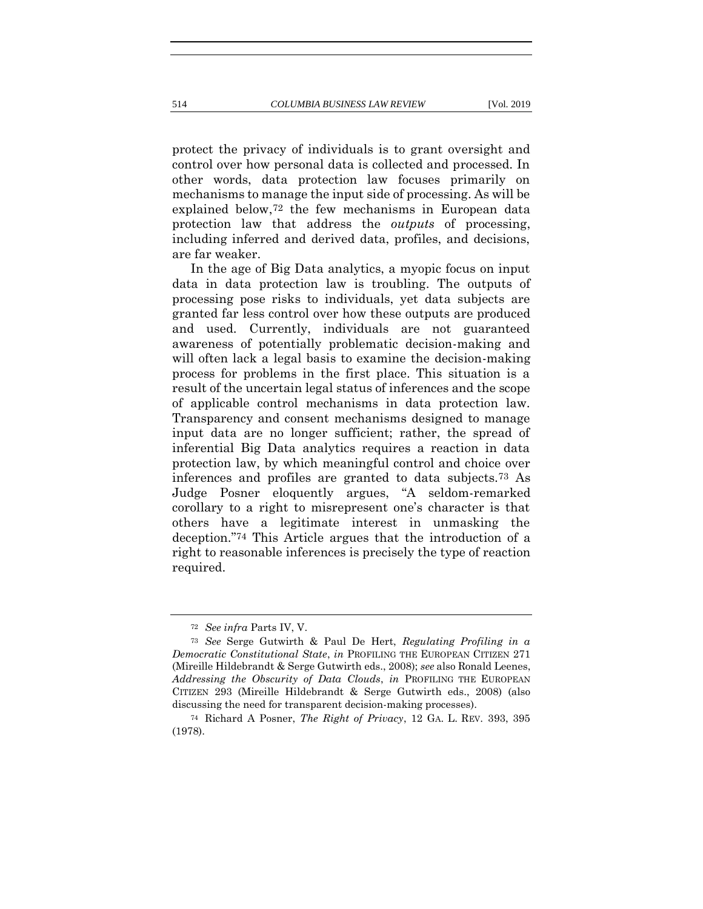protect the privacy of individuals is to grant oversight and control over how personal data is collected and processed. In other words, data protection law focuses primarily on mechanisms to manage the input side of processing. As will be explained below,[72] the few mechanisms in European data protection law that address the *outputs* of processing, including inferred and derived data, profiles, and decisions, are far weaker.

In the age of Big Data analytics, a myopic focus on input data in data protection law is troubling. The outputs of processing pose risks to individuals, yet data subjects are granted far less control over how these outputs are produced and used. Currently, individuals are not guaranteed awareness of potentially problematic decision-making and will often lack a legal basis to examine the decision-making process for problems in the first place. This situation is a result of the uncertain legal status of inferences and the scope of applicable control mechanisms in data protection law. Transparency and consent mechanisms designed to manage input data are no longer sufficient; rather, the spread of inferential Big Data analytics requires a reaction in data protection law, by which meaningful control and choice over inferences and profiles are granted to data subjects.[73] As Judge Posner eloquently argues, "A seldom-remarked corollary to a right to misrepresent one's character is that others have a legitimate interest in unmasking the deception."[74] This Article argues that the introduction of a right to reasonable inferences is precisely the type of reaction required.

---

[72] *See infra* Parts IV, V.

[73] *See* Serge Gutwirth & Paul De Hert, *Regulating Profiling in a Democratic Constitutional State*, *in* PROFILING THE EUROPEAN CITIZEN 271 (Mireille Hildebrandt & Serge Gutwirth eds., 2008); *see* also Ronald Leenes, *Addressing the Obscurity of Data Clouds*, *in* PROFILING THE EUROPEAN CITIZEN 293 (Mireille Hildebrandt & Serge Gutwirth eds., 2008) (also discussing the need for transparent decision-making processes).

[74] Richard A Posner, *The Right of Privacy*, 12 GA. L. REV. 393, 395 (1978).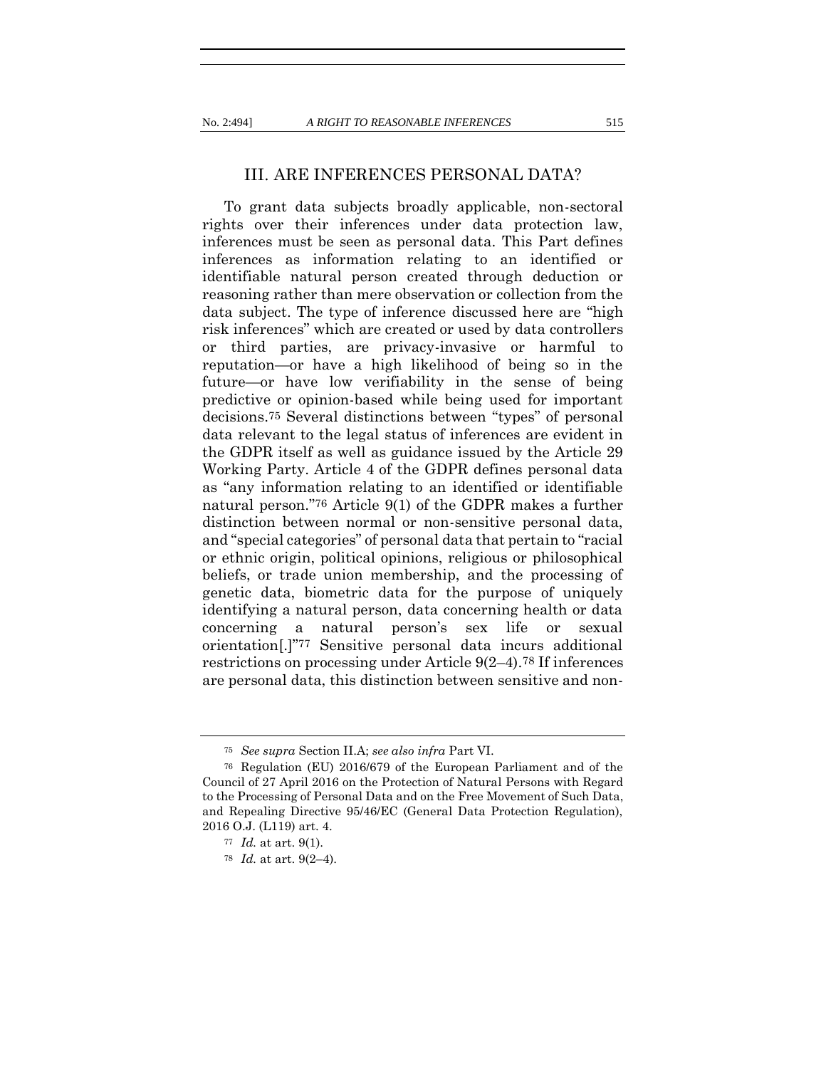## III. ARE INFERENCES PERSONAL DATA?

To grant data subjects broadly applicable, non-sectoral rights over their inferences under data protection law, inferences must be seen as personal data. This Part defines inferences as information relating to an identified or identifiable natural person created through deduction or reasoning rather than mere observation or collection from the data subject. The type of inference discussed here are "high risk inferences" which are created or used by data controllers or third parties, are privacy-invasive or harmful to reputation—or have a high likelihood of being so in the future—or have low verifiability in the sense of being predictive or opinion-based while being used for important decisions.[75] Several distinctions between "types" of personal data relevant to the legal status of inferences are evident in the GDPR itself as well as guidance issued by the Article 29 Working Party. Article 4 of the GDPR defines personal data as "any information relating to an identified or identifiable natural person."[76] Article 9(1) of the GDPR makes a further distinction between normal or non-sensitive personal data, and "special categories" of personal data that pertain to "racial or ethnic origin, political opinions, religious or philosophical beliefs, or trade union membership, and the processing of genetic data, biometric data for the purpose of uniquely identifying a natural person, data concerning health or data concerning a natural person's sex life or sexual orientation[.]"[77] Sensitive personal data incurs additional restrictions on processing under Article 9(2–4).[78] If inferences are personal data, this distinction between sensitive and non-

---

[75] *See supra* Section II.A; *see also infra* Part VI.

[76] Regulation (EU) 2016/679 of the European Parliament and of the Council of 27 April 2016 on the Protection of Natural Persons with Regard to the Processing of Personal Data and on the Free Movement of Such Data, and Repealing Directive 95/46/EC (General Data Protection Regulation), 2016 O.J. (L119) art. 4.

[77] *Id.* at art. 9(1).

[78] *Id.* at art. 9(2–4).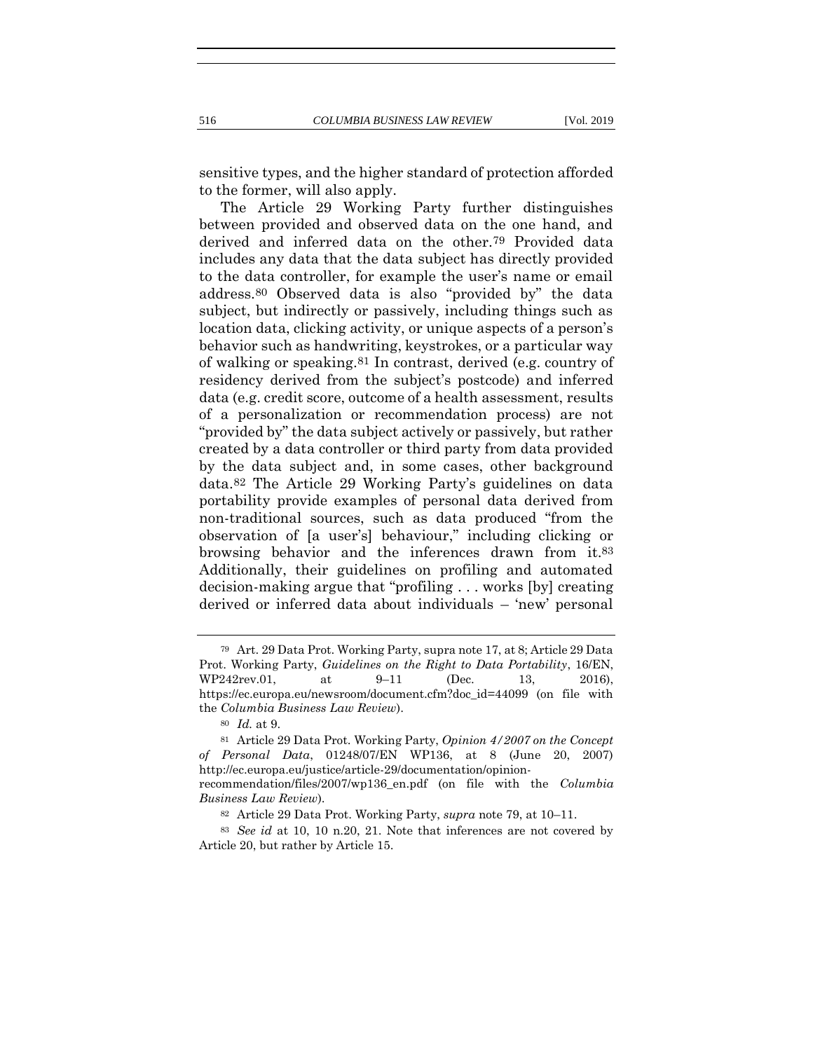sensitive types, and the higher standard of protection afforded to the former, will also apply.

The Article 29 Working Party further distinguishes between provided and observed data on the one hand, and derived and inferred data on the other.[79] Provided data includes any data that the data subject has directly provided to the data controller, for example the user's name or email address.[80] Observed data is also "provided by" the data subject, but indirectly or passively, including things such as location data, clicking activity, or unique aspects of a person's behavior such as handwriting, keystrokes, or a particular way of walking or speaking.[81] In contrast, derived (e.g. country of residency derived from the subject's postcode) and inferred data (e.g. credit score, outcome of a health assessment, results of a personalization or recommendation process) are not "provided by" the data subject actively or passively, but rather created by a data controller or third party from data provided by the data subject and, in some cases, other background data.[82] The Article 29 Working Party's guidelines on data portability provide examples of personal data derived from non-traditional sources, such as data produced "from the observation of [a user's] behaviour," including clicking or browsing behavior and the inferences drawn from it.[83] Additionally, their guidelines on profiling and automated decision-making argue that "profiling . . . works [by] creating derived or inferred data about individuals – 'new' personal

---

[79] Art. 29 Data Prot. Working Party, supra note 17, at 8; Article 29 Data Prot. Working Party, *Guidelines on the Right to Data Portability*, 16/EN, WP242rev.01, at 9–11 (Dec. 13, 2016), https://ec.europa.eu/newsroom/document.cfm?doc_id=44099 (on file with the *Columbia Business Law Review*).

[80] *Id.* at 9.

[81] Article 29 Data Prot. Working Party, *Opinion 4/2007 on the Concept of Personal Data*, 01248/07/EN WP136, at 8 (June 20, 2007) http://ec.europa.eu/justice/article-29/documentation/opinion-recommendation/files/2007/wp136_en.pdf (on file with the *Columbia Business Law Review*).

[82] Article 29 Data Prot. Working Party, *supra* note 79, at 10–11.

[83] *See id* at 10, 10 n.20, 21. Note that inferences are not covered by Article 20, but rather by Article 15.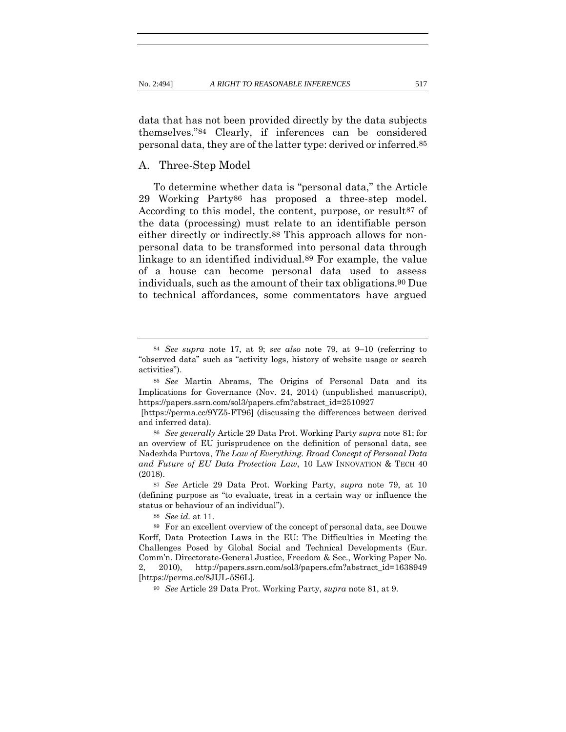data that has not been provided directly by the data subjects themselves."[84] Clearly, if inferences can be considered personal data, they are of the latter type: derived or inferred.[85]

## A. Three-Step Model

To determine whether data is "personal data," the Article 29 Working Party[86] has proposed a three-step model. According to this model, the content, purpose, or result[87] of the data (processing) must relate to an identifiable person either directly or indirectly.[88] This approach allows for non-personal data to be transformed into personal data through linkage to an identified individual.[89] For example, the value of a house can become personal data used to assess individuals, such as the amount of their tax obligations.[90] Due to technical affordances, some commentators have argued

---

[84] *See supra* note 17, at 9; *see also* note 79, at 9–10 (referring to "observed data" such as "activity logs, history of website usage or search activities").

[85] *See* Martin Abrams, The Origins of Personal Data and its Implications for Governance (Nov. 24, 2014) (unpublished manuscript), https://papers.ssrn.com/sol3/papers.cfm?abstract_id=2510927 [https://perma.cc/9YZ5-FT96] (discussing the differences between derived and inferred data).

[86] *See generally* Article 29 Data Prot. Working Party *supra* note 81; for an overview of EU jurisprudence on the definition of personal data, see Nadezhda Purtova, *The Law of Everything. Broad Concept of Personal Data and Future of EU Data Protection Law*, 10 LAW INNOVATION & TECH 40 (2018).

[87] *See* Article 29 Data Prot. Working Party, *supra* note 79, at 10 (defining purpose as "to evaluate, treat in a certain way or influence the status or behaviour of an individual").

[88] *See id.* at 11.

[89] For an excellent overview of the concept of personal data, see Douwe Korff, Data Protection Laws in the EU: The Difficulties in Meeting the Challenges Posed by Global Social and Technical Developments (Eur. Comm'n. Directorate-General Justice, Freedom & Sec., Working Paper No. 2, 2010), http://papers.ssrn.com/sol3/papers.cfm?abstract_id=1638949 [https://perma.cc/8JUL-5S6L].

[90] *See* Article 29 Data Prot. Working Party, *supra* note 81, at 9.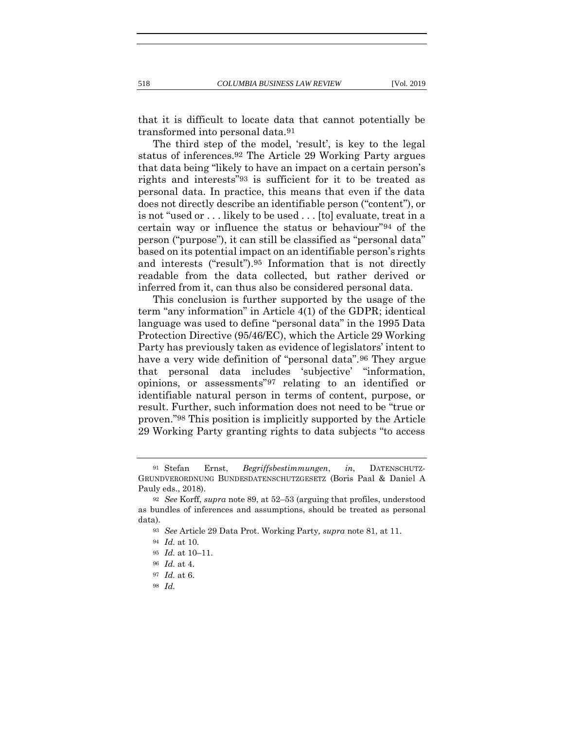that it is difficult to locate data that cannot potentially be transformed into personal data.[91]

The third step of the model, 'result', is key to the legal status of inferences.[92] The Article 29 Working Party argues that data being "likely to have an impact on a certain person's rights and interests"[93] is sufficient for it to be treated as personal data. In practice, this means that even if the data does not directly describe an identifiable person ("content"), or is not "used or . . . likely to be used . . . [to] evaluate, treat in a certain way or influence the status or behaviour"[94] of the person ("purpose"), it can still be classified as "personal data" based on its potential impact on an identifiable person's rights and interests ("result").[95] Information that is not directly readable from the data collected, but rather derived or inferred from it, can thus also be considered personal data.

This conclusion is further supported by the usage of the term "any information" in Article 4(1) of the GDPR; identical language was used to define "personal data" in the 1995 Data Protection Directive (95/46/EC), which the Article 29 Working Party has previously taken as evidence of legislators' intent to have a very wide definition of "personal data".[96] They argue that personal data includes 'subjective' "information, opinions, or assessments"[97] relating to an identified or identifiable natural person in terms of content, purpose, or result. Further, such information does not need to be "true or proven."[98] This position is implicitly supported by the Article 29 Working Party granting rights to data subjects "to access

---

[91] Stefan Ernst, *Begriffsbestimmungen*, *in*, DATENSCHUTZ-GRUNDVERORDNUNG BUNDESDATENSCHUTZGESETZ (Boris Paal & Daniel A Pauly eds., 2018).

[92] *See* Korff, *supra* note 89, at 52–53 (arguing that profiles, understood as bundles of inferences and assumptions, should be treated as personal data).

[93] *See* Article 29 Data Prot. Working Party*, supra* note 81, at 11.

[94] *Id.* at 10.

[95] *Id.* at 10–11.

[96] *Id.* at 4.

[97] *Id.* at 6.

[98] *Id.*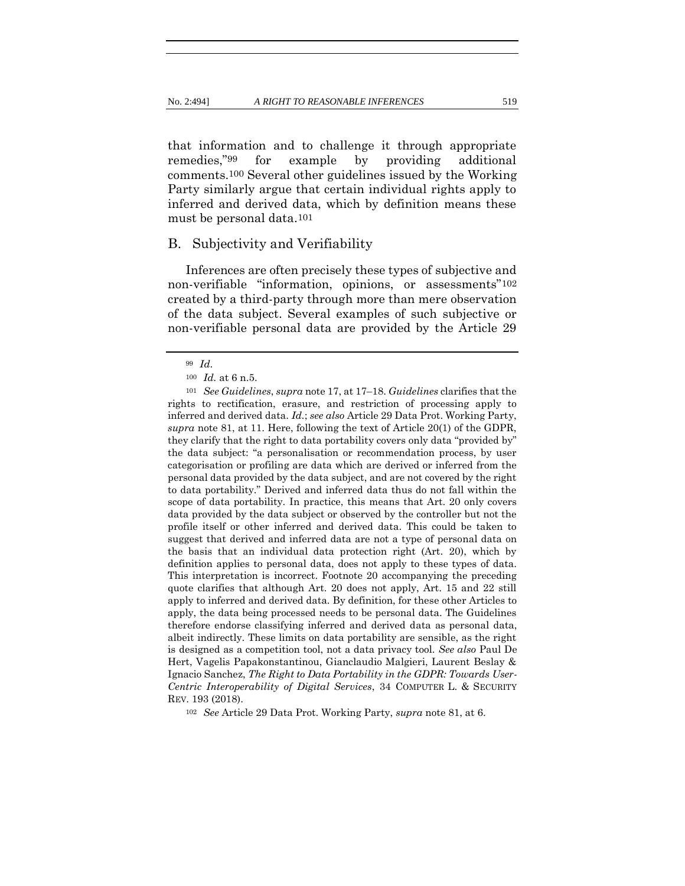that information and to challenge it through appropriate remedies,"[99] for example by providing additional comments.[100] Several other guidelines issued by the Working Party similarly argue that certain individual rights apply to inferred and derived data, which by definition means these must be personal data.[101]

## B. Subjectivity and Verifiability

Inferences are often precisely these types of subjective and non-verifiable "information, opinions, or assessments"[102] created by a third-party through more than mere observation of the data subject. Several examples of such subjective or non-verifiable personal data are provided by the Article 29

---

[99] *Id.*

[100] *Id.* at 6 n.5.

[101] *See Guidelines*, *supra* note 17, at 17–18. *Guidelines* clarifies that the rights to rectification, erasure, and restriction of processing apply to inferred and derived data. *Id.*; *see also* Article 29 Data Prot. Working Party, *supra* note 81, at 11. Here, following the text of Article 20(1) of the GDPR, they clarify that the right to data portability covers only data "provided by" the data subject: "a personalisation or recommendation process, by user categorisation or profiling are data which are derived or inferred from the personal data provided by the data subject, and are not covered by the right to data portability." Derived and inferred data thus do not fall within the scope of data portability. In practice, this means that Art. 20 only covers data provided by the data subject or observed by the controller but not the profile itself or other inferred and derived data. This could be taken to suggest that derived and inferred data are not a type of personal data on the basis that an individual data protection right (Art. 20), which by definition applies to personal data, does not apply to these types of data. This interpretation is incorrect. Footnote 20 accompanying the preceding quote clarifies that although Art. 20 does not apply, Art. 15 and 22 still apply to inferred and derived data. By definition, for these other Articles to apply, the data being processed needs to be personal data. The Guidelines therefore endorse classifying inferred and derived data as personal data, albeit indirectly. These limits on data portability are sensible, as the right is designed as a competition tool, not a data privacy tool. *See also* Paul De Hert, Vagelis Papakonstantinou, Gianclaudio Malgieri, Laurent Beslay & Ignacio Sanchez, *The Right to Data Portability in the GDPR: Towards User-Centric Interoperability of Digital Services*, 34 COMPUTER L. & SECURITY REV. 193 (2018).

[102] *See* Article 29 Data Prot. Working Party, *supra* note 81, at 6.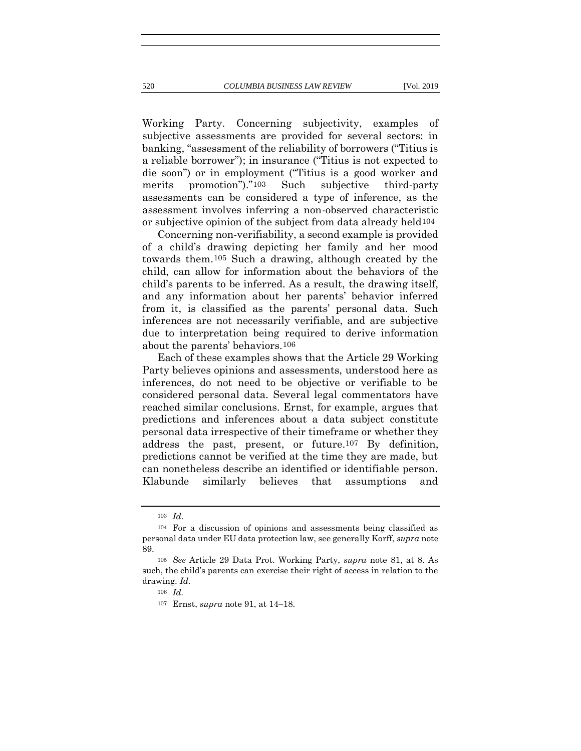Working Party. Concerning subjectivity, examples of subjective assessments are provided for several sectors: in banking, "assessment of the reliability of borrowers ("Titius is a reliable borrower"); in insurance ("Titius is not expected to die soon") or in employment ("Titius is a good worker and merits promotion")."[103] Such subjective third-party assessments can be considered a type of inference, as the assessment involves inferring a non-observed characteristic or subjective opinion of the subject from data already held[104]

Concerning non-verifiability, a second example is provided of a child's drawing depicting her family and her mood towards them.[105] Such a drawing, although created by the child, can allow for information about the behaviors of the child's parents to be inferred. As a result, the drawing itself, and any information about her parents' behavior inferred from it, is classified as the parents' personal data. Such inferences are not necessarily verifiable, and are subjective due to interpretation being required to derive information about the parents' behaviors.[106]

Each of these examples shows that the Article 29 Working Party believes opinions and assessments, understood here as inferences, do not need to be objective or verifiable to be considered personal data. Several legal commentators have reached similar conclusions. Ernst, for example, argues that predictions and inferences about a data subject constitute personal data irrespective of their timeframe or whether they address the past, present, or future.[107] By definition, predictions cannot be verified at the time they are made, but can nonetheless describe an identified or identifiable person. Klabunde similarly believes that assumptions and

---

[103] *Id*.

[104] For a discussion of opinions and assessments being classified as personal data under EU data protection law, see generally Korff, *supra* note 89.

[105] *See* Article 29 Data Prot. Working Party, *supra* note 81, at 8. As such, the child's parents can exercise their right of access in relation to the drawing. *Id*.

[106] *Id*.

[107] Ernst, *supra* note 91, at 14–18.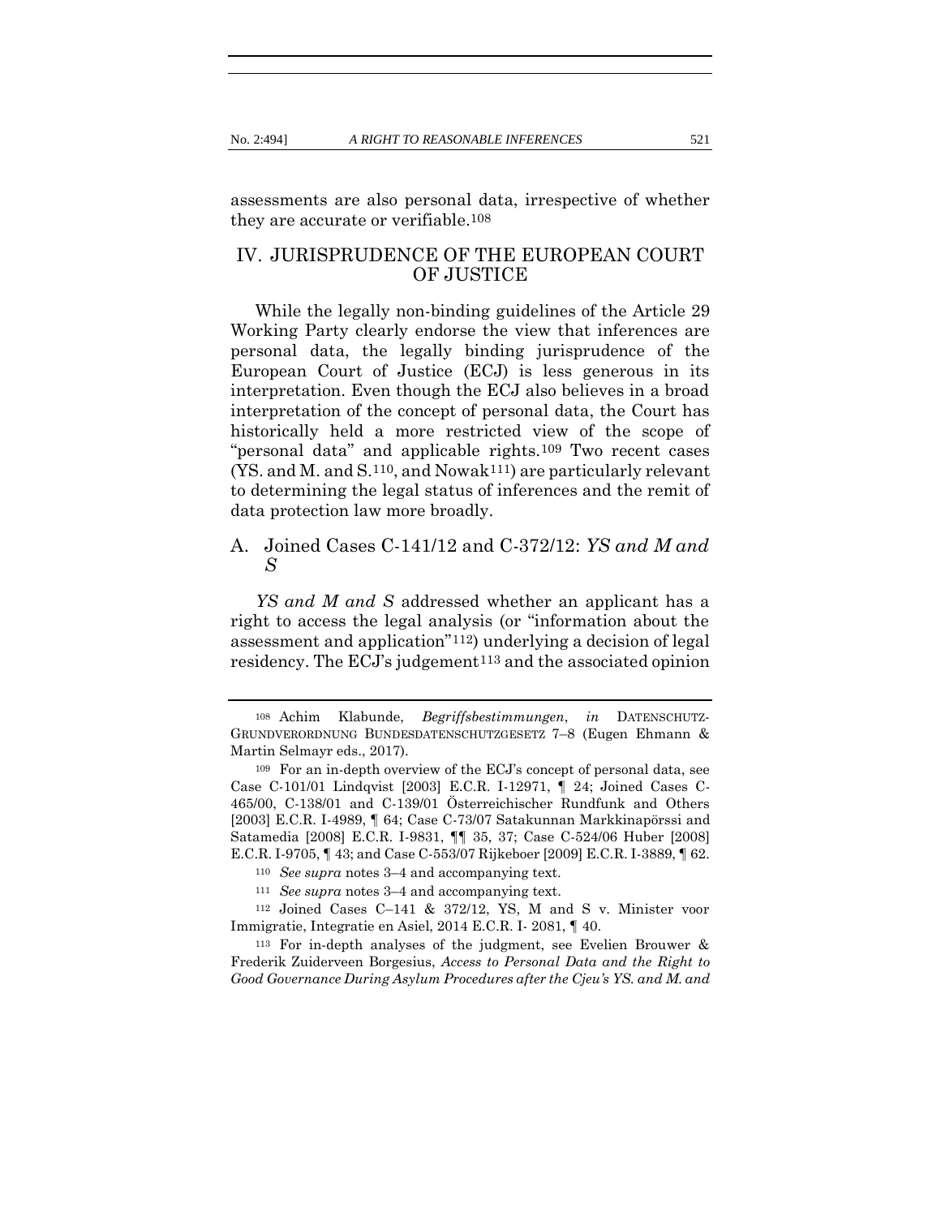assessments are also personal data, irrespective of whether they are accurate or verifiable.[108]

## IV. JURISPRUDENCE OF THE EUROPEAN COURT OF JUSTICE

While the legally non-binding guidelines of the Article 29 Working Party clearly endorse the view that inferences are personal data, the legally binding jurisprudence of the European Court of Justice (ECJ) is less generous in its interpretation. Even though the ECJ also believes in a broad interpretation of the concept of personal data, the Court has historically held a more restricted view of the scope of "personal data" and applicable rights.[109] Two recent cases (YS. and M. and S.[110], and Nowak[111]) are particularly relevant to determining the legal status of inferences and the remit of data protection law more broadly.

### A. Joined Cases C-141/12 and C-372/12: *YS and M and S*

*YS and M and S* addressed whether an applicant has a right to access the legal analysis (or "information about the assessment and application"[112]) underlying a decision of legal residency. The ECJ's judgement[113] and the associated opinion

---

[108] Achim Klabunde, *Begriffsbestimmungen*, *in* DATENSCHUTZ-GRUNDVERORDNUNG BUNDESDATENSCHUTZGESETZ 7–8 (Eugen Ehmann & Martin Selmayr eds., 2017).

[109] For an in-depth overview of the ECJ's concept of personal data, see Case C-101/01 Lindqvist [2003] E.C.R. I-12971, ¶ 24; Joined Cases C-465/00, C-138/01 and C-139/01 Österreichischer Rundfunk and Others [2003] E.C.R. I-4989, ¶ 64; Case C-73/07 Satakunnan Markkinapörssi and Satamedia [2008] E.C.R. I-9831, ¶¶ 35, 37; Case C-524/06 Huber [2008] E.C.R. I-9705, ¶ 43; and Case C-553/07 Rijkeboer [2009] E.C.R. I-3889, ¶ 62.

[110] *See supra* notes 3–4 and accompanying text.

[111] *See supra* notes 3–4 and accompanying text.

[112] Joined Cases C–141 & 372/12, YS, M and S v. Minister voor Immigratie, Integratie en Asiel, 2014 E.C.R. I- 2081, ¶ 40.

[113] For in-depth analyses of the judgment, see Evelien Brouwer & Frederik Zuiderveen Borgesius, *Access to Personal Data and the Right to Good Governance During Asylum Procedures after the Cjeu's YS. and M. and*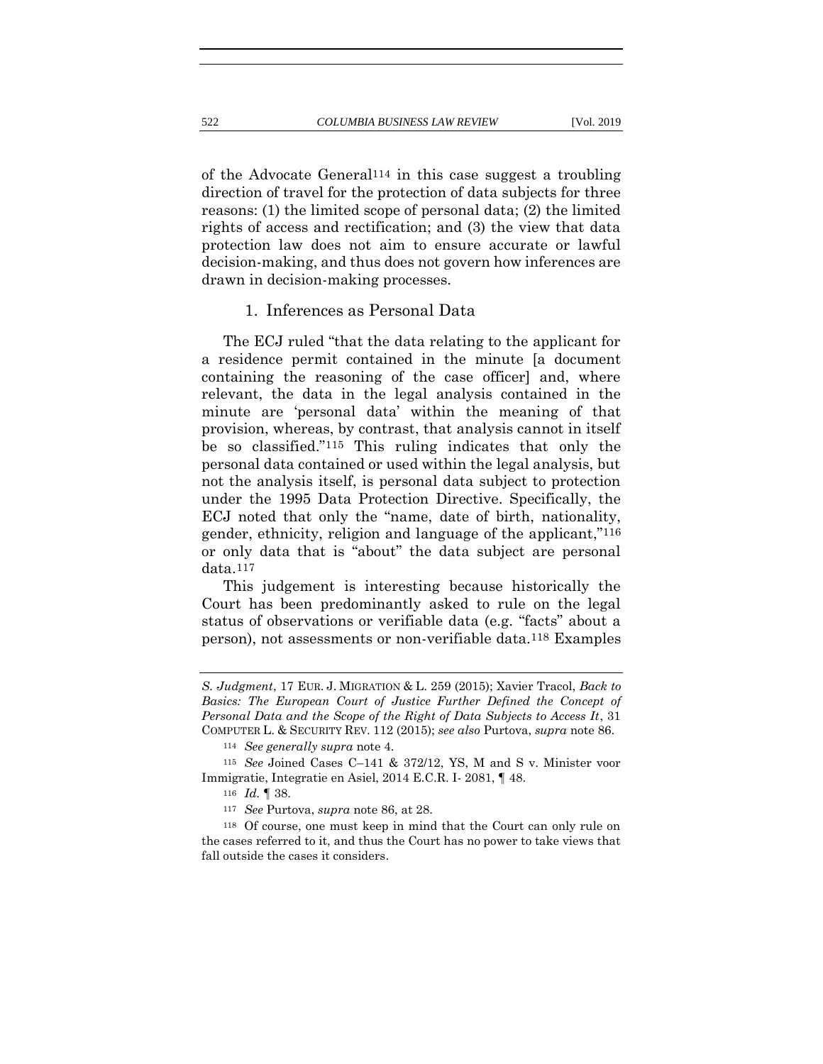of the Advocate General[114] in this case suggest a troubling direction of travel for the protection of data subjects for three reasons: (1) the limited scope of personal data; (2) the limited rights of access and rectification; and (3) the view that data protection law does not aim to ensure accurate or lawful decision-making, and thus does not govern how inferences are drawn in decision-making processes.

### 1. Inferences as Personal Data

The ECJ ruled "that the data relating to the applicant for a residence permit contained in the minute [a document containing the reasoning of the case officer] and, where relevant, the data in the legal analysis contained in the minute are 'personal data' within the meaning of that provision, whereas, by contrast, that analysis cannot in itself be so classified."[115] This ruling indicates that only the personal data contained or used within the legal analysis, but not the analysis itself, is personal data subject to protection under the 1995 Data Protection Directive. Specifically, the ECJ noted that only the "name, date of birth, nationality, gender, ethnicity, religion and language of the applicant,"[116] or only data that is "about" the data subject are personal data.[117]

This judgement is interesting because historically the Court has been predominantly asked to rule on the legal status of observations or verifiable data (e.g. "facts" about a person), not assessments or non-verifiable data.[118] Examples

---

*S. Judgment*, 17 EUR. J. MIGRATION & L. 259 (2015); Xavier Tracol, *Back to Basics: The European Court of Justice Further Defined the Concept of Personal Data and the Scope of the Right of Data Subjects to Access It*, 31 COMPUTER L. & SECURITY REV. 112 (2015); *see also* Purtova, *supra* note 86.

[114] *See generally supra* note 4.

[115] *See* Joined Cases C–141 & 372/12, YS, M and S v. Minister voor Immigratie, Integratie en Asiel, 2014 E.C.R. I- 2081, ¶ 48.

[116] *Id.* ¶ 38.

[117] *See* Purtova, *supra* note 86, at 28.

[118] Of course, one must keep in mind that the Court can only rule on the cases referred to it, and thus the Court has no power to take views that fall outside the cases it considers.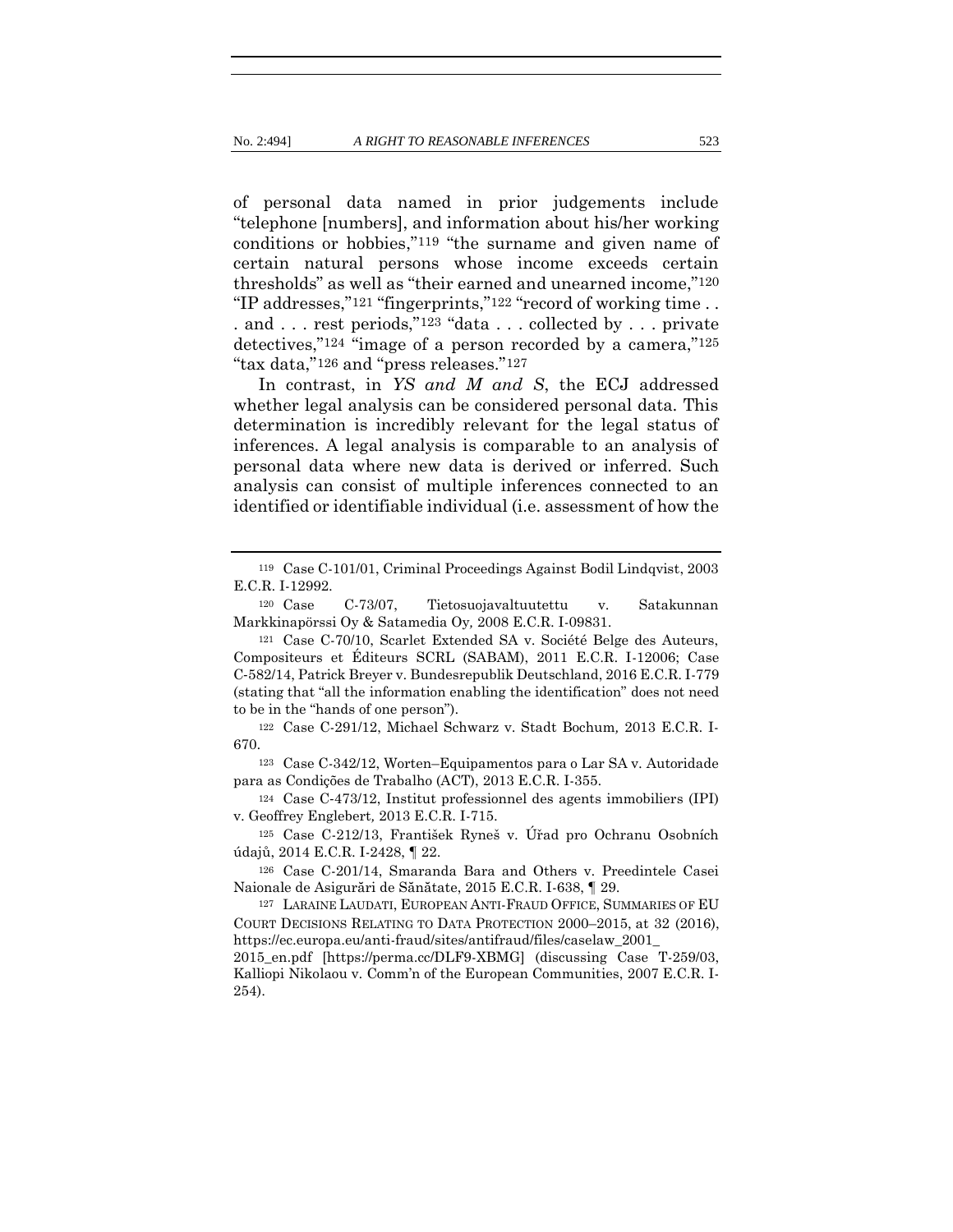of personal data named in prior judgements include "telephone [numbers], and information about his/her working conditions or hobbies,"[119] "the surname and given name of certain natural persons whose income exceeds certain thresholds" as well as "their earned and unearned income,"[120] "IP addresses,"[121] "fingerprints,"[122] "record of working time . . . and . . . rest periods,"[123] "data . . . collected by . . . private detectives,"[124] "image of a person recorded by a camera,"[125] "tax data,"[126] and "press releases."[127]

In contrast, in *YS and M and S*, the ECJ addressed whether legal analysis can be considered personal data. This determination is incredibly relevant for the legal status of inferences. A legal analysis is comparable to an analysis of personal data where new data is derived or inferred. Such analysis can consist of multiple inferences connected to an identified or identifiable individual (i.e. assessment of how the

---

[119] Case C-101/01, Criminal Proceedings Against Bodil Lindqvist, 2003 E.C.R. I-12992.

[120] Case C-73/07, Tietosuojavaltuutettu v. Satakunnan Markkinapörssi Oy & Satamedia Oy, 2008 E.C.R. I-09831.

[121] Case C-70/10, Scarlet Extended SA v. Société Belge des Auteurs, Compositeurs et Éditeurs SCRL (SABAM), 2011 E.C.R. I-12006; Case C-582/14, Patrick Breyer v. Bundesrepublik Deutschland, 2016 E.C.R. I-779 (stating that "all the information enabling the identification" does not need to be in the "hands of one person").

[122] Case C-291/12, Michael Schwarz v. Stadt Bochum, 2013 E.C.R. I-670.

[123] Case C-342/12, Worten–Equipamentos para o Lar SA v. Autoridade para as Condições de Trabalho (ACT), 2013 E.C.R. I-355.

[124] Case C-473/12, Institut professionnel des agents immobiliers (IPI) v. Geoffrey Englebert, 2013 E.C.R. I-715.

[125] Case C-212/13, František Ryneš v. Úřad pro Ochranu Osobních údajů, 2014 E.C.R. I-2428, ¶ 22.

[126] Case C-201/14, Smaranda Bara and Others v. Preedintele Casei Naionale de Asigurări de Sănătate, 2015 E.C.R. I-638, ¶ 29.

[127] LARAINE LAUDATI, EUROPEAN ANTI-FRAUD OFFICE, SUMMARIES OF EU COURT DECISIONS RELATING TO DATA PROTECTION 2000–2015, at 32 (2016), https://ec.europa.eu/anti-fraud/sites/antifraud/files/caselaw_2001_2015_en.pdf [https://perma.cc/DLF9-XBMG] (discussing Case T-259/03, Kalliopi Nikolaou v. Comm'n of the European Communities, 2007 E.C.R. I-254).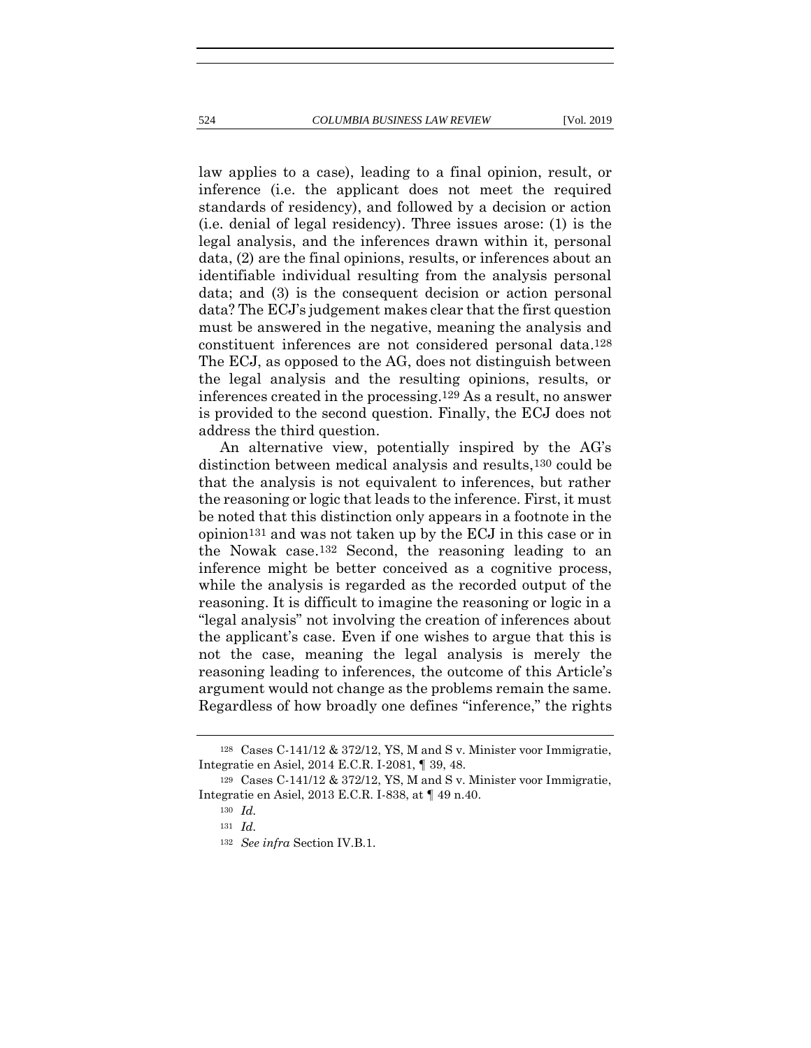law applies to a case), leading to a final opinion, result, or inference (i.e. the applicant does not meet the required standards of residency), and followed by a decision or action (i.e. denial of legal residency). Three issues arose: (1) is the legal analysis, and the inferences drawn within it, personal data, (2) are the final opinions, results, or inferences about an identifiable individual resulting from the analysis personal data; and (3) is the consequent decision or action personal data? The ECJ's judgement makes clear that the first question must be answered in the negative, meaning the analysis and constituent inferences are not considered personal data.[128] The ECJ, as opposed to the AG, does not distinguish between the legal analysis and the resulting opinions, results, or inferences created in the processing.[129] As a result, no answer is provided to the second question. Finally, the ECJ does not address the third question.

An alternative view, potentially inspired by the AG's distinction between medical analysis and results,[130] could be that the analysis is not equivalent to inferences, but rather the reasoning or logic that leads to the inference. First, it must be noted that this distinction only appears in a footnote in the opinion[131] and was not taken up by the ECJ in this case or in the Nowak case.[132] Second, the reasoning leading to an inference might be better conceived as a cognitive process, while the analysis is regarded as the recorded output of the reasoning. It is difficult to imagine the reasoning or logic in a "legal analysis" not involving the creation of inferences about the applicant's case. Even if one wishes to argue that this is not the case, meaning the legal analysis is merely the reasoning leading to inferences, the outcome of this Article's argument would not change as the problems remain the same. Regardless of how broadly one defines "inference," the rights

[128] Cases C-141/12 & 372/12, YS, M and S v. Minister voor Immigratie, Integratie en Asiel, 2014 E.C.R. I-2081, ¶ 39, 48.

[129] Cases C-141/12 & 372/12, YS, M and S v. Minister voor Immigratie, Integratie en Asiel, 2013 E.C.R. I-838, at ¶ 49 n.40.

[130] *Id.*

[131] *Id.*

[132] *See infra* Section IV.B.1.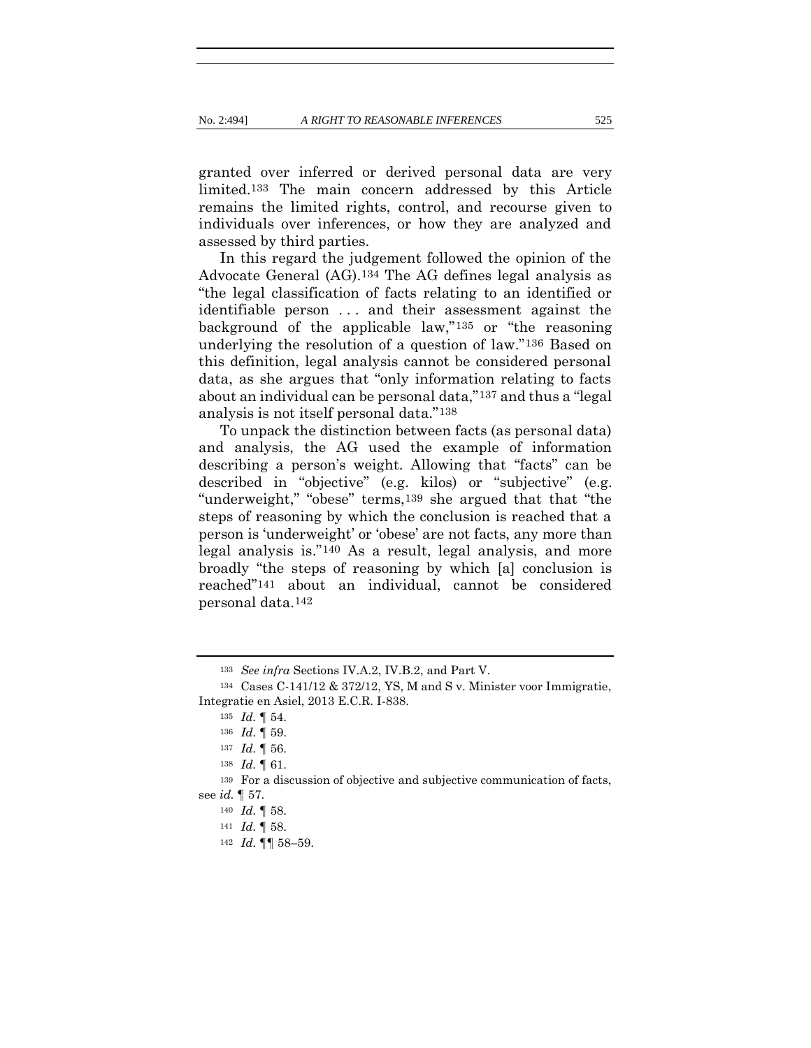granted over inferred or derived personal data are very limited.[133] The main concern addressed by this Article remains the limited rights, control, and recourse given to individuals over inferences, or how they are analyzed and assessed by third parties.

In this regard the judgement followed the opinion of the Advocate General (AG).[134] The AG defines legal analysis as "the legal classification of facts relating to an identified or identifiable person . . . and their assessment against the background of the applicable law,"[135] or "the reasoning underlying the resolution of a question of law."[136] Based on this definition, legal analysis cannot be considered personal data, as she argues that "only information relating to facts about an individual can be personal data,"[137] and thus a "legal analysis is not itself personal data."[138]

To unpack the distinction between facts (as personal data) and analysis, the AG used the example of information describing a person's weight. Allowing that "facts" can be described in "objective" (e.g. kilos) or "subjective" (e.g. "underweight," "obese" terms,[139] she argued that that "the steps of reasoning by which the conclusion is reached that a person is 'underweight' or 'obese' are not facts, any more than legal analysis is."[140] As a result, legal analysis, and more broadly "the steps of reasoning by which [a] conclusion is reached"[141] about an individual, cannot be considered personal data.[142]

---

[133] *See infra* Sections IV.A.2, IV.B.2, and Part V.

[134] Cases C-141/12 & 372/12, YS, M and S v. Minister voor Immigratie, Integratie en Asiel, 2013 E.C.R. I-838.

[135] *Id.* ¶ 54.

[136] *Id.* ¶ 59.

[137] *Id.* ¶ 56.

[138] *Id.* ¶ 61.

[139] For a discussion of objective and subjective communication of facts, see *id.* ¶ 57.

[140] *Id.* ¶ 58.

[141] *Id.* ¶ 58.

[142] *Id.* ¶¶ 58–59.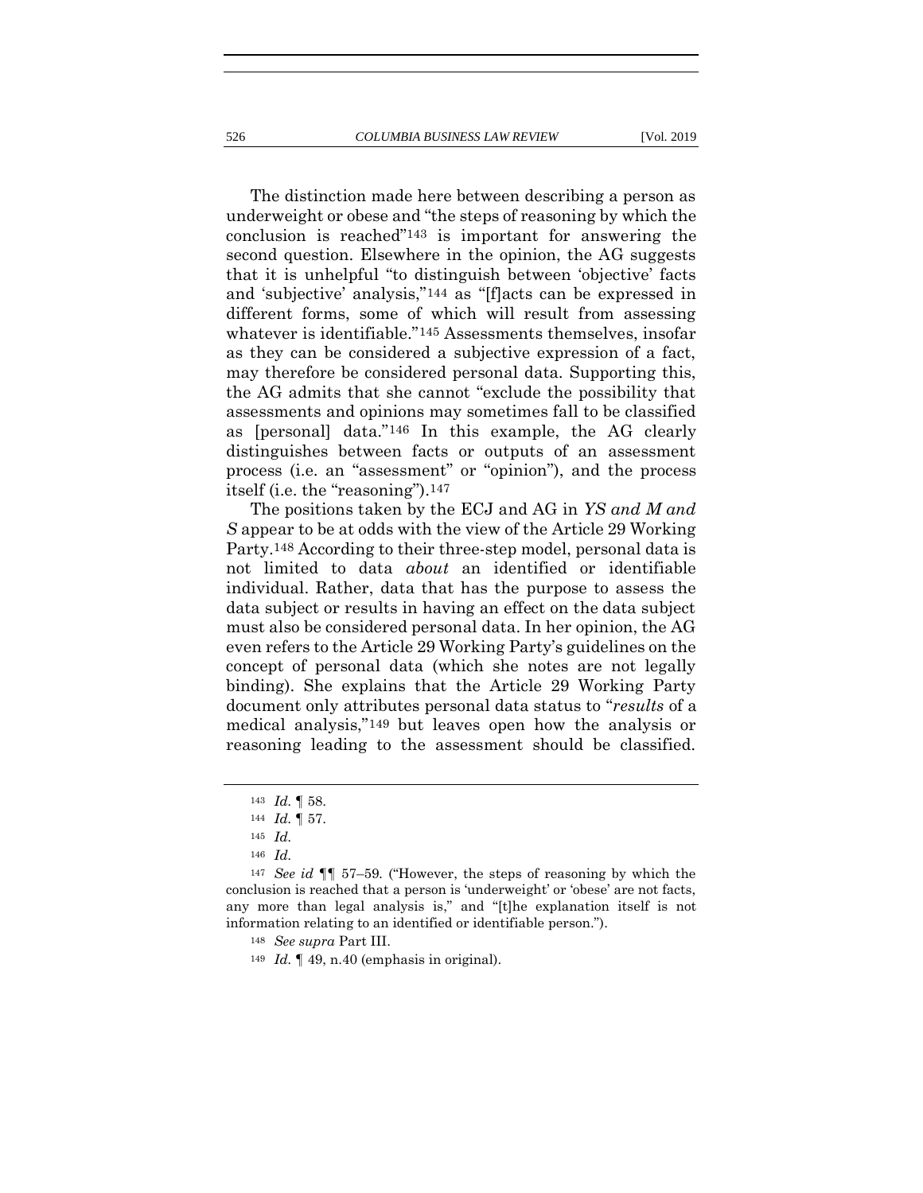The distinction made here between describing a person as underweight or obese and "the steps of reasoning by which the conclusion is reached"[143] is important for answering the second question. Elsewhere in the opinion, the AG suggests that it is unhelpful "to distinguish between 'objective' facts and 'subjective' analysis,"[144] as "[f]acts can be expressed in different forms, some of which will result from assessing whatever is identifiable."[145] Assessments themselves, insofar as they can be considered a subjective expression of a fact, may therefore be considered personal data. Supporting this, the AG admits that she cannot "exclude the possibility that assessments and opinions may sometimes fall to be classified as [personal] data."[146] In this example, the AG clearly distinguishes between facts or outputs of an assessment process (i.e. an "assessment" or "opinion"), and the process itself (i.e. the "reasoning").[147]

The positions taken by the ECJ and AG in *YS and M and S* appear to be at odds with the view of the Article 29 Working Party.[148] According to their three-step model, personal data is not limited to data *about* an identified or identifiable individual. Rather, data that has the purpose to assess the data subject or results in having an effect on the data subject must also be considered personal data. In her opinion, the AG even refers to the Article 29 Working Party's guidelines on the concept of personal data (which she notes are not legally binding). She explains that the Article 29 Working Party document only attributes personal data status to "*results* of a medical analysis,"[149] but leaves open how the analysis or reasoning leading to the assessment should be classified.

---

143 *Id.* ¶ 58.

144 *Id.* ¶ 57.

145 *Id.*

146 *Id.*

147 *See id* ¶¶ 57–59. ("However, the steps of reasoning by which the conclusion is reached that a person is 'underweight' or 'obese' are not facts, any more than legal analysis is," and "[t]he explanation itself is not information relating to an identified or identifiable person.").

148 *See supra* Part III.

149 *Id.* ¶ 49, n.40 (emphasis in original).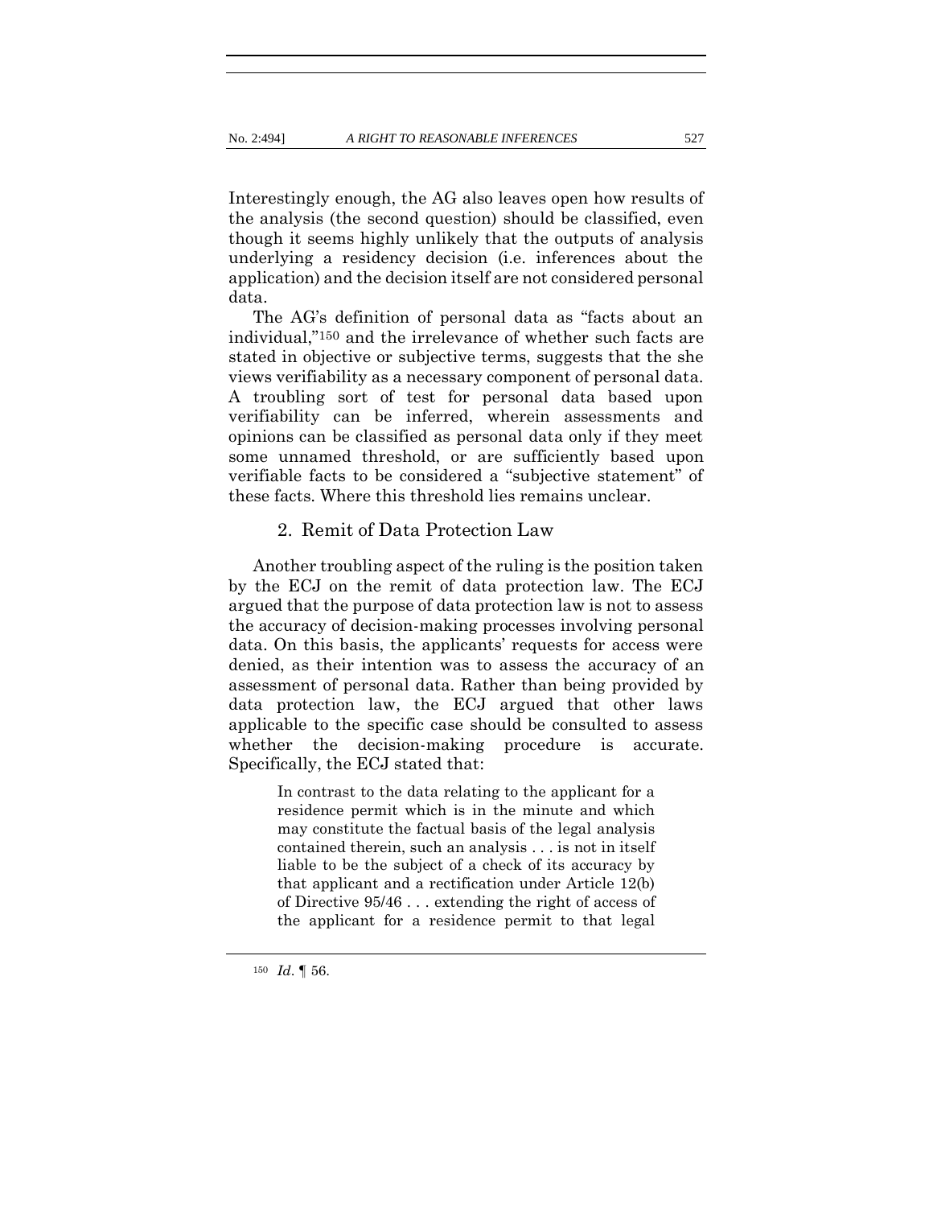Interestingly enough, the AG also leaves open how results of the analysis (the second question) should be classified, even though it seems highly unlikely that the outputs of analysis underlying a residency decision (i.e. inferences about the application) and the decision itself are not considered personal data.

The AG's definition of personal data as "facts about an individual,"[150] and the irrelevance of whether such facts are stated in objective or subjective terms, suggests that the she views verifiability as a necessary component of personal data. A troubling sort of test for personal data based upon verifiability can be inferred, wherein assessments and opinions can be classified as personal data only if they meet some unnamed threshold, or are sufficiently based upon verifiable facts to be considered a "subjective statement" of these facts. Where this threshold lies remains unclear.

### 2. Remit of Data Protection Law

Another troubling aspect of the ruling is the position taken by the ECJ on the remit of data protection law. The ECJ argued that the purpose of data protection law is not to assess the accuracy of decision-making processes involving personal data. On this basis, the applicants' requests for access were denied, as their intention was to assess the accuracy of an assessment of personal data. Rather than being provided by data protection law, the ECJ argued that other laws applicable to the specific case should be consulted to assess whether the decision-making procedure is accurate. Specifically, the ECJ stated that:

> In contrast to the data relating to the applicant for a residence permit which is in the minute and which may constitute the factual basis of the legal analysis contained therein, such an analysis . . . is not in itself liable to be the subject of a check of its accuracy by that applicant and a rectification under Article 12(b) of Directive 95/46 . . . extending the right of access of the applicant for a residence permit to that legal

[150] *Id.* ¶ 56.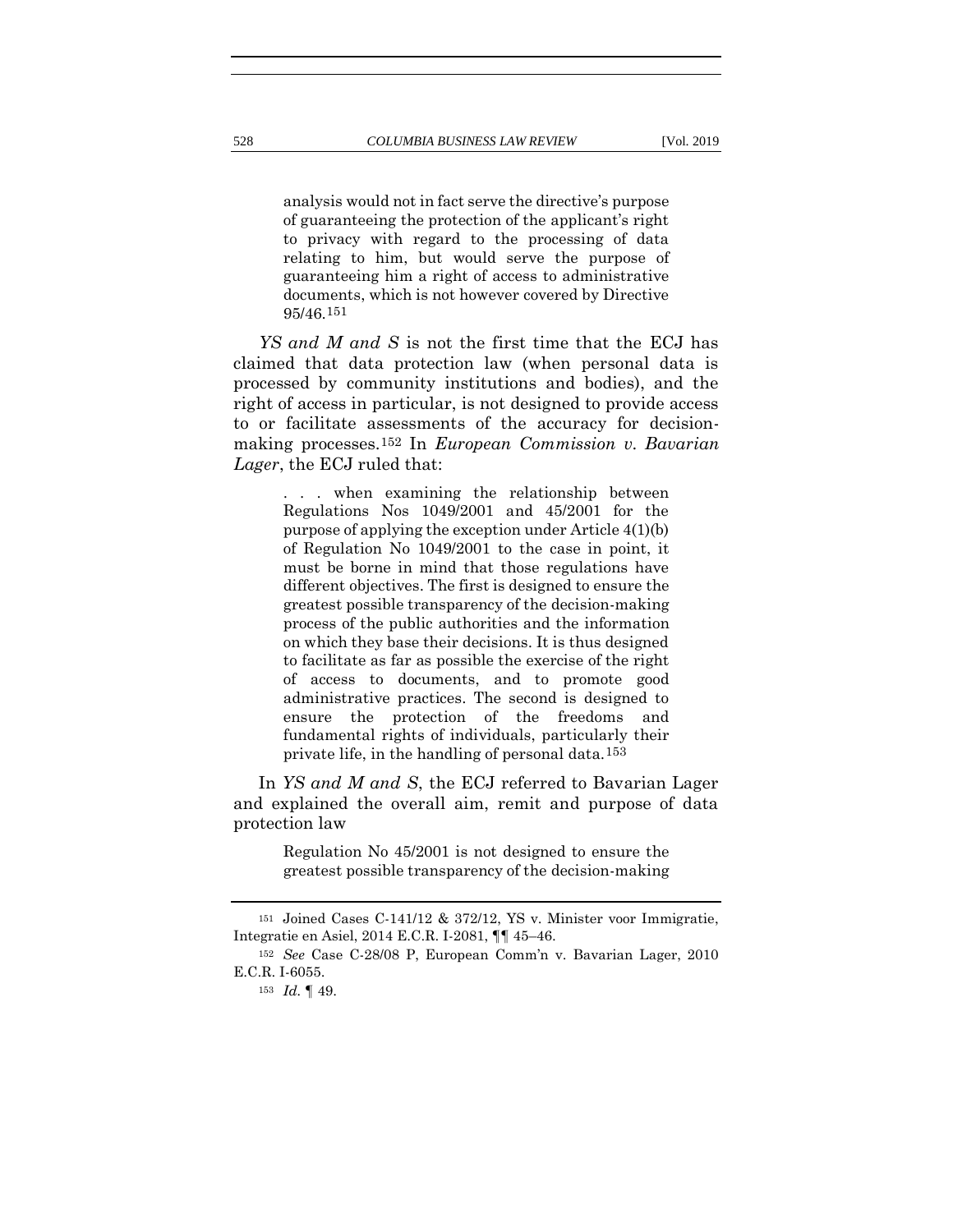> analysis would not in fact serve the directive's purpose of guaranteeing the protection of the applicant's right to privacy with regard to the processing of data relating to him, but would serve the purpose of guaranteeing him a right of access to administrative documents, which is not however covered by Directive 95/46.[151]

*YS and M and S* is not the first time that the ECJ has claimed that data protection law (when personal data is processed by community institutions and bodies), and the right of access in particular, is not designed to provide access to or facilitate assessments of the accuracy for decision-making processes.[152] In *European Commission v. Bavarian Lager*, the ECJ ruled that:

> . . . when examining the relationship between Regulations Nos 1049/2001 and 45/2001 for the purpose of applying the exception under Article 4(1)(b) of Regulation No 1049/2001 to the case in point, it must be borne in mind that those regulations have different objectives. The first is designed to ensure the greatest possible transparency of the decision-making process of the public authorities and the information on which they base their decisions. It is thus designed to facilitate as far as possible the exercise of the right of access to documents, and to promote good administrative practices. The second is designed to ensure the protection of the freedoms and fundamental rights of individuals, particularly their private life, in the handling of personal data.[153]

In *YS and M and S*, the ECJ referred to Bavarian Lager and explained the overall aim, remit and purpose of data protection law

> Regulation No 45/2001 is not designed to ensure the greatest possible transparency of the decision-making

[151] Joined Cases C-141/12 & 372/12, YS v. Minister voor Immigratie, Integratie en Asiel, 2014 E.C.R. I-2081, ¶¶ 45–46.

[152] *See* Case C-28/08 P, European Comm'n v. Bavarian Lager, 2010 E.C.R. I-6055.

[153] *Id.* ¶ 49.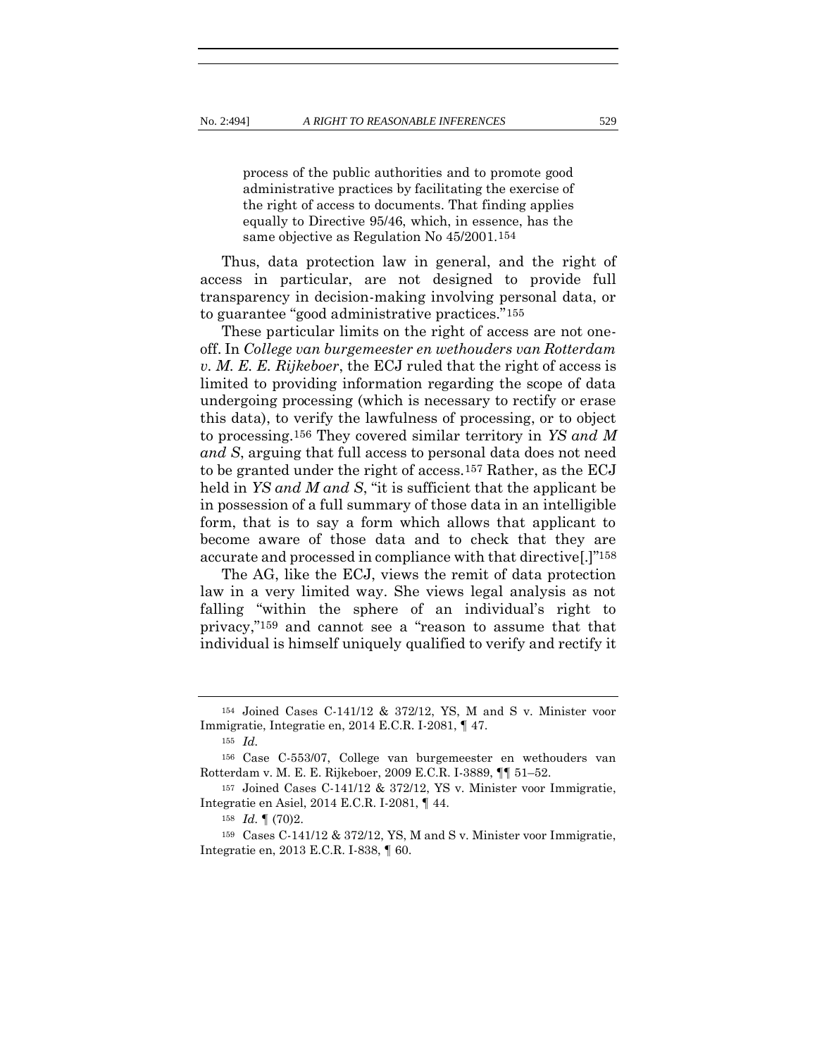> process of the public authorities and to promote good administrative practices by facilitating the exercise of the right of access to documents. That finding applies equally to Directive 95/46, which, in essence, has the same objective as Regulation No 45/2001.[154]

Thus, data protection law in general, and the right of access in particular, are not designed to provide full transparency in decision-making involving personal data, or to guarantee "good administrative practices."[155]

These particular limits on the right of access are not one-off. In *College van burgemeester en wethouders van Rotterdam v. M. E. E. Rijkeboer*, the ECJ ruled that the right of access is limited to providing information regarding the scope of data undergoing processing (which is necessary to rectify or erase this data), to verify the lawfulness of processing, or to object to processing.[156] They covered similar territory in *YS and M and S*, arguing that full access to personal data does not need to be granted under the right of access.[157] Rather, as the ECJ held in *YS and M and S*, "it is sufficient that the applicant be in possession of a full summary of those data in an intelligible form, that is to say a form which allows that applicant to become aware of those data and to check that they are accurate and processed in compliance with that directive[.]"[158]

The AG, like the ECJ, views the remit of data protection law in a very limited way. She views legal analysis as not falling "within the sphere of an individual's right to privacy,"[159] and cannot see a "reason to assume that that individual is himself uniquely qualified to verify and rectify it

---

[154] Joined Cases C-141/12 & 372/12, YS, M and S v. Minister voor Immigratie, Integratie en, 2014 E.C.R. I-2081, ¶ 47.

[155] *Id.*

[156] Case C-553/07, College van burgemeester en wethouders van Rotterdam v. M. E. E. Rijkeboer, 2009 E.C.R. I-3889, ¶¶ 51–52.

[157] Joined Cases C-141/12 & 372/12, YS v. Minister voor Immigratie, Integratie en Asiel, 2014 E.C.R. I-2081, ¶ 44.

[158] *Id.* ¶ (70)2.

[159] Cases C-141/12 & 372/12, YS, M and S v. Minister voor Immigratie, Integratie en, 2013 E.C.R. I-838, ¶ 60.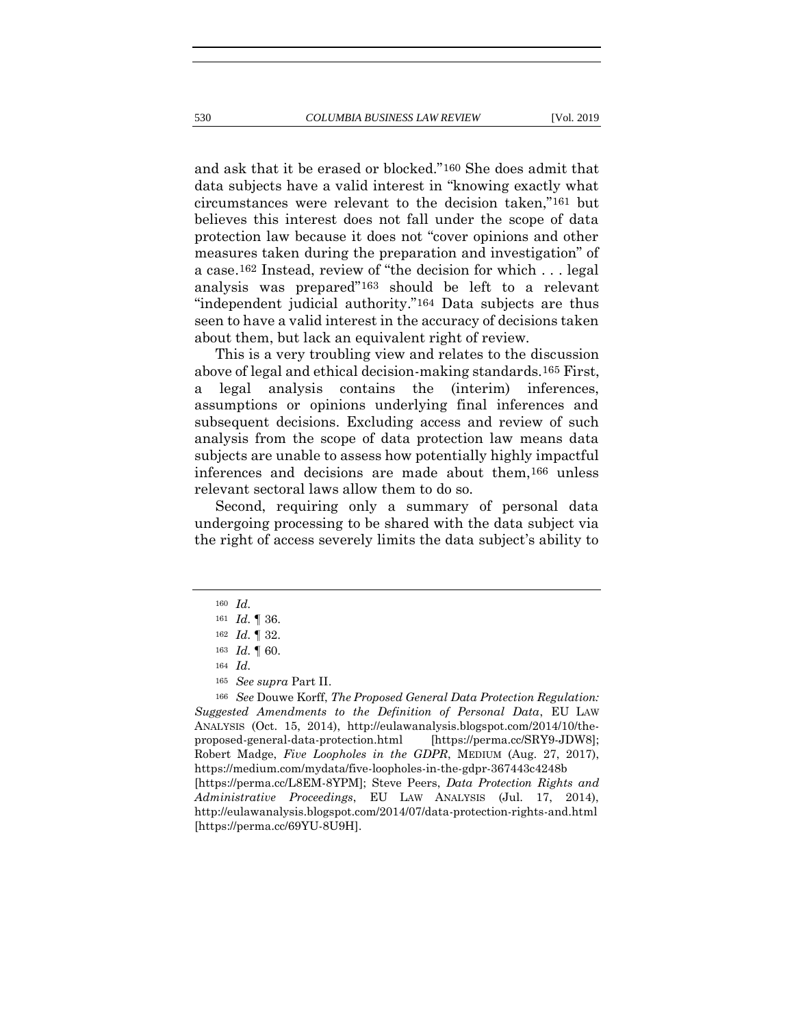and ask that it be erased or blocked."[160] She does admit that data subjects have a valid interest in "knowing exactly what circumstances were relevant to the decision taken,"[161] but believes this interest does not fall under the scope of data protection law because it does not "cover opinions and other measures taken during the preparation and investigation" of a case.[162] Instead, review of "the decision for which . . . legal analysis was prepared"[163] should be left to a relevant "independent judicial authority."[164] Data subjects are thus seen to have a valid interest in the accuracy of decisions taken about them, but lack an equivalent right of review.

This is a very troubling view and relates to the discussion above of legal and ethical decision-making standards.[165] First, a legal analysis contains the (interim) inferences, assumptions or opinions underlying final inferences and subsequent decisions. Excluding access and review of such analysis from the scope of data protection law means data subjects are unable to assess how potentially highly impactful inferences and decisions are made about them,[166] unless relevant sectoral laws allow them to do so.

Second, requiring only a summary of personal data undergoing processing to be shared with the data subject via the right of access severely limits the data subject's ability to

---

[160] *Id.*

[161] *Id.* ¶ 36.

[162] *Id.* ¶ 32.

[163] *Id.* ¶ 60.

[164] *Id.*

[165] *See supra* Part II.

[166] *See* Douwe Korff, *The Proposed General Data Protection Regulation: Suggested Amendments to the Definition of Personal Data*, EU LAW ANALYSIS (Oct. 15, 2014), http://eulawanalysis.blogspot.com/2014/10/the-proposed-general-data-protection.html [https://perma.cc/SRY9-JDW8]; Robert Madge, *Five Loopholes in the GDPR*, MEDIUM (Aug. 27, 2017), https://medium.com/mydata/five-loopholes-in-the-gdpr-367443c4248b [https://perma.cc/L8EM-8YPM]; Steve Peers, *Data Protection Rights and Administrative Proceedings*, EU LAW ANALYSIS (Jul. 17, 2014), http://eulawanalysis.blogspot.com/2014/07/data-protection-rights-and.html [https://perma.cc/69YU-8U9H].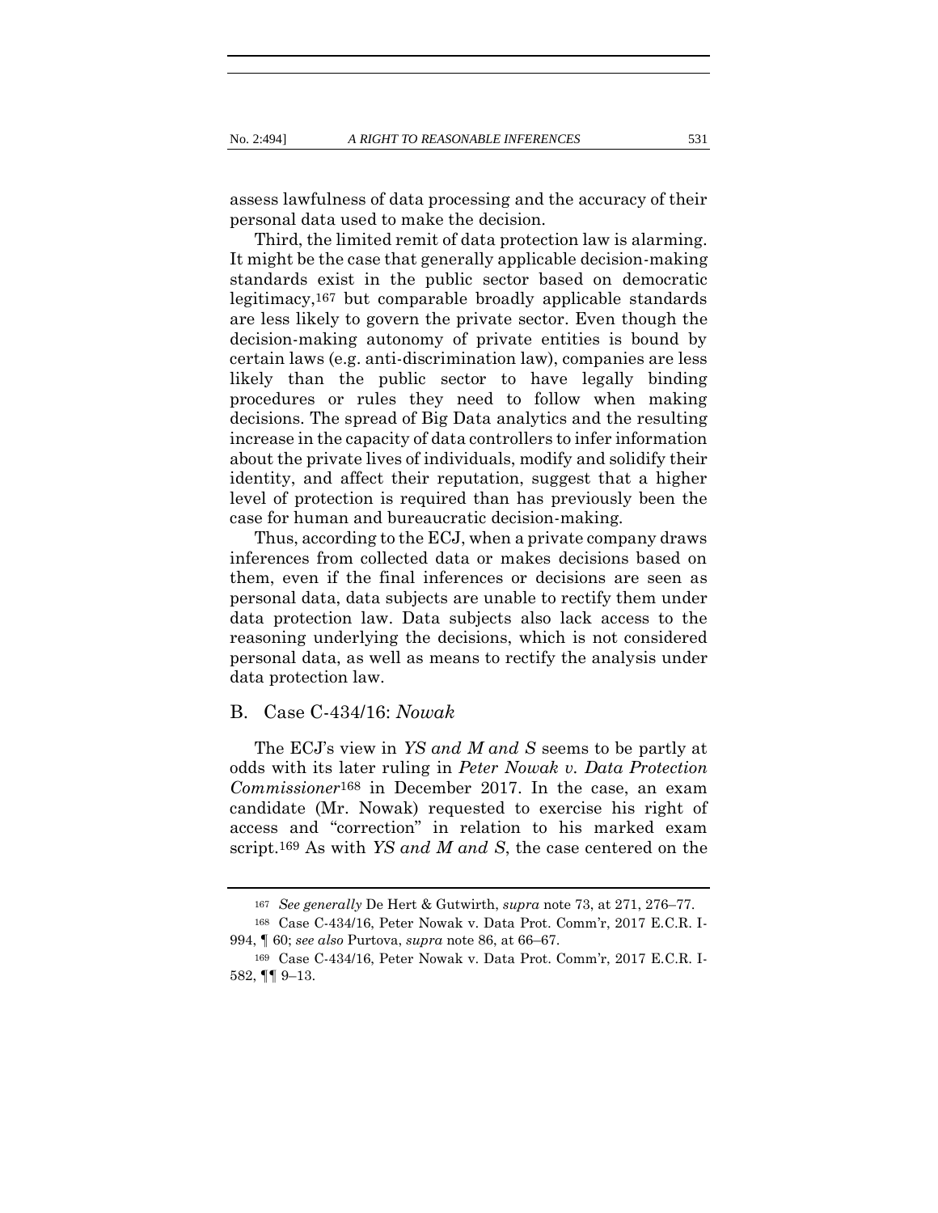assess lawfulness of data processing and the accuracy of their personal data used to make the decision.

Third, the limited remit of data protection law is alarming. It might be the case that generally applicable decision-making standards exist in the public sector based on democratic legitimacy,[167] but comparable broadly applicable standards are less likely to govern the private sector. Even though the decision-making autonomy of private entities is bound by certain laws (e.g. anti-discrimination law), companies are less likely than the public sector to have legally binding procedures or rules they need to follow when making decisions. The spread of Big Data analytics and the resulting increase in the capacity of data controllers to infer information about the private lives of individuals, modify and solidify their identity, and affect their reputation, suggest that a higher level of protection is required than has previously been the case for human and bureaucratic decision-making.

Thus, according to the ECJ, when a private company draws inferences from collected data or makes decisions based on them, even if the final inferences or decisions are seen as personal data, data subjects are unable to rectify them under data protection law. Data subjects also lack access to the reasoning underlying the decisions, which is not considered personal data, as well as means to rectify the analysis under data protection law.

## B. Case C-434/16: *Nowak*

The ECJ's view in *YS and M and S* seems to be partly at odds with its later ruling in *Peter Nowak v. Data Protection Commissioner*[168] in December 2017. In the case, an exam candidate (Mr. Nowak) requested to exercise his right of access and "correction" in relation to his marked exam script.[169] As with *YS and M and S*, the case centered on the

---

[167] *See generally* De Hert & Gutwirth, *supra* note 73, at 271, 276–77.

[168] Case C-434/16, Peter Nowak v. Data Prot. Comm'r, 2017 E.C.R. I-994, ¶ 60; *see also* Purtova, *supra* note 86, at 66–67.

[169] Case C-434/16, Peter Nowak v. Data Prot. Comm'r, 2017 E.C.R. I-582, ¶¶ 9–13.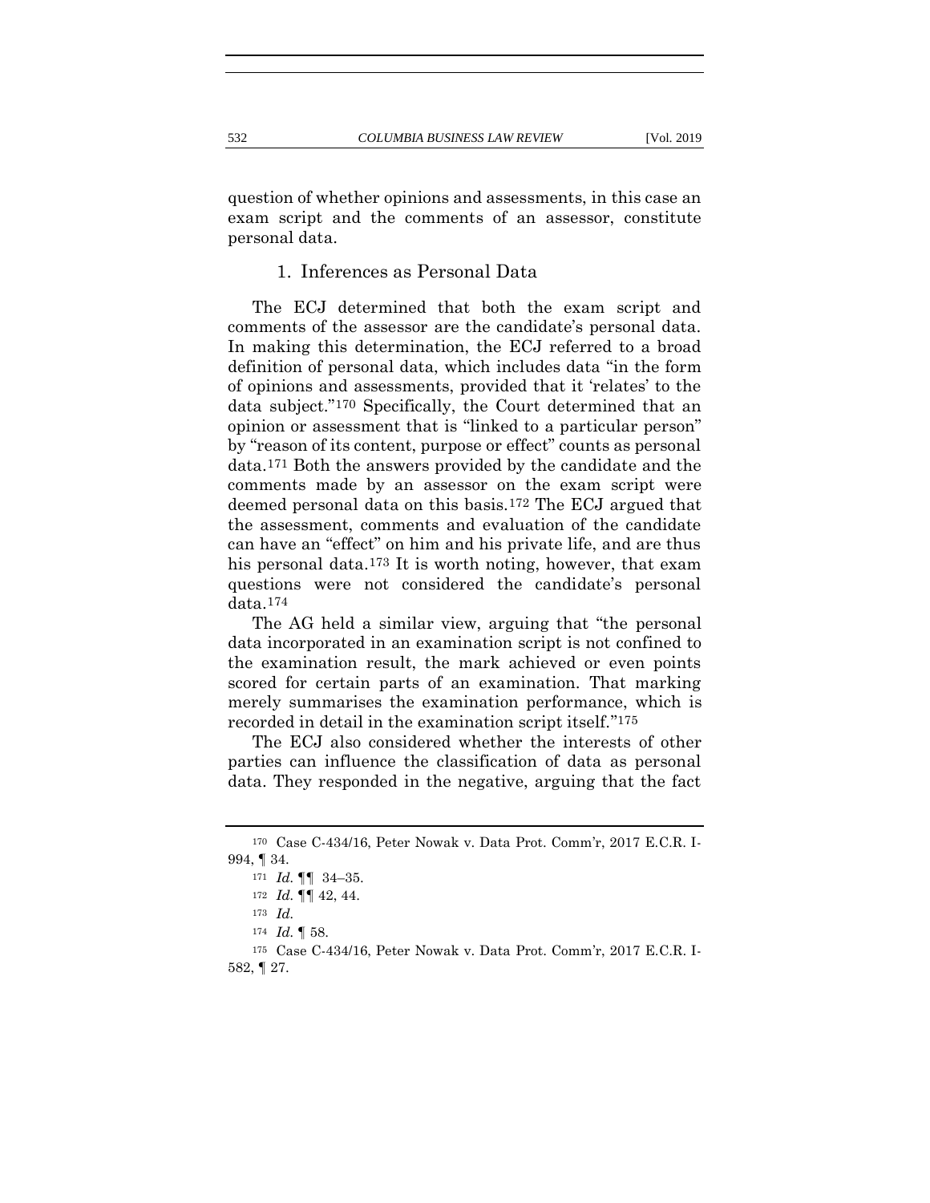question of whether opinions and assessments, in this case an exam script and the comments of an assessor, constitute personal data.

### 1. Inferences as Personal Data

The ECJ determined that both the exam script and comments of the assessor are the candidate's personal data. In making this determination, the ECJ referred to a broad definition of personal data, which includes data "in the form of opinions and assessments, provided that it 'relates' to the data subject."[170] Specifically, the Court determined that an opinion or assessment that is "linked to a particular person" by "reason of its content, purpose or effect" counts as personal data.[171] Both the answers provided by the candidate and the comments made by an assessor on the exam script were deemed personal data on this basis.[172] The ECJ argued that the assessment, comments and evaluation of the candidate can have an "effect" on him and his private life, and are thus his personal data.[173] It is worth noting, however, that exam questions were not considered the candidate's personal data.[174]

The AG held a similar view, arguing that "the personal data incorporated in an examination script is not confined to the examination result, the mark achieved or even points scored for certain parts of an examination. That marking merely summarises the examination performance, which is recorded in detail in the examination script itself."[175]

The ECJ also considered whether the interests of other parties can influence the classification of data as personal data. They responded in the negative, arguing that the fact

---

[170] Case C-434/16, Peter Nowak v. Data Prot. Comm'r, 2017 E.C.R. I-994, ¶ 34.

[171] *Id.* ¶¶ 34–35.

[172] *Id.* ¶¶ 42, 44.

[173] *Id.*

[174] *Id.* ¶ 58.

[175] Case C-434/16, Peter Nowak v. Data Prot. Comm'r, 2017 E.C.R. I-582, ¶ 27.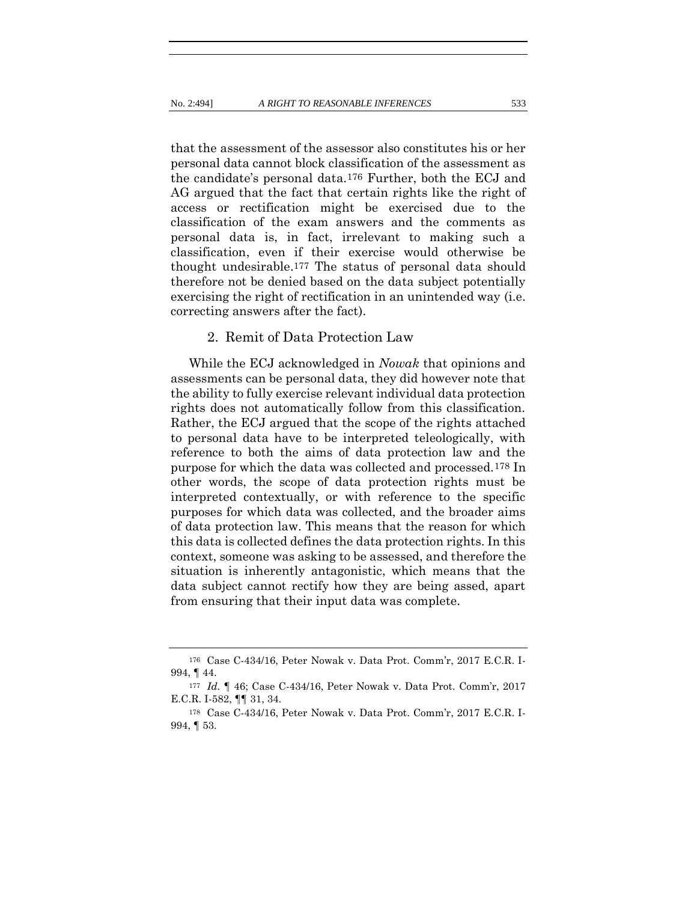that the assessment of the assessor also constitutes his or her personal data cannot block classification of the assessment as the candidate's personal data.[176] Further, both the ECJ and AG argued that the fact that certain rights like the right of access or rectification might be exercised due to the classification of the exam answers and the comments as personal data is, in fact, irrelevant to making such a classification, even if their exercise would otherwise be thought undesirable.[177] The status of personal data should therefore not be denied based on the data subject potentially exercising the right of rectification in an unintended way (i.e. correcting answers after the fact).

### 2. Remit of Data Protection Law

While the ECJ acknowledged in *Nowak* that opinions and assessments can be personal data, they did however note that the ability to fully exercise relevant individual data protection rights does not automatically follow from this classification. Rather, the ECJ argued that the scope of the rights attached to personal data have to be interpreted teleologically, with reference to both the aims of data protection law and the purpose for which the data was collected and processed.[178] In other words, the scope of data protection rights must be interpreted contextually, or with reference to the specific purposes for which data was collected, and the broader aims of data protection law. This means that the reason for which this data is collected defines the data protection rights. In this context, someone was asking to be assessed, and therefore the situation is inherently antagonistic, which means that the data subject cannot rectify how they are being assed, apart from ensuring that their input data was complete.

---

[176] Case C-434/16, Peter Nowak v. Data Prot. Comm'r, 2017 E.C.R. I-994, ¶ 44.

[177] *Id.* ¶ 46; Case C-434/16, Peter Nowak v. Data Prot. Comm'r, 2017 E.C.R. I-582, ¶¶ 31, 34.

[178] Case C-434/16, Peter Nowak v. Data Prot. Comm'r, 2017 E.C.R. I-994, ¶ 53.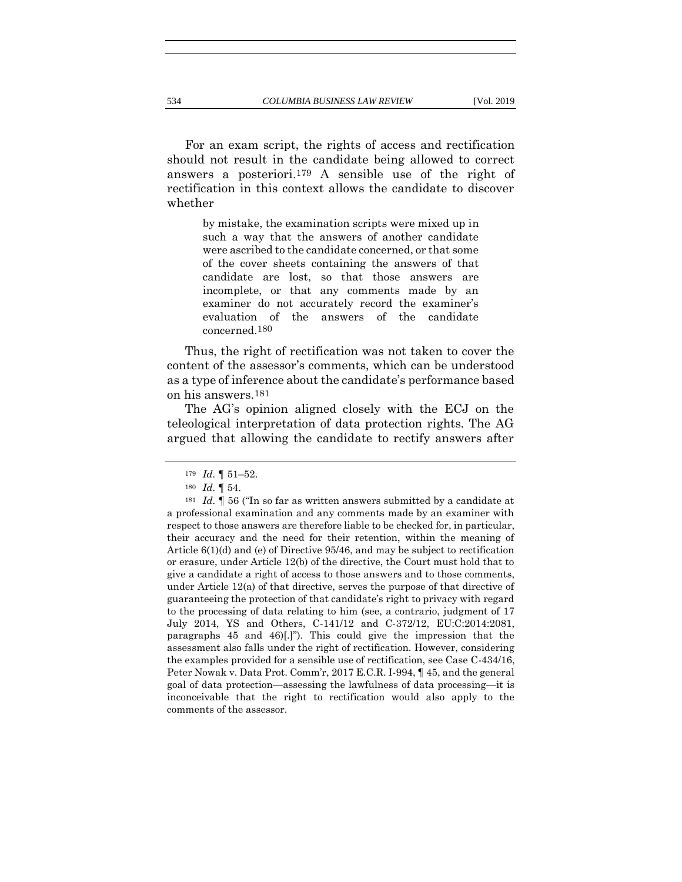For an exam script, the rights of access and rectification should not result in the candidate being allowed to correct answers a posteriori.[179] A sensible use of the right of rectification in this context allows the candidate to discover whether

> by mistake, the examination scripts were mixed up in such a way that the answers of another candidate were ascribed to the candidate concerned, or that some of the cover sheets containing the answers of that candidate are lost, so that those answers are incomplete, or that any comments made by an examiner do not accurately record the examiner's evaluation of the answers of the candidate concerned.[180]

Thus, the right of rectification was not taken to cover the content of the assessor's comments, which can be understood as a type of inference about the candidate's performance based on his answers.[181]

The AG's opinion aligned closely with the ECJ on the teleological interpretation of data protection rights. The AG argued that allowing the candidate to rectify answers after

---

[179] *Id.* ¶ 51–52.

[180] *Id.* ¶ 54.

[181] *Id.* ¶ 56 ("In so far as written answers submitted by a candidate at a professional examination and any comments made by an examiner with respect to those answers are therefore liable to be checked for, in particular, their accuracy and the need for their retention, within the meaning of Article 6(1)(d) and (e) of Directive 95/46, and may be subject to rectification or erasure, under Article 12(b) of the directive, the Court must hold that to give a candidate a right of access to those answers and to those comments, under Article 12(a) of that directive, serves the purpose of that directive of guaranteeing the protection of that candidate's right to privacy with regard to the processing of data relating to him (see, a contrario, judgment of 17 July 2014, YS and Others, C-141/12 and C-372/12, EU:C:2014:2081, paragraphs 45 and 46)[.]"). This could give the impression that the assessment also falls under the right of rectification. However, considering the examples provided for a sensible use of rectification, see Case C-434/16, Peter Nowak v. Data Prot. Comm'r, 2017 E.C.R. I-994, ¶ 45, and the general goal of data protection—assessing the lawfulness of data processing—it is inconceivable that the right to rectification would also apply to the comments of the assessor.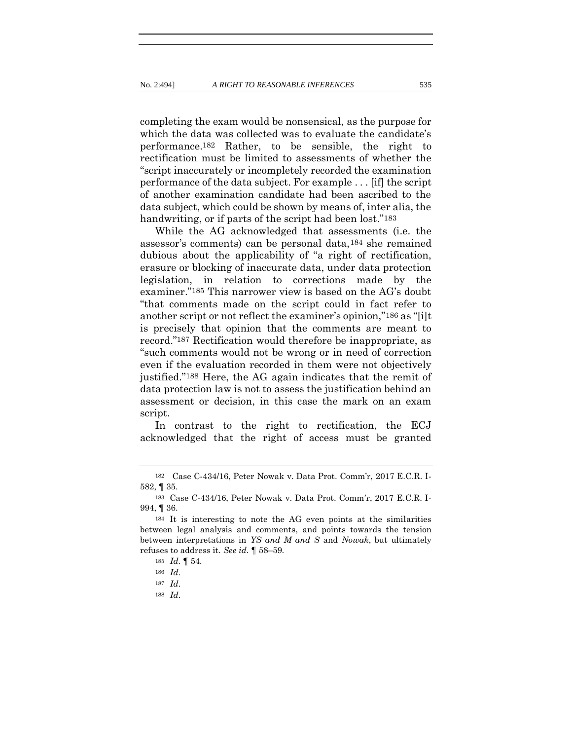completing the exam would be nonsensical, as the purpose for which the data was collected was to evaluate the candidate's performance.[182] Rather, to be sensible, the right to rectification must be limited to assessments of whether the "script inaccurately or incompletely recorded the examination performance of the data subject. For example . . . [if] the script of another examination candidate had been ascribed to the data subject, which could be shown by means of, inter alia, the handwriting, or if parts of the script had been lost."[183]

While the AG acknowledged that assessments (i.e. the assessor's comments) can be personal data,[184] she remained dubious about the applicability of "a right of rectification, erasure or blocking of inaccurate data, under data protection legislation, in relation to corrections made by the examiner."[185] This narrower view is based on the AG's doubt "that comments made on the script could in fact refer to another script or not reflect the examiner's opinion,"[186] as "[i]t is precisely that opinion that the comments are meant to record."[187] Rectification would therefore be inappropriate, as "such comments would not be wrong or in need of correction even if the evaluation recorded in them were not objectively justified."[188] Here, the AG again indicates that the remit of data protection law is not to assess the justification behind an assessment or decision, in this case the mark on an exam script.

In contrast to the right to rectification, the ECJ acknowledged that the right of access must be granted

---

[182] Case C-434/16, Peter Nowak v. Data Prot. Comm'r, 2017 E.C.R. I-582, ¶ 35.

[183] Case C-434/16, Peter Nowak v. Data Prot. Comm'r, 2017 E.C.R. I-994, ¶ 36.

[184] It is interesting to note the AG even points at the similarities between legal analysis and comments, and points towards the tension between interpretations in *YS and M and S* and *Nowak*, but ultimately refuses to address it. *See id.* ¶ 58–59.

[185] *Id.* ¶ 54.

[186] *Id.*

[187] *Id.*

[188] *Id.*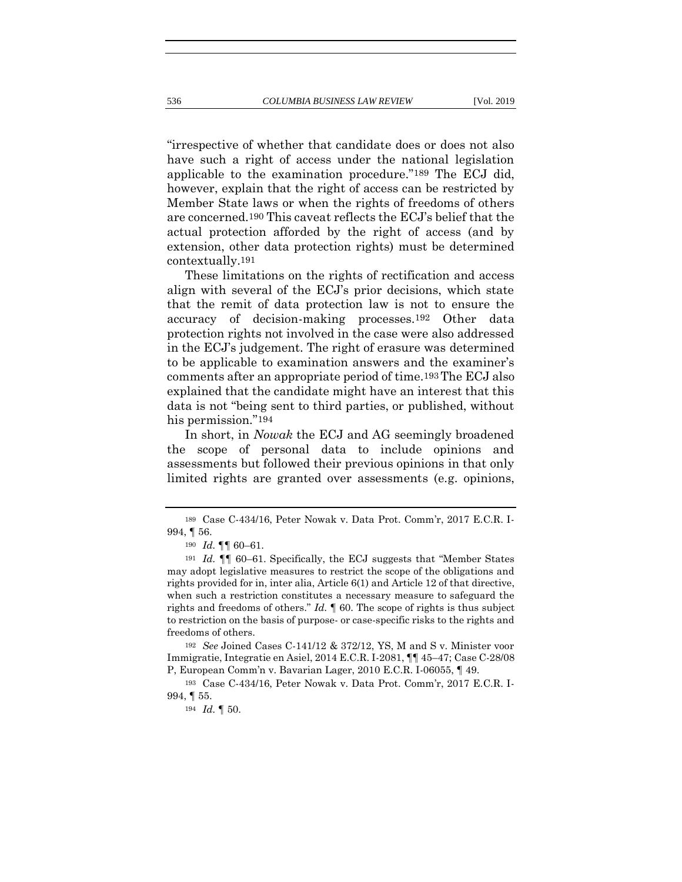"irrespective of whether that candidate does or does not also have such a right of access under the national legislation applicable to the examination procedure."[189] The ECJ did, however, explain that the right of access can be restricted by Member State laws or when the rights of freedoms of others are concerned.[190] This caveat reflects the ECJ's belief that the actual protection afforded by the right of access (and by extension, other data protection rights) must be determined contextually.[191]

These limitations on the rights of rectification and access align with several of the ECJ's prior decisions, which state that the remit of data protection law is not to ensure the accuracy of decision-making processes.[192] Other data protection rights not involved in the case were also addressed in the ECJ's judgement. The right of erasure was determined to be applicable to examination answers and the examiner's comments after an appropriate period of time.[193] The ECJ also explained that the candidate might have an interest that this data is not "being sent to third parties, or published, without his permission."[194]

In short, in *Nowak* the ECJ and AG seemingly broadened the scope of personal data to include opinions and assessments but followed their previous opinions in that only limited rights are granted over assessments (e.g. opinions,

---

[189] Case C-434/16, Peter Nowak v. Data Prot. Comm'r, 2017 E.C.R. I-994, ¶ 56.

[190] *Id.* ¶¶ 60–61.

[191] *Id.* ¶¶ 60–61. Specifically, the ECJ suggests that "Member States may adopt legislative measures to restrict the scope of the obligations and rights provided for in, inter alia, Article 6(1) and Article 12 of that directive, when such a restriction constitutes a necessary measure to safeguard the rights and freedoms of others." *Id.* ¶ 60. The scope of rights is thus subject to restriction on the basis of purpose- or case-specific risks to the rights and freedoms of others.

[192] *See* Joined Cases C-141/12 & 372/12, YS, M and S v. Minister voor Immigratie, Integratie en Asiel, 2014 E.C.R. I-2081, ¶¶ 45–47; Case C-28/08 P, European Comm'n v. Bavarian Lager, 2010 E.C.R. I-06055, ¶ 49.

[193] Case C-434/16, Peter Nowak v. Data Prot. Comm'r, 2017 E.C.R. I-994, ¶ 55.

[194] *Id.* ¶ 50.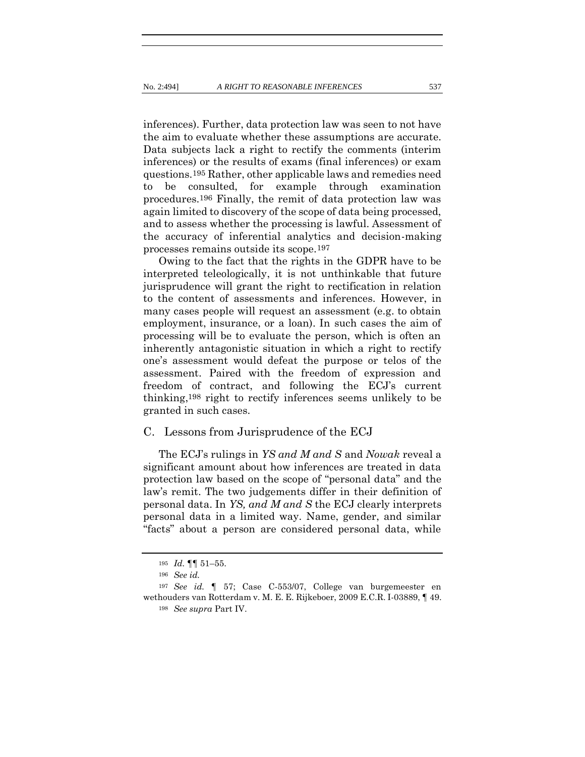inferences). Further, data protection law was seen to not have the aim to evaluate whether these assumptions are accurate. Data subjects lack a right to rectify the comments (interim inferences) or the results of exams (final inferences) or exam questions.[195] Rather, other applicable laws and remedies need to be consulted, for example through examination procedures.[196] Finally, the remit of data protection law was again limited to discovery of the scope of data being processed, and to assess whether the processing is lawful. Assessment of the accuracy of inferential analytics and decision-making processes remains outside its scope.[197]

Owing to the fact that the rights in the GDPR have to be interpreted teleologically, it is not unthinkable that future jurisprudence will grant the right to rectification in relation to the content of assessments and inferences. However, in many cases people will request an assessment (e.g. to obtain employment, insurance, or a loan). In such cases the aim of processing will be to evaluate the person, which is often an inherently antagonistic situation in which a right to rectify one's assessment would defeat the purpose or telos of the assessment. Paired with the freedom of expression and freedom of contract, and following the ECJ's current thinking,[198] right to rectify inferences seems unlikely to be granted in such cases.

### C. Lessons from Jurisprudence of the ECJ

The ECJ's rulings in *YS and M and S* and *Nowak* reveal a significant amount about how inferences are treated in data protection law based on the scope of "personal data" and the law's remit. The two judgements differ in their definition of personal data. In *YS, and M and S* the ECJ clearly interprets personal data in a limited way. Name, gender, and similar "facts" about a person are considered personal data, while

---

[195] *Id.* ¶¶ 51–55.

[196] *See id.*

[197] *See id.* ¶ 57; Case C-553/07, College van burgemeester en wethouders van Rotterdam v. M. E. E. Rijkeboer, 2009 E.C.R. I-03889, ¶ 49.

[198] *See supra* Part IV.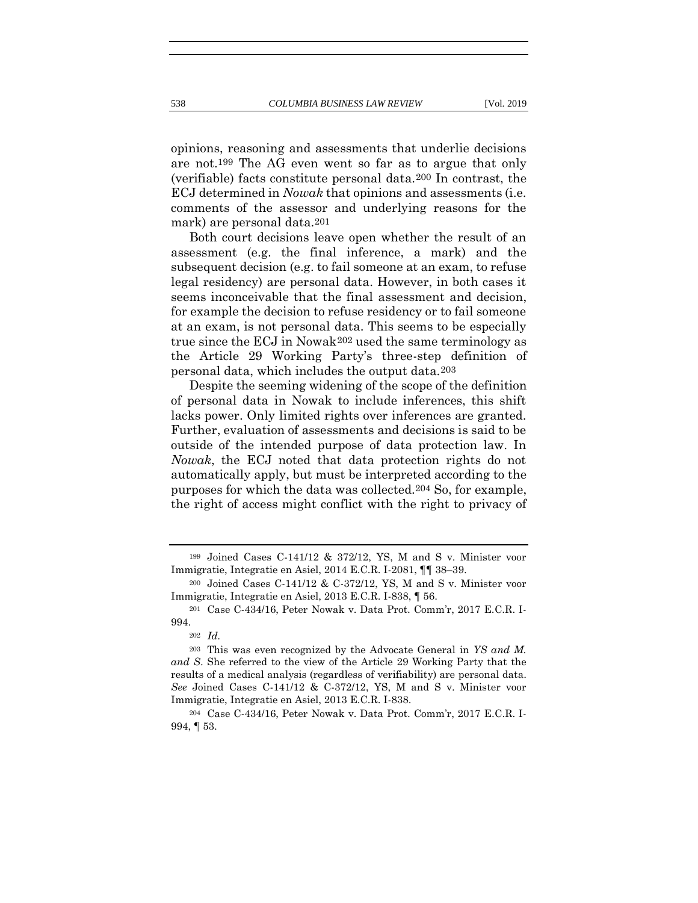opinions, reasoning and assessments that underlie decisions are not.[199] The AG even went so far as to argue that only (verifiable) facts constitute personal data.[200] In contrast, the ECJ determined in *Nowak* that opinions and assessments (i.e. comments of the assessor and underlying reasons for the mark) are personal data.[201]

Both court decisions leave open whether the result of an assessment (e.g. the final inference, a mark) and the subsequent decision (e.g. to fail someone at an exam, to refuse legal residency) are personal data. However, in both cases it seems inconceivable that the final assessment and decision, for example the decision to refuse residency or to fail someone at an exam, is not personal data. This seems to be especially true since the ECJ in Nowak[202] used the same terminology as the Article 29 Working Party's three-step definition of personal data, which includes the output data.[203]

Despite the seeming widening of the scope of the definition of personal data in Nowak to include inferences, this shift lacks power. Only limited rights over inferences are granted. Further, evaluation of assessments and decisions is said to be outside of the intended purpose of data protection law. In *Nowak*, the ECJ noted that data protection rights do not automatically apply, but must be interpreted according to the purposes for which the data was collected.[204] So, for example, the right of access might conflict with the right to privacy of

---

[199] Joined Cases C-141/12 & 372/12, YS, M and S v. Minister voor Immigratie, Integratie en Asiel, 2014 E.C.R. I-2081, ¶¶ 38–39.

[200] Joined Cases C-141/12 & C-372/12, YS, M and S v. Minister voor Immigratie, Integratie en Asiel, 2013 E.C.R. I-838, ¶ 56.

[201] Case C-434/16, Peter Nowak v. Data Prot. Comm'r, 2017 E.C.R. I-994.

[202] *Id.*

[203] This was even recognized by the Advocate General in *YS and M. and S*. She referred to the view of the Article 29 Working Party that the results of a medical analysis (regardless of verifiability) are personal data. *See* Joined Cases C-141/12 & C-372/12, YS, M and S v. Minister voor Immigratie, Integratie en Asiel, 2013 E.C.R. I-838.

[204] Case C-434/16, Peter Nowak v. Data Prot. Comm'r, 2017 E.C.R. I-994, ¶ 53.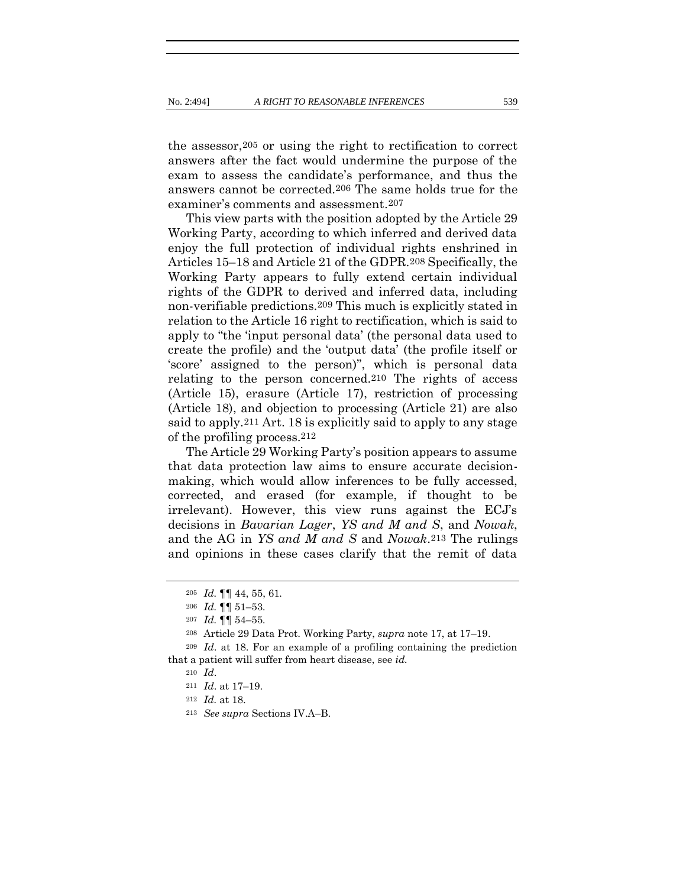the assessor,[205] or using the right to rectification to correct answers after the fact would undermine the purpose of the exam to assess the candidate's performance, and thus the answers cannot be corrected.[206] The same holds true for the examiner's comments and assessment.[207]

This view parts with the position adopted by the Article 29 Working Party, according to which inferred and derived data enjoy the full protection of individual rights enshrined in Articles 15–18 and Article 21 of the GDPR.[208] Specifically, the Working Party appears to fully extend certain individual rights of the GDPR to derived and inferred data, including non-verifiable predictions.[209] This much is explicitly stated in relation to the Article 16 right to rectification, which is said to apply to "the 'input personal data' (the personal data used to create the profile) and the 'output data' (the profile itself or 'score' assigned to the person)", which is personal data relating to the person concerned.[210] The rights of access (Article 15), erasure (Article 17), restriction of processing (Article 18), and objection to processing (Article 21) are also said to apply.[211] Art. 18 is explicitly said to apply to any stage of the profiling process.[212]

The Article 29 Working Party's position appears to assume that data protection law aims to ensure accurate decision-making, which would allow inferences to be fully accessed, corrected, and erased (for example, if thought to be irrelevant). However, this view runs against the ECJ's decisions in *Bavarian Lager*, *YS and M and S*, and *Nowak*, and the AG in *YS and M and S* and *Nowak*.[213] The rulings and opinions in these cases clarify that the remit of data

---

[205] *Id.* ¶¶ 44, 55, 61.

[206] *Id.* ¶¶ 51–53.

[207] *Id.* ¶¶ 54–55.

[208] Article 29 Data Prot. Working Party, *supra* note 17, at 17–19.

[209] *Id*. at 18. For an example of a profiling containing the prediction that a patient will suffer from heart disease, see *id.*

[210] *Id*.

[211] *Id*. at 17–19.

[212] *Id*. at 18.

[213] *See supra* Sections IV.A–B.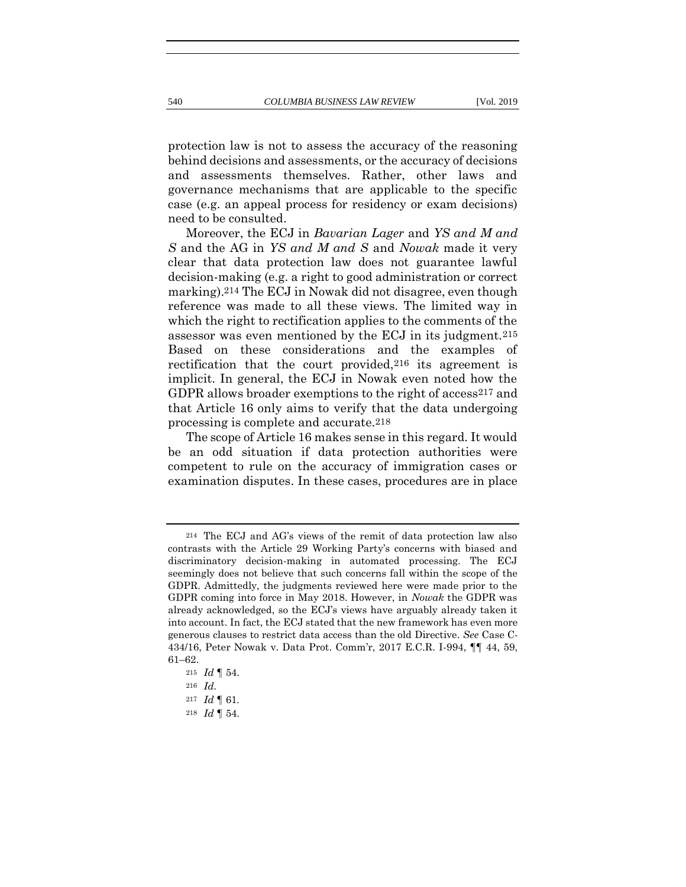protection law is not to assess the accuracy of the reasoning behind decisions and assessments, or the accuracy of decisions and assessments themselves. Rather, other laws and governance mechanisms that are applicable to the specific case (e.g. an appeal process for residency or exam decisions) need to be consulted.

Moreover, the ECJ in *Bavarian Lager* and *YS and M and S* and the AG in *YS and M and S* and *Nowak* made it very clear that data protection law does not guarantee lawful decision-making (e.g. a right to good administration or correct marking).[214] The ECJ in Nowak did not disagree, even though reference was made to all these views. The limited way in which the right to rectification applies to the comments of the assessor was even mentioned by the ECJ in its judgment.[215] Based on these considerations and the examples of rectification that the court provided,[216] its agreement is implicit. In general, the ECJ in Nowak even noted how the GDPR allows broader exemptions to the right of access[217] and that Article 16 only aims to verify that the data undergoing processing is complete and accurate.[218]

The scope of Article 16 makes sense in this regard. It would be an odd situation if data protection authorities were competent to rule on the accuracy of immigration cases or examination disputes. In these cases, procedures are in place

---

[214] The ECJ and AG's views of the remit of data protection law also contrasts with the Article 29 Working Party's concerns with biased and discriminatory decision-making in automated processing. The ECJ seemingly does not believe that such concerns fall within the scope of the GDPR. Admittedly, the judgments reviewed here were made prior to the GDPR coming into force in May 2018. However, in *Nowak* the GDPR was already acknowledged, so the ECJ's views have arguably already taken it into account. In fact, the ECJ stated that the new framework has even more generous clauses to restrict data access than the old Directive. *See* Case C-434/16, Peter Nowak v. Data Prot. Comm'r, 2017 E.C.R. I-994, ¶¶ 44, 59, 61–62.

[215] *Id* ¶ 54.

[216] *Id.*

[217] *Id* ¶ 61.

[218] *Id* ¶ 54.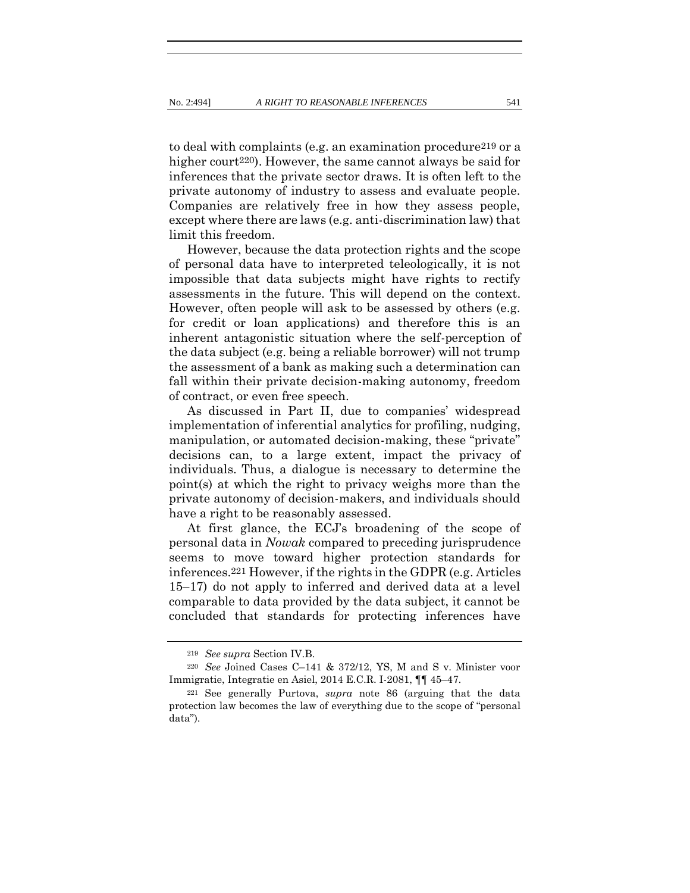to deal with complaints (e.g. an examination procedure[219] or a higher court[220]). However, the same cannot always be said for inferences that the private sector draws. It is often left to the private autonomy of industry to assess and evaluate people. Companies are relatively free in how they assess people, except where there are laws (e.g. anti-discrimination law) that limit this freedom.

However, because the data protection rights and the scope of personal data have to interpreted teleologically, it is not impossible that data subjects might have rights to rectify assessments in the future. This will depend on the context. However, often people will ask to be assessed by others (e.g. for credit or loan applications) and therefore this is an inherent antagonistic situation where the self-perception of the data subject (e.g. being a reliable borrower) will not trump the assessment of a bank as making such a determination can fall within their private decision-making autonomy, freedom of contract, or even free speech.

As discussed in Part II, due to companies' widespread implementation of inferential analytics for profiling, nudging, manipulation, or automated decision-making, these "private" decisions can, to a large extent, impact the privacy of individuals. Thus, a dialogue is necessary to determine the point(s) at which the right to privacy weighs more than the private autonomy of decision-makers, and individuals should have a right to be reasonably assessed.

At first glance, the ECJ's broadening of the scope of personal data in *Nowak* compared to preceding jurisprudence seems to move toward higher protection standards for inferences.[221] However, if the rights in the GDPR (e.g. Articles 15–17) do not apply to inferred and derived data at a level comparable to data provided by the data subject, it cannot be concluded that standards for protecting inferences have

---

[219] *See supra* Section IV.B.

[220] *See* Joined Cases C–141 & 372/12, YS, M and S v. Minister voor Immigratie, Integratie en Asiel, 2014 E.C.R. I-2081, ¶¶ 45–47.

[221] See generally Purtova, *supra* note 86 (arguing that the data protection law becomes the law of everything due to the scope of "personal data").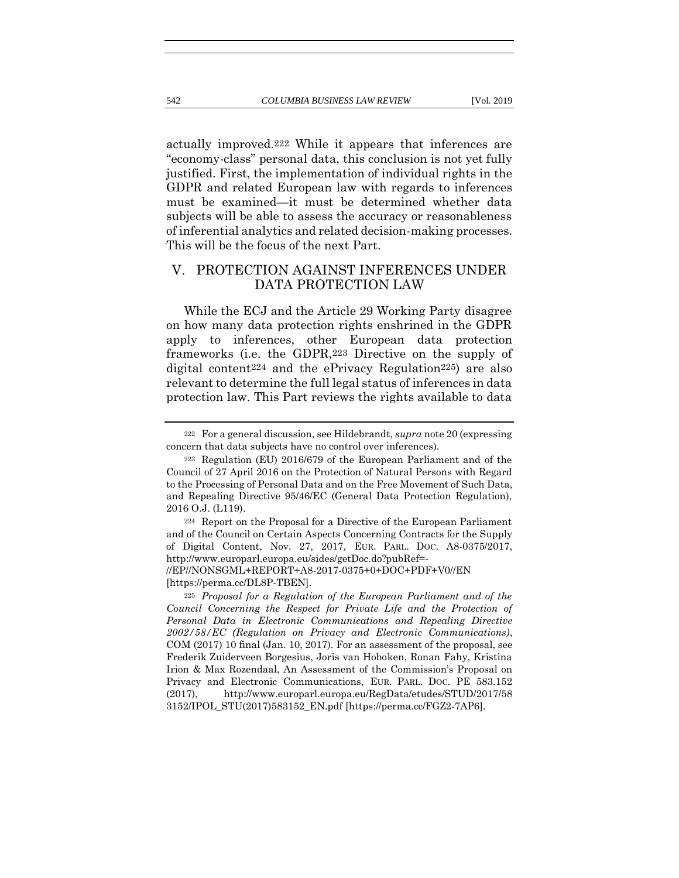actually improved.[222] While it appears that inferences are "economy-class" personal data, this conclusion is not yet fully justified. First, the implementation of individual rights in the GDPR and related European law with regards to inferences must be examined—it must be determined whether data subjects will be able to assess the accuracy or reasonableness of inferential analytics and related decision-making processes. This will be the focus of the next Part.

## V. PROTECTION AGAINST INFERENCES UNDER DATA PROTECTION LAW

While the ECJ and the Article 29 Working Party disagree on how many data protection rights enshrined in the GDPR apply to inferences, other European data protection frameworks (i.e. the GDPR,[223] Directive on the supply of digital content[224] and the ePrivacy Regulation[225]) are also relevant to determine the full legal status of inferences in data protection law. This Part reviews the rights available to data

---

[222] For a general discussion, see Hildebrandt, *supra* note 20 (expressing concern that data subjects have no control over inferences).

[223] Regulation (EU) 2016/679 of the European Parliament and of the Council of 27 April 2016 on the Protection of Natural Persons with Regard to the Processing of Personal Data and on the Free Movement of Such Data, and Repealing Directive 95/46/EC (General Data Protection Regulation), 2016 O.J. (L119).

[224] Report on the Proposal for a Directive of the European Parliament and of the Council on Certain Aspects Concerning Contracts for the Supply of Digital Content, Nov. 27, 2017, EUR. PARL. DOC. A8-0375/2017, http://www.europarl.europa.eu/sides/getDoc.do?pubRef=-//EP//NONSGML+REPORT+A8-2017-0375+0+DOC+PDF+V0//EN [https://perma.cc/DL8P-TBEN].

[225] *Proposal for a Regulation of the European Parliament and of the Council Concerning the Respect for Private Life and the Protection of Personal Data in Electronic Communications and Repealing Directive 2002/58/EC (Regulation on Privacy and Electronic Communications)*, COM (2017) 10 final (Jan. 10, 2017). For an assessment of the proposal, see Frederik Zuiderveen Borgesius, Joris van Hoboken, Ronan Fahy, Kristina Irion & Max Rozendaal, An Assessment of the Commission's Proposal on Privacy and Electronic Communications, EUR. PARL. DOC. PE 583.152 (2017), http://www.europarl.europa.eu/RegData/etudes/STUD/2017/583152/IPOL_STU(2017)583152_EN.pdf [https://perma.cc/FGZ2-7AP6].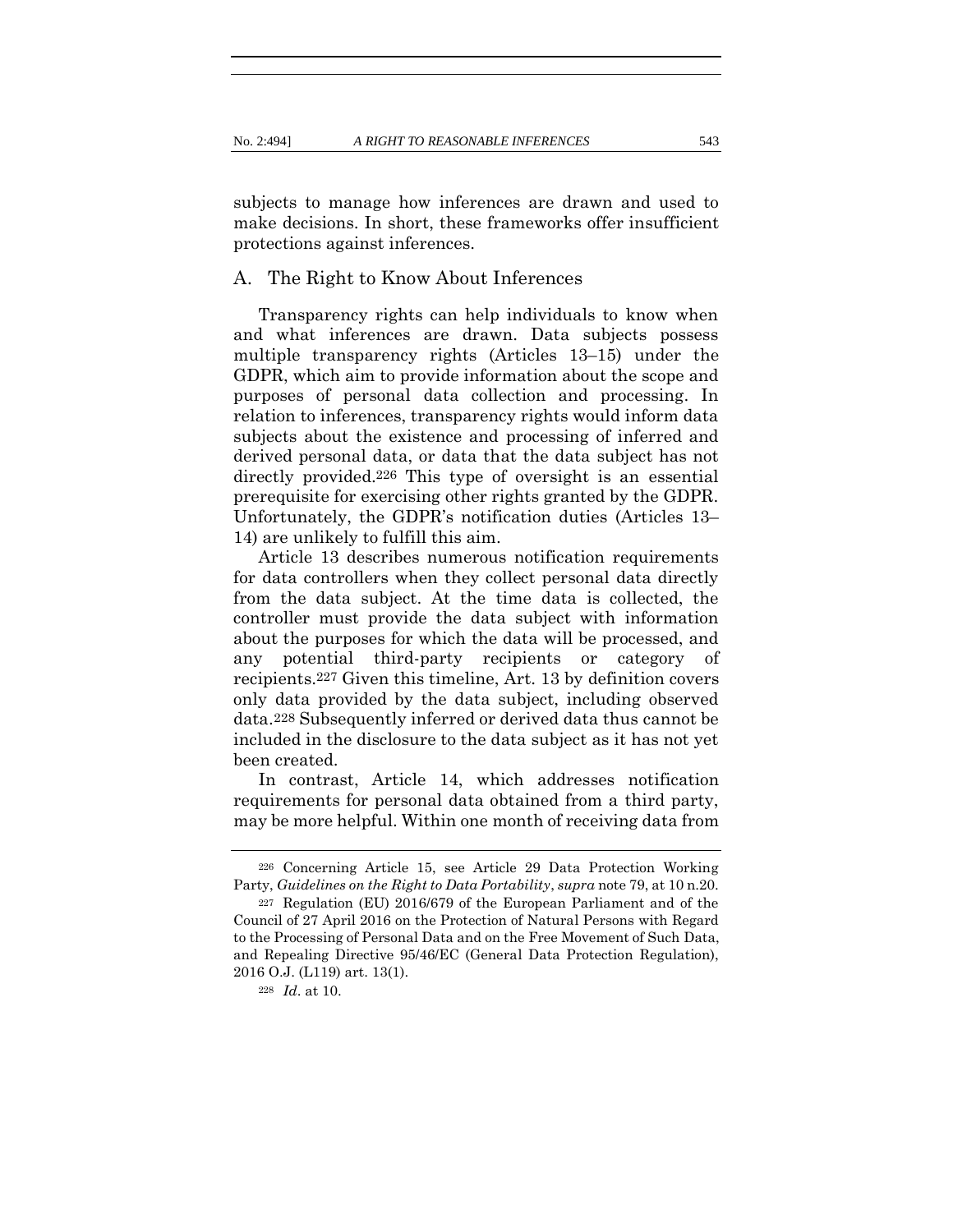subjects to manage how inferences are drawn and used to make decisions. In short, these frameworks offer insufficient protections against inferences.

## A. The Right to Know About Inferences

Transparency rights can help individuals to know when and what inferences are drawn. Data subjects possess multiple transparency rights (Articles 13–15) under the GDPR, which aim to provide information about the scope and purposes of personal data collection and processing. In relation to inferences, transparency rights would inform data subjects about the existence and processing of inferred and derived personal data, or data that the data subject has not directly provided.[226] This type of oversight is an essential prerequisite for exercising other rights granted by the GDPR. Unfortunately, the GDPR's notification duties (Articles 13–14) are unlikely to fulfill this aim.

Article 13 describes numerous notification requirements for data controllers when they collect personal data directly from the data subject. At the time data is collected, the controller must provide the data subject with information about the purposes for which the data will be processed, and any potential third-party recipients or category of recipients.[227] Given this timeline, Art. 13 by definition covers only data provided by the data subject, including observed data.[228] Subsequently inferred or derived data thus cannot be included in the disclosure to the data subject as it has not yet been created.

In contrast, Article 14, which addresses notification requirements for personal data obtained from a third party, may be more helpful. Within one month of receiving data from

---

[226] Concerning Article 15, see Article 29 Data Protection Working Party, *Guidelines on the Right to Data Portability*, *supra* note 79, at 10 n.20.

[227] Regulation (EU) 2016/679 of the European Parliament and of the Council of 27 April 2016 on the Protection of Natural Persons with Regard to the Processing of Personal Data and on the Free Movement of Such Data, and Repealing Directive 95/46/EC (General Data Protection Regulation), 2016 O.J. (L119) art. 13(1).

[228] *Id*. at 10.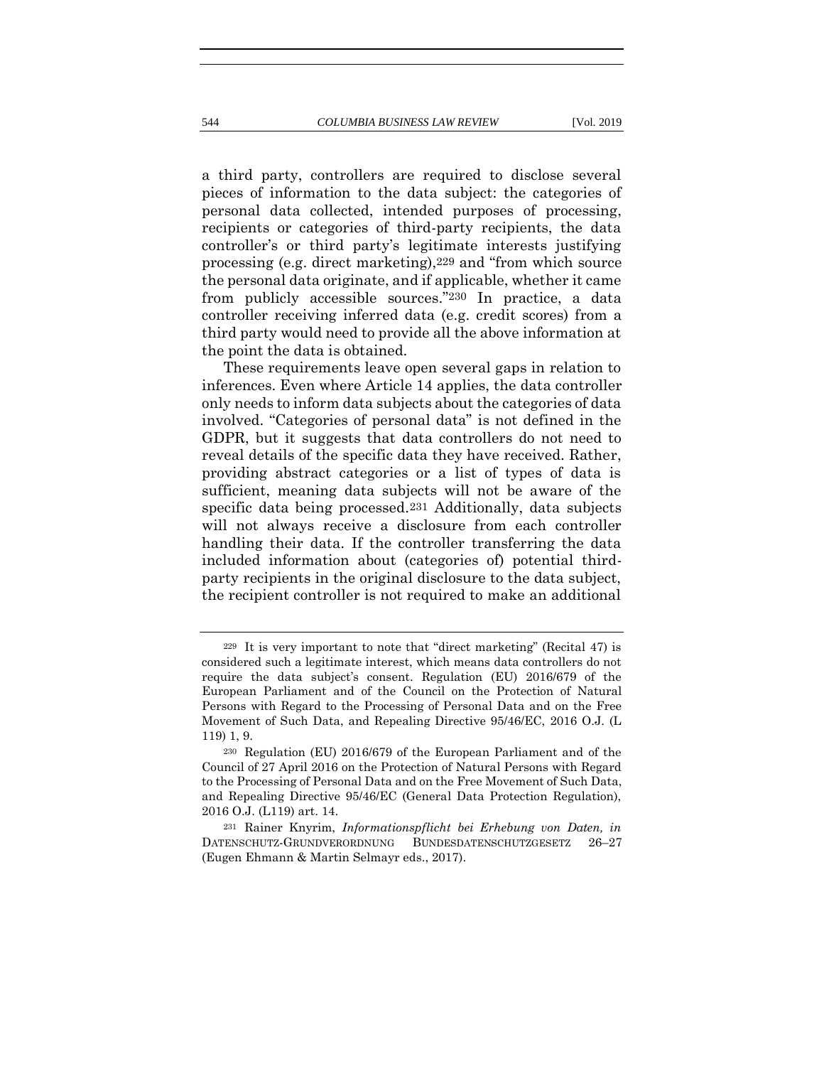a third party, controllers are required to disclose several pieces of information to the data subject: the categories of personal data collected, intended purposes of processing, recipients or categories of third-party recipients, the data controller's or third party's legitimate interests justifying processing (e.g. direct marketing),[229] and "from which source the personal data originate, and if applicable, whether it came from publicly accessible sources."[230] In practice, a data controller receiving inferred data (e.g. credit scores) from a third party would need to provide all the above information at the point the data is obtained.

These requirements leave open several gaps in relation to inferences. Even where Article 14 applies, the data controller only needs to inform data subjects about the categories of data involved. "Categories of personal data" is not defined in the GDPR, but it suggests that data controllers do not need to reveal details of the specific data they have received. Rather, providing abstract categories or a list of types of data is sufficient, meaning data subjects will not be aware of the specific data being processed.[231] Additionally, data subjects will not always receive a disclosure from each controller handling their data. If the controller transferring the data included information about (categories of) potential third-party recipients in the original disclosure to the data subject, the recipient controller is not required to make an additional

---

[229] It is very important to note that "direct marketing" (Recital 47) is considered such a legitimate interest, which means data controllers do not require the data subject's consent. Regulation (EU) 2016/679 of the European Parliament and of the Council on the Protection of Natural Persons with Regard to the Processing of Personal Data and on the Free Movement of Such Data, and Repealing Directive 95/46/EC, 2016 O.J. (L 119) 1, 9.

[230] Regulation (EU) 2016/679 of the European Parliament and of the Council of 27 April 2016 on the Protection of Natural Persons with Regard to the Processing of Personal Data and on the Free Movement of Such Data, and Repealing Directive 95/46/EC (General Data Protection Regulation), 2016 O.J. (L119) art. 14.

[231] Rainer Knyrim, *Informationspflicht bei Erhebung von Daten, in* DATENSCHUTZ-GRUNDVERORDNUNG BUNDESDATENSCHUTZGESETZ 26–27 (Eugen Ehmann & Martin Selmayr eds., 2017).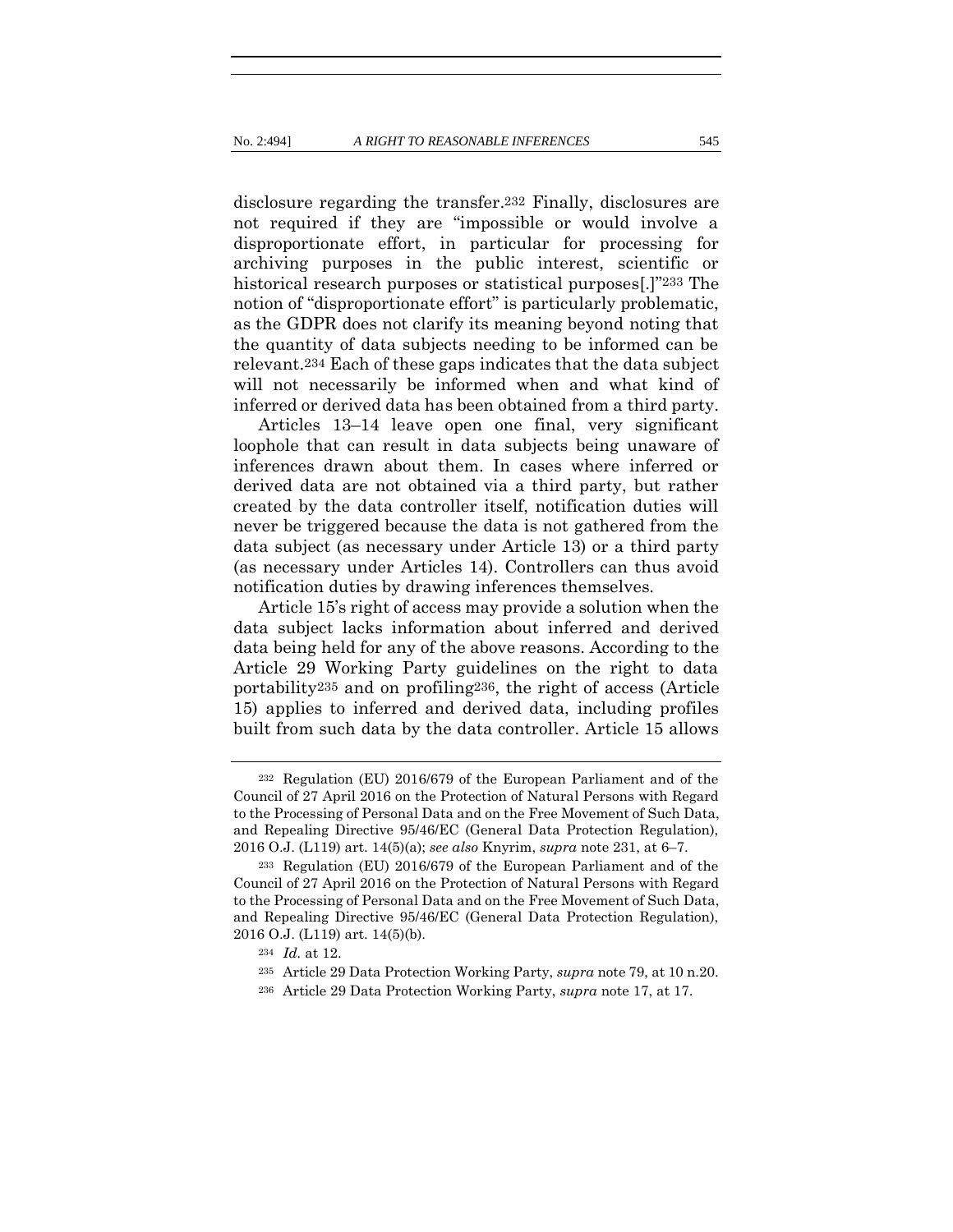disclosure regarding the transfer.[232] Finally, disclosures are not required if they are "impossible or would involve a disproportionate effort, in particular for processing for archiving purposes in the public interest, scientific or historical research purposes or statistical purposes[.]"[233] The notion of "disproportionate effort" is particularly problematic, as the GDPR does not clarify its meaning beyond noting that the quantity of data subjects needing to be informed can be relevant.[234] Each of these gaps indicates that the data subject will not necessarily be informed when and what kind of inferred or derived data has been obtained from a third party.

Articles 13–14 leave open one final, very significant loophole that can result in data subjects being unaware of inferences drawn about them. In cases where inferred or derived data are not obtained via a third party, but rather created by the data controller itself, notification duties will never be triggered because the data is not gathered from the data subject (as necessary under Article 13) or a third party (as necessary under Articles 14). Controllers can thus avoid notification duties by drawing inferences themselves.

Article 15's right of access may provide a solution when the data subject lacks information about inferred and derived data being held for any of the above reasons. According to the Article 29 Working Party guidelines on the right to data portability[235] and on profiling[236], the right of access (Article 15) applies to inferred and derived data, including profiles built from such data by the data controller. Article 15 allows

---

[232] Regulation (EU) 2016/679 of the European Parliament and of the Council of 27 April 2016 on the Protection of Natural Persons with Regard to the Processing of Personal Data and on the Free Movement of Such Data, and Repealing Directive 95/46/EC (General Data Protection Regulation), 2016 O.J. (L119) art. 14(5)(a); *see also* Knyrim, *supra* note 231, at 6–7.

[233] Regulation (EU) 2016/679 of the European Parliament and of the Council of 27 April 2016 on the Protection of Natural Persons with Regard to the Processing of Personal Data and on the Free Movement of Such Data, and Repealing Directive 95/46/EC (General Data Protection Regulation), 2016 O.J. (L119) art. 14(5)(b).

[234] *Id.* at 12.

[235] Article 29 Data Protection Working Party, *supra* note 79, at 10 n.20.

[236] Article 29 Data Protection Working Party, *supra* note 17, at 17.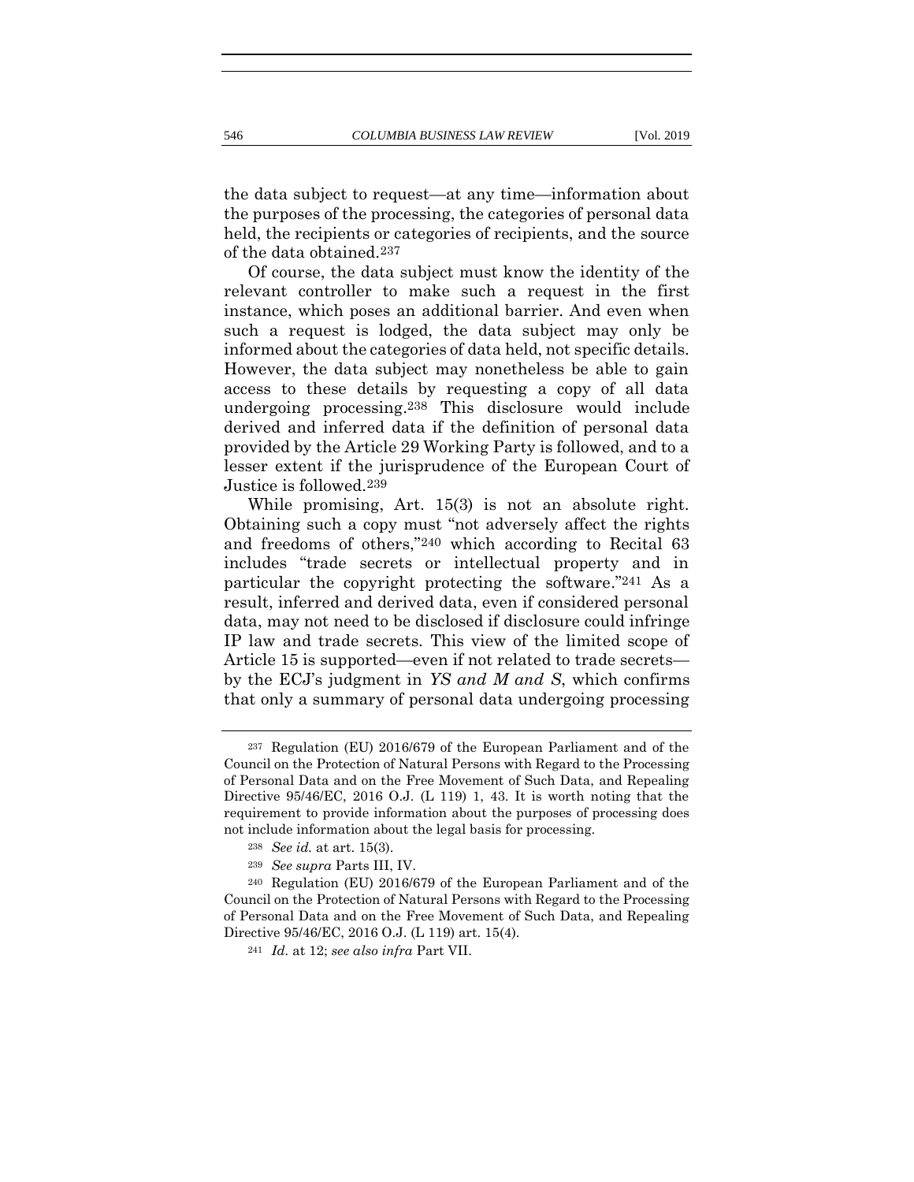the data subject to request—at any time—information about the purposes of the processing, the categories of personal data held, the recipients or categories of recipients, and the source of the data obtained.[237]

Of course, the data subject must know the identity of the relevant controller to make such a request in the first instance, which poses an additional barrier. And even when such a request is lodged, the data subject may only be informed about the categories of data held, not specific details. However, the data subject may nonetheless be able to gain access to these details by requesting a copy of all data undergoing processing.[238] This disclosure would include derived and inferred data if the definition of personal data provided by the Article 29 Working Party is followed, and to a lesser extent if the jurisprudence of the European Court of Justice is followed.[239]

While promising, Art. 15(3) is not an absolute right. Obtaining such a copy must "not adversely affect the rights and freedoms of others,"[240] which according to Recital 63 includes "trade secrets or intellectual property and in particular the copyright protecting the software."[241] As a result, inferred and derived data, even if considered personal data, may not need to be disclosed if disclosure could infringe IP law and trade secrets. This view of the limited scope of Article 15 is supported—even if not related to trade secrets—by the ECJ's judgment in *YS and M and S*, which confirms that only a summary of personal data undergoing processing

---

[237] Regulation (EU) 2016/679 of the European Parliament and of the Council on the Protection of Natural Persons with Regard to the Processing of Personal Data and on the Free Movement of Such Data, and Repealing Directive 95/46/EC, 2016 O.J. (L 119) 1, 43. It is worth noting that the requirement to provide information about the purposes of processing does not include information about the legal basis for processing.

[238] *See id.* at art. 15(3).

[239] *See supra* Parts III, IV.

[240] Regulation (EU) 2016/679 of the European Parliament and of the Council on the Protection of Natural Persons with Regard to the Processing of Personal Data and on the Free Movement of Such Data, and Repealing Directive 95/46/EC, 2016 O.J. (L 119) art. 15(4).

[241] *Id.* at 12; *see also infra* Part VII.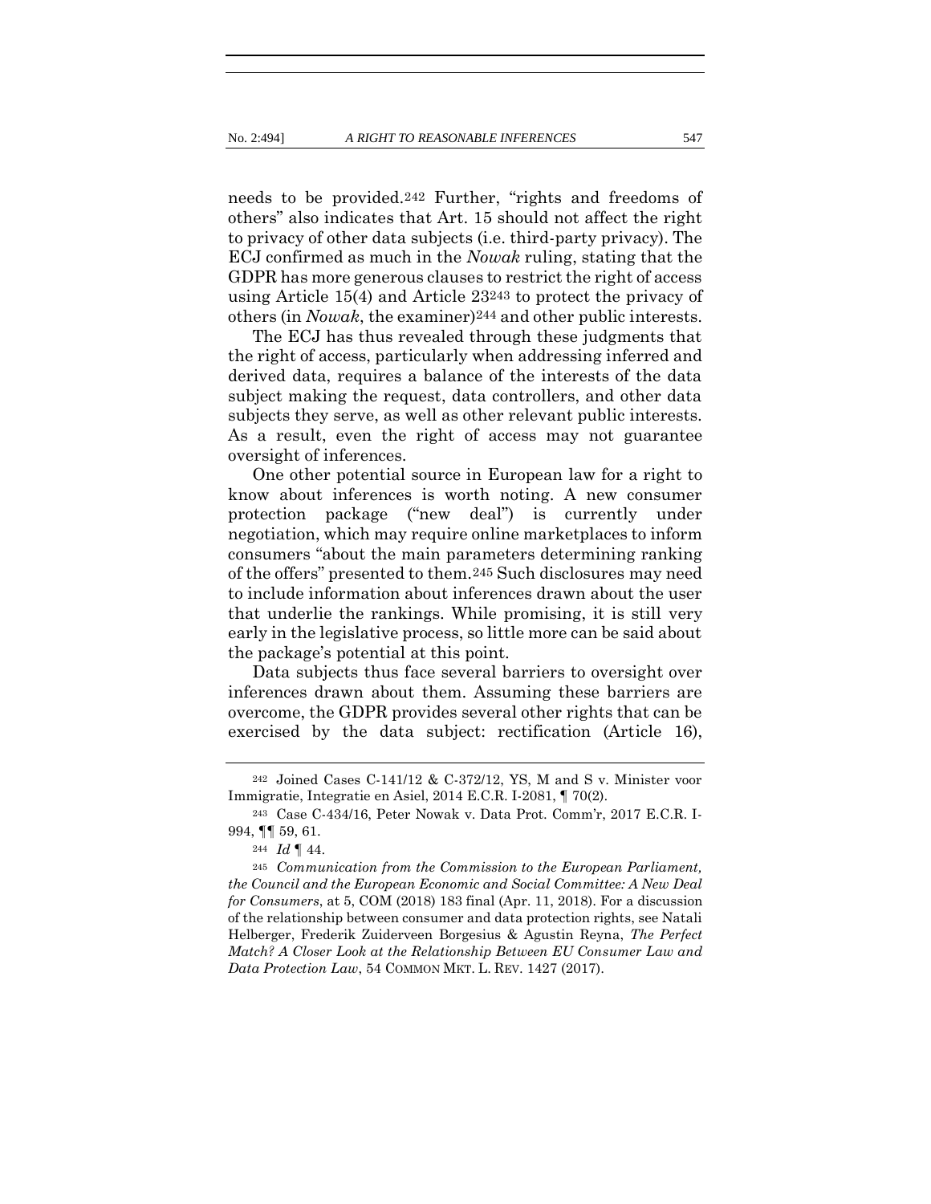needs to be provided.[242] Further, "rights and freedoms of others" also indicates that Art. 15 should not affect the right to privacy of other data subjects (i.e. third-party privacy). The ECJ confirmed as much in the *Nowak* ruling, stating that the GDPR has more generous clauses to restrict the right of access using Article 15(4) and Article 23[243] to protect the privacy of others (in *Nowak*, the examiner)[244] and other public interests.

The ECJ has thus revealed through these judgments that the right of access, particularly when addressing inferred and derived data, requires a balance of the interests of the data subject making the request, data controllers, and other data subjects they serve, as well as other relevant public interests. As a result, even the right of access may not guarantee oversight of inferences.

One other potential source in European law for a right to know about inferences is worth noting. A new consumer protection package ("new deal") is currently under negotiation, which may require online marketplaces to inform consumers "about the main parameters determining ranking of the offers" presented to them.[245] Such disclosures may need to include information about inferences drawn about the user that underlie the rankings. While promising, it is still very early in the legislative process, so little more can be said about the package's potential at this point.

Data subjects thus face several barriers to oversight over inferences drawn about them. Assuming these barriers are overcome, the GDPR provides several other rights that can be exercised by the data subject: rectification (Article 16),

---

[242] Joined Cases C-141/12 & C-372/12, YS, M and S v. Minister voor Immigratie, Integratie en Asiel, 2014 E.C.R. I-2081, ¶ 70(2).

[243] Case C-434/16, Peter Nowak v. Data Prot. Comm'r, 2017 E.C.R. I-994, ¶¶ 59, 61.

[244] *Id* ¶ 44.

[245] *Communication from the Commission to the European Parliament, the Council and the European Economic and Social Committee: A New Deal for Consumers*, at 5, COM (2018) 183 final (Apr. 11, 2018). For a discussion of the relationship between consumer and data protection rights, see Natali Helberger, Frederik Zuiderveen Borgesius & Agustin Reyna, *The Perfect Match? A Closer Look at the Relationship Between EU Consumer Law and Data Protection Law*, 54 COMMON MKT. L. REV. 1427 (2017).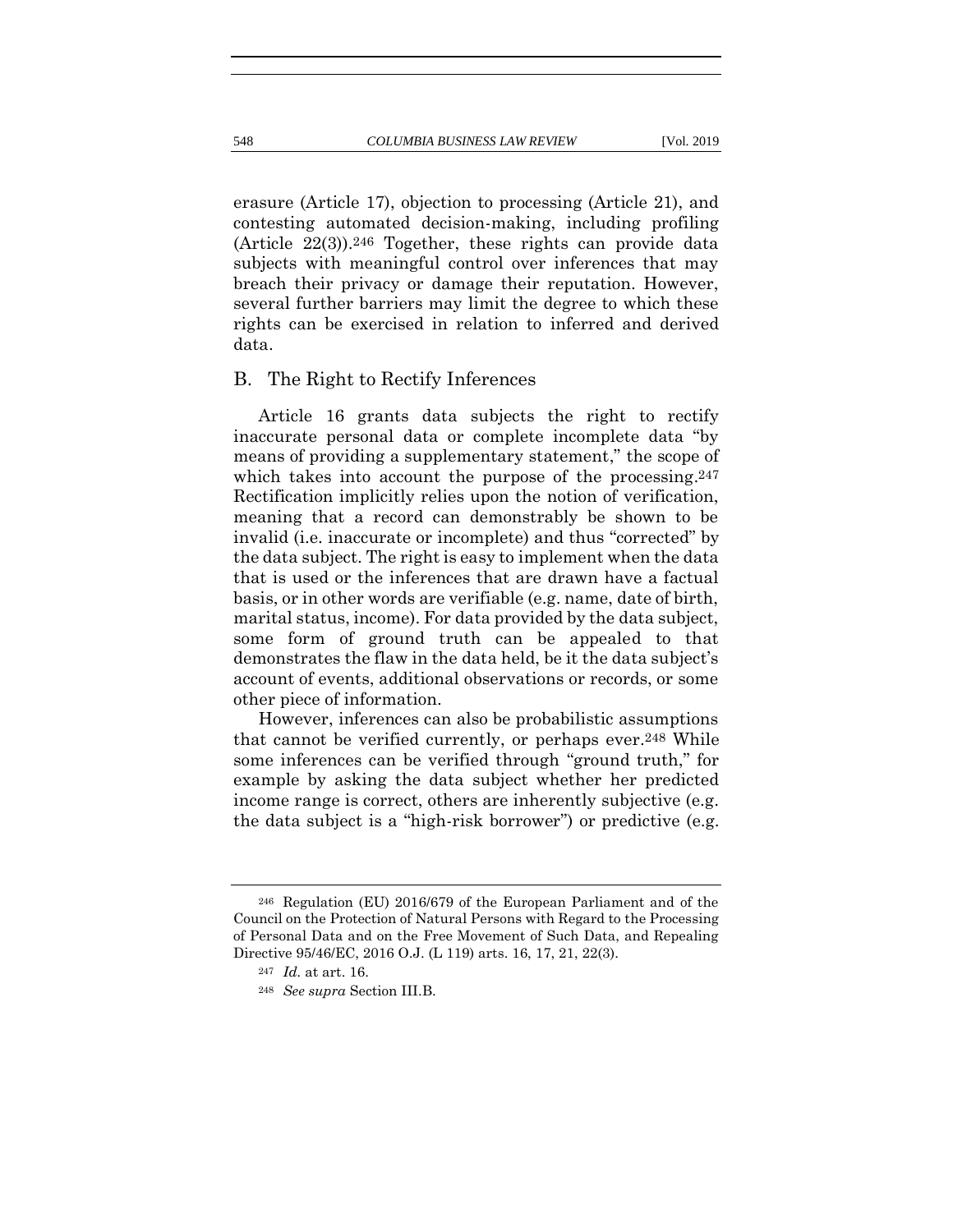erasure (Article 17), objection to processing (Article 21), and contesting automated decision-making, including profiling (Article 22(3)).[246] Together, these rights can provide data subjects with meaningful control over inferences that may breach their privacy or damage their reputation. However, several further barriers may limit the degree to which these rights can be exercised in relation to inferred and derived data.

## B. The Right to Rectify Inferences

Article 16 grants data subjects the right to rectify inaccurate personal data or complete incomplete data "by means of providing a supplementary statement," the scope of which takes into account the purpose of the processing.[247] Rectification implicitly relies upon the notion of verification, meaning that a record can demonstrably be shown to be invalid (i.e. inaccurate or incomplete) and thus "corrected" by the data subject. The right is easy to implement when the data that is used or the inferences that are drawn have a factual basis, or in other words are verifiable (e.g. name, date of birth, marital status, income). For data provided by the data subject, some form of ground truth can be appealed to that demonstrates the flaw in the data held, be it the data subject's account of events, additional observations or records, or some other piece of information.

However, inferences can also be probabilistic assumptions that cannot be verified currently, or perhaps ever.[248] While some inferences can be verified through "ground truth," for example by asking the data subject whether her predicted income range is correct, others are inherently subjective (e.g. the data subject is a "high-risk borrower") or predictive (e.g.

---

[246] Regulation (EU) 2016/679 of the European Parliament and of the Council on the Protection of Natural Persons with Regard to the Processing of Personal Data and on the Free Movement of Such Data, and Repealing Directive 95/46/EC, 2016 O.J. (L 119) arts. 16, 17, 21, 22(3).

[247] *Id.* at art. 16.

[248] *See supra* Section III.B.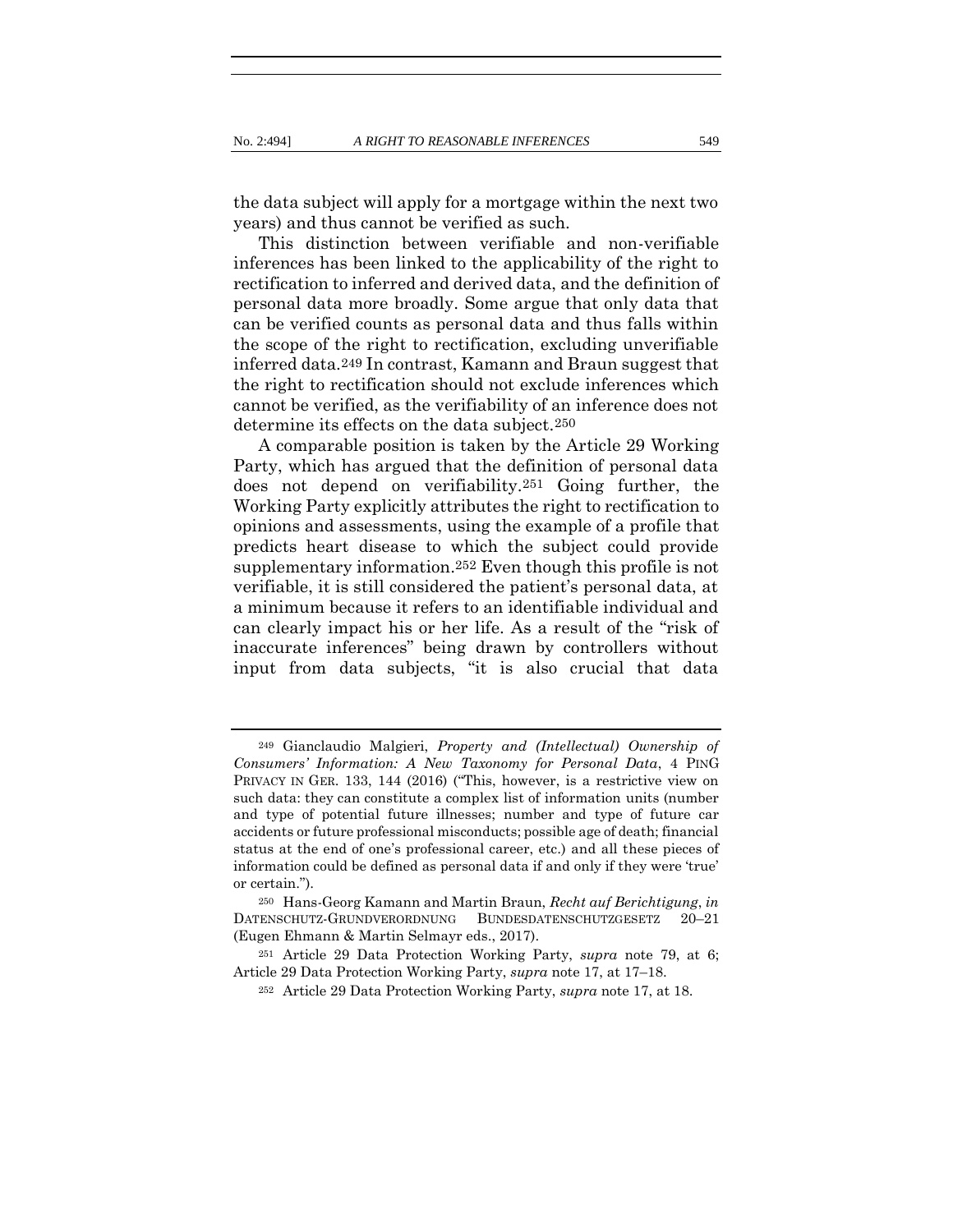the data subject will apply for a mortgage within the next two years) and thus cannot be verified as such.

This distinction between verifiable and non-verifiable inferences has been linked to the applicability of the right to rectification to inferred and derived data, and the definition of personal data more broadly. Some argue that only data that can be verified counts as personal data and thus falls within the scope of the right to rectification, excluding unverifiable inferred data.[249] In contrast, Kamann and Braun suggest that the right to rectification should not exclude inferences which cannot be verified, as the verifiability of an inference does not determine its effects on the data subject.[250]

A comparable position is taken by the Article 29 Working Party, which has argued that the definition of personal data does not depend on verifiability.[251] Going further, the Working Party explicitly attributes the right to rectification to opinions and assessments, using the example of a profile that predicts heart disease to which the subject could provide supplementary information.[252] Even though this profile is not verifiable, it is still considered the patient's personal data, at a minimum because it refers to an identifiable individual and can clearly impact his or her life. As a result of the "risk of inaccurate inferences" being drawn by controllers without input from data subjects, "it is also crucial that data

---

[249] Gianclaudio Malgieri, *Property and (Intellectual) Ownership of Consumers' Information: A New Taxonomy for Personal Data*, 4 PING PRIVACY IN GER. 133, 144 (2016) ("This, however, is a restrictive view on such data: they can constitute a complex list of information units (number and type of potential future illnesses; number and type of future car accidents or future professional misconducts; possible age of death; financial status at the end of one's professional career, etc.) and all these pieces of information could be defined as personal data if and only if they were 'true' or certain.").

[250] Hans-Georg Kamann and Martin Braun, *Recht auf Berichtigung*, *in* DATENSCHUTZ-GRUNDVERORDNUNG BUNDESDATENSCHUTZGESETZ 20–21 (Eugen Ehmann & Martin Selmayr eds., 2017).

[251] Article 29 Data Protection Working Party, *supra* note 79, at 6; Article 29 Data Protection Working Party, *supra* note 17, at 17–18.

[252] Article 29 Data Protection Working Party, *supra* note 17, at 18.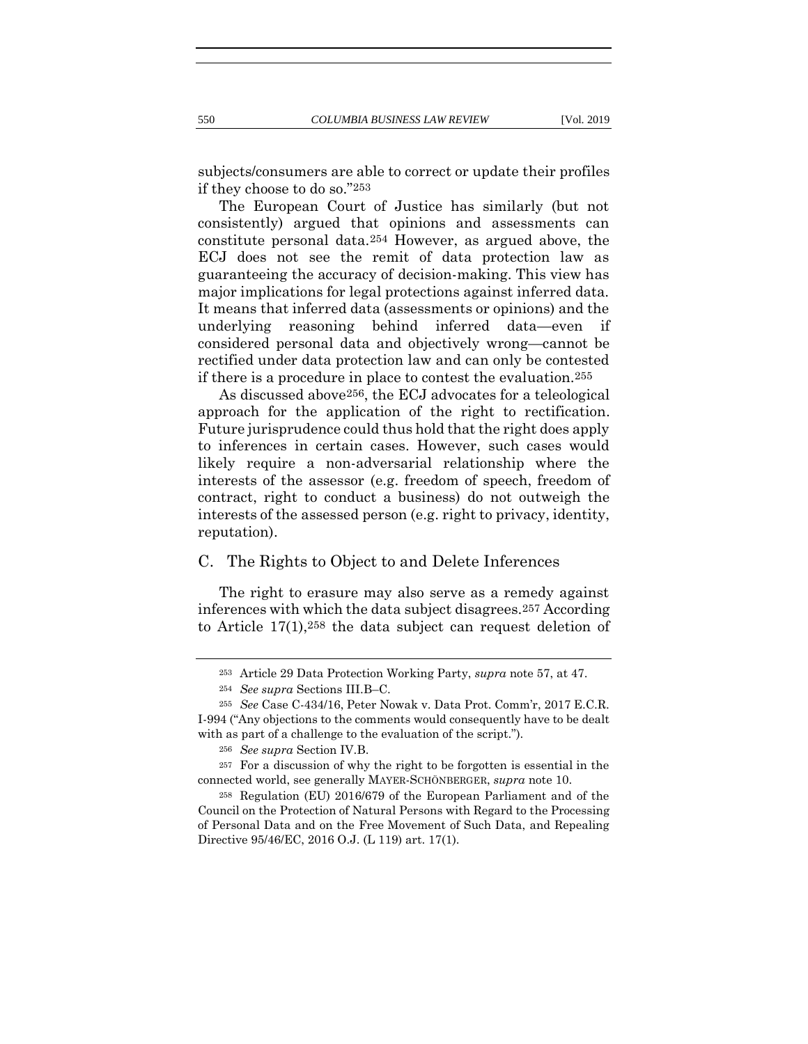subjects/consumers are able to correct or update their profiles if they choose to do so."[253]

The European Court of Justice has similarly (but not consistently) argued that opinions and assessments can constitute personal data.[254] However, as argued above, the ECJ does not see the remit of data protection law as guaranteeing the accuracy of decision-making. This view has major implications for legal protections against inferred data. It means that inferred data (assessments or opinions) and the underlying reasoning behind inferred data—even if considered personal data and objectively wrong—cannot be rectified under data protection law and can only be contested if there is a procedure in place to contest the evaluation.[255]

As discussed above[256], the ECJ advocates for a teleological approach for the application of the right to rectification. Future jurisprudence could thus hold that the right does apply to inferences in certain cases. However, such cases would likely require a non-adversarial relationship where the interests of the assessor (e.g. freedom of speech, freedom of contract, right to conduct a business) do not outweigh the interests of the assessed person (e.g. right to privacy, identity, reputation).

## C. The Rights to Object to and Delete Inferences

The right to erasure may also serve as a remedy against inferences with which the data subject disagrees.[257] According to Article 17(1),[258] the data subject can request deletion of

---

[253] Article 29 Data Protection Working Party, *supra* note 57, at 47.

[254] *See supra* Sections III.B–C.

[255] *See* Case C-434/16, Peter Nowak v. Data Prot. Comm'r, 2017 E.C.R. I-994 ("Any objections to the comments would consequently have to be dealt with as part of a challenge to the evaluation of the script.").

[256] *See supra* Section IV.B.

[257] For a discussion of why the right to be forgotten is essential in the connected world, see generally MAYER-SCHÖNBERGER, *supra* note 10.

[258] Regulation (EU) 2016/679 of the European Parliament and of the Council on the Protection of Natural Persons with Regard to the Processing of Personal Data and on the Free Movement of Such Data, and Repealing Directive 95/46/EC, 2016 O.J. (L 119) art. 17(1).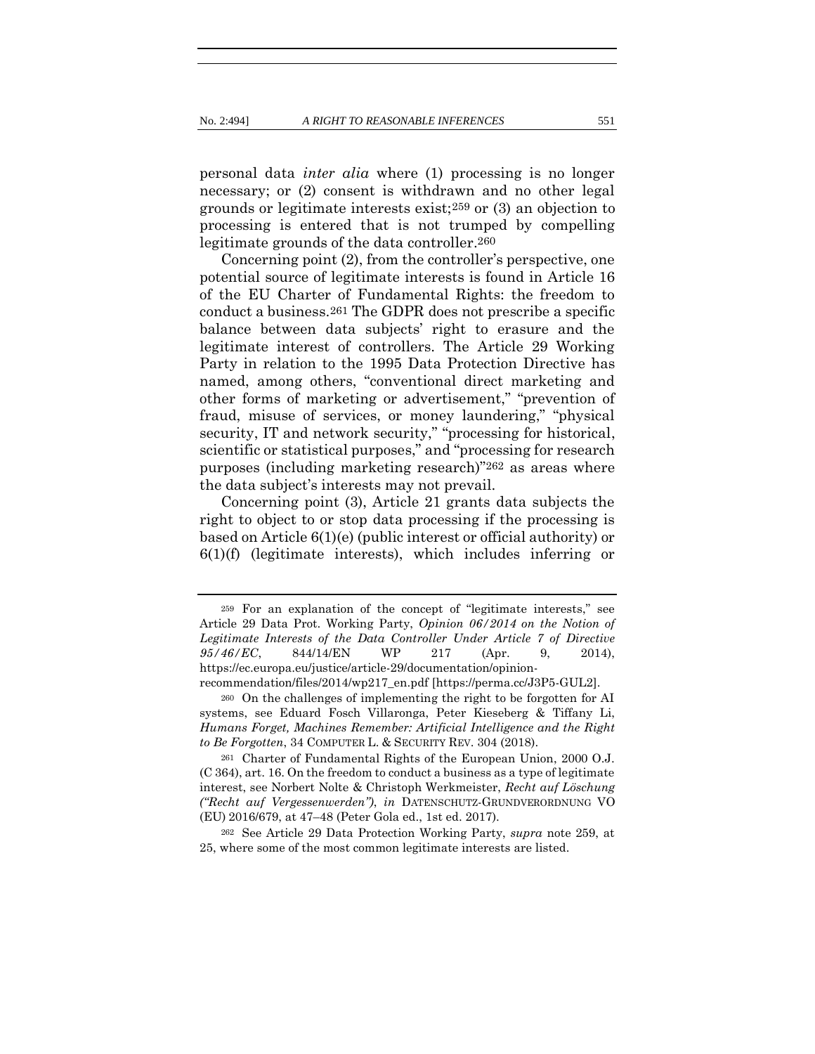personal data *inter alia* where (1) processing is no longer necessary; or (2) consent is withdrawn and no other legal grounds or legitimate interests exist;[259] or (3) an objection to processing is entered that is not trumped by compelling legitimate grounds of the data controller.[260]

Concerning point (2), from the controller's perspective, one potential source of legitimate interests is found in Article 16 of the EU Charter of Fundamental Rights: the freedom to conduct a business.[261] The GDPR does not prescribe a specific balance between data subjects' right to erasure and the legitimate interest of controllers. The Article 29 Working Party in relation to the 1995 Data Protection Directive has named, among others, "conventional direct marketing and other forms of marketing or advertisement," "prevention of fraud, misuse of services, or money laundering," "physical security, IT and network security," "processing for historical, scientific or statistical purposes," and "processing for research purposes (including marketing research)"[262] as areas where the data subject's interests may not prevail.

Concerning point (3), Article 21 grants data subjects the right to object to or stop data processing if the processing is based on Article 6(1)(e) (public interest or official authority) or 6(1)(f) (legitimate interests), which includes inferring or

---

[259] For an explanation of the concept of "legitimate interests," see Article 29 Data Prot. Working Party, *Opinion 06/2014 on the Notion of Legitimate Interests of the Data Controller Under Article 7 of Directive 95/46/EC*, 844/14/EN WP 217 (Apr. 9, 2014), https://ec.europa.eu/justice/article-29/documentation/opinion-recommendation/files/2014/wp217_en.pdf [https://perma.cc/J3P5-GUL2].

[260] On the challenges of implementing the right to be forgotten for AI systems, see Eduard Fosch Villaronga, Peter Kieseberg & Tiffany Li, *Humans Forget, Machines Remember: Artificial Intelligence and the Right to Be Forgotten*, 34 COMPUTER L. & SECURITY REV. 304 (2018).

[261] Charter of Fundamental Rights of the European Union, 2000 O.J. (C 364), art. 16. On the freedom to conduct a business as a type of legitimate interest, see Norbert Nolte & Christoph Werkmeister, *Recht auf Löschung ("Recht auf Vergessenwerden")*, *in* DATENSCHUTZ-GRUNDVERORDNUNG VO (EU) 2016/679, at 47–48 (Peter Gola ed., 1st ed. 2017).

[262] See Article 29 Data Protection Working Party, *supra* note 259, at 25, where some of the most common legitimate interests are listed.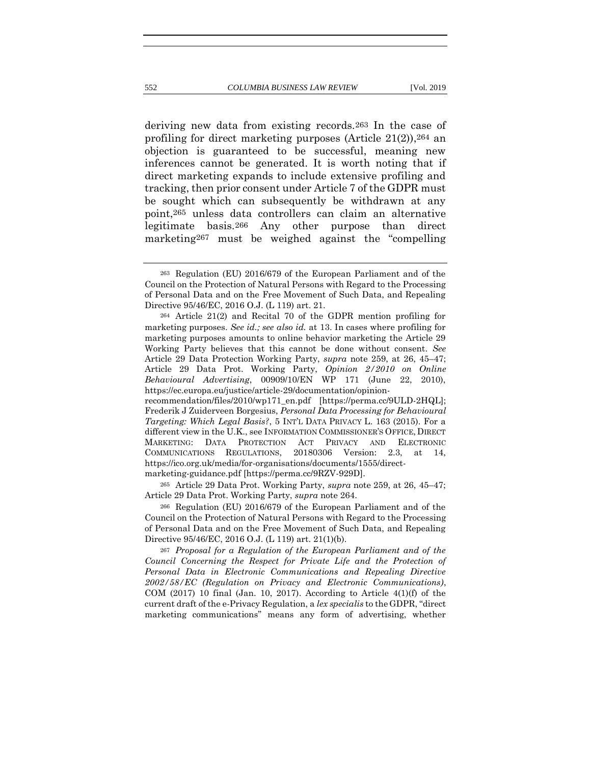deriving new data from existing records.[263] In the case of profiling for direct marketing purposes (Article 21(2)),[264] an objection is guaranteed to be successful, meaning new inferences cannot be generated. It is worth noting that if direct marketing expands to include extensive profiling and tracking, then prior consent under Article 7 of the GDPR must be sought which can subsequently be withdrawn at any point,[265] unless data controllers can claim an alternative legitimate basis.[266] Any other purpose than direct marketing[267] must be weighed against the "compelling

---

[263] Regulation (EU) 2016/679 of the European Parliament and of the Council on the Protection of Natural Persons with Regard to the Processing of Personal Data and on the Free Movement of Such Data, and Repealing Directive 95/46/EC, 2016 O.J. (L 119) art. 21.

[264] Article 21(2) and Recital 70 of the GDPR mention profiling for marketing purposes. *See id.; see also id.* at 13. In cases where profiling for marketing purposes amounts to online behavior marketing the Article 29 Working Party believes that this cannot be done without consent. *See* Article 29 Data Protection Working Party, *supra* note 259, at 26, 45–47; Article 29 Data Prot. Working Party, *Opinion 2/2010 on Online Behavioural Advertising*, 00909/10/EN WP 171 (June 22, 2010), https://ec.europa.eu/justice/article-29/documentation/opinion-recommendation/files/2010/wp171_en.pdf [https://perma.cc/9ULD-2HQL]; Frederik J Zuiderveen Borgesius, *Personal Data Processing for Behavioural Targeting: Which Legal Basis?*, 5 INT'L DATA PRIVACY L. 163 (2015). For a different view in the U.K., see INFORMATION COMMISSIONER'S OFFICE, DIRECT MARKETING: DATA PROTECTION ACT PRIVACY AND ELECTRONIC COMMUNICATIONS REGULATIONS, 20180306 Version: 2.3, at 14, https://ico.org.uk/media/for-organisations/documents/1555/direct-marketing-guidance.pdf [https://perma.cc/9RZV-929D].

[265] Article 29 Data Prot. Working Party, *supra* note 259, at 26, 45–47; Article 29 Data Prot. Working Party, *supra* note 264.

[266] Regulation (EU) 2016/679 of the European Parliament and of the Council on the Protection of Natural Persons with Regard to the Processing of Personal Data and on the Free Movement of Such Data, and Repealing Directive 95/46/EC, 2016 O.J. (L 119) art. 21(1)(b).

[267] *Proposal for a Regulation of the European Parliament and of the Council Concerning the Respect for Private Life and the Protection of Personal Data in Electronic Communications and Repealing Directive 2002/58/EC (Regulation on Privacy and Electronic Communications)*, COM (2017) 10 final (Jan. 10, 2017). According to Article 4(1)(f) of the current draft of the e-Privacy Regulation, a *lex specialis* to the GDPR, "direct marketing communications" means any form of advertising, whether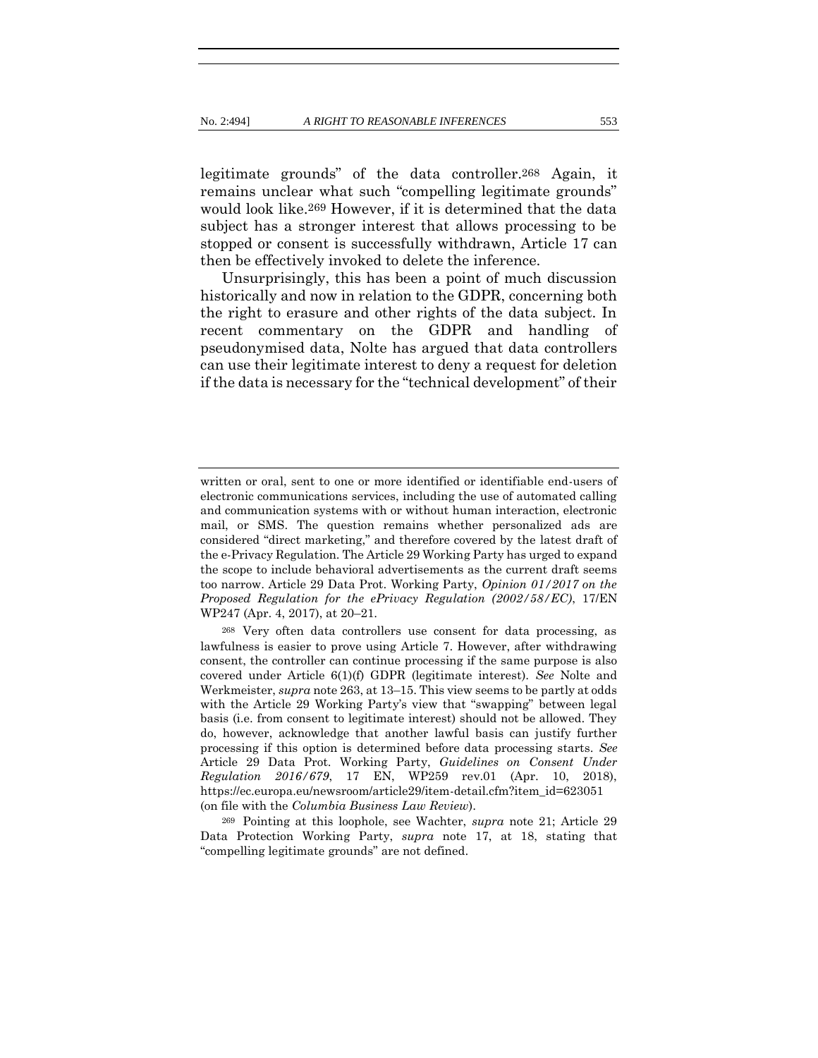legitimate grounds" of the data controller.[268] Again, it remains unclear what such "compelling legitimate grounds" would look like.[269] However, if it is determined that the data subject has a stronger interest that allows processing to be stopped or consent is successfully withdrawn, Article 17 can then be effectively invoked to delete the inference.

Unsurprisingly, this has been a point of much discussion historically and now in relation to the GDPR, concerning both the right to erasure and other rights of the data subject. In recent commentary on the GDPR and handling of pseudonymised data, Nolte has argued that data controllers can use their legitimate interest to deny a request for deletion if the data is necessary for the "technical development" of their

---

written or oral, sent to one or more identified or identifiable end-users of electronic communications services, including the use of automated calling and communication systems with or without human interaction, electronic mail, or SMS. The question remains whether personalized ads are considered "direct marketing," and therefore covered by the latest draft of the e-Privacy Regulation. The Article 29 Working Party has urged to expand the scope to include behavioral advertisements as the current draft seems too narrow. Article 29 Data Prot. Working Party, *Opinion 01/2017 on the Proposed Regulation for the ePrivacy Regulation (2002/58/EC)*, 17/EN WP247 (Apr. 4, 2017), at 20–21.

[268] Very often data controllers use consent for data processing, as lawfulness is easier to prove using Article 7. However, after withdrawing consent, the controller can continue processing if the same purpose is also covered under Article 6(1)(f) GDPR (legitimate interest). *See* Nolte and Werkmeister, *supra* note 263, at 13–15. This view seems to be partly at odds with the Article 29 Working Party's view that "swapping" between legal basis (i.e. from consent to legitimate interest) should not be allowed. They do, however, acknowledge that another lawful basis can justify further processing if this option is determined before data processing starts. *See* Article 29 Data Prot. Working Party, *Guidelines on Consent Under Regulation 2016/679*, 17 EN, WP259 rev.01 (Apr. 10, 2018), https://ec.europa.eu/newsroom/article29/item-detail.cfm?item_id=623051 (on file with the *Columbia Business Law Review*).

[269] Pointing at this loophole, see Wachter, *supra* note 21; Article 29 Data Protection Working Party, *supra* note 17, at 18, stating that "compelling legitimate grounds" are not defined.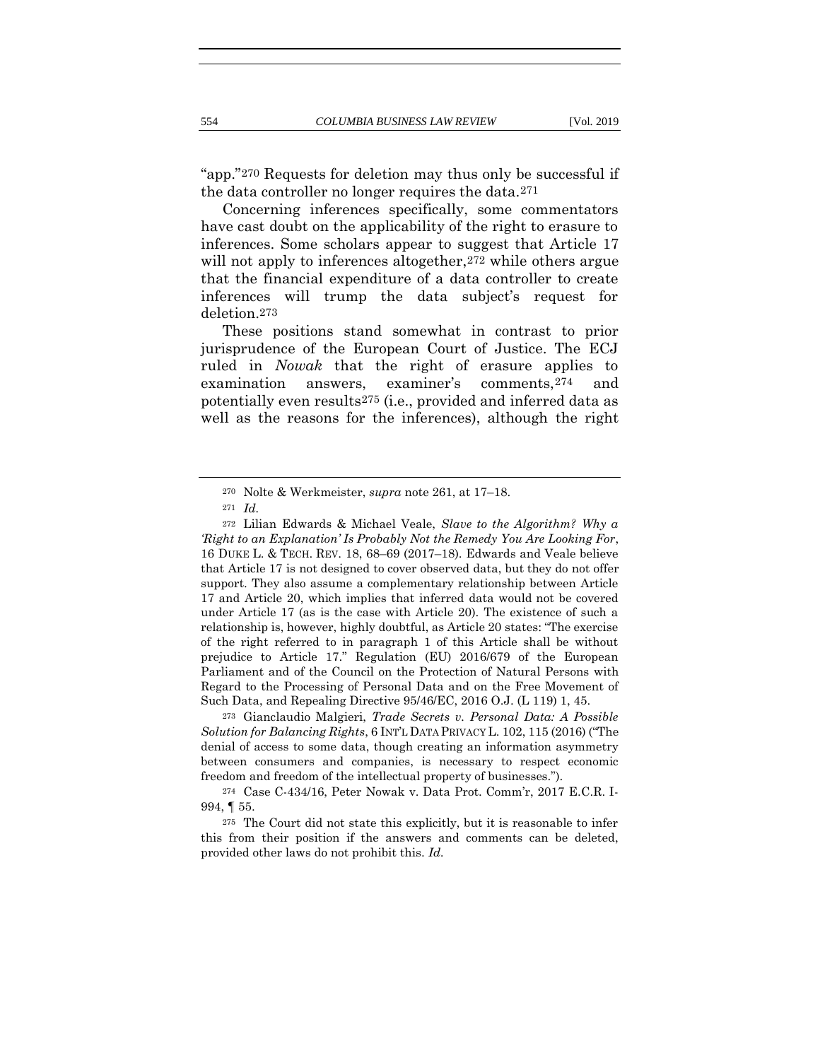"app."[270] Requests for deletion may thus only be successful if the data controller no longer requires the data.[271]

Concerning inferences specifically, some commentators have cast doubt on the applicability of the right to erasure to inferences. Some scholars appear to suggest that Article 17 will not apply to inferences altogether,[272] while others argue that the financial expenditure of a data controller to create inferences will trump the data subject's request for deletion.[273]

These positions stand somewhat in contrast to prior jurisprudence of the European Court of Justice. The ECJ ruled in *Nowak* that the right of erasure applies to examination answers, examiner's comments,[274] and potentially even results[275] (i.e., provided and inferred data as well as the reasons for the inferences), although the right

---

[270] Nolte & Werkmeister, *supra* note 261, at 17–18.

[271] *Id.*

[272] Lilian Edwards & Michael Veale, *Slave to the Algorithm? Why a 'Right to an Explanation' Is Probably Not the Remedy You Are Looking For*, 16 DUKE L. & TECH. REV. 18, 68–69 (2017–18). Edwards and Veale believe that Article 17 is not designed to cover observed data, but they do not offer support. They also assume a complementary relationship between Article 17 and Article 20, which implies that inferred data would not be covered under Article 17 (as is the case with Article 20). The existence of such a relationship is, however, highly doubtful, as Article 20 states: "The exercise of the right referred to in paragraph 1 of this Article shall be without prejudice to Article 17." Regulation (EU) 2016/679 of the European Parliament and of the Council on the Protection of Natural Persons with Regard to the Processing of Personal Data and on the Free Movement of Such Data, and Repealing Directive 95/46/EC, 2016 O.J. (L 119) 1, 45.

[273] Gianclaudio Malgieri, *Trade Secrets v. Personal Data: A Possible Solution for Balancing Rights*, 6 INT'L DATA PRIVACY L. 102, 115 (2016) ("The denial of access to some data, though creating an information asymmetry between consumers and companies, is necessary to respect economic freedom and freedom of the intellectual property of businesses.").

[274] Case C-434/16, Peter Nowak v. Data Prot. Comm'r, 2017 E.C.R. I-994, ¶ 55.

[275] The Court did not state this explicitly, but it is reasonable to infer this from their position if the answers and comments can be deleted, provided other laws do not prohibit this. *Id.*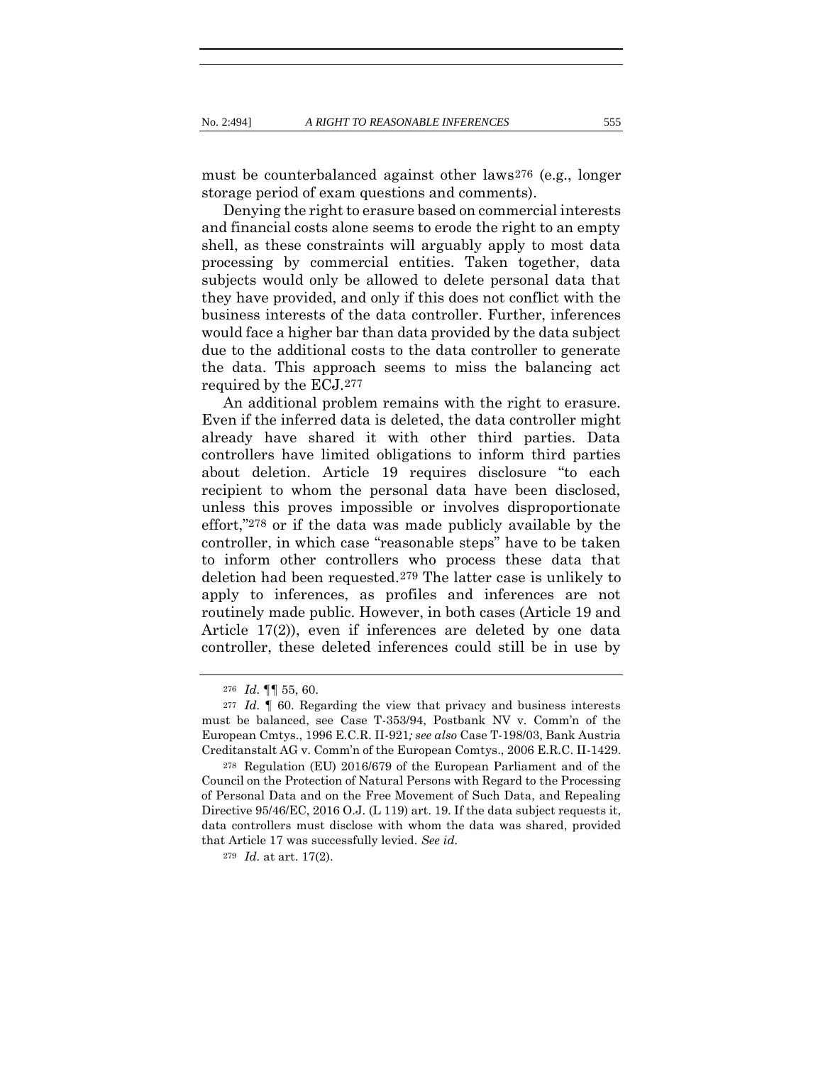must be counterbalanced against other laws[276] (e.g., longer storage period of exam questions and comments).

Denying the right to erasure based on commercial interests and financial costs alone seems to erode the right to an empty shell, as these constraints will arguably apply to most data processing by commercial entities. Taken together, data subjects would only be allowed to delete personal data that they have provided, and only if this does not conflict with the business interests of the data controller. Further, inferences would face a higher bar than data provided by the data subject due to the additional costs to the data controller to generate the data. This approach seems to miss the balancing act required by the ECJ.[277]

An additional problem remains with the right to erasure. Even if the inferred data is deleted, the data controller might already have shared it with other third parties. Data controllers have limited obligations to inform third parties about deletion. Article 19 requires disclosure "to each recipient to whom the personal data have been disclosed, unless this proves impossible or involves disproportionate effort,"[278] or if the data was made publicly available by the controller, in which case "reasonable steps" have to be taken to inform other controllers who process these data that deletion had been requested.[279] The latter case is unlikely to apply to inferences, as profiles and inferences are not routinely made public. However, in both cases (Article 19 and Article 17(2)), even if inferences are deleted by one data controller, these deleted inferences could still be in use by

---

[276] *Id.* ¶¶ 55, 60.

[277] *Id.* ¶ 60. Regarding the view that privacy and business interests must be balanced, see Case T-353/94, Postbank NV v. Comm'n of the European Cmtys., 1996 E.C.R. II-921*; see also* Case T-198/03, Bank Austria Creditanstalt AG v. Comm'n of the European Comtys., 2006 E.R.C. II-1429.

[278] Regulation (EU) 2016/679 of the European Parliament and of the Council on the Protection of Natural Persons with Regard to the Processing of Personal Data and on the Free Movement of Such Data, and Repealing Directive 95/46/EC, 2016 O.J. (L 119) art. 19. If the data subject requests it, data controllers must disclose with whom the data was shared, provided that Article 17 was successfully levied. *See id.*

[279] *Id.* at art. 17(2).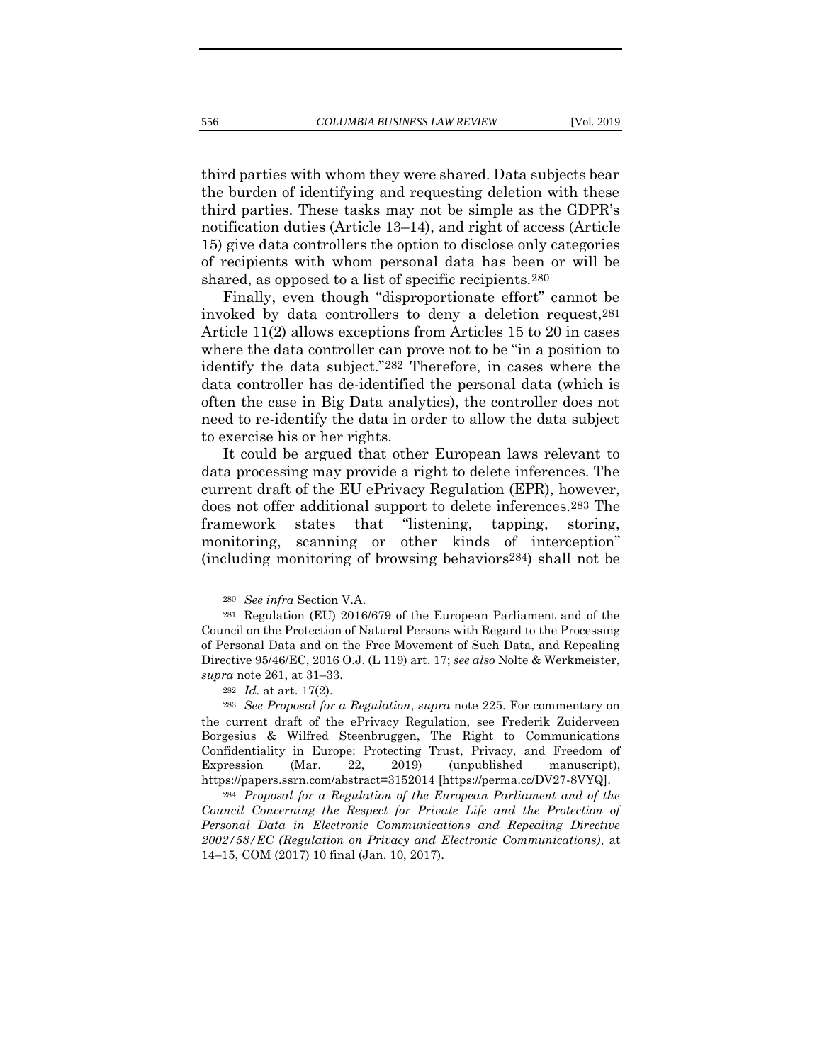third parties with whom they were shared. Data subjects bear the burden of identifying and requesting deletion with these third parties. These tasks may not be simple as the GDPR's notification duties (Article 13–14), and right of access (Article 15) give data controllers the option to disclose only categories of recipients with whom personal data has been or will be shared, as opposed to a list of specific recipients.[280]

Finally, even though "disproportionate effort" cannot be invoked by data controllers to deny a deletion request,[281] Article 11(2) allows exceptions from Articles 15 to 20 in cases where the data controller can prove not to be "in a position to identify the data subject."[282] Therefore, in cases where the data controller has de-identified the personal data (which is often the case in Big Data analytics), the controller does not need to re-identify the data in order to allow the data subject to exercise his or her rights.

It could be argued that other European laws relevant to data processing may provide a right to delete inferences. The current draft of the EU ePrivacy Regulation (EPR), however, does not offer additional support to delete inferences.[283] The framework states that "listening, tapping, storing, monitoring, scanning or other kinds of interception" (including monitoring of browsing behaviors[284]) shall not be

---

[280] *See infra* Section V.A.

[281] Regulation (EU) 2016/679 of the European Parliament and of the Council on the Protection of Natural Persons with Regard to the Processing of Personal Data and on the Free Movement of Such Data, and Repealing Directive 95/46/EC, 2016 O.J. (L 119) art. 17; *see also* Nolte & Werkmeister, *supra* note 261, at 31–33.

[282] *Id.* at art. 17(2).

[283] *See Proposal for a Regulation*, *supra* note 225. For commentary on the current draft of the ePrivacy Regulation, see Frederik Zuiderveen Borgesius & Wilfred Steenbruggen, The Right to Communications Confidentiality in Europe: Protecting Trust, Privacy, and Freedom of Expression (Mar. 22, 2019) (unpublished manuscript), https://papers.ssrn.com/abstract=3152014 [https://perma.cc/DV27-8VYQ].

[284] *Proposal for a Regulation of the European Parliament and of the Council Concerning the Respect for Private Life and the Protection of Personal Data in Electronic Communications and Repealing Directive 2002/58/EC (Regulation on Privacy and Electronic Communications)*, at 14–15, COM (2017) 10 final (Jan. 10, 2017).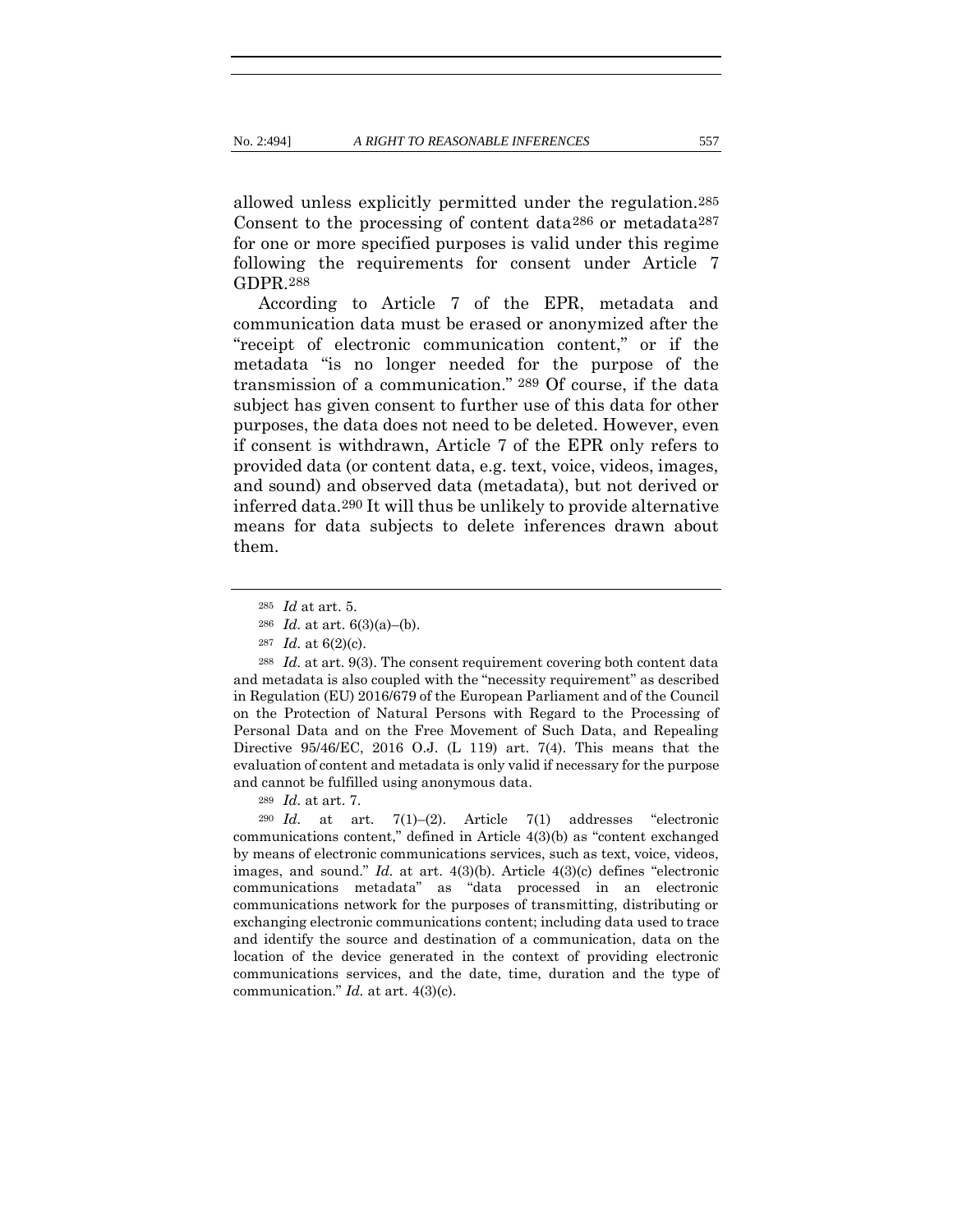allowed unless explicitly permitted under the regulation.[285] Consent to the processing of content data[286] or metadata[287] for one or more specified purposes is valid under this regime following the requirements for consent under Article 7 GDPR.[288]

According to Article 7 of the EPR, metadata and communication data must be erased or anonymized after the "receipt of electronic communication content," or if the metadata "is no longer needed for the purpose of the transmission of a communication." [289] Of course, if the data subject has given consent to further use of this data for other purposes, the data does not need to be deleted. However, even if consent is withdrawn, Article 7 of the EPR only refers to provided data (or content data, e.g. text, voice, videos, images, and sound) and observed data (metadata), but not derived or inferred data.[290] It will thus be unlikely to provide alternative means for data subjects to delete inferences drawn about them.

---

[285] *Id* at art. 5.

[286] *Id.* at art. 6(3)(a)–(b).

[287] *Id.* at 6(2)(c).

[288] *Id.* at art. 9(3). The consent requirement covering both content data and metadata is also coupled with the "necessity requirement" as described in Regulation (EU) 2016/679 of the European Parliament and of the Council on the Protection of Natural Persons with Regard to the Processing of Personal Data and on the Free Movement of Such Data, and Repealing Directive 95/46/EC, 2016 O.J. (L 119) art. 7(4). This means that the evaluation of content and metadata is only valid if necessary for the purpose and cannot be fulfilled using anonymous data.

[289] *Id.* at art. 7.

[290] *Id.* at art. 7(1)–(2). Article 7(1) addresses "electronic communications content," defined in Article 4(3)(b) as "content exchanged by means of electronic communications services, such as text, voice, videos, images, and sound." *Id.* at art. 4(3)(b). Article 4(3)(c) defines "electronic communications metadata" as "data processed in an electronic communications network for the purposes of transmitting, distributing or exchanging electronic communications content; including data used to trace and identify the source and destination of a communication, data on the location of the device generated in the context of providing electronic communications services, and the date, time, duration and the type of communication." *Id.* at art. 4(3)(c).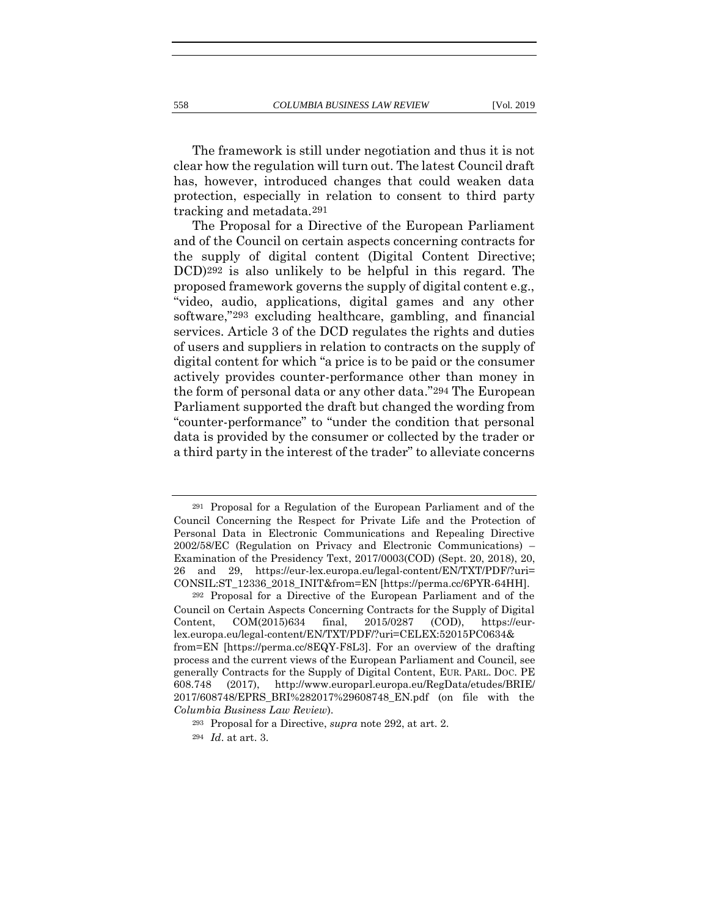The framework is still under negotiation and thus it is not clear how the regulation will turn out. The latest Council draft has, however, introduced changes that could weaken data protection, especially in relation to consent to third party tracking and metadata.[291]

The Proposal for a Directive of the European Parliament and of the Council on certain aspects concerning contracts for the supply of digital content (Digital Content Directive; DCD)[292] is also unlikely to be helpful in this regard. The proposed framework governs the supply of digital content e.g., "video, audio, applications, digital games and any other software,"[293] excluding healthcare, gambling, and financial services. Article 3 of the DCD regulates the rights and duties of users and suppliers in relation to contracts on the supply of digital content for which "a price is to be paid or the consumer actively provides counter-performance other than money in the form of personal data or any other data."[294] The European Parliament supported the draft but changed the wording from "counter-performance" to "under the condition that personal data is provided by the consumer or collected by the trader or a third party in the interest of the trader" to alleviate concerns

---

[291] Proposal for a Regulation of the European Parliament and of the Council Concerning the Respect for Private Life and the Protection of Personal Data in Electronic Communications and Repealing Directive 2002/58/EC (Regulation on Privacy and Electronic Communications) – Examination of the Presidency Text, 2017/0003(COD) (Sept. 20, 2018), 20, 26 and 29, https://eur-lex.europa.eu/legal-content/EN/TXT/PDF/?uri=CONSIL:ST_12336_2018_INIT&from=EN [https://perma.cc/6PYR-64HH].

[292] Proposal for a Directive of the European Parliament and of the Council on Certain Aspects Concerning Contracts for the Supply of Digital Content, COM(2015)634 final, 2015/0287 (COD), https://eur-lex.europa.eu/legal-content/EN/TXT/PDF/?uri=CELEX:52015PC0634&from=EN [https://perma.cc/8EQY-F8L3]. For an overview of the drafting process and the current views of the European Parliament and Council, see generally Contracts for the Supply of Digital Content, EUR. PARL. DOC. PE 608.748 (2017), http://www.europarl.europa.eu/RegData/etudes/BRIE/2017/608748/EPRS_BRI%282017%29608748_EN.pdf (on file with the *Columbia Business Law Review*).

[293] Proposal for a Directive, *supra* note 292, at art. 2.

[294] *Id*. at art. 3.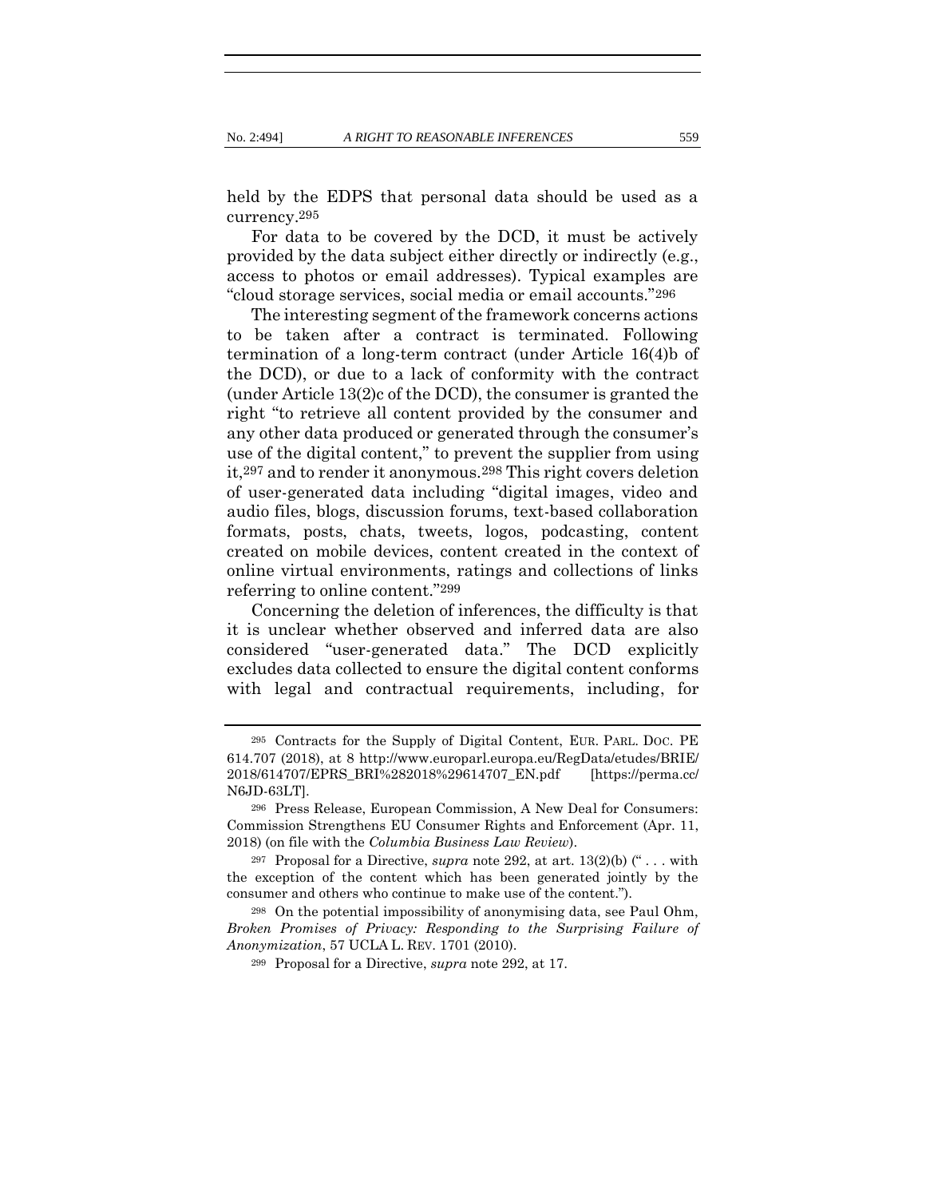held by the EDPS that personal data should be used as a currency.[295]

For data to be covered by the DCD, it must be actively provided by the data subject either directly or indirectly (e.g., access to photos or email addresses). Typical examples are "cloud storage services, social media or email accounts."[296]

The interesting segment of the framework concerns actions to be taken after a contract is terminated. Following termination of a long-term contract (under Article 16(4)b of the DCD), or due to a lack of conformity with the contract (under Article 13(2)c of the DCD), the consumer is granted the right "to retrieve all content provided by the consumer and any other data produced or generated through the consumer's use of the digital content," to prevent the supplier from using it,[297] and to render it anonymous.[298] This right covers deletion of user-generated data including "digital images, video and audio files, blogs, discussion forums, text-based collaboration formats, posts, chats, tweets, logos, podcasting, content created on mobile devices, content created in the context of online virtual environments, ratings and collections of links referring to online content."[299]

Concerning the deletion of inferences, the difficulty is that it is unclear whether observed and inferred data are also considered "user-generated data." The DCD explicitly excludes data collected to ensure the digital content conforms with legal and contractual requirements, including, for

---

[295] Contracts for the Supply of Digital Content, EUR. PARL. DOC. PE 614.707 (2018), at 8 http://www.europarl.europa.eu/RegData/etudes/BRIE/2018/614707/EPRS_BRI%282018%29614707_EN.pdf [https://perma.cc/N6JD-63LT].

[296] Press Release, European Commission, A New Deal for Consumers: Commission Strengthens EU Consumer Rights and Enforcement (Apr. 11, 2018) (on file with the *Columbia Business Law Review*).

[297] Proposal for a Directive, *supra* note 292, at art. 13(2)(b) (" . . . with the exception of the content which has been generated jointly by the consumer and others who continue to make use of the content.").

[298] On the potential impossibility of anonymising data, see Paul Ohm, *Broken Promises of Privacy: Responding to the Surprising Failure of Anonymization*, 57 UCLA L. REV. 1701 (2010).

[299] Proposal for a Directive, *supra* note 292, at 17.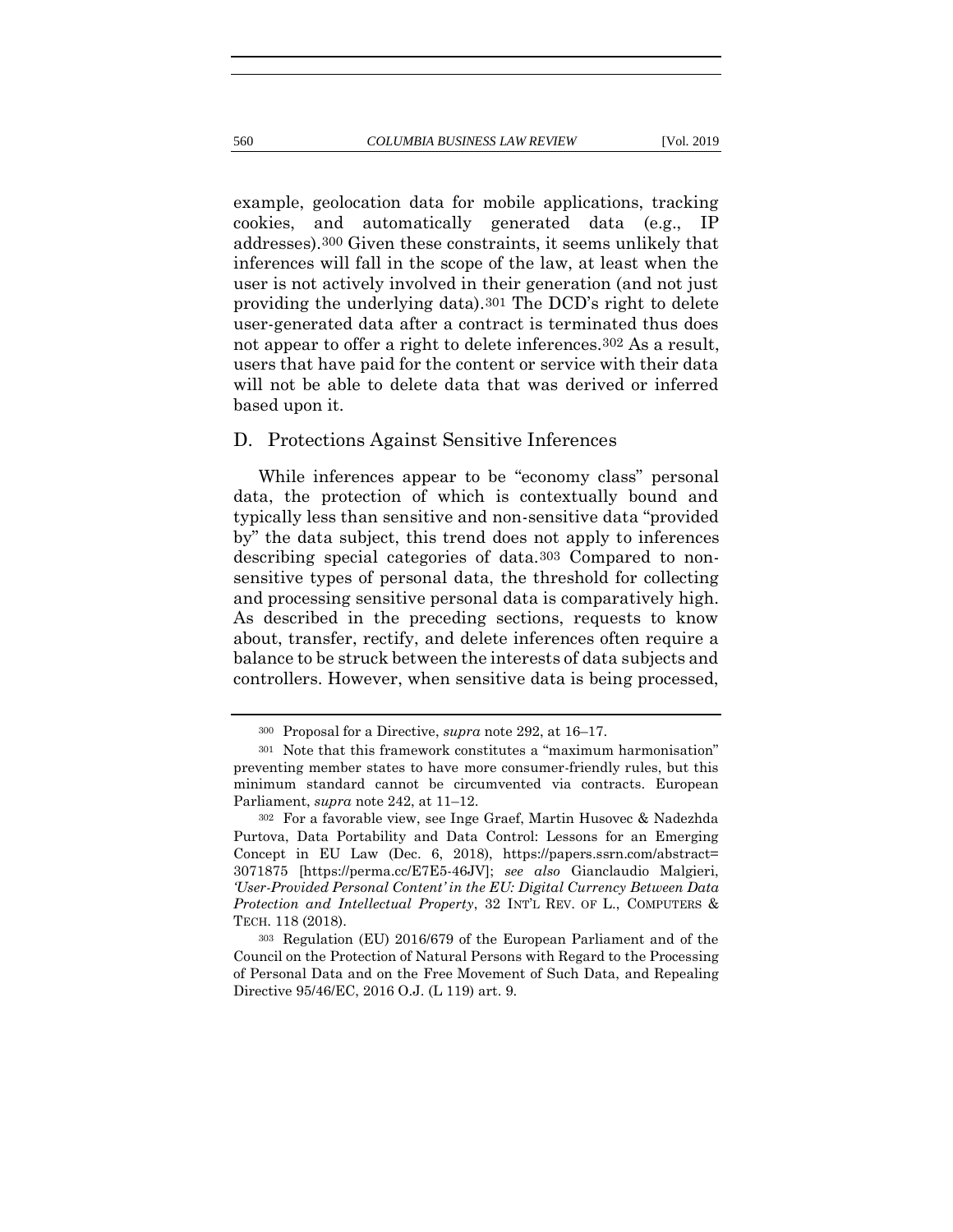example, geolocation data for mobile applications, tracking cookies, and automatically generated data (e.g., IP addresses).[300] Given these constraints, it seems unlikely that inferences will fall in the scope of the law, at least when the user is not actively involved in their generation (and not just providing the underlying data).[301] The DCD's right to delete user-generated data after a contract is terminated thus does not appear to offer a right to delete inferences.[302] As a result, users that have paid for the content or service with their data will not be able to delete data that was derived or inferred based upon it.

## D. Protections Against Sensitive Inferences

While inferences appear to be "economy class" personal data, the protection of which is contextually bound and typically less than sensitive and non-sensitive data "provided by" the data subject, this trend does not apply to inferences describing special categories of data.[303] Compared to non-sensitive types of personal data, the threshold for collecting and processing sensitive personal data is comparatively high. As described in the preceding sections, requests to know about, transfer, rectify, and delete inferences often require a balance to be struck between the interests of data subjects and controllers. However, when sensitive data is being processed,

---

[300] Proposal for a Directive, *supra* note 292, at 16–17.

[301] Note that this framework constitutes a "maximum harmonisation" preventing member states to have more consumer-friendly rules, but this minimum standard cannot be circumvented via contracts. European Parliament, *supra* note 242, at 11–12.

[302] For a favorable view, see Inge Graef, Martin Husovec & Nadezhda Purtova, Data Portability and Data Control: Lessons for an Emerging Concept in EU Law (Dec. 6, 2018), https://papers.ssrn.com/abstract=3071875 [https://perma.cc/E7E5-46JV]; *see also* Gianclaudio Malgieri, *'User-Provided Personal Content' in the EU: Digital Currency Between Data Protection and Intellectual Property*, 32 INT'L REV. OF L., COMPUTERS & TECH. 118 (2018).

[303] Regulation (EU) 2016/679 of the European Parliament and of the Council on the Protection of Natural Persons with Regard to the Processing of Personal Data and on the Free Movement of Such Data, and Repealing Directive 95/46/EC, 2016 O.J. (L 119) art. 9.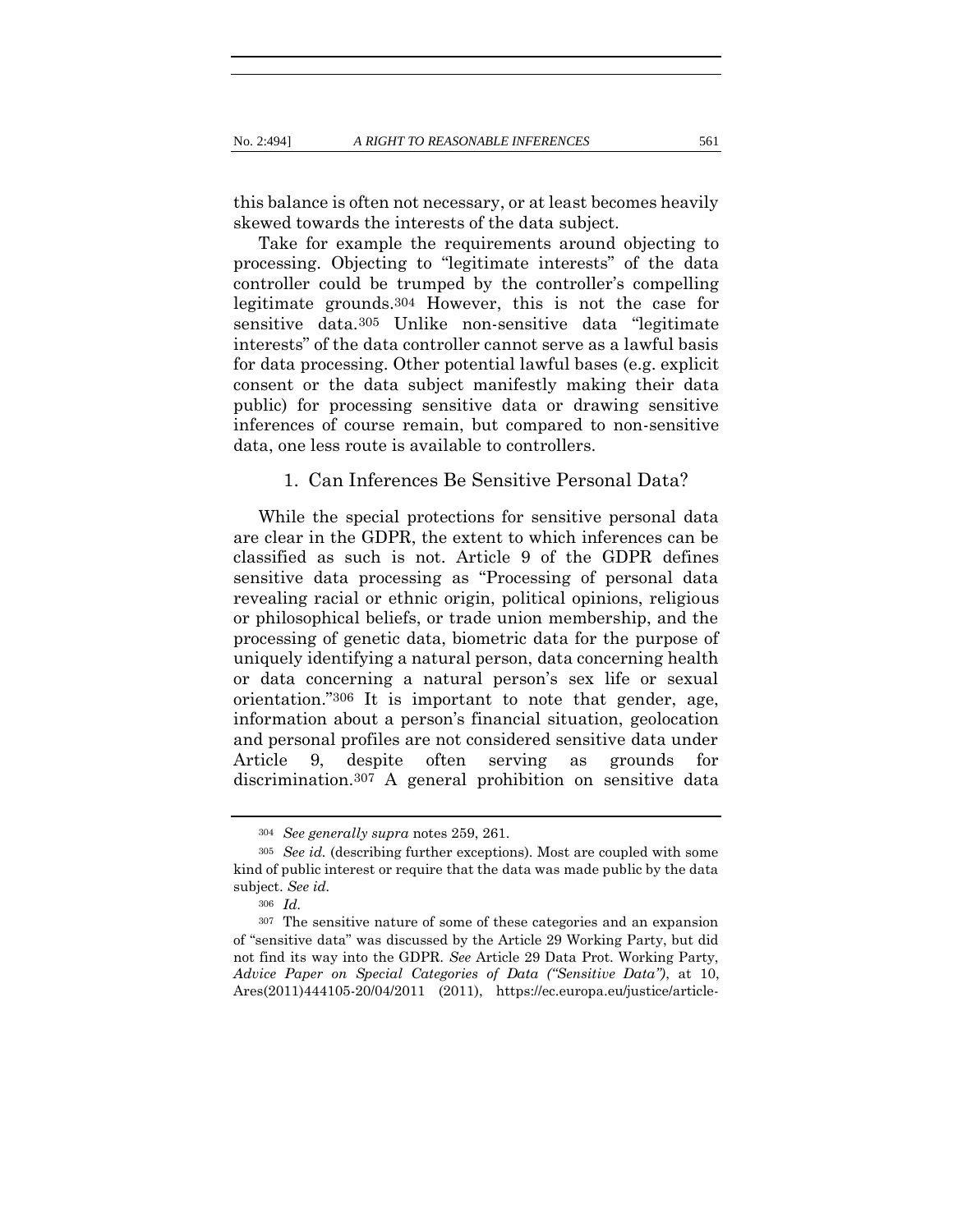this balance is often not necessary, or at least becomes heavily skewed towards the interests of the data subject.

Take for example the requirements around objecting to processing. Objecting to "legitimate interests" of the data controller could be trumped by the controller's compelling legitimate grounds.[304] However, this is not the case for sensitive data.[305] Unlike non-sensitive data "legitimate interests" of the data controller cannot serve as a lawful basis for data processing. Other potential lawful bases (e.g. explicit consent or the data subject manifestly making their data public) for processing sensitive data or drawing sensitive inferences of course remain, but compared to non-sensitive data, one less route is available to controllers.

### 1. Can Inferences Be Sensitive Personal Data?

While the special protections for sensitive personal data are clear in the GDPR, the extent to which inferences can be classified as such is not. Article 9 of the GDPR defines sensitive data processing as "Processing of personal data revealing racial or ethnic origin, political opinions, religious or philosophical beliefs, or trade union membership, and the processing of genetic data, biometric data for the purpose of uniquely identifying a natural person, data concerning health or data concerning a natural person's sex life or sexual orientation."[306] It is important to note that gender, age, information about a person's financial situation, geolocation and personal profiles are not considered sensitive data under Article 9, despite often serving as grounds for discrimination.[307] A general prohibition on sensitive data

---

[304] *See generally supra* notes 259, 261.

[305] *See id.* (describing further exceptions). Most are coupled with some kind of public interest or require that the data was made public by the data subject. *See id.*

[306] *Id.*

[307] The sensitive nature of some of these categories and an expansion of "sensitive data" was discussed by the Article 29 Working Party, but did not find its way into the GDPR. *See* Article 29 Data Prot. Working Party, *Advice Paper on Special Categories of Data ("Sensitive Data")*, at 10, Ares(2011)444105-20/04/2011 (2011), https://ec.europa.eu/justice/article-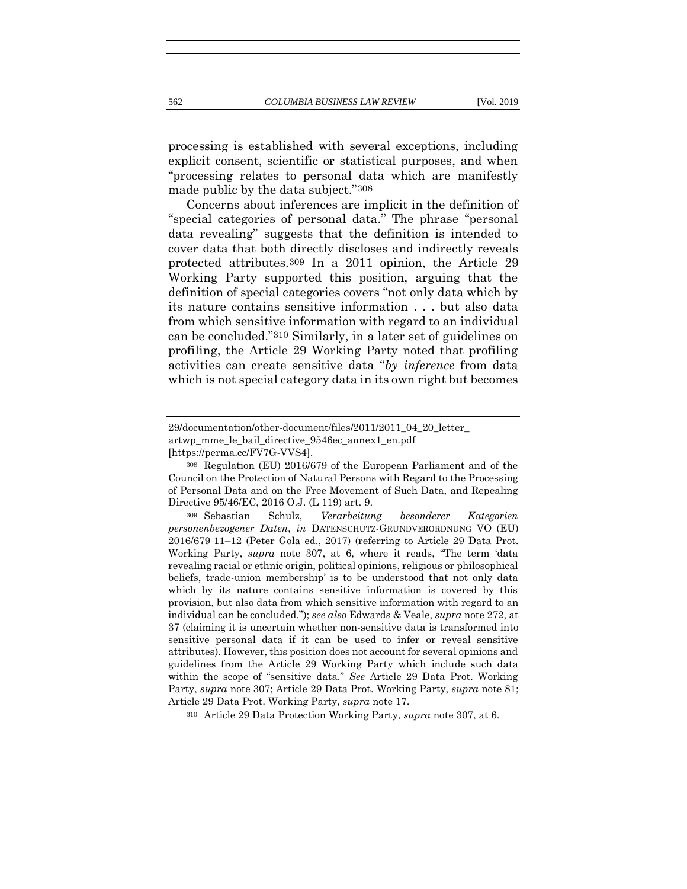processing is established with several exceptions, including explicit consent, scientific or statistical purposes, and when "processing relates to personal data which are manifestly made public by the data subject."[308]

Concerns about inferences are implicit in the definition of "special categories of personal data." The phrase "personal data revealing" suggests that the definition is intended to cover data that both directly discloses and indirectly reveals protected attributes.[309] In a 2011 opinion, the Article 29 Working Party supported this position, arguing that the definition of special categories covers "not only data which by its nature contains sensitive information . . . but also data from which sensitive information with regard to an individual can be concluded."[310] Similarly, in a later set of guidelines on profiling, the Article 29 Working Party noted that profiling activities can create sensitive data "*by inference* from data which is not special category data in its own right but becomes

---

29/documentation/other-document/files/2011/2011_04_20_letter_artwp_mme_le_bail_directive_9546ec_annex1_en.pdf [https://perma.cc/FV7G-VVS4].

[308] Regulation (EU) 2016/679 of the European Parliament and of the Council on the Protection of Natural Persons with Regard to the Processing of Personal Data and on the Free Movement of Such Data, and Repealing Directive 95/46/EC, 2016 O.J. (L 119) art. 9.

[309] Sebastian Schulz, *Verarbeitung besonderer Kategorien personenbezogener Daten*, *in* DATENSCHUTZ-GRUNDVERORDNUNG VO (EU) 2016/679 11–12 (Peter Gola ed., 2017) (referring to Article 29 Data Prot. Working Party, *supra* note 307, at 6, where it reads, "The term 'data revealing racial or ethnic origin, political opinions, religious or philosophical beliefs, trade-union membership' is to be understood that not only data which by its nature contains sensitive information is covered by this provision, but also data from which sensitive information with regard to an individual can be concluded."); *see also* Edwards & Veale, *supra* note 272, at 37 (claiming it is uncertain whether non-sensitive data is transformed into sensitive personal data if it can be used to infer or reveal sensitive attributes). However, this position does not account for several opinions and guidelines from the Article 29 Working Party which include such data within the scope of "sensitive data." *See* Article 29 Data Prot. Working Party, *supra* note 307; Article 29 Data Prot. Working Party, *supra* note 81; Article 29 Data Prot. Working Party, *supra* note 17.

[310] Article 29 Data Protection Working Party, *supra* note 307, at 6.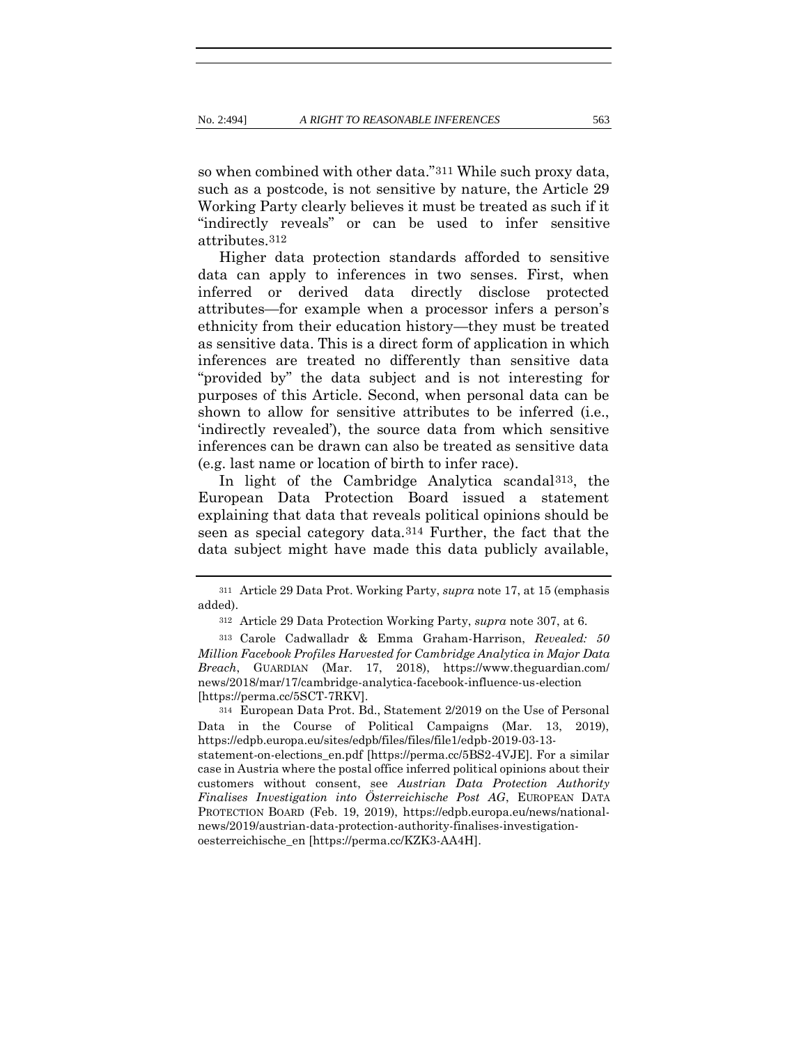so when combined with other data."[311] While such proxy data, such as a postcode, is not sensitive by nature, the Article 29 Working Party clearly believes it must be treated as such if it "indirectly reveals" or can be used to infer sensitive attributes.[312]

Higher data protection standards afforded to sensitive data can apply to inferences in two senses. First, when inferred or derived data directly disclose protected attributes—for example when a processor infers a person's ethnicity from their education history—they must be treated as sensitive data. This is a direct form of application in which inferences are treated no differently than sensitive data "provided by" the data subject and is not interesting for purposes of this Article. Second, when personal data can be shown to allow for sensitive attributes to be inferred (i.e., 'indirectly revealed'), the source data from which sensitive inferences can be drawn can also be treated as sensitive data (e.g. last name or location of birth to infer race).

In light of the Cambridge Analytica scandal[313], the European Data Protection Board issued a statement explaining that data that reveals political opinions should be seen as special category data.[314] Further, the fact that the data subject might have made this data publicly available,

---

[311] Article 29 Data Prot. Working Party, *supra* note 17, at 15 (emphasis added).

[312] Article 29 Data Protection Working Party, *supra* note 307, at 6.

[313] Carole Cadwalladr & Emma Graham-Harrison, *Revealed: 50 Million Facebook Profiles Harvested for Cambridge Analytica in Major Data Breach*, GUARDIAN (Mar. 17, 2018), https://www.theguardian.com/news/2018/mar/17/cambridge-analytica-facebook-influence-us-election [https://perma.cc/5SCT-7RKV].

[314] European Data Prot. Bd., Statement 2/2019 on the Use of Personal Data in the Course of Political Campaigns (Mar. 13, 2019), https://edpb.europa.eu/sites/edpb/files/files/file1/edpb-2019-03-13-statement-on-elections_en.pdf [https://perma.cc/5BS2-4VJE]. For a similar case in Austria where the postal office inferred political opinions about their customers without consent, see *Austrian Data Protection Authority Finalises Investigation into Österreichische Post AG*, EUROPEAN DATA PROTECTION BOARD (Feb. 19, 2019), https://edpb.europa.eu/news/national-news/2019/austrian-data-protection-authority-finalises-investigation-oesterreichische_en [https://perma.cc/KZK3-AA4H].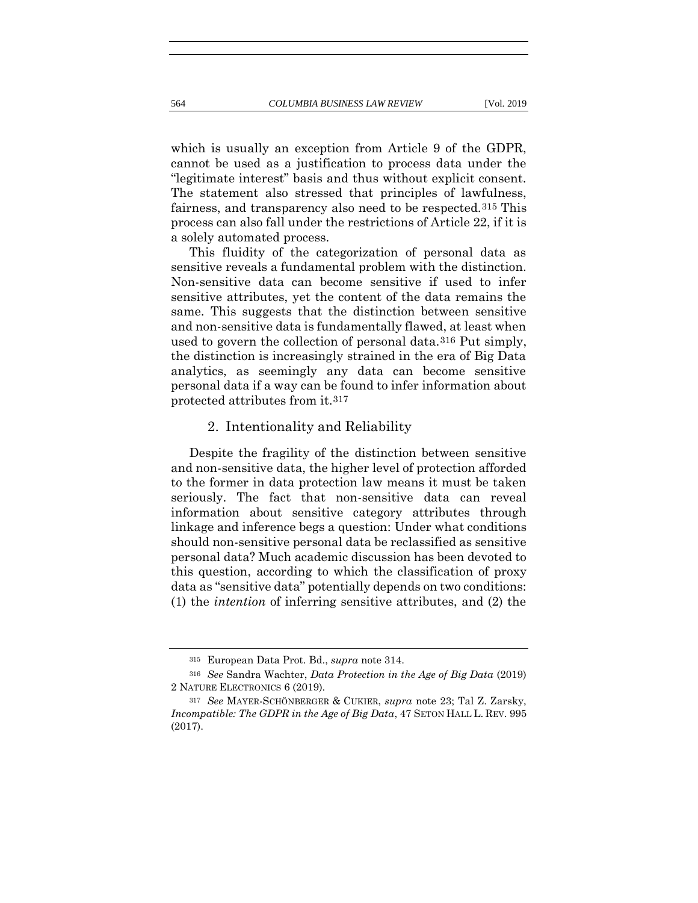which is usually an exception from Article 9 of the GDPR, cannot be used as a justification to process data under the "legitimate interest" basis and thus without explicit consent. The statement also stressed that principles of lawfulness, fairness, and transparency also need to be respected.[315] This process can also fall under the restrictions of Article 22, if it is a solely automated process.

This fluidity of the categorization of personal data as sensitive reveals a fundamental problem with the distinction. Non-sensitive data can become sensitive if used to infer sensitive attributes, yet the content of the data remains the same. This suggests that the distinction between sensitive and non-sensitive data is fundamentally flawed, at least when used to govern the collection of personal data.[316] Put simply, the distinction is increasingly strained in the era of Big Data analytics, as seemingly any data can become sensitive personal data if a way can be found to infer information about protected attributes from it.[317]

### 2. Intentionality and Reliability

Despite the fragility of the distinction between sensitive and non-sensitive data, the higher level of protection afforded to the former in data protection law means it must be taken seriously. The fact that non-sensitive data can reveal information about sensitive category attributes through linkage and inference begs a question: Under what conditions should non-sensitive personal data be reclassified as sensitive personal data? Much academic discussion has been devoted to this question, according to which the classification of proxy data as "sensitive data" potentially depends on two conditions: (1) the *intention* of inferring sensitive attributes, and (2) the

---

[315] European Data Prot. Bd., *supra* note 314.

[316] *See* Sandra Wachter, *Data Protection in the Age of Big Data* (2019) 2 NATURE ELECTRONICS 6 (2019).

[317] *See* MAYER-SCHÖNBERGER & CUKIER, *supra* note 23; Tal Z. Zarsky, *Incompatible: The GDPR in the Age of Big Data*, 47 SETON HALL L. REV. 995 (2017).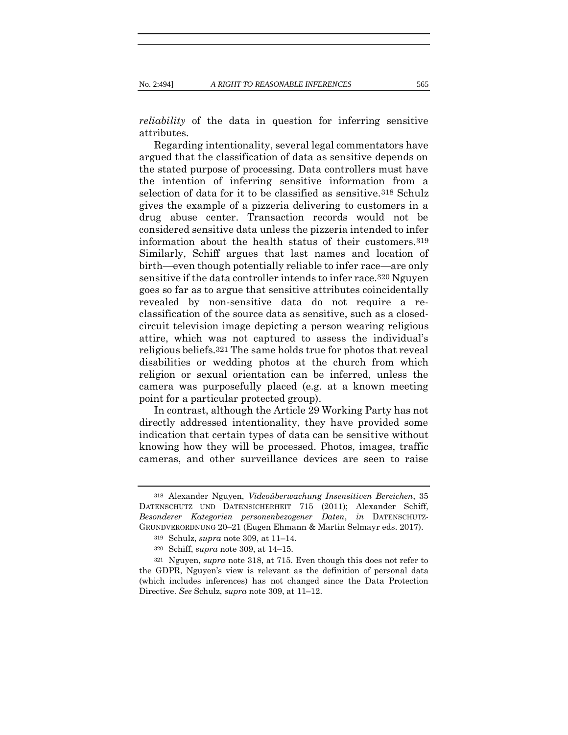*reliability* of the data in question for inferring sensitive attributes.

Regarding intentionality, several legal commentators have argued that the classification of data as sensitive depends on the stated purpose of processing. Data controllers must have the intention of inferring sensitive information from a selection of data for it to be classified as sensitive.[318] Schulz gives the example of a pizzeria delivering to customers in a drug abuse center. Transaction records would not be considered sensitive data unless the pizzeria intended to infer information about the health status of their customers.[319] Similarly, Schiff argues that last names and location of birth—even though potentially reliable to infer race—are only sensitive if the data controller intends to infer race.[320] Nguyen goes so far as to argue that sensitive attributes coincidentally revealed by non-sensitive data do not require a re-classification of the source data as sensitive, such as a closed-circuit television image depicting a person wearing religious attire, which was not captured to assess the individual's religious beliefs.[321] The same holds true for photos that reveal disabilities or wedding photos at the church from which religion or sexual orientation can be inferred, unless the camera was purposefully placed (e.g. at a known meeting point for a particular protected group).

In contrast, although the Article 29 Working Party has not directly addressed intentionality, they have provided some indication that certain types of data can be sensitive without knowing how they will be processed. Photos, images, traffic cameras, and other surveillance devices are seen to raise

---

[318] Alexander Nguyen, *Videoüberwachung Insensitiven Bereichen*, 35 DATENSCHUTZ UND DATENSICHERHEIT 715 (2011); Alexander Schiff, *Besonderer Kategorien personenbezogener Daten*, *in* DATENSCHUTZ-GRUNDVERORDNUNG 20–21 (Eugen Ehmann & Martin Selmayr eds. 2017).

[319] Schulz, *supra* note 309, at 11–14.

[320] Schiff, *supra* note 309, at 14–15.

[321] Nguyen, *supra* note 318, at 715. Even though this does not refer to the GDPR, Nguyen's view is relevant as the definition of personal data (which includes inferences) has not changed since the Data Protection Directive. *See* Schulz, *supra* note 309, at 11–12.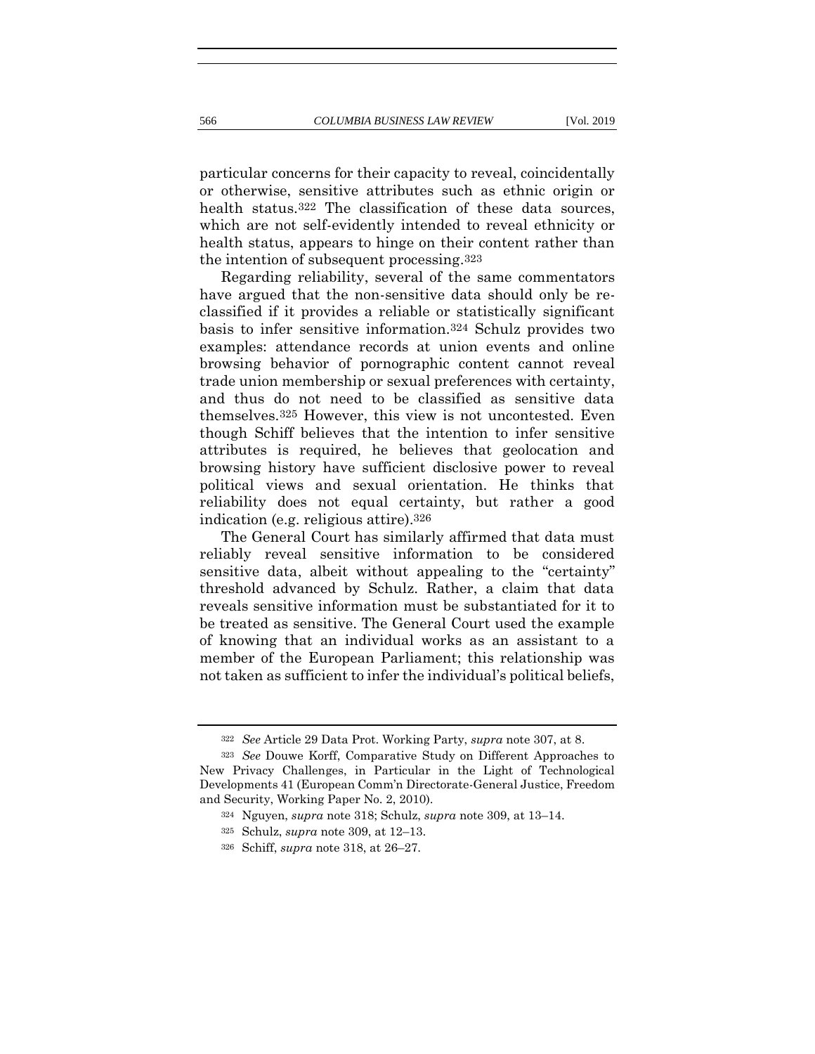particular concerns for their capacity to reveal, coincidentally or otherwise, sensitive attributes such as ethnic origin or health status.[322] The classification of these data sources, which are not self-evidently intended to reveal ethnicity or health status, appears to hinge on their content rather than the intention of subsequent processing.[323]

Regarding reliability, several of the same commentators have argued that the non-sensitive data should only be re-classified if it provides a reliable or statistically significant basis to infer sensitive information.[324] Schulz provides two examples: attendance records at union events and online browsing behavior of pornographic content cannot reveal trade union membership or sexual preferences with certainty, and thus do not need to be classified as sensitive data themselves.[325] However, this view is not uncontested. Even though Schiff believes that the intention to infer sensitive attributes is required, he believes that geolocation and browsing history have sufficient disclosive power to reveal political views and sexual orientation. He thinks that reliability does not equal certainty, but rather a good indication (e.g. religious attire).[326]

The General Court has similarly affirmed that data must reliably reveal sensitive information to be considered sensitive data, albeit without appealing to the "certainty" threshold advanced by Schulz. Rather, a claim that data reveals sensitive information must be substantiated for it to be treated as sensitive. The General Court used the example of knowing that an individual works as an assistant to a member of the European Parliament; this relationship was not taken as sufficient to infer the individual's political beliefs,

---

[322] *See* Article 29 Data Prot. Working Party, *supra* note 307, at 8.

[323] *See* Douwe Korff, Comparative Study on Different Approaches to New Privacy Challenges, in Particular in the Light of Technological Developments 41 (European Comm'n Directorate-General Justice, Freedom and Security, Working Paper No. 2, 2010).

[324] Nguyen, *supra* note 318; Schulz, *supra* note 309, at 13–14.

[325] Schulz, *supra* note 309, at 12–13.

[326] Schiff, *supra* note 318, at 26–27.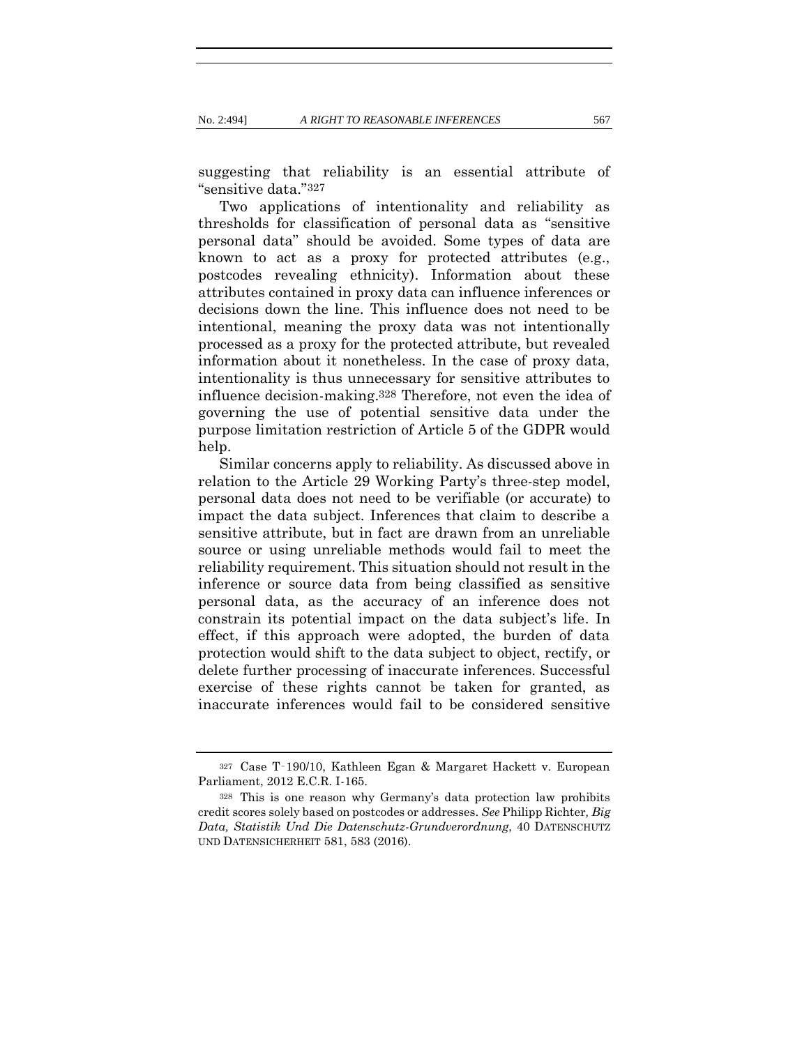suggesting that reliability is an essential attribute of "sensitive data."[327]

Two applications of intentionality and reliability as thresholds for classification of personal data as "sensitive personal data" should be avoided. Some types of data are known to act as a proxy for protected attributes (e.g., postcodes revealing ethnicity). Information about these attributes contained in proxy data can influence inferences or decisions down the line. This influence does not need to be intentional, meaning the proxy data was not intentionally processed as a proxy for the protected attribute, but revealed information about it nonetheless. In the case of proxy data, intentionality is thus unnecessary for sensitive attributes to influence decision-making.[328] Therefore, not even the idea of governing the use of potential sensitive data under the purpose limitation restriction of Article 5 of the GDPR would help.

Similar concerns apply to reliability. As discussed above in relation to the Article 29 Working Party's three-step model, personal data does not need to be verifiable (or accurate) to impact the data subject. Inferences that claim to describe a sensitive attribute, but in fact are drawn from an unreliable source or using unreliable methods would fail to meet the reliability requirement. This situation should not result in the inference or source data from being classified as sensitive personal data, as the accuracy of an inference does not constrain its potential impact on the data subject's life. In effect, if this approach were adopted, the burden of data protection would shift to the data subject to object, rectify, or delete further processing of inaccurate inferences. Successful exercise of these rights cannot be taken for granted, as inaccurate inferences would fail to be considered sensitive

---

[327] Case T‑190/10, Kathleen Egan & Margaret Hackett v. European Parliament, 2012 E.C.R. I-165.

[328] This is one reason why Germany's data protection law prohibits credit scores solely based on postcodes or addresses. *See* Philipp Richter*, Big Data, Statistik Und Die Datenschutz-Grundverordnung*, 40 DATENSCHUTZ UND DATENSICHERHEIT 581, 583 (2016).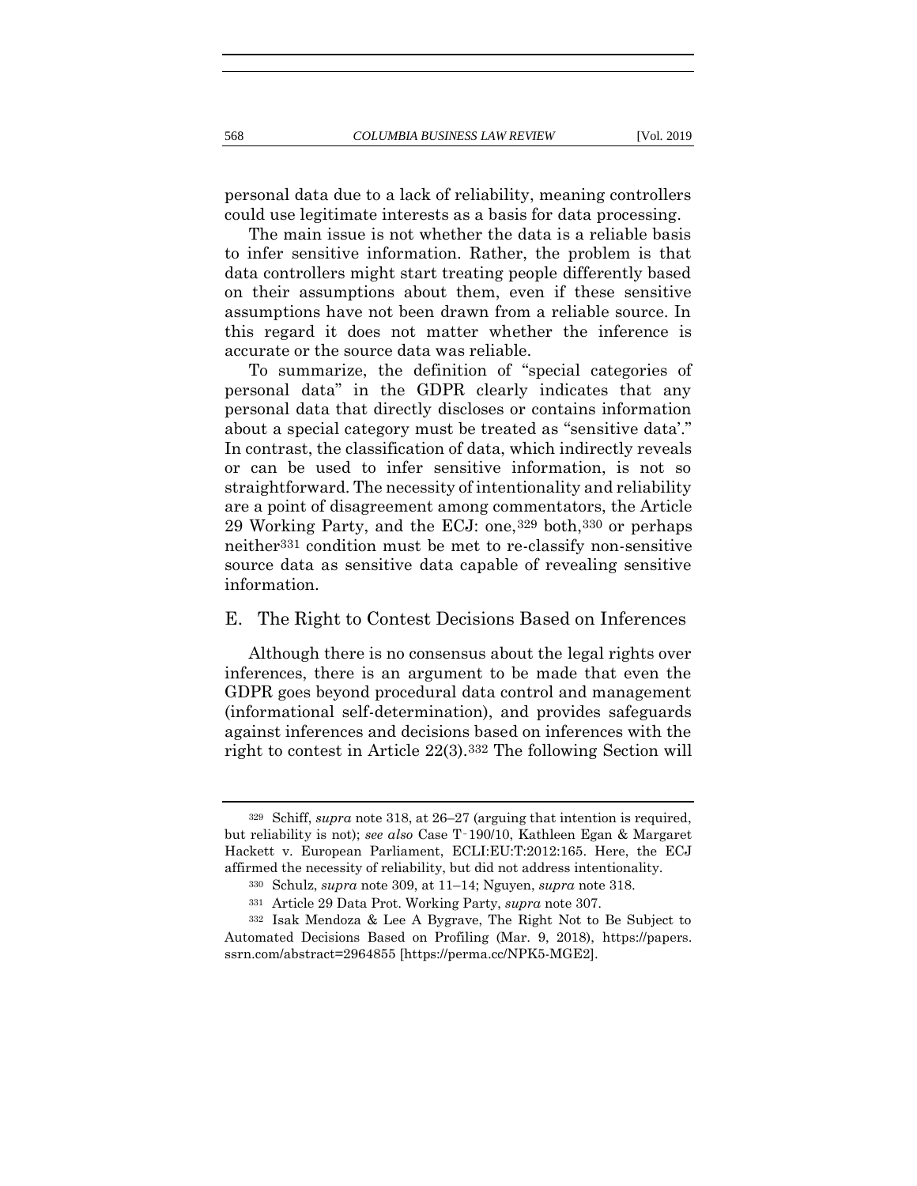personal data due to a lack of reliability, meaning controllers could use legitimate interests as a basis for data processing.

The main issue is not whether the data is a reliable basis to infer sensitive information. Rather, the problem is that data controllers might start treating people differently based on their assumptions about them, even if these sensitive assumptions have not been drawn from a reliable source. In this regard it does not matter whether the inference is accurate or the source data was reliable.

To summarize, the definition of "special categories of personal data" in the GDPR clearly indicates that any personal data that directly discloses or contains information about a special category must be treated as "sensitive data'." In contrast, the classification of data, which indirectly reveals or can be used to infer sensitive information, is not so straightforward. The necessity of intentionality and reliability are a point of disagreement among commentators, the Article 29 Working Party, and the ECJ: one,[329] both,[330] or perhaps neither[331] condition must be met to re-classify non-sensitive source data as sensitive data capable of revealing sensitive information.

## E. The Right to Contest Decisions Based on Inferences

Although there is no consensus about the legal rights over inferences, there is an argument to be made that even the GDPR goes beyond procedural data control and management (informational self-determination), and provides safeguards against inferences and decisions based on inferences with the right to contest in Article 22(3).[332] The following Section will

---

[329] Schiff, *supra* note 318, at 26–27 (arguing that intention is required, but reliability is not); *see also* Case T‑190/10, Kathleen Egan & Margaret Hackett v. European Parliament, ECLI:EU:T:2012:165. Here, the ECJ affirmed the necessity of reliability, but did not address intentionality.

[330] Schulz, *supra* note 309, at 11–14; Nguyen, *supra* note 318.

[331] Article 29 Data Prot. Working Party, *supra* note 307.

[332] Isak Mendoza & Lee A Bygrave, The Right Not to Be Subject to Automated Decisions Based on Profiling (Mar. 9, 2018), https://papers.ssrn.com/abstract=2964855 [https://perma.cc/NPK5-MGE2].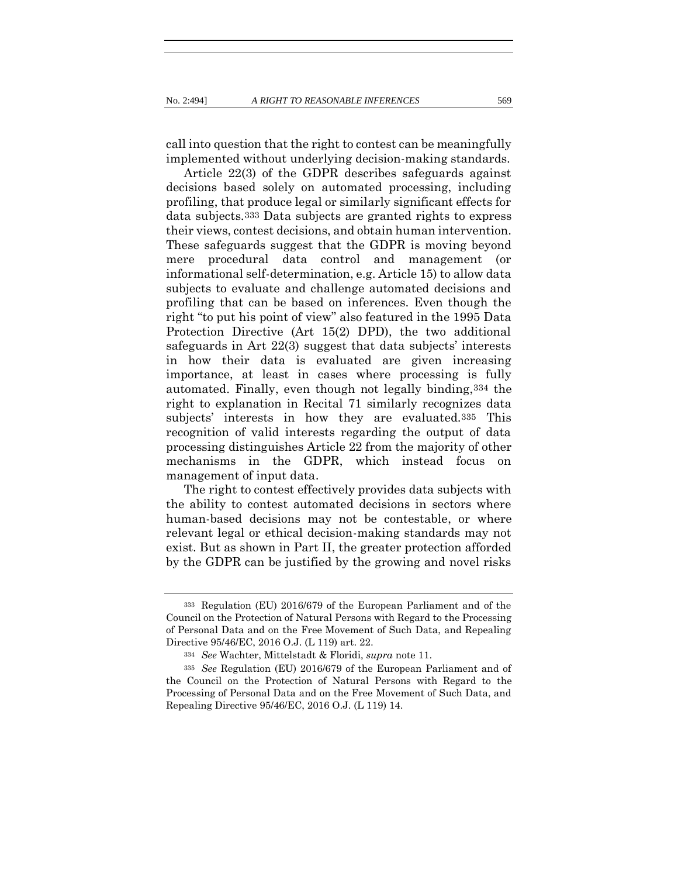call into question that the right to contest can be meaningfully implemented without underlying decision-making standards.

Article 22(3) of the GDPR describes safeguards against decisions based solely on automated processing, including profiling, that produce legal or similarly significant effects for data subjects.[333] Data subjects are granted rights to express their views, contest decisions, and obtain human intervention. These safeguards suggest that the GDPR is moving beyond mere procedural data control and management (or informational self-determination, e.g. Article 15) to allow data subjects to evaluate and challenge automated decisions and profiling that can be based on inferences. Even though the right "to put his point of view" also featured in the 1995 Data Protection Directive (Art 15(2) DPD), the two additional safeguards in Art 22(3) suggest that data subjects' interests in how their data is evaluated are given increasing importance, at least in cases where processing is fully automated. Finally, even though not legally binding,[334] the right to explanation in Recital 71 similarly recognizes data subjects' interests in how they are evaluated.[335] This recognition of valid interests regarding the output of data processing distinguishes Article 22 from the majority of other mechanisms in the GDPR, which instead focus on management of input data.

The right to contest effectively provides data subjects with the ability to contest automated decisions in sectors where human-based decisions may not be contestable, or where relevant legal or ethical decision-making standards may not exist. But as shown in Part II, the greater protection afforded by the GDPR can be justified by the growing and novel risks

---

333 Regulation (EU) 2016/679 of the European Parliament and of the Council on the Protection of Natural Persons with Regard to the Processing of Personal Data and on the Free Movement of Such Data, and Repealing Directive 95/46/EC, 2016 O.J. (L 119) art. 22.

334 *See* Wachter, Mittelstadt & Floridi, *supra* note 11.

335 *See* Regulation (EU) 2016/679 of the European Parliament and of the Council on the Protection of Natural Persons with Regard to the Processing of Personal Data and on the Free Movement of Such Data, and Repealing Directive 95/46/EC, 2016 O.J. (L 119) 14.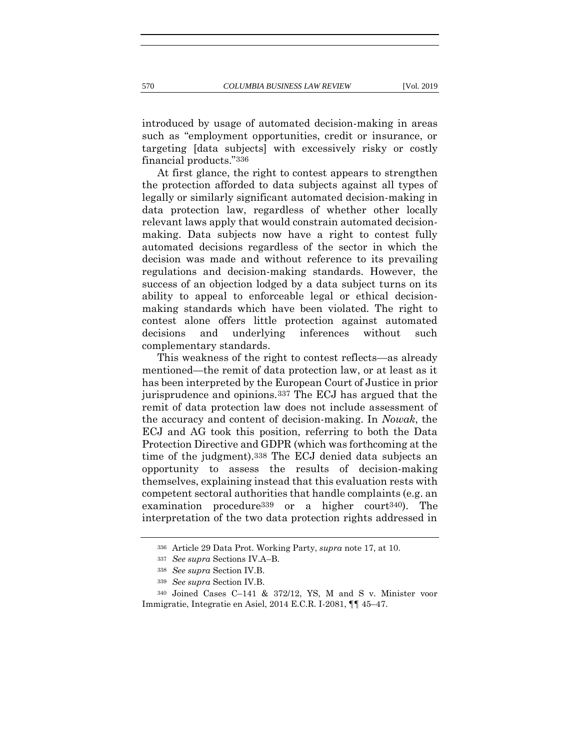introduced by usage of automated decision-making in areas such as "employment opportunities, credit or insurance, or targeting [data subjects] with excessively risky or costly financial products."[336]

At first glance, the right to contest appears to strengthen the protection afforded to data subjects against all types of legally or similarly significant automated decision-making in data protection law, regardless of whether other locally relevant laws apply that would constrain automated decision-making. Data subjects now have a right to contest fully automated decisions regardless of the sector in which the decision was made and without reference to its prevailing regulations and decision-making standards. However, the success of an objection lodged by a data subject turns on its ability to appeal to enforceable legal or ethical decision-making standards which have been violated. The right to contest alone offers little protection against automated decisions and underlying inferences without such complementary standards.

This weakness of the right to contest reflects—as already mentioned—the remit of data protection law, or at least as it has been interpreted by the European Court of Justice in prior jurisprudence and opinions.[337] The ECJ has argued that the remit of data protection law does not include assessment of the accuracy and content of decision-making. In *Nowak*, the ECJ and AG took this position, referring to both the Data Protection Directive and GDPR (which was forthcoming at the time of the judgment).[338] The ECJ denied data subjects an opportunity to assess the results of decision-making themselves, explaining instead that this evaluation rests with competent sectoral authorities that handle complaints (e.g. an examination procedure[339] or a higher court[340]). The interpretation of the two data protection rights addressed in

---

[336] Article 29 Data Prot. Working Party, *supra* note 17, at 10.

[337] *See supra* Sections IV.A–B.

[338] *See supra* Section IV.B.

[339] *See supra* Section IV.B.

[340] Joined Cases C–141 & 372/12, YS, M and S v. Minister voor Immigratie, Integratie en Asiel, 2014 E.C.R. I-2081, ¶¶ 45–47.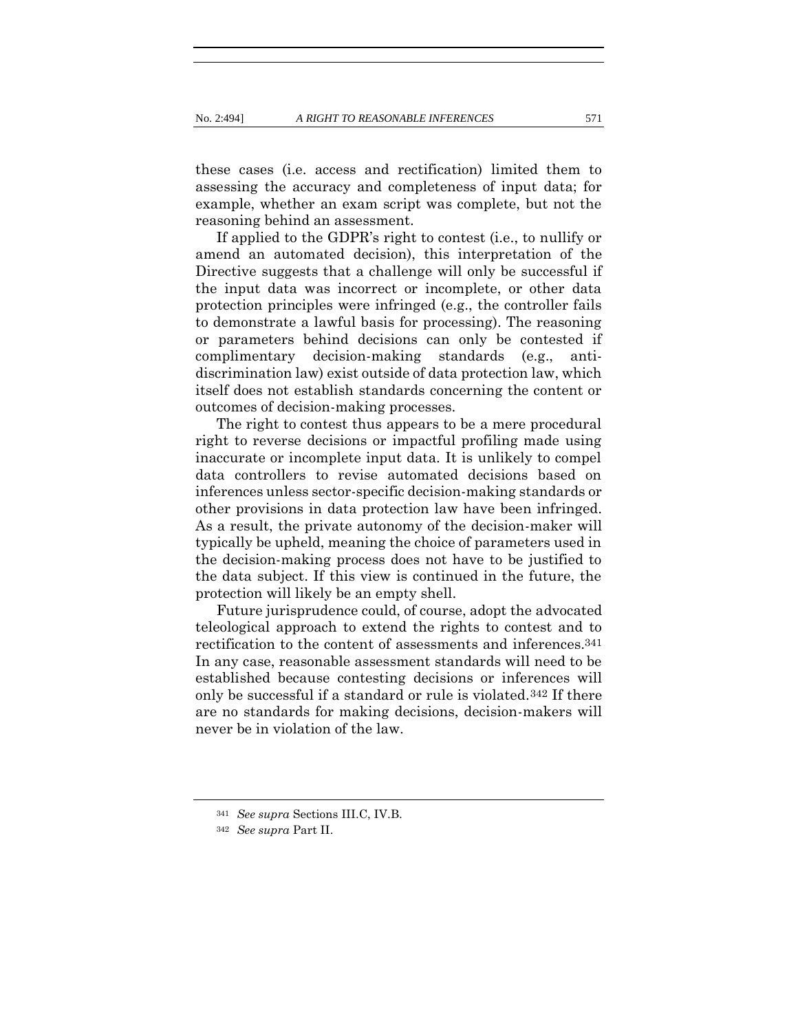these cases (i.e. access and rectification) limited them to assessing the accuracy and completeness of input data; for example, whether an exam script was complete, but not the reasoning behind an assessment.

If applied to the GDPR's right to contest (i.e., to nullify or amend an automated decision), this interpretation of the Directive suggests that a challenge will only be successful if the input data was incorrect or incomplete, or other data protection principles were infringed (e.g., the controller fails to demonstrate a lawful basis for processing). The reasoning or parameters behind decisions can only be contested if complimentary decision-making standards (e.g., anti-discrimination law) exist outside of data protection law, which itself does not establish standards concerning the content or outcomes of decision-making processes.

The right to contest thus appears to be a mere procedural right to reverse decisions or impactful profiling made using inaccurate or incomplete input data. It is unlikely to compel data controllers to revise automated decisions based on inferences unless sector-specific decision-making standards or other provisions in data protection law have been infringed. As a result, the private autonomy of the decision-maker will typically be upheld, meaning the choice of parameters used in the decision-making process does not have to be justified to the data subject. If this view is continued in the future, the protection will likely be an empty shell.

Future jurisprudence could, of course, adopt the advocated teleological approach to extend the rights to contest and to rectification to the content of assessments and inferences.[341] In any case, reasonable assessment standards will need to be established because contesting decisions or inferences will only be successful if a standard or rule is violated.[342] If there are no standards for making decisions, decision-makers will never be in violation of the law.

---

[341] *See supra* Sections III.C, IV.B.

[342] *See supra* Part II.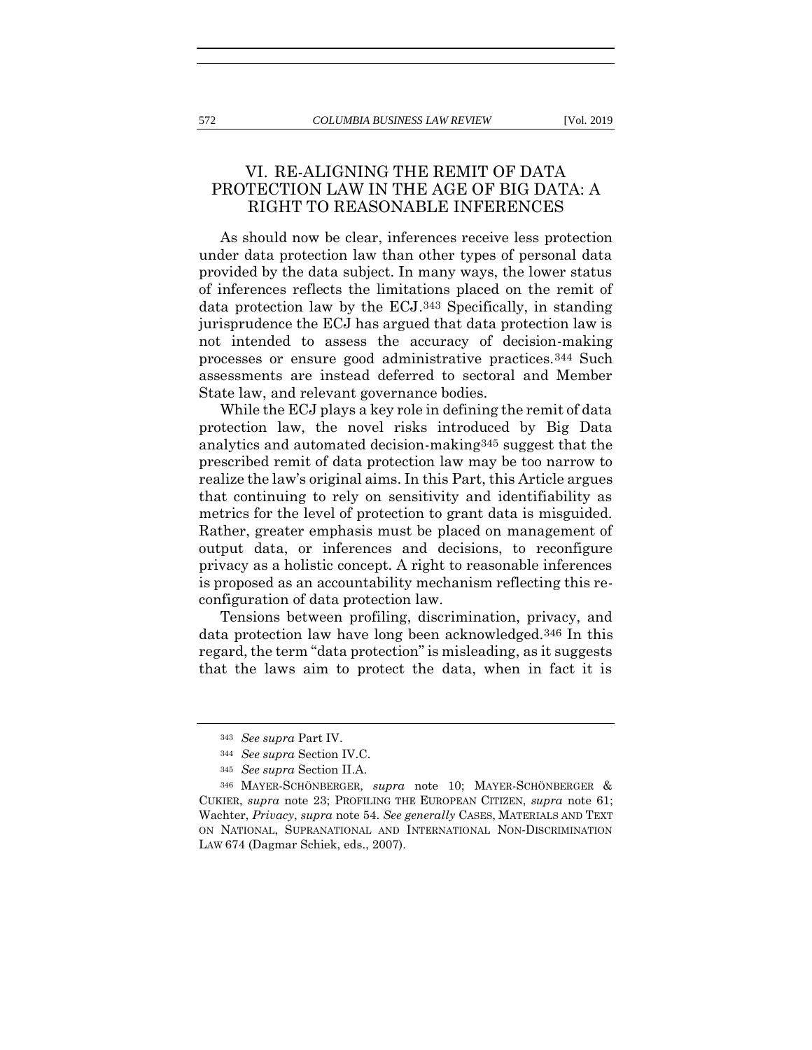## VI. RE-ALIGNING THE REMIT OF DATA PROTECTION LAW IN THE AGE OF BIG DATA: A RIGHT TO REASONABLE INFERENCES

As should now be clear, inferences receive less protection under data protection law than other types of personal data provided by the data subject. In many ways, the lower status of inferences reflects the limitations placed on the remit of data protection law by the ECJ.[343] Specifically, in standing jurisprudence the ECJ has argued that data protection law is not intended to assess the accuracy of decision-making processes or ensure good administrative practices.[344] Such assessments are instead deferred to sectoral and Member State law, and relevant governance bodies.

While the ECJ plays a key role in defining the remit of data protection law, the novel risks introduced by Big Data analytics and automated decision-making[345] suggest that the prescribed remit of data protection law may be too narrow to realize the law's original aims. In this Part, this Article argues that continuing to rely on sensitivity and identifiability as metrics for the level of protection to grant data is misguided. Rather, greater emphasis must be placed on management of output data, or inferences and decisions, to reconfigure privacy as a holistic concept. A right to reasonable inferences is proposed as an accountability mechanism reflecting this re-configuration of data protection law.

Tensions between profiling, discrimination, privacy, and data protection law have long been acknowledged.[346] In this regard, the term "data protection" is misleading, as it suggests that the laws aim to protect the data, when in fact it is

---

[343] *See supra* Part IV.

[344] *See supra* Section IV.C.

[345] *See supra* Section II.A.

[346] MAYER-SCHÖNBERGER, *supra* note 10; MAYER-SCHÖNBERGER & CUKIER, *supra* note 23; PROFILING THE EUROPEAN CITIZEN, *supra* note 61; Wachter, *Privacy*, *supra* note 54. *See generally* CASES, MATERIALS AND TEXT ON NATIONAL, SUPRANATIONAL AND INTERNATIONAL NON-DISCRIMINATION LAW 674 (Dagmar Schiek, eds., 2007).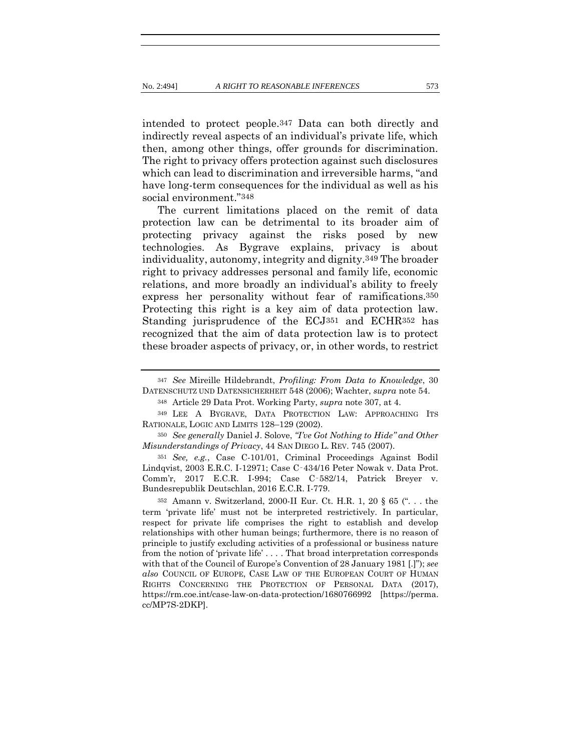intended to protect people.[347] Data can both directly and indirectly reveal aspects of an individual's private life, which then, among other things, offer grounds for discrimination. The right to privacy offers protection against such disclosures which can lead to discrimination and irreversible harms, "and have long-term consequences for the individual as well as his social environment."[348]

The current limitations placed on the remit of data protection law can be detrimental to its broader aim of protecting privacy against the risks posed by new technologies. As Bygrave explains, privacy is about individuality, autonomy, integrity and dignity.[349] The broader right to privacy addresses personal and family life, economic relations, and more broadly an individual's ability to freely express her personality without fear of ramifications.[350] Protecting this right is a key aim of data protection law. Standing jurisprudence of the ECJ[351] and ECHR[352] has recognized that the aim of data protection law is to protect these broader aspects of privacy, or, in other words, to restrict

---

[347] *See* Mireille Hildebrandt, *Profiling: From Data to Knowledge*, 30 DATENSCHUTZ UND DATENSICHERHEIT 548 (2006); Wachter, *supra* note 54.

[348] Article 29 Data Prot. Working Party, *supra* note 307, at 4.

[349] LEE A BYGRAVE, DATA PROTECTION LAW: APPROACHING ITS RATIONALE, LOGIC AND LIMITS 128–129 (2002).

[350] *See generally* Daniel J. Solove, *"I've Got Nothing to Hide" and Other Misunderstandings of Privacy*, 44 SAN DIEGO L. REV. 745 (2007).

[351] *See, e.g.*, Case C-101/01, Criminal Proceedings Against Bodil Lindqvist, 2003 E.R.C. I-12971; Case C‑434/16 Peter Nowak v. Data Prot. Comm'r, 2017 E.C.R. I-994; Case C‑582/14, Patrick Breyer v. Bundesrepublik Deutschlan, 2016 E.C.R. I-779.

[352] Amann v. Switzerland, 2000-II Eur. Ct. H.R. 1, 20 § 65 (". . . the term 'private life' must not be interpreted restrictively. In particular, respect for private life comprises the right to establish and develop relationships with other human beings; furthermore, there is no reason of principle to justify excluding activities of a professional or business nature from the notion of 'private life' . . . . That broad interpretation corresponds with that of the Council of Europe's Convention of 28 January 1981 [.]"); *see also* COUNCIL OF EUROPE, CASE LAW OF THE EUROPEAN COURT OF HUMAN RIGHTS CONCERNING THE PROTECTION OF PERSONAL DATA (2017), https://rm.coe.int/case-law-on-data-protection/1680766992 [https://perma.cc/MP7S-2DKP].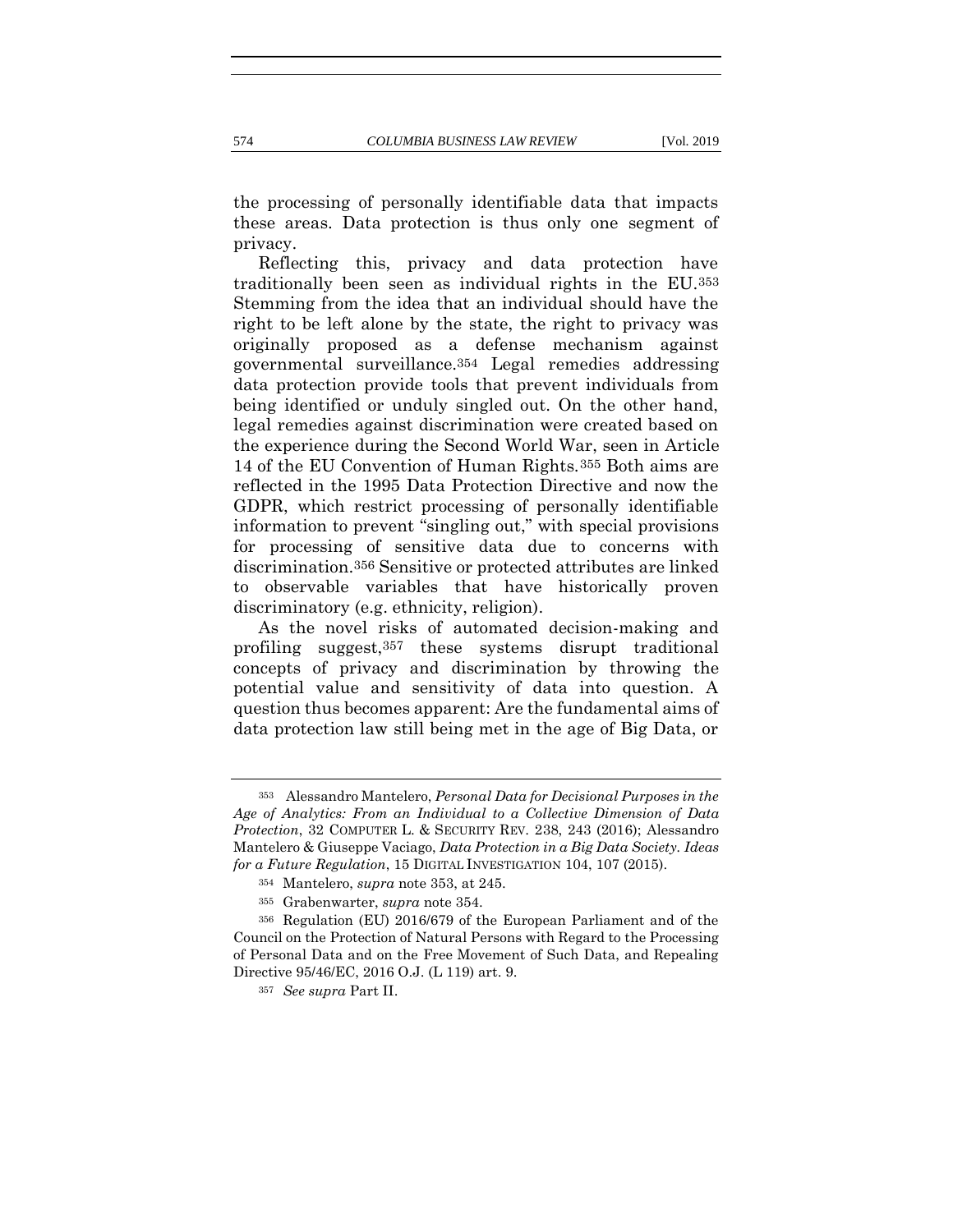the processing of personally identifiable data that impacts these areas. Data protection is thus only one segment of privacy.

Reflecting this, privacy and data protection have traditionally been seen as individual rights in the EU.[353] Stemming from the idea that an individual should have the right to be left alone by the state, the right to privacy was originally proposed as a defense mechanism against governmental surveillance.[354] Legal remedies addressing data protection provide tools that prevent individuals from being identified or unduly singled out. On the other hand, legal remedies against discrimination were created based on the experience during the Second World War, seen in Article 14 of the EU Convention of Human Rights.[355] Both aims are reflected in the 1995 Data Protection Directive and now the GDPR, which restrict processing of personally identifiable information to prevent "singling out," with special provisions for processing of sensitive data due to concerns with discrimination.[356] Sensitive or protected attributes are linked to observable variables that have historically proven discriminatory (e.g. ethnicity, religion).

As the novel risks of automated decision-making and profiling suggest,[357] these systems disrupt traditional concepts of privacy and discrimination by throwing the potential value and sensitivity of data into question. A question thus becomes apparent: Are the fundamental aims of data protection law still being met in the age of Big Data, or

---

[353] Alessandro Mantelero, *Personal Data for Decisional Purposes in the Age of Analytics: From an Individual to a Collective Dimension of Data Protection*, 32 COMPUTER L. & SECURITY REV. 238, 243 (2016); Alessandro Mantelero & Giuseppe Vaciago, *Data Protection in a Big Data Society. Ideas for a Future Regulation*, 15 DIGITAL INVESTIGATION 104, 107 (2015).

[354] Mantelero, *supra* note 353, at 245.

[355] Grabenwarter, *supra* note 354.

[356] Regulation (EU) 2016/679 of the European Parliament and of the Council on the Protection of Natural Persons with Regard to the Processing of Personal Data and on the Free Movement of Such Data, and Repealing Directive 95/46/EC, 2016 O.J. (L 119) art. 9.

[357] *See supra* Part II.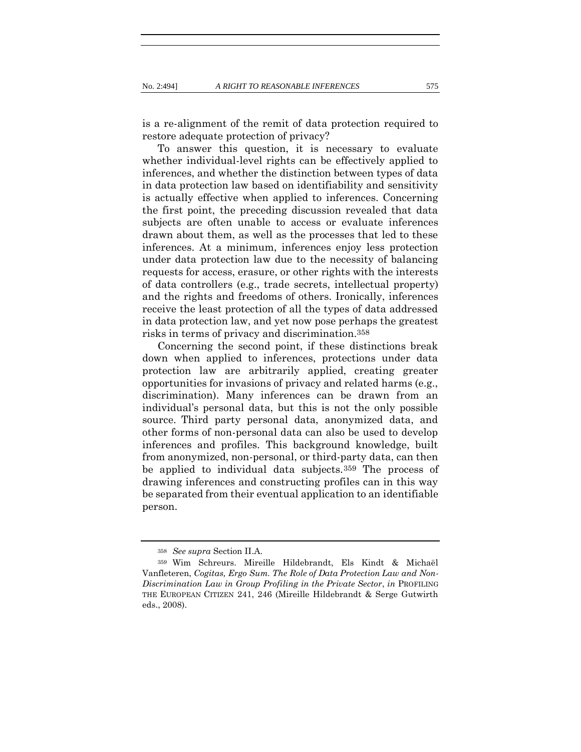is a re-alignment of the remit of data protection required to restore adequate protection of privacy?

To answer this question, it is necessary to evaluate whether individual-level rights can be effectively applied to inferences, and whether the distinction between types of data in data protection law based on identifiability and sensitivity is actually effective when applied to inferences. Concerning the first point, the preceding discussion revealed that data subjects are often unable to access or evaluate inferences drawn about them, as well as the processes that led to these inferences. At a minimum, inferences enjoy less protection under data protection law due to the necessity of balancing requests for access, erasure, or other rights with the interests of data controllers (e.g., trade secrets, intellectual property) and the rights and freedoms of others. Ironically, inferences receive the least protection of all the types of data addressed in data protection law, and yet now pose perhaps the greatest risks in terms of privacy and discrimination.[358]

Concerning the second point, if these distinctions break down when applied to inferences, protections under data protection law are arbitrarily applied, creating greater opportunities for invasions of privacy and related harms (e.g., discrimination). Many inferences can be drawn from an individual's personal data, but this is not the only possible source. Third party personal data, anonymized data, and other forms of non-personal data can also be used to develop inferences and profiles. This background knowledge, built from anonymized, non-personal, or third-party data, can then be applied to individual data subjects.[359] The process of drawing inferences and constructing profiles can in this way be separated from their eventual application to an identifiable person.

---

[358] *See supra* Section II.A.

[359] Wim Schreurs. Mireille Hildebrandt, Els Kindt & Michaël Vanfleteren, *Cogitas, Ergo Sum. The Role of Data Protection Law and Non-Discrimination Law in Group Profiling in the Private Sector*, *in* PROFILING THE EUROPEAN CITIZEN 241, 246 (Mireille Hildebrandt & Serge Gutwirth eds., 2008).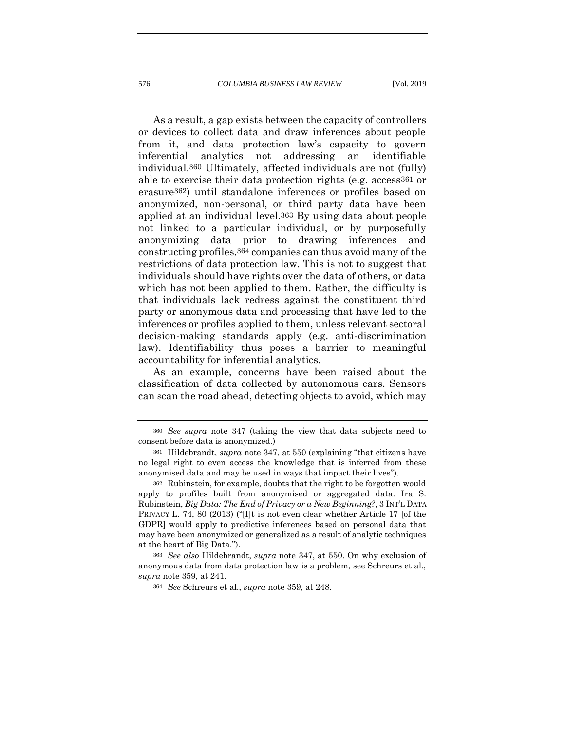As a result, a gap exists between the capacity of controllers or devices to collect data and draw inferences about people from it, and data protection law's capacity to govern inferential analytics not addressing an identifiable individual.[360] Ultimately, affected individuals are not (fully) able to exercise their data protection rights (e.g. access[361] or erasure[362]) until standalone inferences or profiles based on anonymized, non-personal, or third party data have been applied at an individual level.[363] By using data about people not linked to a particular individual, or by purposefully anonymizing data prior to drawing inferences and constructing profiles,[364] companies can thus avoid many of the restrictions of data protection law. This is not to suggest that individuals should have rights over the data of others, or data which has not been applied to them. Rather, the difficulty is that individuals lack redress against the constituent third party or anonymous data and processing that have led to the inferences or profiles applied to them, unless relevant sectoral decision-making standards apply (e.g. anti-discrimination law). Identifiability thus poses a barrier to meaningful accountability for inferential analytics.

As an example, concerns have been raised about the classification of data collected by autonomous cars. Sensors can scan the road ahead, detecting objects to avoid, which may

---

[360] *See supra* note 347 (taking the view that data subjects need to consent before data is anonymized.)

[361] Hildebrandt, *supra* note 347, at 550 (explaining "that citizens have no legal right to even access the knowledge that is inferred from these anonymised data and may be used in ways that impact their lives").

[362] Rubinstein, for example, doubts that the right to be forgotten would apply to profiles built from anonymised or aggregated data. Ira S. Rubinstein, *Big Data: The End of Privacy or a New Beginning?*, 3 INT'L DATA PRIVACY L. 74, 80 (2013) ("[I]t is not even clear whether Article 17 [of the GDPR] would apply to predictive inferences based on personal data that may have been anonymized or generalized as a result of analytic techniques at the heart of Big Data.").

[363] *See also* Hildebrandt, *supra* note 347, at 550. On why exclusion of anonymous data from data protection law is a problem, see Schreurs et al., *supra* note 359, at 241.

[364] *See* Schreurs et al., *supra* note 359, at 248.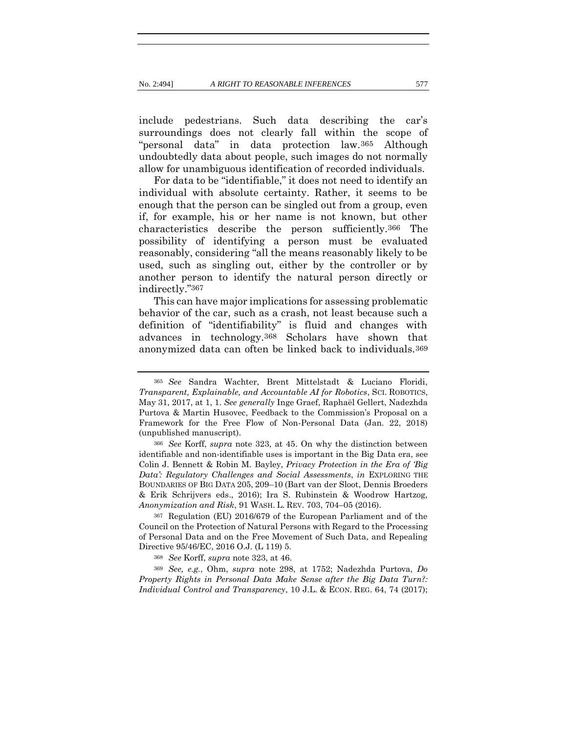include pedestrians. Such data describing the car's surroundings does not clearly fall within the scope of "personal data" in data protection law.[365] Although undoubtedly data about people, such images do not normally allow for unambiguous identification of recorded individuals.

For data to be "identifiable," it does not need to identify an individual with absolute certainty. Rather, it seems to be enough that the person can be singled out from a group, even if, for example, his or her name is not known, but other characteristics describe the person sufficiently.[366] The possibility of identifying a person must be evaluated reasonably, considering "all the means reasonably likely to be used, such as singling out, either by the controller or by another person to identify the natural person directly or indirectly."[367]

This can have major implications for assessing problematic behavior of the car, such as a crash, not least because such a definition of "identifiability" is fluid and changes with advances in technology.[368] Scholars have shown that anonymized data can often be linked back to individuals.[369]

---

[365] *See* Sandra Wachter, Brent Mittelstadt & Luciano Floridi, *Transparent, Explainable, and Accountable AI for Robotics*, SCI. ROBOTICS, May 31, 2017, at 1, 1. *See generally* Inge Graef, Raphaël Gellert, Nadezhda Purtova & Martin Husovec, Feedback to the Commission's Proposal on a Framework for the Free Flow of Non-Personal Data (Jan. 22, 2018) (unpublished manuscript).

[366] *See* Korff, *supra* note 323, at 45. On why the distinction between identifiable and non-identifiable uses is important in the Big Data era, see Colin J. Bennett & Robin M. Bayley, *Privacy Protection in the Era of 'Big Data': Regulatory Challenges and Social Assessments*, *in* EXPLORING THE BOUNDARIES OF BIG DATA 205, 209–10 (Bart van der Sloot, Dennis Broeders & Erik Schrijvers eds., 2016); Ira S. Rubinstein & Woodrow Hartzog, *Anonymization and Risk*, 91 WASH. L. REV. 703, 704–05 (2016).

[367] Regulation (EU) 2016/679 of the European Parliament and of the Council on the Protection of Natural Persons with Regard to the Processing of Personal Data and on the Free Movement of Such Data, and Repealing Directive 95/46/EC, 2016 O.J. (L 119) 5.

[368] *See* Korff, *supra* note 323, at 46.

[369] *See, e.g.*, Ohm, *supra* note 298, at 1752; Nadezhda Purtova, *Do Property Rights in Personal Data Make Sense after the Big Data Turn?: Individual Control and Transparency*, 10 J.L. & ECON. REG. 64, 74 (2017);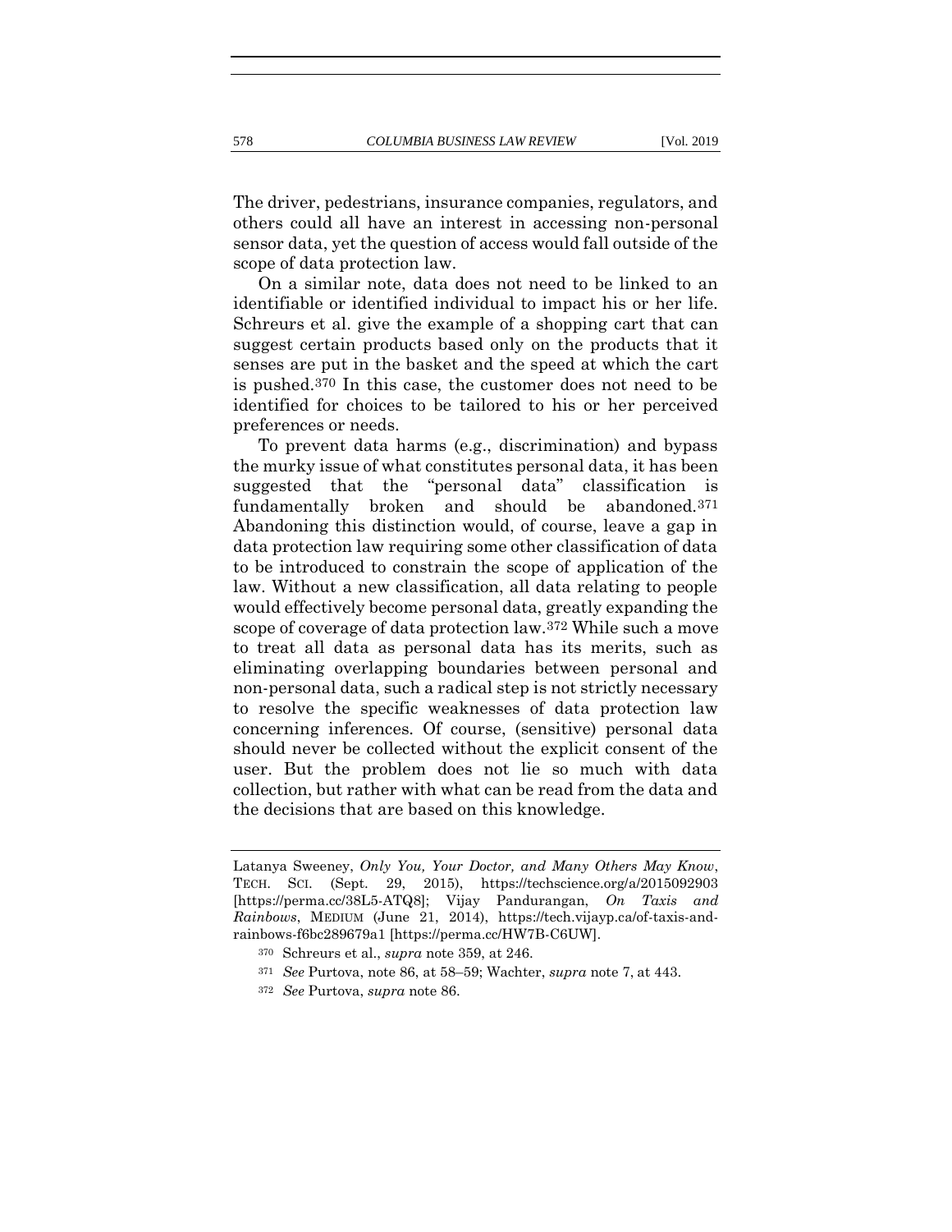The driver, pedestrians, insurance companies, regulators, and others could all have an interest in accessing non-personal sensor data, yet the question of access would fall outside of the scope of data protection law.

On a similar note, data does not need to be linked to an identifiable or identified individual to impact his or her life. Schreurs et al. give the example of a shopping cart that can suggest certain products based only on the products that it senses are put in the basket and the speed at which the cart is pushed.[370] In this case, the customer does not need to be identified for choices to be tailored to his or her perceived preferences or needs.

To prevent data harms (e.g., discrimination) and bypass the murky issue of what constitutes personal data, it has been suggested that the "personal data" classification is fundamentally broken and should be abandoned.[371] Abandoning this distinction would, of course, leave a gap in data protection law requiring some other classification of data to be introduced to constrain the scope of application of the law. Without a new classification, all data relating to people would effectively become personal data, greatly expanding the scope of coverage of data protection law.[372] While such a move to treat all data as personal data has its merits, such as eliminating overlapping boundaries between personal and non-personal data, such a radical step is not strictly necessary to resolve the specific weaknesses of data protection law concerning inferences. Of course, (sensitive) personal data should never be collected without the explicit consent of the user. But the problem does not lie so much with data collection, but rather with what can be read from the data and the decisions that are based on this knowledge.

---

Latanya Sweeney, *Only You, Your Doctor, and Many Others May Know*, TECH. SCI. (Sept. 29, 2015), https://techscience.org/a/2015092903 [https://perma.cc/38L5-ATQ8]; Vijay Pandurangan, *On Taxis and Rainbows*, MEDIUM (June 21, 2014), https://tech.vijayp.ca/of-taxis-and-rainbows-f6bc289679a1 [https://perma.cc/HW7B-C6UW].

[370] Schreurs et al., *supra* note 359, at 246.

[371] *See* Purtova, note 86, at 58–59; Wachter, *supra* note 7, at 443.

[372] *See* Purtova, *supra* note 86.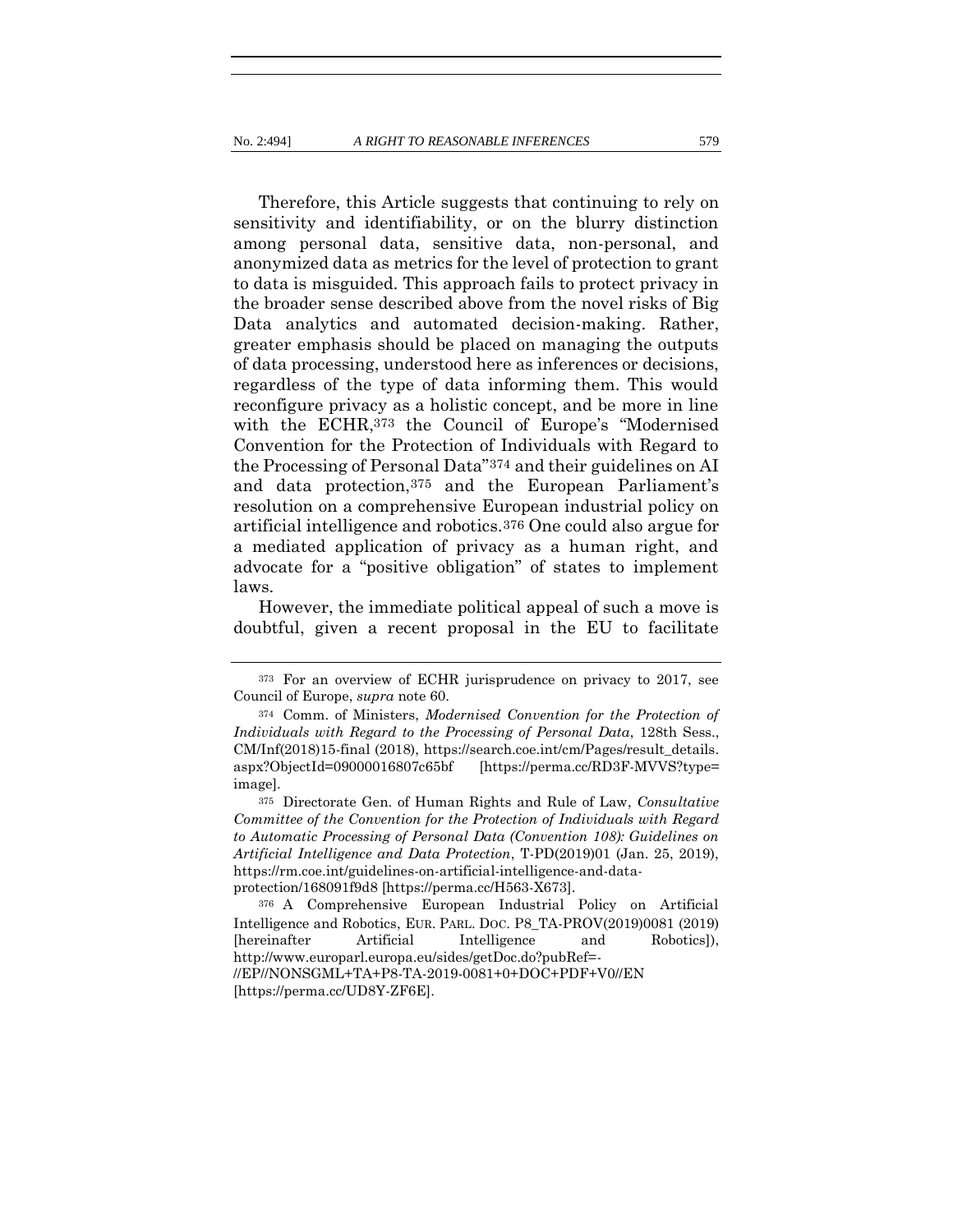Therefore, this Article suggests that continuing to rely on sensitivity and identifiability, or on the blurry distinction among personal data, sensitive data, non-personal, and anonymized data as metrics for the level of protection to grant to data is misguided. This approach fails to protect privacy in the broader sense described above from the novel risks of Big Data analytics and automated decision-making. Rather, greater emphasis should be placed on managing the outputs of data processing, understood here as inferences or decisions, regardless of the type of data informing them. This would reconfigure privacy as a holistic concept, and be more in line with the ECHR,[373] the Council of Europe's "Modernised Convention for the Protection of Individuals with Regard to the Processing of Personal Data"[374] and their guidelines on AI and data protection,[375] and the European Parliament's resolution on a comprehensive European industrial policy on artificial intelligence and robotics.[376] One could also argue for a mediated application of privacy as a human right, and advocate for a "positive obligation" of states to implement laws.

However, the immediate political appeal of such a move is doubtful, given a recent proposal in the EU to facilitate

---

[373] For an overview of ECHR jurisprudence on privacy to 2017, see Council of Europe, *supra* note 60.

[374] Comm. of Ministers, *Modernised Convention for the Protection of Individuals with Regard to the Processing of Personal Data*, 128th Sess., CM/Inf(2018)15-final (2018), https://search.coe.int/cm/Pages/result_details.aspx?ObjectId=09000016807c65bf [https://perma.cc/RD3F-MVVS?type=image].

[375] Directorate Gen. of Human Rights and Rule of Law, *Consultative Committee of the Convention for the Protection of Individuals with Regard to Automatic Processing of Personal Data (Convention 108): Guidelines on Artificial Intelligence and Data Protection*, T-PD(2019)01 (Jan. 25, 2019), https://rm.coe.int/guidelines-on-artificial-intelligence-and-data-protection/168091f9d8 [https://perma.cc/H563-X673].

[376] A Comprehensive European Industrial Policy on Artificial Intelligence and Robotics, EUR. PARL. DOC. P8_TA-PROV(2019)0081 (2019) [hereinafter Artificial Intelligence and Robotics]), http://www.europarl.europa.eu/sides/getDoc.do?pubRef=-//EP//NONSGML+TA+P8-TA-2019-0081+0+DOC+PDF+V0//EN [https://perma.cc/UD8Y-ZF6E].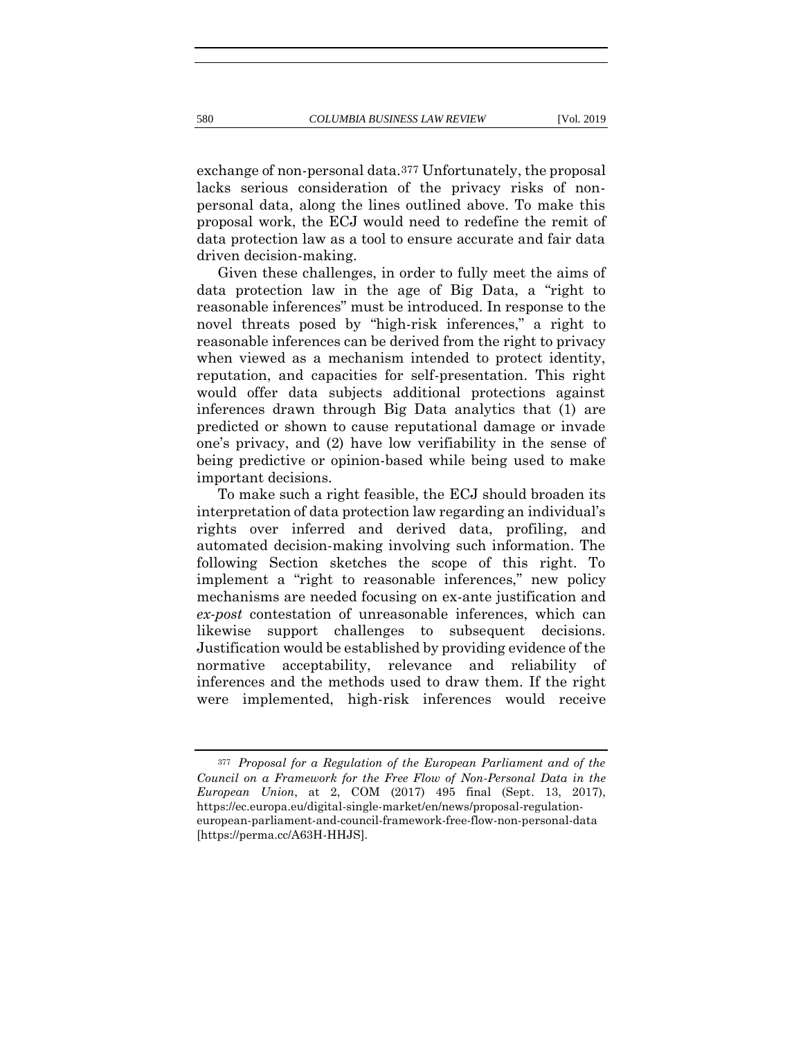exchange of non-personal data.[377] Unfortunately, the proposal lacks serious consideration of the privacy risks of non-personal data, along the lines outlined above. To make this proposal work, the ECJ would need to redefine the remit of data protection law as a tool to ensure accurate and fair data driven decision-making.

Given these challenges, in order to fully meet the aims of data protection law in the age of Big Data, a "right to reasonable inferences" must be introduced. In response to the novel threats posed by "high-risk inferences," a right to reasonable inferences can be derived from the right to privacy when viewed as a mechanism intended to protect identity, reputation, and capacities for self-presentation. This right would offer data subjects additional protections against inferences drawn through Big Data analytics that (1) are predicted or shown to cause reputational damage or invade one's privacy, and (2) have low verifiability in the sense of being predictive or opinion-based while being used to make important decisions.

To make such a right feasible, the ECJ should broaden its interpretation of data protection law regarding an individual's rights over inferred and derived data, profiling, and automated decision-making involving such information. The following Section sketches the scope of this right. To implement a "right to reasonable inferences," new policy mechanisms are needed focusing on ex-ante justification and *ex-post* contestation of unreasonable inferences, which can likewise support challenges to subsequent decisions. Justification would be established by providing evidence of the normative acceptability, relevance and reliability of inferences and the methods used to draw them. If the right were implemented, high-risk inferences would receive

---

[377] *Proposal for a Regulation of the European Parliament and of the Council on a Framework for the Free Flow of Non-Personal Data in the European Union*, at 2, COM (2017) 495 final (Sept. 13, 2017), https://ec.europa.eu/digital-single-market/en/news/proposal-regulation-european-parliament-and-council-framework-free-flow-non-personal-data [https://perma.cc/A63H-HHJS].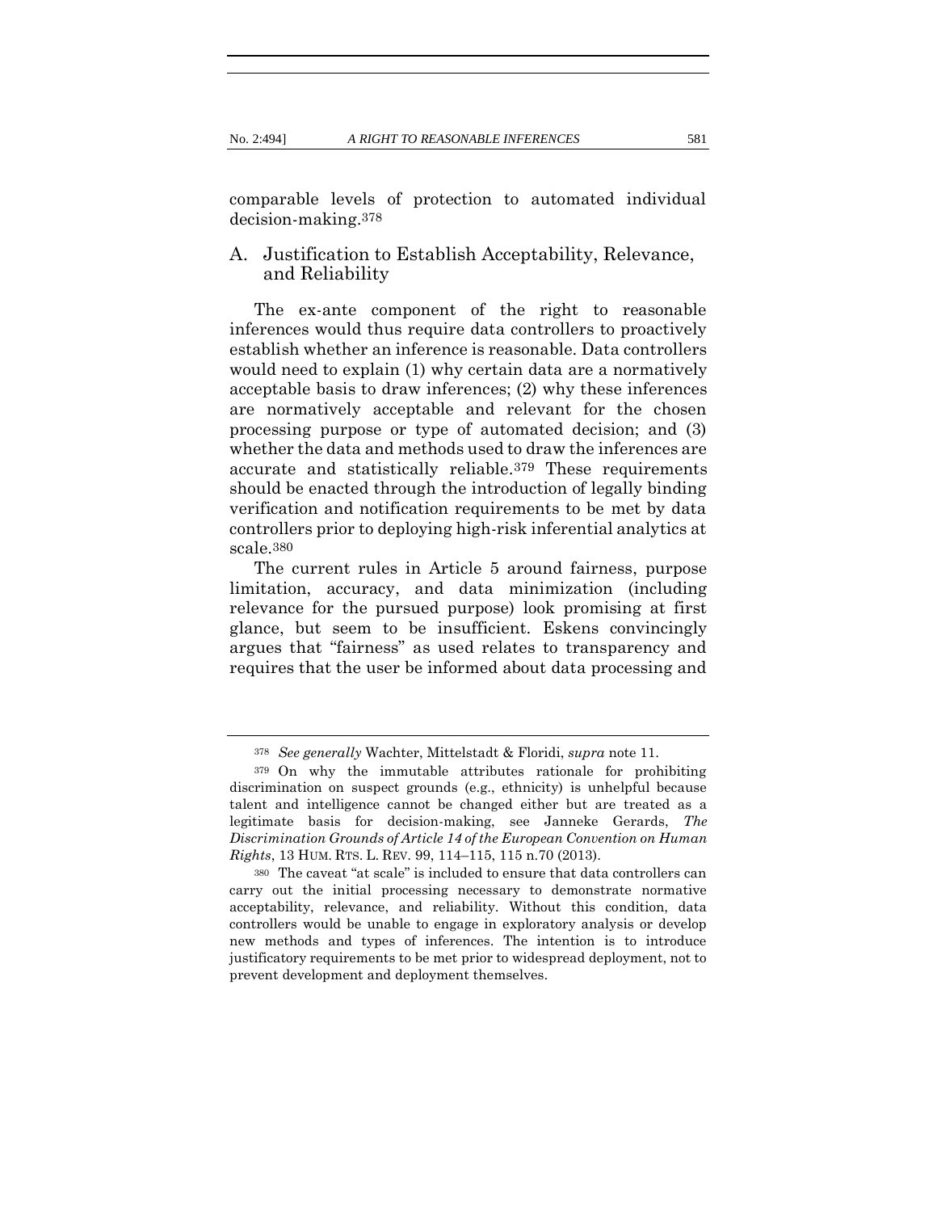comparable levels of protection to automated individual decision-making.[378]

## A. Justification to Establish Acceptability, Relevance, and Reliability

The ex-ante component of the right to reasonable inferences would thus require data controllers to proactively establish whether an inference is reasonable. Data controllers would need to explain (1) why certain data are a normatively acceptable basis to draw inferences; (2) why these inferences are normatively acceptable and relevant for the chosen processing purpose or type of automated decision; and (3) whether the data and methods used to draw the inferences are accurate and statistically reliable.[379] These requirements should be enacted through the introduction of legally binding verification and notification requirements to be met by data controllers prior to deploying high-risk inferential analytics at scale.[380]

The current rules in Article 5 around fairness, purpose limitation, accuracy, and data minimization (including relevance for the pursued purpose) look promising at first glance, but seem to be insufficient. Eskens convincingly argues that "fairness" as used relates to transparency and requires that the user be informed about data processing and

---

[378] *See generally* Wachter, Mittelstadt & Floridi, *supra* note 11.

[379] On why the immutable attributes rationale for prohibiting discrimination on suspect grounds (e.g., ethnicity) is unhelpful because talent and intelligence cannot be changed either but are treated as a legitimate basis for decision-making, see Janneke Gerards, *The Discrimination Grounds of Article 14 of the European Convention on Human Rights*, 13 HUM. RTS. L. REV. 99, 114–115, 115 n.70 (2013).

[380] The caveat "at scale" is included to ensure that data controllers can carry out the initial processing necessary to demonstrate normative acceptability, relevance, and reliability. Without this condition, data controllers would be unable to engage in exploratory analysis or develop new methods and types of inferences. The intention is to introduce justificatory requirements to be met prior to widespread deployment, not to prevent development and deployment themselves.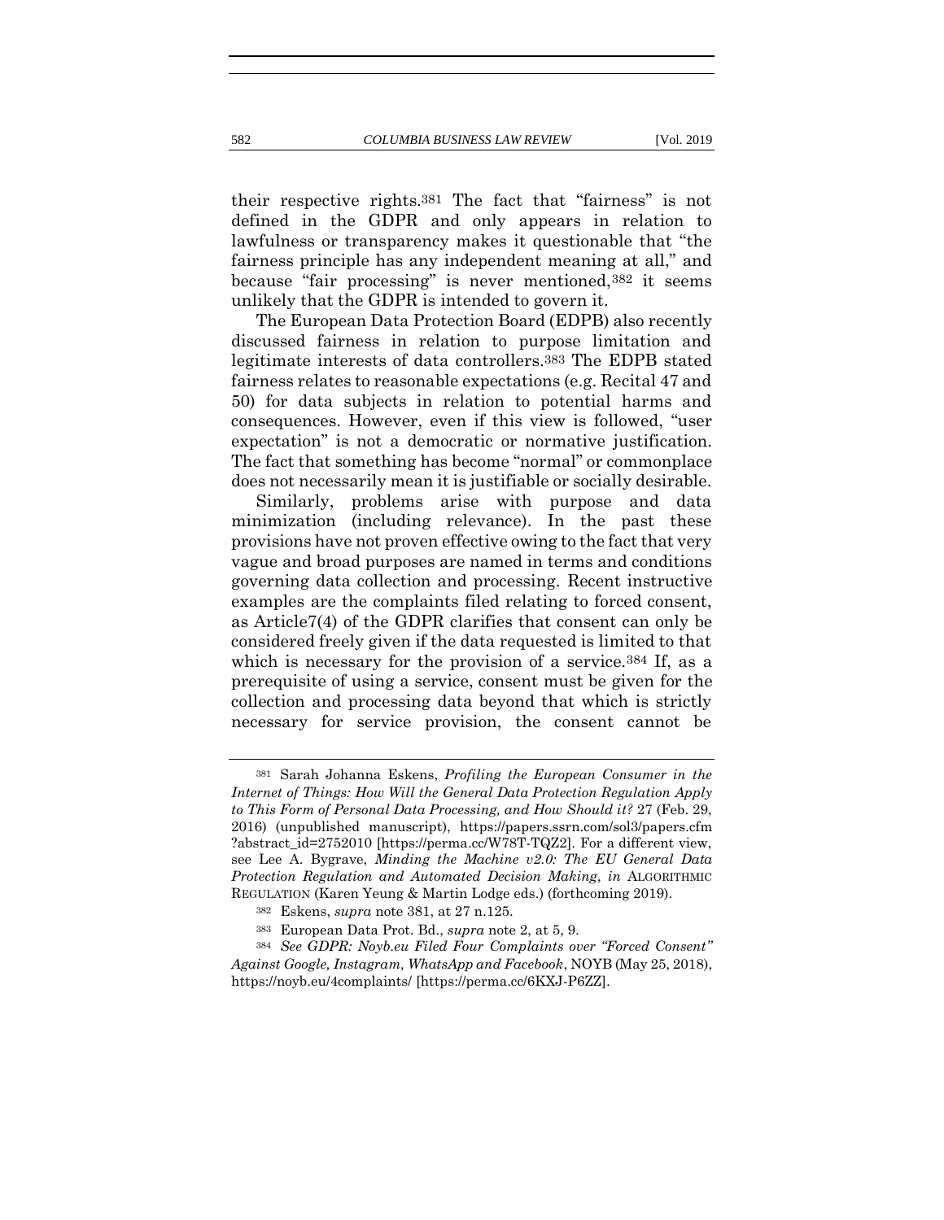their respective rights.[381] The fact that "fairness" is not defined in the GDPR and only appears in relation to lawfulness or transparency makes it questionable that "the fairness principle has any independent meaning at all," and because "fair processing" is never mentioned,[382] it seems unlikely that the GDPR is intended to govern it.

The European Data Protection Board (EDPB) also recently discussed fairness in relation to purpose limitation and legitimate interests of data controllers.[383] The EDPB stated fairness relates to reasonable expectations (e.g. Recital 47 and 50) for data subjects in relation to potential harms and consequences. However, even if this view is followed, "user expectation" is not a democratic or normative justification. The fact that something has become "normal" or commonplace does not necessarily mean it is justifiable or socially desirable.

Similarly, problems arise with purpose and data minimization (including relevance). In the past these provisions have not proven effective owing to the fact that very vague and broad purposes are named in terms and conditions governing data collection and processing. Recent instructive examples are the complaints filed relating to forced consent, as Article7(4) of the GDPR clarifies that consent can only be considered freely given if the data requested is limited to that which is necessary for the provision of a service.[384] If, as a prerequisite of using a service, consent must be given for the collection and processing data beyond that which is strictly necessary for service provision, the consent cannot be

---

[381] Sarah Johanna Eskens, *Profiling the European Consumer in the Internet of Things: How Will the General Data Protection Regulation Apply to This Form of Personal Data Processing, and How Should it?* 27 (Feb. 29, 2016) (unpublished manuscript), https://papers.ssrn.com/sol3/papers.cfm?abstract_id=2752010 [https://perma.cc/W78T-TQZ2]. For a different view, see Lee A. Bygrave, *Minding the Machine v2.0: The EU General Data Protection Regulation and Automated Decision Making*, *in* ALGORITHMIC REGULATION (Karen Yeung & Martin Lodge eds.) (forthcoming 2019).

[382] Eskens, *supra* note 381, at 27 n.125.

[383] European Data Prot. Bd., *supra* note 2, at 5, 9.

[384] *See GDPR: Noyb.eu Filed Four Complaints over "Forced Consent" Against Google, Instagram, WhatsApp and Facebook*, NOYB (May 25, 2018), https://noyb.eu/4complaints/ [https://perma.cc/6KXJ-P6ZZ].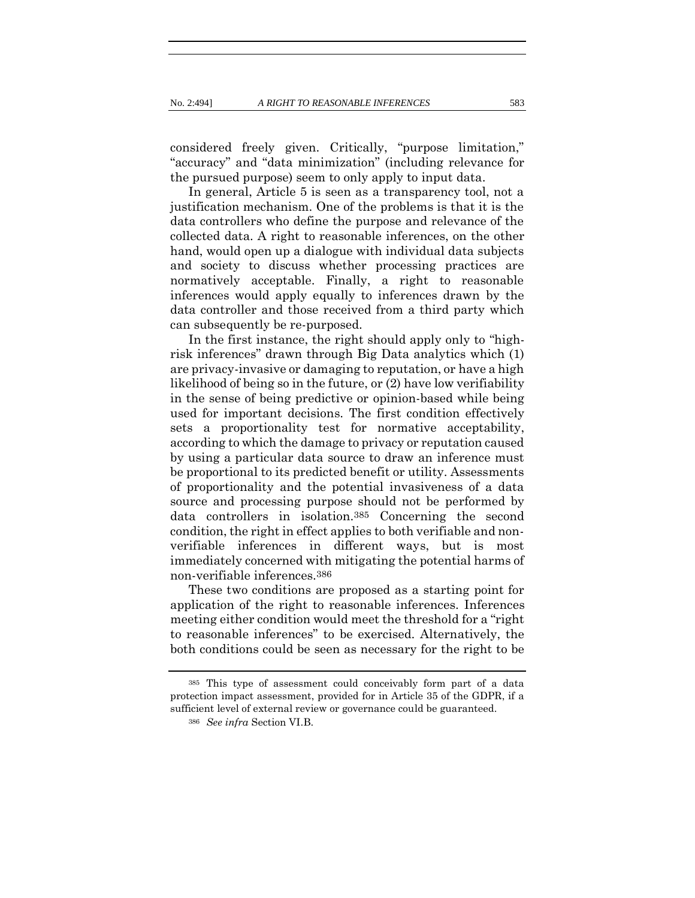considered freely given. Critically, "purpose limitation," "accuracy" and "data minimization" (including relevance for the pursued purpose) seem to only apply to input data.

In general, Article 5 is seen as a transparency tool, not a justification mechanism. One of the problems is that it is the data controllers who define the purpose and relevance of the collected data. A right to reasonable inferences, on the other hand, would open up a dialogue with individual data subjects and society to discuss whether processing practices are normatively acceptable. Finally, a right to reasonable inferences would apply equally to inferences drawn by the data controller and those received from a third party which can subsequently be re-purposed.

In the first instance, the right should apply only to "high-risk inferences" drawn through Big Data analytics which (1) are privacy-invasive or damaging to reputation, or have a high likelihood of being so in the future, or (2) have low verifiability in the sense of being predictive or opinion-based while being used for important decisions. The first condition effectively sets a proportionality test for normative acceptability, according to which the damage to privacy or reputation caused by using a particular data source to draw an inference must be proportional to its predicted benefit or utility. Assessments of proportionality and the potential invasiveness of a data source and processing purpose should not be performed by data controllers in isolation.[385] Concerning the second condition, the right in effect applies to both verifiable and non-verifiable inferences in different ways, but is most immediately concerned with mitigating the potential harms of non-verifiable inferences.[386]

These two conditions are proposed as a starting point for application of the right to reasonable inferences. Inferences meeting either condition would meet the threshold for a "right to reasonable inferences" to be exercised. Alternatively, the both conditions could be seen as necessary for the right to be

---

[385] This type of assessment could conceivably form part of a data protection impact assessment, provided for in Article 35 of the GDPR, if a sufficient level of external review or governance could be guaranteed.

[386] *See infra* Section VI.B.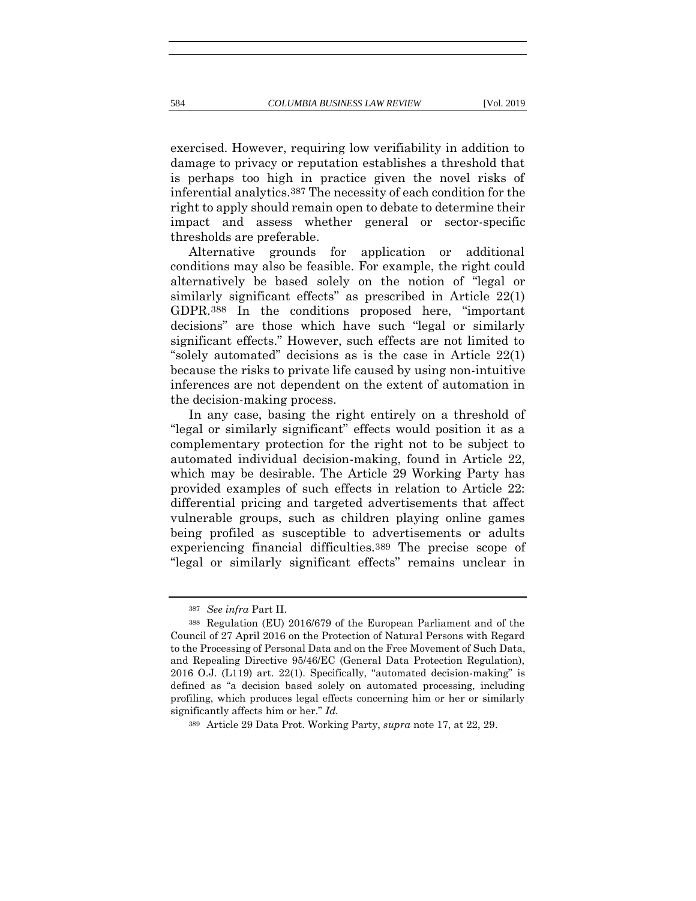exercised. However, requiring low verifiability in addition to damage to privacy or reputation establishes a threshold that is perhaps too high in practice given the novel risks of inferential analytics.[387] The necessity of each condition for the right to apply should remain open to debate to determine their impact and assess whether general or sector-specific thresholds are preferable.

Alternative grounds for application or additional conditions may also be feasible. For example, the right could alternatively be based solely on the notion of "legal or similarly significant effects" as prescribed in Article 22(1) GDPR.[388] In the conditions proposed here, "important decisions" are those which have such "legal or similarly significant effects." However, such effects are not limited to "solely automated" decisions as is the case in Article 22(1) because the risks to private life caused by using non-intuitive inferences are not dependent on the extent of automation in the decision-making process.

In any case, basing the right entirely on a threshold of "legal or similarly significant" effects would position it as a complementary protection for the right not to be subject to automated individual decision-making, found in Article 22, which may be desirable. The Article 29 Working Party has provided examples of such effects in relation to Article 22: differential pricing and targeted advertisements that affect vulnerable groups, such as children playing online games being profiled as susceptible to advertisements or adults experiencing financial difficulties.[389] The precise scope of "legal or similarly significant effects" remains unclear in

---

[387] *See infra* Part II.

[388] Regulation (EU) 2016/679 of the European Parliament and of the Council of 27 April 2016 on the Protection of Natural Persons with Regard to the Processing of Personal Data and on the Free Movement of Such Data, and Repealing Directive 95/46/EC (General Data Protection Regulation), 2016 O.J. (L119) art. 22(1). Specifically, "automated decision-making" is defined as "a decision based solely on automated processing, including profiling, which produces legal effects concerning him or her or similarly significantly affects him or her." *Id.*

[389] Article 29 Data Prot. Working Party, *supra* note 17, at 22, 29.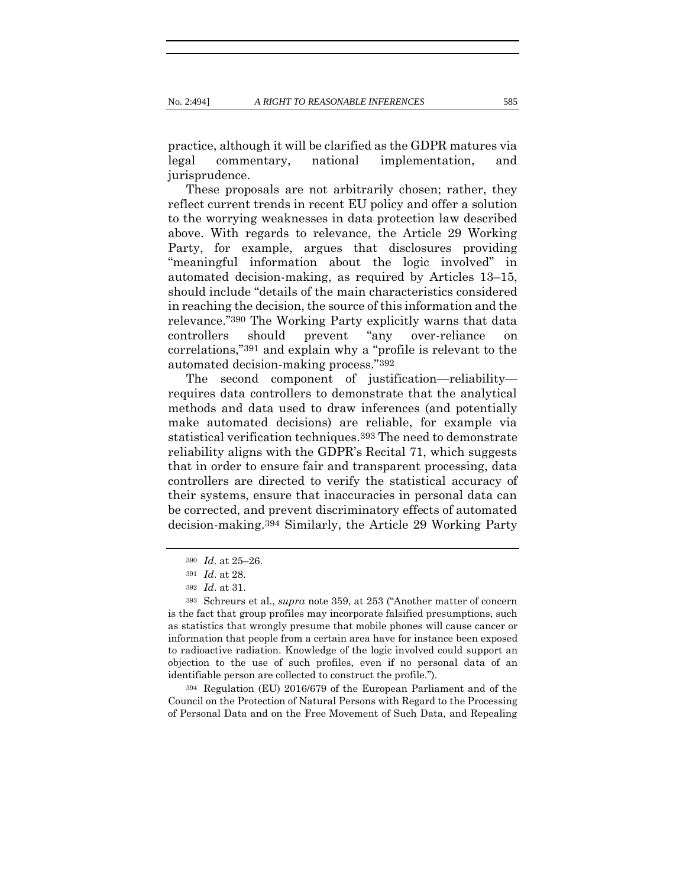practice, although it will be clarified as the GDPR matures via legal commentary, national implementation, and jurisprudence.

These proposals are not arbitrarily chosen; rather, they reflect current trends in recent EU policy and offer a solution to the worrying weaknesses in data protection law described above. With regards to relevance, the Article 29 Working Party, for example, argues that disclosures providing "meaningful information about the logic involved" in automated decision-making, as required by Articles 13–15, should include "details of the main characteristics considered in reaching the decision, the source of this information and the relevance."[390] The Working Party explicitly warns that data controllers should prevent "any over-reliance on correlations,"[391] and explain why a "profile is relevant to the automated decision-making process."[392]

The second component of justification—reliability—requires data controllers to demonstrate that the analytical methods and data used to draw inferences (and potentially make automated decisions) are reliable, for example via statistical verification techniques.[393] The need to demonstrate reliability aligns with the GDPR's Recital 71, which suggests that in order to ensure fair and transparent processing, data controllers are directed to verify the statistical accuracy of their systems, ensure that inaccuracies in personal data can be corrected, and prevent discriminatory effects of automated decision-making.[394] Similarly, the Article 29 Working Party

---

[390] *Id.* at 25–26.

[391] *Id.* at 28.

[392] *Id.* at 31.

[393] Schreurs et al., *supra* note 359, at 253 ("Another matter of concern is the fact that group profiles may incorporate falsified presumptions, such as statistics that wrongly presume that mobile phones will cause cancer or information that people from a certain area have for instance been exposed to radioactive radiation. Knowledge of the logic involved could support an objection to the use of such profiles, even if no personal data of an identifiable person are collected to construct the profile.").

[394] Regulation (EU) 2016/679 of the European Parliament and of the Council on the Protection of Natural Persons with Regard to the Processing of Personal Data and on the Free Movement of Such Data, and Repealing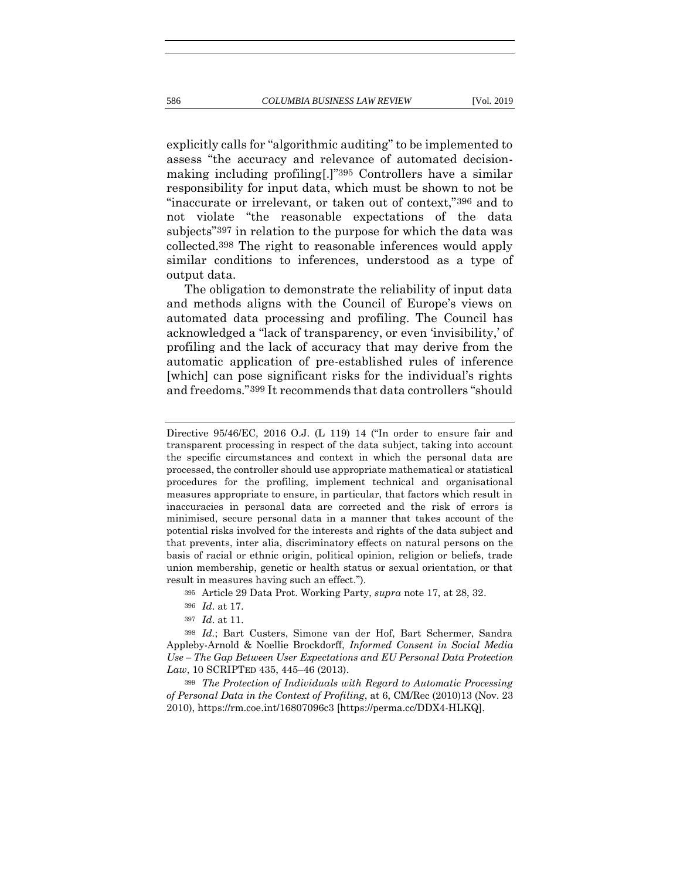explicitly calls for "algorithmic auditing" to be implemented to assess "the accuracy and relevance of automated decision-making including profiling[.]"[395] Controllers have a similar responsibility for input data, which must be shown to not be "inaccurate or irrelevant, or taken out of context,"[396] and to not violate "the reasonable expectations of the data subjects"[397] in relation to the purpose for which the data was collected.[398] The right to reasonable inferences would apply similar conditions to inferences, understood as a type of output data.

The obligation to demonstrate the reliability of input data and methods aligns with the Council of Europe's views on automated data processing and profiling. The Council has acknowledged a "lack of transparency, or even 'invisibility,' of profiling and the lack of accuracy that may derive from the automatic application of pre-established rules of inference [which] can pose significant risks for the individual's rights and freedoms."[399] It recommends that data controllers "should

---

Directive 95/46/EC, 2016 O.J. (L 119) 14 ("In order to ensure fair and transparent processing in respect of the data subject, taking into account the specific circumstances and context in which the personal data are processed, the controller should use appropriate mathematical or statistical procedures for the profiling, implement technical and organisational measures appropriate to ensure, in particular, that factors which result in inaccuracies in personal data are corrected and the risk of errors is minimised, secure personal data in a manner that takes account of the potential risks involved for the interests and rights of the data subject and that prevents, inter alia, discriminatory effects on natural persons on the basis of racial or ethnic origin, political opinion, religion or beliefs, trade union membership, genetic or health status or sexual orientation, or that result in measures having such an effect.").

[395] Article 29 Data Prot. Working Party, *supra* note 17, at 28, 32.

[396] *Id*. at 17.

[397] *Id*. at 11.

[398] *Id.*; Bart Custers, Simone van der Hof, Bart Schermer, Sandra Appleby-Arnold & Noellie Brockdorff, *Informed Consent in Social Media Use – The Gap Between User Expectations and EU Personal Data Protection Law*, 10 SCRIPTED 435, 445–46 (2013).

[399] *The Protection of Individuals with Regard to Automatic Processing of Personal Data in the Context of Profiling*, at 6, CM/Rec (2010)13 (Nov. 23 2010), https://rm.coe.int/16807096c3 [https://perma.cc/DDX4-HLKQ].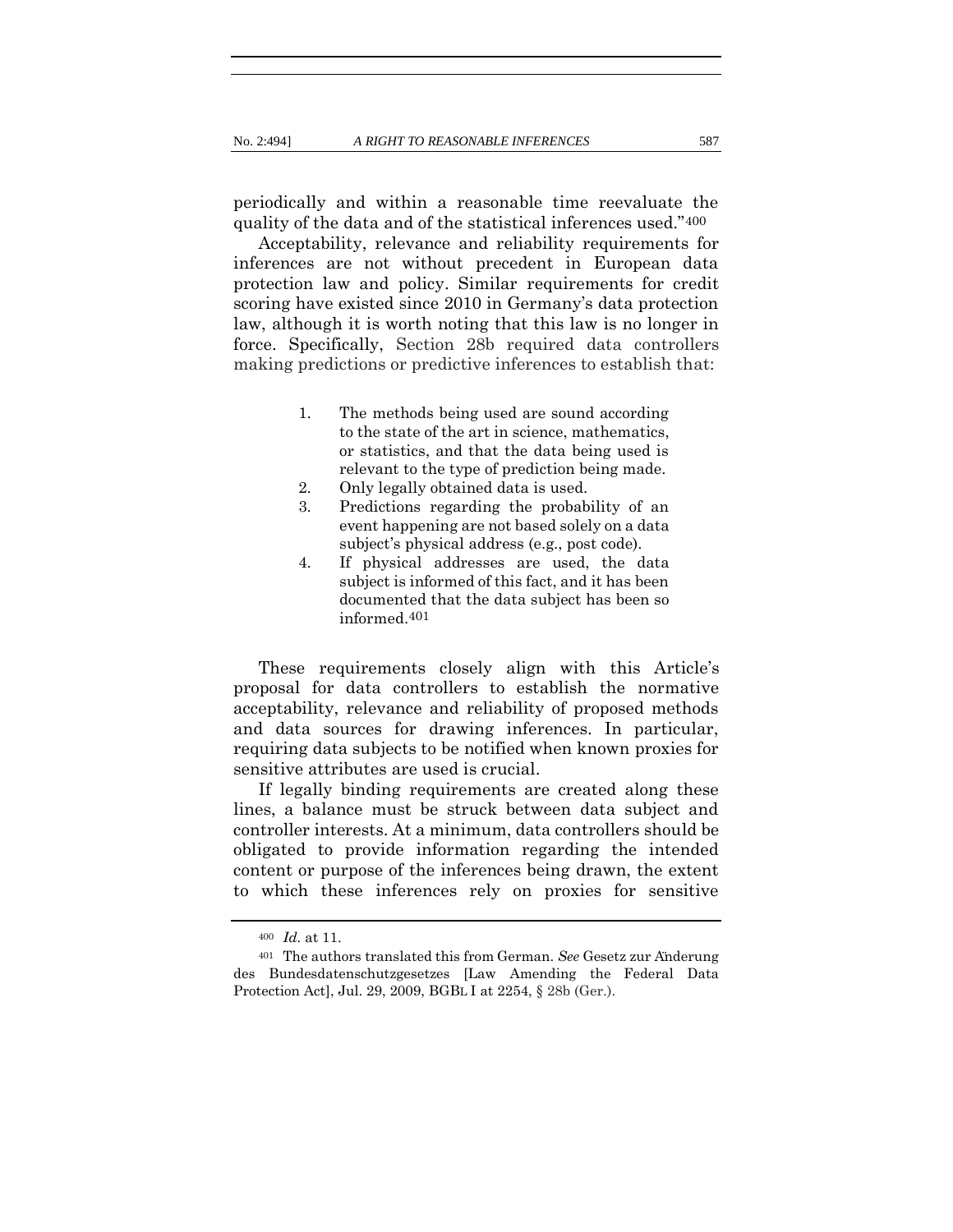periodically and within a reasonable time reevaluate the quality of the data and of the statistical inferences used."[400]

Acceptability, relevance and reliability requirements for inferences are not without precedent in European data protection law and policy. Similar requirements for credit scoring have existed since 2010 in Germany's data protection law, although it is worth noting that this law is no longer in force. Specifically, Section 28b required data controllers making predictions or predictive inferences to establish that:

1. The methods being used are sound according to the state of the art in science, mathematics, or statistics, and that the data being used is relevant to the type of prediction being made.
2. Only legally obtained data is used.
3. Predictions regarding the probability of an event happening are not based solely on a data subject's physical address (e.g., post code).
4. If physical addresses are used, the data subject is informed of this fact, and it has been documented that the data subject has been so informed.[401]

These requirements closely align with this Article's proposal for data controllers to establish the normative acceptability, relevance and reliability of proposed methods and data sources for drawing inferences. In particular, requiring data subjects to be notified when known proxies for sensitive attributes are used is crucial.

If legally binding requirements are created along these lines, a balance must be struck between data subject and controller interests. At a minimum, data controllers should be obligated to provide information regarding the intended content or purpose of the inferences being drawn, the extent to which these inferences rely on proxies for sensitive

---

[400] *Id.* at 11.

[401] The authors translated this from German. *See* Gesetz zur Änderung des Bundesdatenschutzgesetzes [Law Amending the Federal Data Protection Act], Jul. 29, 2009, BGBL I at 2254, § 28b (Ger.).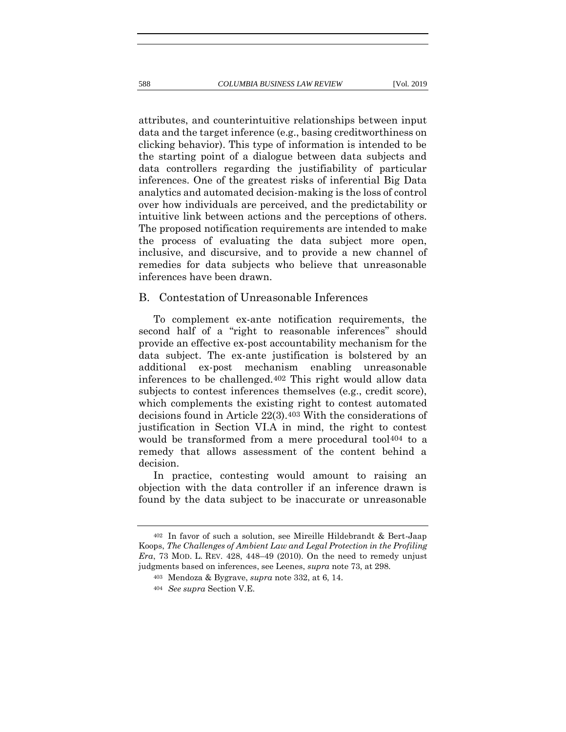attributes, and counterintuitive relationships between input data and the target inference (e.g., basing creditworthiness on clicking behavior). This type of information is intended to be the starting point of a dialogue between data subjects and data controllers regarding the justifiability of particular inferences. One of the greatest risks of inferential Big Data analytics and automated decision-making is the loss of control over how individuals are perceived, and the predictability or intuitive link between actions and the perceptions of others. The proposed notification requirements are intended to make the process of evaluating the data subject more open, inclusive, and discursive, and to provide a new channel of remedies for data subjects who believe that unreasonable inferences have been drawn.

## B. Contestation of Unreasonable Inferences

To complement ex-ante notification requirements, the second half of a "right to reasonable inferences" should provide an effective ex-post accountability mechanism for the data subject. The ex-ante justification is bolstered by an additional ex-post mechanism enabling unreasonable inferences to be challenged.[402] This right would allow data subjects to contest inferences themselves (e.g., credit score), which complements the existing right to contest automated decisions found in Article 22(3).[403] With the considerations of justification in Section VI.A in mind, the right to contest would be transformed from a mere procedural tool[404] to a remedy that allows assessment of the content behind a decision.

In practice, contesting would amount to raising an objection with the data controller if an inference drawn is found by the data subject to be inaccurate or unreasonable

---

[402] In favor of such a solution, see Mireille Hildebrandt & Bert-Jaap Koops, *The Challenges of Ambient Law and Legal Protection in the Profiling Era*, 73 MOD. L. REV. 428, 448–49 (2010). On the need to remedy unjust judgments based on inferences, see Leenes, *supra* note 73, at 298.

[403] Mendoza & Bygrave, *supra* note 332, at 6, 14.

[404] *See supra* Section V.E.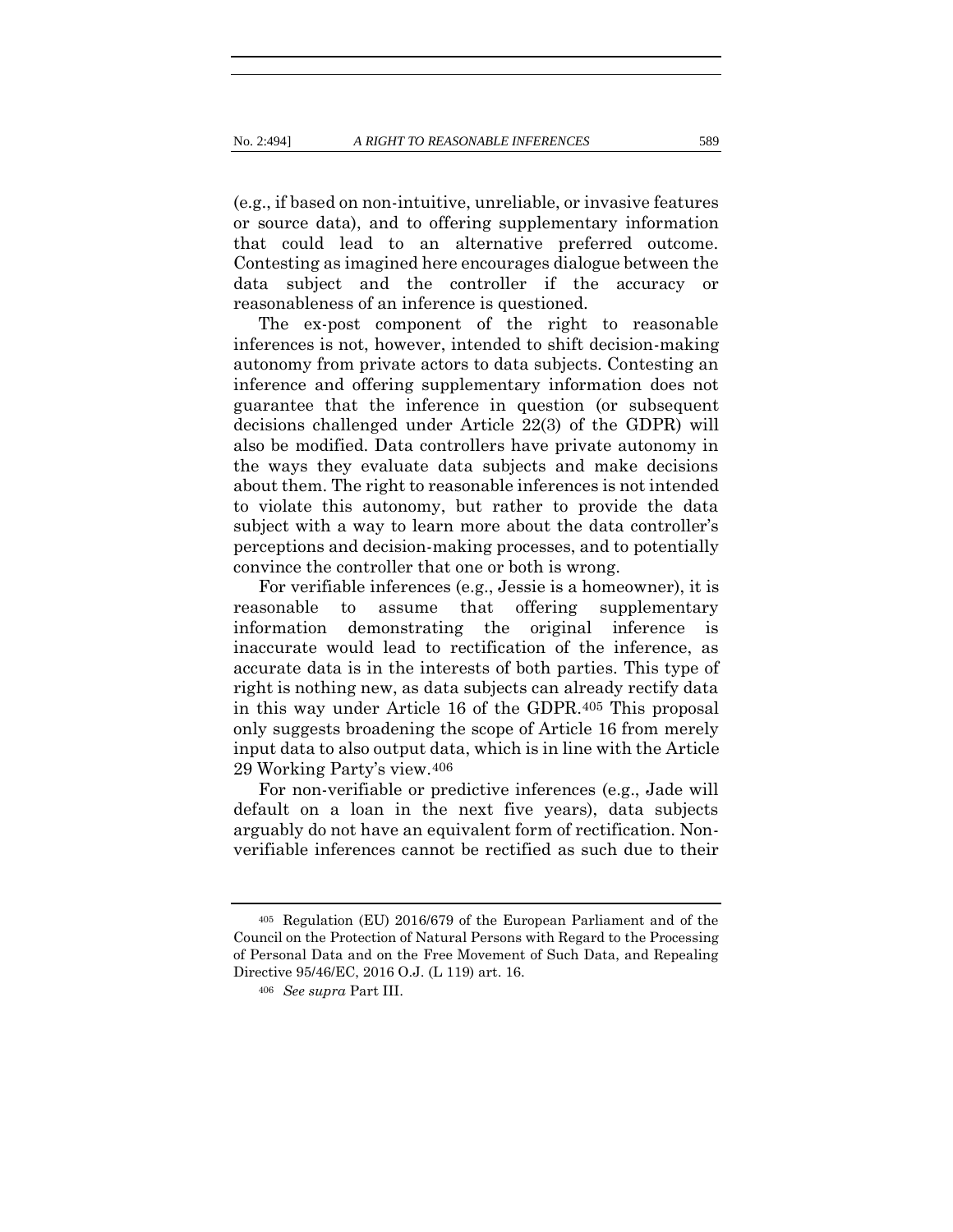(e.g., if based on non-intuitive, unreliable, or invasive features or source data), and to offering supplementary information that could lead to an alternative preferred outcome. Contesting as imagined here encourages dialogue between the data subject and the controller if the accuracy or reasonableness of an inference is questioned.

The ex-post component of the right to reasonable inferences is not, however, intended to shift decision-making autonomy from private actors to data subjects. Contesting an inference and offering supplementary information does not guarantee that the inference in question (or subsequent decisions challenged under Article 22(3) of the GDPR) will also be modified. Data controllers have private autonomy in the ways they evaluate data subjects and make decisions about them. The right to reasonable inferences is not intended to violate this autonomy, but rather to provide the data subject with a way to learn more about the data controller's perceptions and decision-making processes, and to potentially convince the controller that one or both is wrong.

For verifiable inferences (e.g., Jessie is a homeowner), it is reasonable to assume that offering supplementary information demonstrating the original inference is inaccurate would lead to rectification of the inference, as accurate data is in the interests of both parties. This type of right is nothing new, as data subjects can already rectify data in this way under Article 16 of the GDPR.[405] This proposal only suggests broadening the scope of Article 16 from merely input data to also output data, which is in line with the Article 29 Working Party's view.[406]

For non-verifiable or predictive inferences (e.g., Jade will default on a loan in the next five years), data subjects arguably do not have an equivalent form of rectification. Non-verifiable inferences cannot be rectified as such due to their

---

[405] Regulation (EU) 2016/679 of the European Parliament and of the Council on the Protection of Natural Persons with Regard to the Processing of Personal Data and on the Free Movement of Such Data, and Repealing Directive 95/46/EC, 2016 O.J. (L 119) art. 16.

[406] *See supra* Part III.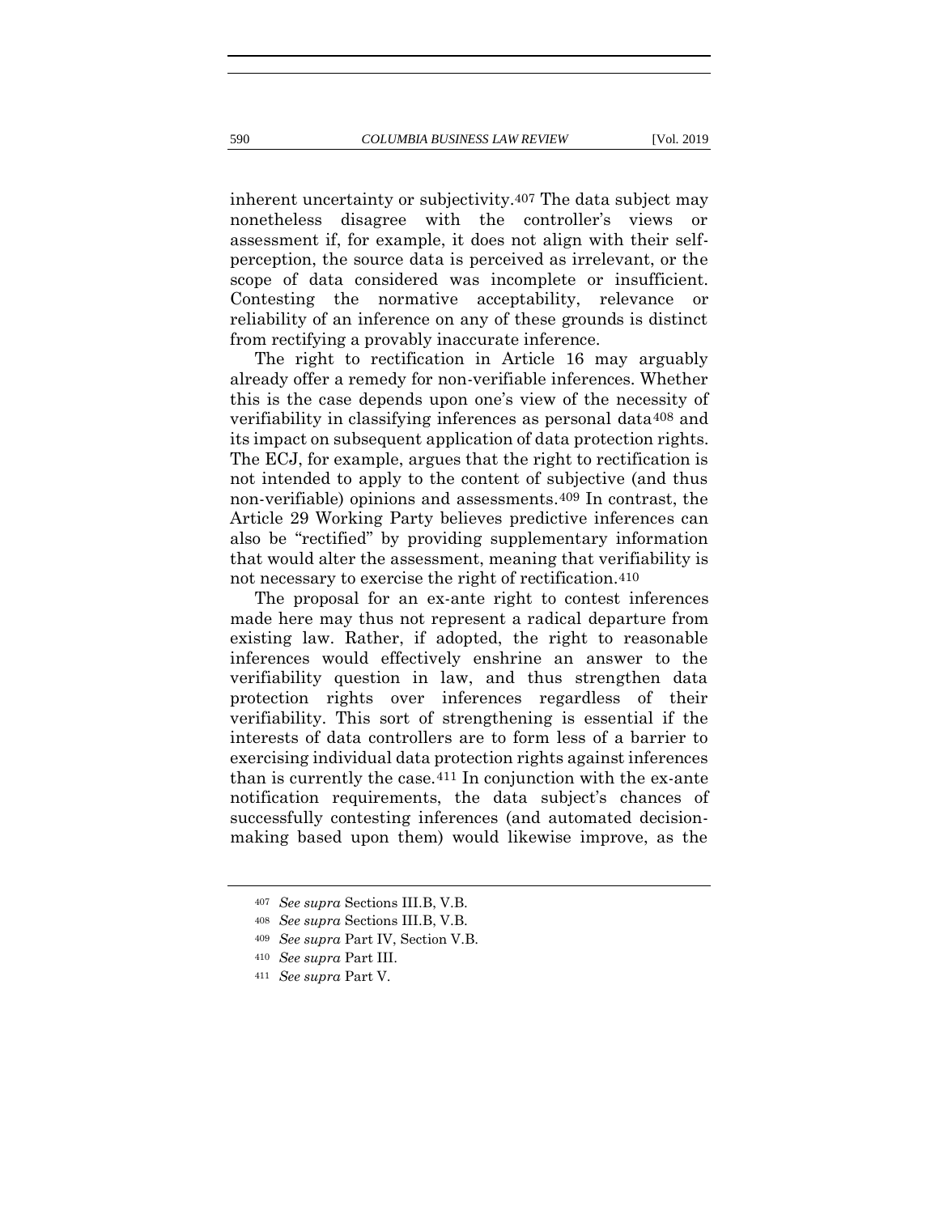inherent uncertainty or subjectivity.[407] The data subject may nonetheless disagree with the controller's views or assessment if, for example, it does not align with their self-perception, the source data is perceived as irrelevant, or the scope of data considered was incomplete or insufficient. Contesting the normative acceptability, relevance or reliability of an inference on any of these grounds is distinct from rectifying a provably inaccurate inference.

The right to rectification in Article 16 may arguably already offer a remedy for non-verifiable inferences. Whether this is the case depends upon one's view of the necessity of verifiability in classifying inferences as personal data[408] and its impact on subsequent application of data protection rights. The ECJ, for example, argues that the right to rectification is not intended to apply to the content of subjective (and thus non-verifiable) opinions and assessments.[409] In contrast, the Article 29 Working Party believes predictive inferences can also be "rectified" by providing supplementary information that would alter the assessment, meaning that verifiability is not necessary to exercise the right of rectification.[410]

The proposal for an ex-ante right to contest inferences made here may thus not represent a radical departure from existing law. Rather, if adopted, the right to reasonable inferences would effectively enshrine an answer to the verifiability question in law, and thus strengthen data protection rights over inferences regardless of their verifiability. This sort of strengthening is essential if the interests of data controllers are to form less of a barrier to exercising individual data protection rights against inferences than is currently the case.[411] In conjunction with the ex-ante notification requirements, the data subject's chances of successfully contesting inferences (and automated decision-making based upon them) would likewise improve, as the

---

[407] *See supra* Sections III.B, V.B.

[408] *See supra* Sections III.B, V.B.

[409] *See supra* Part IV, Section V.B.

[410] *See supra* Part III.

[411] *See supra* Part V.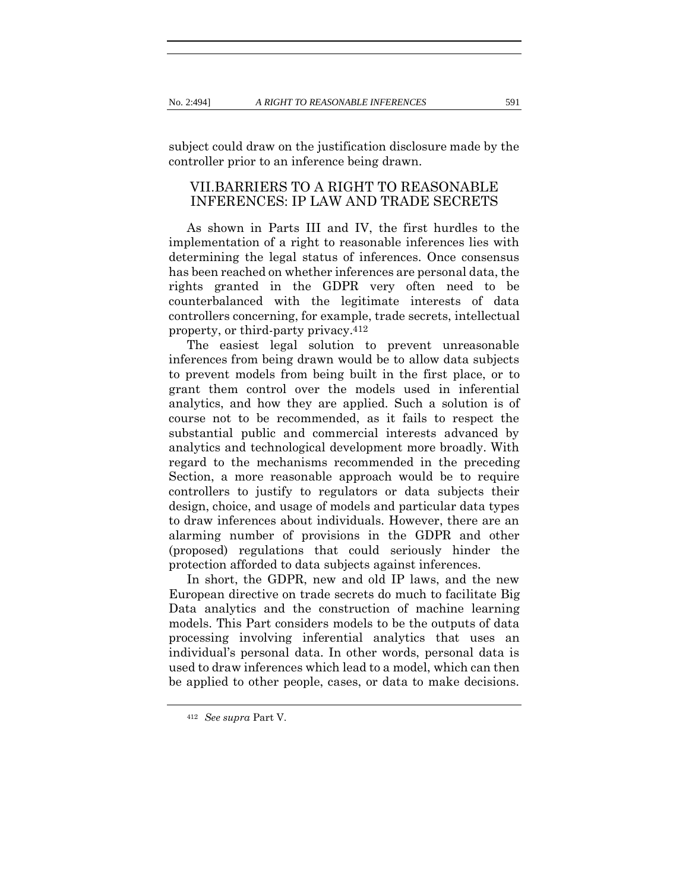subject could draw on the justification disclosure made by the controller prior to an inference being drawn.

## VII. BARRIERS TO A RIGHT TO REASONABLE INFERENCES: IP LAW AND TRADE SECRETS

As shown in Parts III and IV, the first hurdles to the implementation of a right to reasonable inferences lies with determining the legal status of inferences. Once consensus has been reached on whether inferences are personal data, the rights granted in the GDPR very often need to be counterbalanced with the legitimate interests of data controllers concerning, for example, trade secrets, intellectual property, or third-party privacy.[412]

The easiest legal solution to prevent unreasonable inferences from being drawn would be to allow data subjects to prevent models from being built in the first place, or to grant them control over the models used in inferential analytics, and how they are applied. Such a solution is of course not to be recommended, as it fails to respect the substantial public and commercial interests advanced by analytics and technological development more broadly. With regard to the mechanisms recommended in the preceding Section, a more reasonable approach would be to require controllers to justify to regulators or data subjects their design, choice, and usage of models and particular data types to draw inferences about individuals. However, there are an alarming number of provisions in the GDPR and other (proposed) regulations that could seriously hinder the protection afforded to data subjects against inferences.

In short, the GDPR, new and old IP laws, and the new European directive on trade secrets do much to facilitate Big Data analytics and the construction of machine learning models. This Part considers models to be the outputs of data processing involving inferential analytics that uses an individual's personal data. In other words, personal data is used to draw inferences which lead to a model, which can then be applied to other people, cases, or data to make decisions.

---

[412] *See supra* Part V.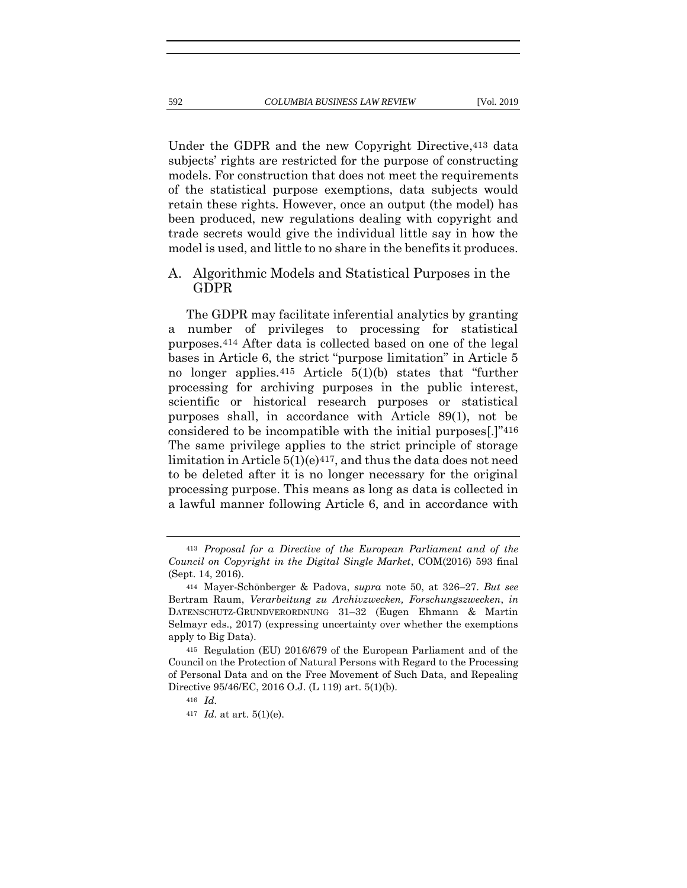Under the GDPR and the new Copyright Directive,[413] data subjects' rights are restricted for the purpose of constructing models. For construction that does not meet the requirements of the statistical purpose exemptions, data subjects would retain these rights. However, once an output (the model) has been produced, new regulations dealing with copyright and trade secrets would give the individual little say in how the model is used, and little to no share in the benefits it produces.

## A. Algorithmic Models and Statistical Purposes in the GDPR

The GDPR may facilitate inferential analytics by granting a number of privileges to processing for statistical purposes.[414] After data is collected based on one of the legal bases in Article 6, the strict "purpose limitation" in Article 5 no longer applies.[415] Article 5(1)(b) states that "further processing for archiving purposes in the public interest, scientific or historical research purposes or statistical purposes shall, in accordance with Article 89(1), not be considered to be incompatible with the initial purposes[.]"[416] The same privilege applies to the strict principle of storage limitation in Article 5(1)(e)[417], and thus the data does not need to be deleted after it is no longer necessary for the original processing purpose. This means as long as data is collected in a lawful manner following Article 6, and in accordance with

---

[413] *Proposal for a Directive of the European Parliament and of the Council on Copyright in the Digital Single Market*, COM(2016) 593 final (Sept. 14, 2016).

[414] Mayer-Schönberger & Padova, *supra* note 50, at 326–27. *But see* Bertram Raum, *Verarbeitung zu Archivzwecken, Forschungszwecken*, *in* DATENSCHUTZ-GRUNDVERORDNUNG 31–32 (Eugen Ehmann & Martin Selmayr eds., 2017) (expressing uncertainty over whether the exemptions apply to Big Data).

[415] Regulation (EU) 2016/679 of the European Parliament and of the Council on the Protection of Natural Persons with Regard to the Processing of Personal Data and on the Free Movement of Such Data, and Repealing Directive 95/46/EC, 2016 O.J. (L 119) art. 5(1)(b).

[416] *Id.*

[417] *Id.* at art. 5(1)(e).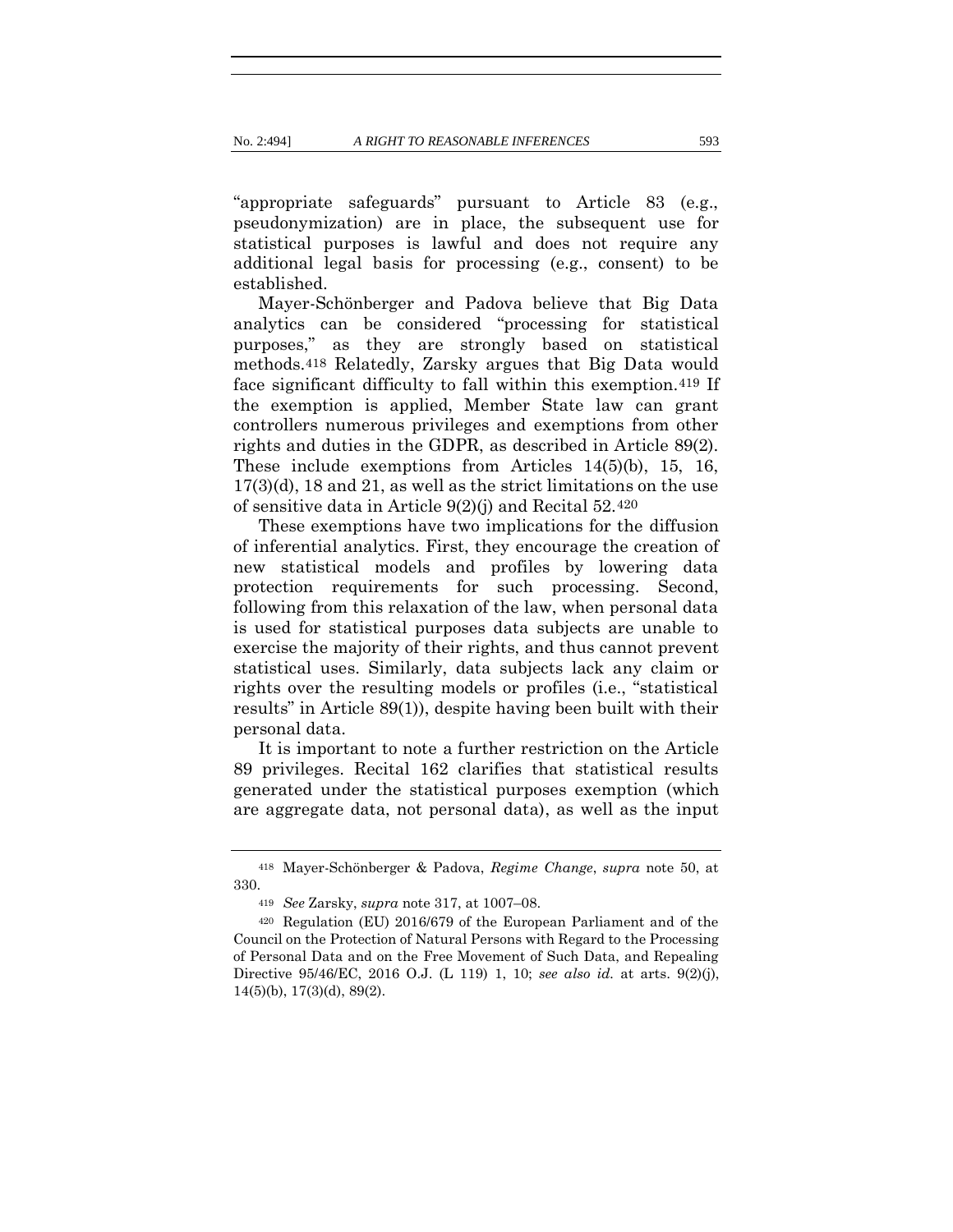"appropriate safeguards" pursuant to Article 83 (e.g., pseudonymization) are in place, the subsequent use for statistical purposes is lawful and does not require any additional legal basis for processing (e.g., consent) to be established.

Mayer-Schönberger and Padova believe that Big Data analytics can be considered "processing for statistical purposes," as they are strongly based on statistical methods.[418] Relatedly, Zarsky argues that Big Data would face significant difficulty to fall within this exemption.[419] If the exemption is applied, Member State law can grant controllers numerous privileges and exemptions from other rights and duties in the GDPR, as described in Article 89(2). These include exemptions from Articles 14(5)(b), 15, 16, 17(3)(d), 18 and 21, as well as the strict limitations on the use of sensitive data in Article 9(2)(j) and Recital 52.[420]

These exemptions have two implications for the diffusion of inferential analytics. First, they encourage the creation of new statistical models and profiles by lowering data protection requirements for such processing. Second, following from this relaxation of the law, when personal data is used for statistical purposes data subjects are unable to exercise the majority of their rights, and thus cannot prevent statistical uses. Similarly, data subjects lack any claim or rights over the resulting models or profiles (i.e., "statistical results" in Article 89(1)), despite having been built with their personal data.

It is important to note a further restriction on the Article 89 privileges. Recital 162 clarifies that statistical results generated under the statistical purposes exemption (which are aggregate data, not personal data), as well as the input

---

[418] Mayer-Schönberger & Padova, *Regime Change*, *supra* note 50, at 330.

[419] *See* Zarsky, *supra* note 317, at 1007–08.

[420] Regulation (EU) 2016/679 of the European Parliament and of the Council on the Protection of Natural Persons with Regard to the Processing of Personal Data and on the Free Movement of Such Data, and Repealing Directive 95/46/EC, 2016 O.J. (L 119) 1, 10; *see also id.* at arts. 9(2)(j), 14(5)(b), 17(3)(d), 89(2).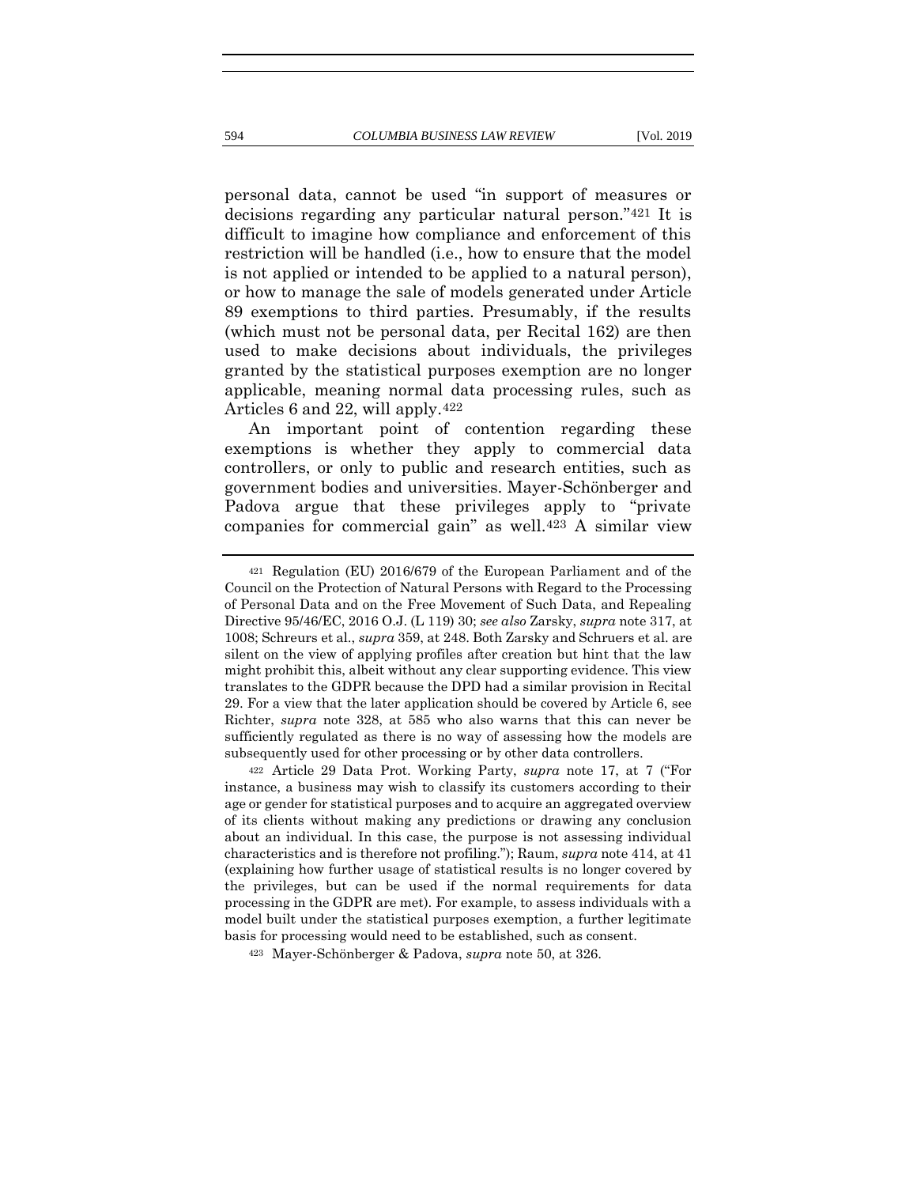personal data, cannot be used "in support of measures or decisions regarding any particular natural person."[421] It is difficult to imagine how compliance and enforcement of this restriction will be handled (i.e., how to ensure that the model is not applied or intended to be applied to a natural person), or how to manage the sale of models generated under Article 89 exemptions to third parties. Presumably, if the results (which must not be personal data, per Recital 162) are then used to make decisions about individuals, the privileges granted by the statistical purposes exemption are no longer applicable, meaning normal data processing rules, such as Articles 6 and 22, will apply.[422]

An important point of contention regarding these exemptions is whether they apply to commercial data controllers, or only to public and research entities, such as government bodies and universities. Mayer-Schönberger and Padova argue that these privileges apply to "private companies for commercial gain" as well.[423] A similar view

---

[421] Regulation (EU) 2016/679 of the European Parliament and of the Council on the Protection of Natural Persons with Regard to the Processing of Personal Data and on the Free Movement of Such Data, and Repealing Directive 95/46/EC, 2016 O.J. (L 119) 30; *see also* Zarsky, *supra* note 317, at 1008; Schreurs et al., *supra* 359, at 248. Both Zarsky and Schruers et al. are silent on the view of applying profiles after creation but hint that the law might prohibit this, albeit without any clear supporting evidence. This view translates to the GDPR because the DPD had a similar provision in Recital 29. For a view that the later application should be covered by Article 6, see Richter, *supra* note 328, at 585 who also warns that this can never be sufficiently regulated as there is no way of assessing how the models are subsequently used for other processing or by other data controllers.

[422] Article 29 Data Prot. Working Party, *supra* note 17, at 7 ("For instance, a business may wish to classify its customers according to their age or gender for statistical purposes and to acquire an aggregated overview of its clients without making any predictions or drawing any conclusion about an individual. In this case, the purpose is not assessing individual characteristics and is therefore not profiling."); Raum, *supra* note 414, at 41 (explaining how further usage of statistical results is no longer covered by the privileges, but can be used if the normal requirements for data processing in the GDPR are met). For example, to assess individuals with a model built under the statistical purposes exemption, a further legitimate basis for processing would need to be established, such as consent.

[423] Mayer-Schönberger & Padova, *supra* note 50, at 326.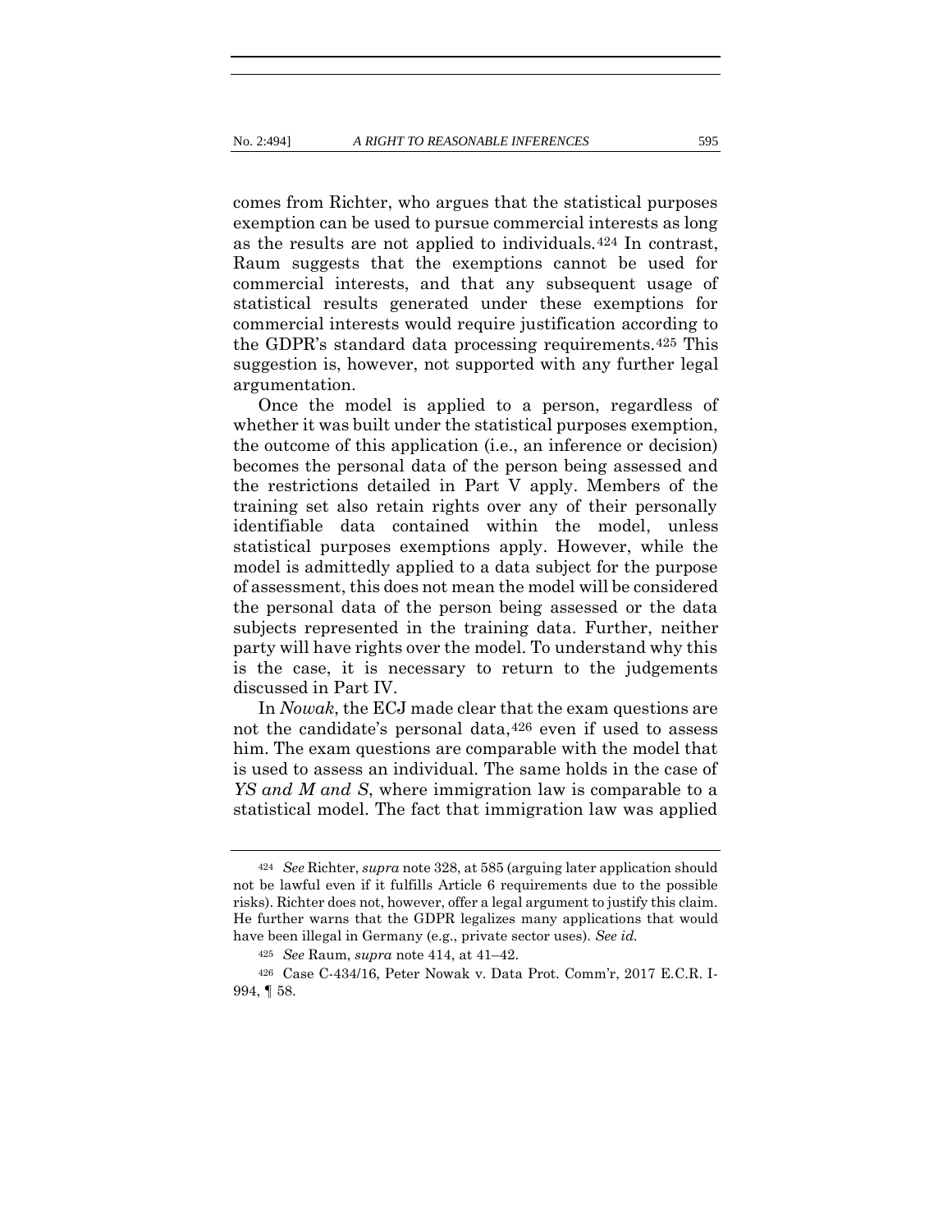comes from Richter, who argues that the statistical purposes exemption can be used to pursue commercial interests as long as the results are not applied to individuals.[424] In contrast, Raum suggests that the exemptions cannot be used for commercial interests, and that any subsequent usage of statistical results generated under these exemptions for commercial interests would require justification according to the GDPR's standard data processing requirements.[425] This suggestion is, however, not supported with any further legal argumentation.

Once the model is applied to a person, regardless of whether it was built under the statistical purposes exemption, the outcome of this application (i.e., an inference or decision) becomes the personal data of the person being assessed and the restrictions detailed in Part V apply. Members of the training set also retain rights over any of their personally identifiable data contained within the model, unless statistical purposes exemptions apply. However, while the model is admittedly applied to a data subject for the purpose of assessment, this does not mean the model will be considered the personal data of the person being assessed or the data subjects represented in the training data. Further, neither party will have rights over the model. To understand why this is the case, it is necessary to return to the judgements discussed in Part IV.

In *Nowak*, the ECJ made clear that the exam questions are not the candidate's personal data,[426] even if used to assess him. The exam questions are comparable with the model that is used to assess an individual. The same holds in the case of *YS and M and S*, where immigration law is comparable to a statistical model. The fact that immigration law was applied

---

[424] *See* Richter, *supra* note 328, at 585 (arguing later application should not be lawful even if it fulfills Article 6 requirements due to the possible risks). Richter does not, however, offer a legal argument to justify this claim. He further warns that the GDPR legalizes many applications that would have been illegal in Germany (e.g., private sector uses). *See id.*

[425] *See* Raum, *supra* note 414, at 41–42.

[426] Case C-434/16, Peter Nowak v. Data Prot. Comm'r, 2017 E.C.R. I-994, ¶ 58.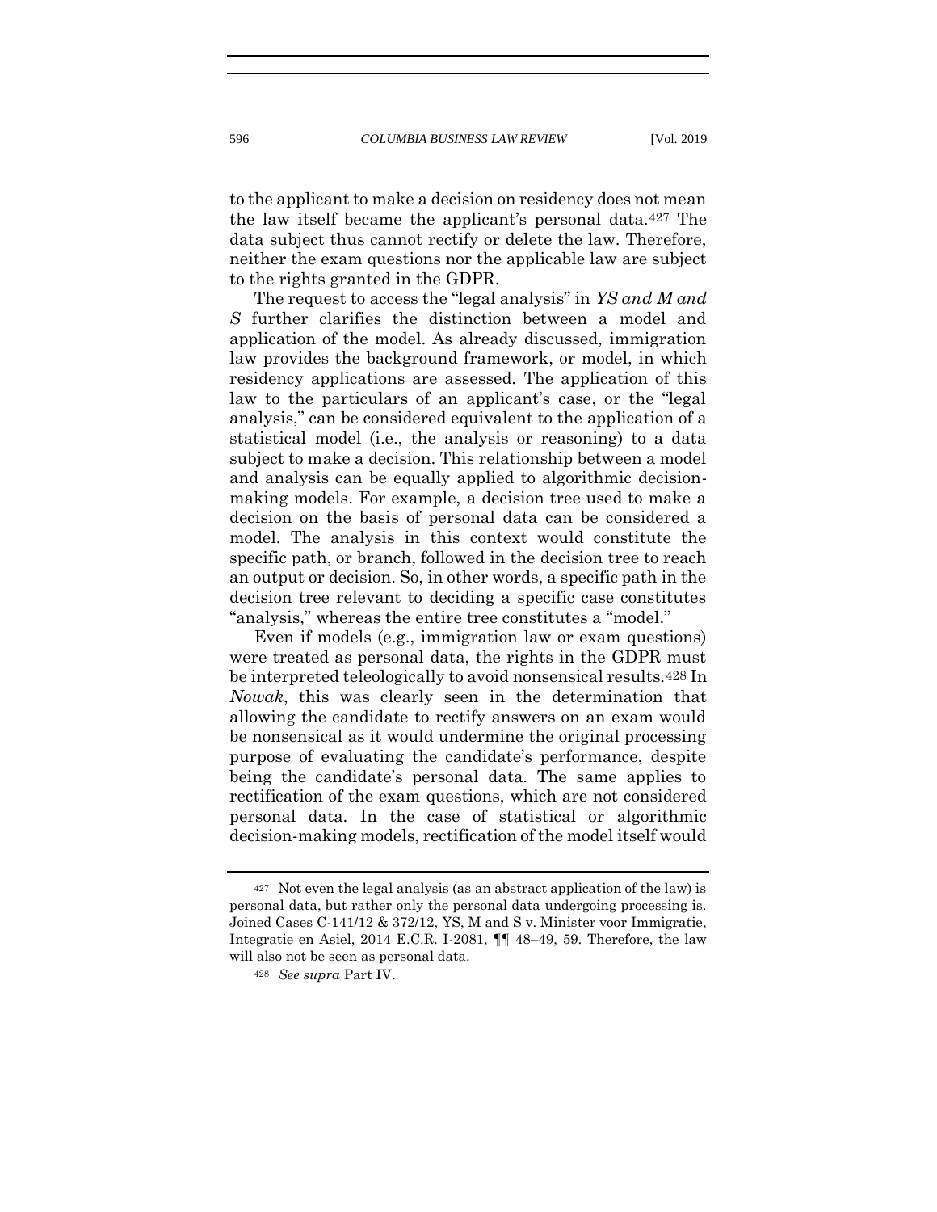to the applicant to make a decision on residency does not mean the law itself became the applicant's personal data.[427] The data subject thus cannot rectify or delete the law. Therefore, neither the exam questions nor the applicable law are subject to the rights granted in the GDPR.

The request to access the "legal analysis" in *YS and M and S* further clarifies the distinction between a model and application of the model. As already discussed, immigration law provides the background framework, or model, in which residency applications are assessed. The application of this law to the particulars of an applicant's case, or the "legal analysis," can be considered equivalent to the application of a statistical model (i.e., the analysis or reasoning) to a data subject to make a decision. This relationship between a model and analysis can be equally applied to algorithmic decision-making models. For example, a decision tree used to make a decision on the basis of personal data can be considered a model. The analysis in this context would constitute the specific path, or branch, followed in the decision tree to reach an output or decision. So, in other words, a specific path in the decision tree relevant to deciding a specific case constitutes "analysis," whereas the entire tree constitutes a "model."

Even if models (e.g., immigration law or exam questions) were treated as personal data, the rights in the GDPR must be interpreted teleologically to avoid nonsensical results.[428] In *Nowak*, this was clearly seen in the determination that allowing the candidate to rectify answers on an exam would be nonsensical as it would undermine the original processing purpose of evaluating the candidate's performance, despite being the candidate's personal data. The same applies to rectification of the exam questions, which are not considered personal data. In the case of statistical or algorithmic decision-making models, rectification of the model itself would

---

[427] Not even the legal analysis (as an abstract application of the law) is personal data, but rather only the personal data undergoing processing is. Joined Cases C-141/12 & 372/12, YS, M and S v. Minister voor Immigratie, Integratie en Asiel, 2014 E.C.R. I-2081, ¶¶ 48–49, 59. Therefore, the law will also not be seen as personal data.

[428] *See supra* Part IV.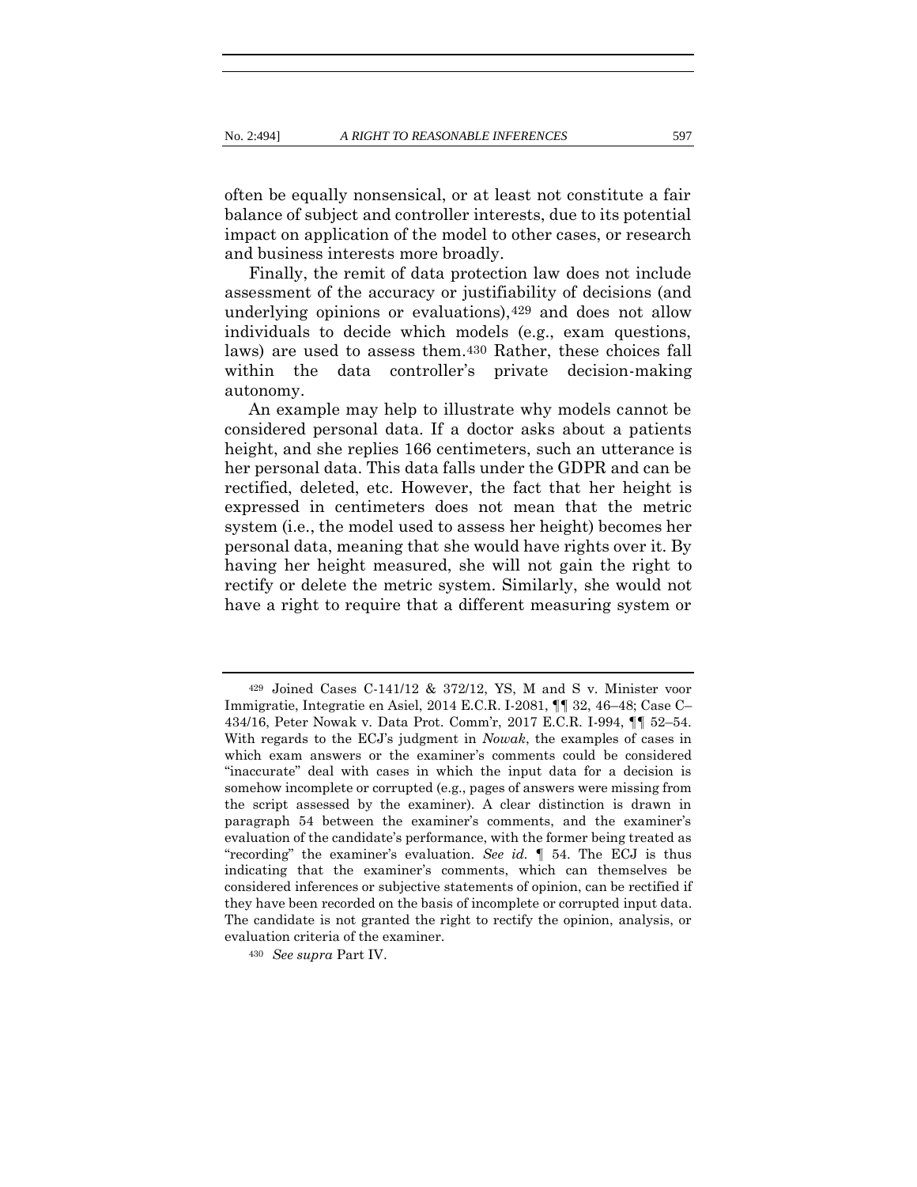often be equally nonsensical, or at least not constitute a fair balance of subject and controller interests, due to its potential impact on application of the model to other cases, or research and business interests more broadly.

Finally, the remit of data protection law does not include assessment of the accuracy or justifiability of decisions (and underlying opinions or evaluations),[429] and does not allow individuals to decide which models (e.g., exam questions, laws) are used to assess them.[430] Rather, these choices fall within the data controller's private decision-making autonomy.

An example may help to illustrate why models cannot be considered personal data. If a doctor asks about a patients height, and she replies 166 centimeters, such an utterance is her personal data. This data falls under the GDPR and can be rectified, deleted, etc. However, the fact that her height is expressed in centimeters does not mean that the metric system (i.e., the model used to assess her height) becomes her personal data, meaning that she would have rights over it. By having her height measured, she will not gain the right to rectify or delete the metric system. Similarly, she would not have a right to require that a different measuring system or

---

[429] Joined Cases C-141/12 & 372/12, YS, M and S v. Minister voor Immigratie, Integratie en Asiel, 2014 E.C.R. I-2081, ¶¶ 32, 46–48; Case C–434/16, Peter Nowak v. Data Prot. Comm'r, 2017 E.C.R. I-994, ¶¶ 52–54. With regards to the ECJ's judgment in *Nowak*, the examples of cases in which exam answers or the examiner's comments could be considered "inaccurate" deal with cases in which the input data for a decision is somehow incomplete or corrupted (e.g., pages of answers were missing from the script assessed by the examiner). A clear distinction is drawn in paragraph 54 between the examiner's comments, and the examiner's evaluation of the candidate's performance, with the former being treated as "recording" the examiner's evaluation. *See id.* ¶ 54. The ECJ is thus indicating that the examiner's comments, which can themselves be considered inferences or subjective statements of opinion, can be rectified if they have been recorded on the basis of incomplete or corrupted input data. The candidate is not granted the right to rectify the opinion, analysis, or evaluation criteria of the examiner.

[430] *See supra* Part IV.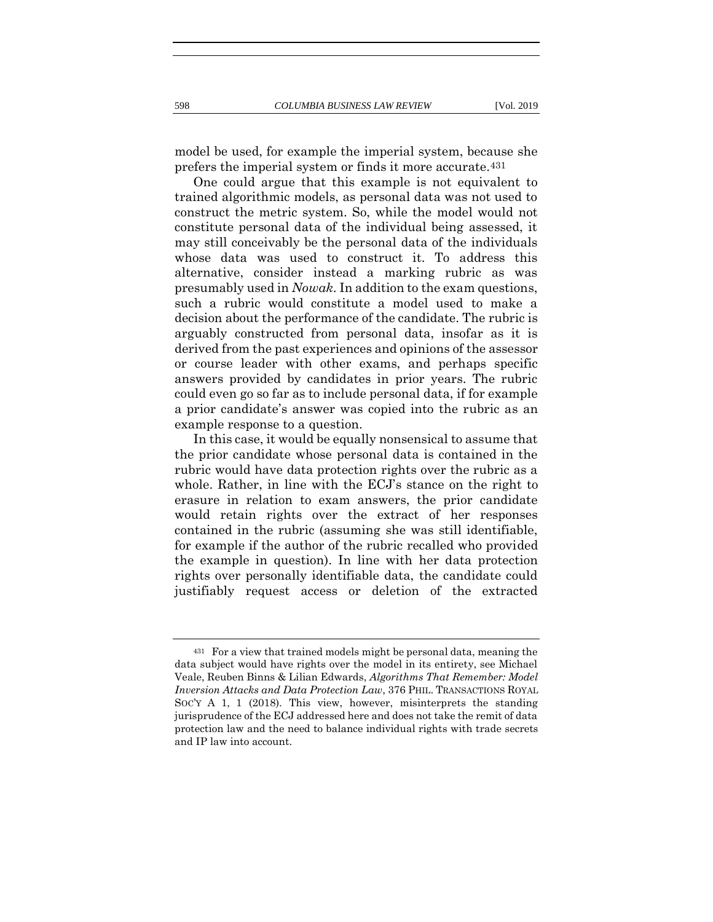model be used, for example the imperial system, because she prefers the imperial system or finds it more accurate.[431]

One could argue that this example is not equivalent to trained algorithmic models, as personal data was not used to construct the metric system. So, while the model would not constitute personal data of the individual being assessed, it may still conceivably be the personal data of the individuals whose data was used to construct it. To address this alternative, consider instead a marking rubric as was presumably used in *Nowak*. In addition to the exam questions, such a rubric would constitute a model used to make a decision about the performance of the candidate. The rubric is arguably constructed from personal data, insofar as it is derived from the past experiences and opinions of the assessor or course leader with other exams, and perhaps specific answers provided by candidates in prior years. The rubric could even go so far as to include personal data, if for example a prior candidate's answer was copied into the rubric as an example response to a question.

In this case, it would be equally nonsensical to assume that the prior candidate whose personal data is contained in the rubric would have data protection rights over the rubric as a whole. Rather, in line with the ECJ's stance on the right to erasure in relation to exam answers, the prior candidate would retain rights over the extract of her responses contained in the rubric (assuming she was still identifiable, for example if the author of the rubric recalled who provided the example in question). In line with her data protection rights over personally identifiable data, the candidate could justifiably request access or deletion of the extracted

---

[431] For a view that trained models might be personal data, meaning the data subject would have rights over the model in its entirety, see Michael Veale, Reuben Binns & Lilian Edwards, *Algorithms That Remember: Model Inversion Attacks and Data Protection Law*, 376 PHIL. TRANSACTIONS ROYAL SOC'Y A 1, 1 (2018). This view, however, misinterprets the standing jurisprudence of the ECJ addressed here and does not take the remit of data protection law and the need to balance individual rights with trade secrets and IP law into account.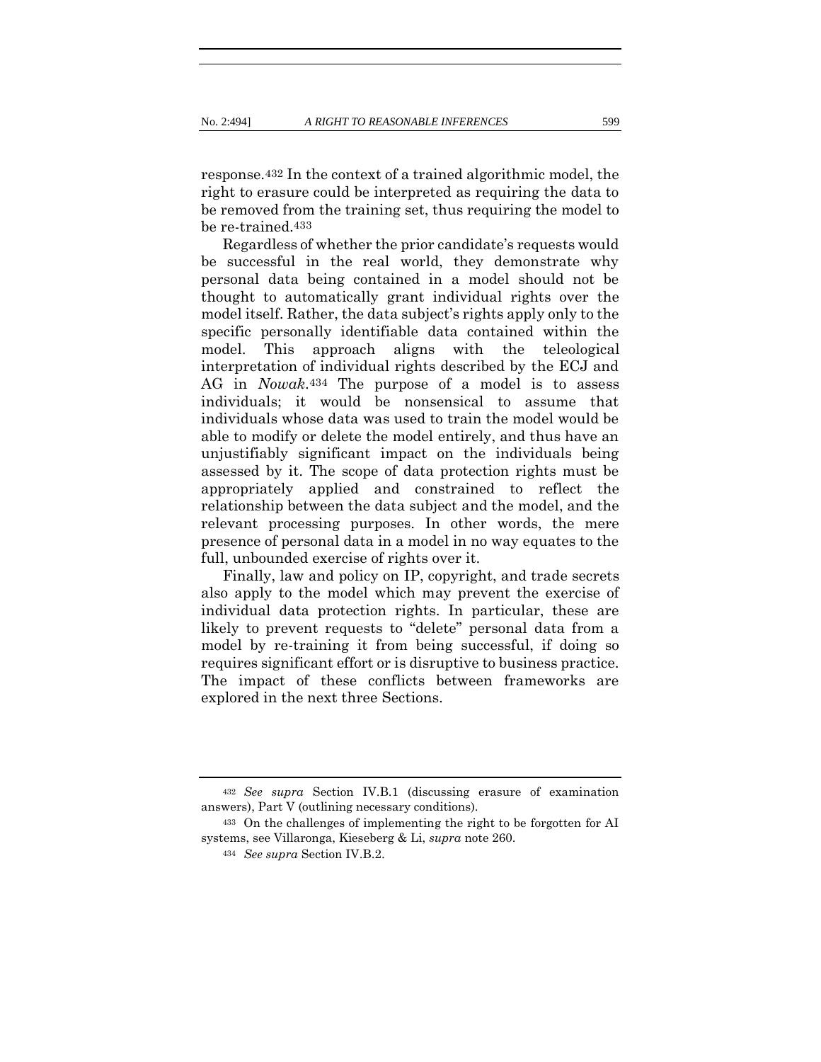response.[432] In the context of a trained algorithmic model, the right to erasure could be interpreted as requiring the data to be removed from the training set, thus requiring the model to be re-trained.[433]

Regardless of whether the prior candidate's requests would be successful in the real world, they demonstrate why personal data being contained in a model should not be thought to automatically grant individual rights over the model itself. Rather, the data subject's rights apply only to the specific personally identifiable data contained within the model. This approach aligns with the teleological interpretation of individual rights described by the ECJ and AG in *Nowak*.[434] The purpose of a model is to assess individuals; it would be nonsensical to assume that individuals whose data was used to train the model would be able to modify or delete the model entirely, and thus have an unjustifiably significant impact on the individuals being assessed by it. The scope of data protection rights must be appropriately applied and constrained to reflect the relationship between the data subject and the model, and the relevant processing purposes. In other words, the mere presence of personal data in a model in no way equates to the full, unbounded exercise of rights over it.

Finally, law and policy on IP, copyright, and trade secrets also apply to the model which may prevent the exercise of individual data protection rights. In particular, these are likely to prevent requests to "delete" personal data from a model by re-training it from being successful, if doing so requires significant effort or is disruptive to business practice. The impact of these conflicts between frameworks are explored in the next three Sections.

---

[432] *See supra* Section IV.B.1 (discussing erasure of examination answers), Part V (outlining necessary conditions).

[433] On the challenges of implementing the right to be forgotten for AI systems, see Villaronga, Kieseberg & Li, *supra* note 260.

[434] *See supra* Section IV.B.2.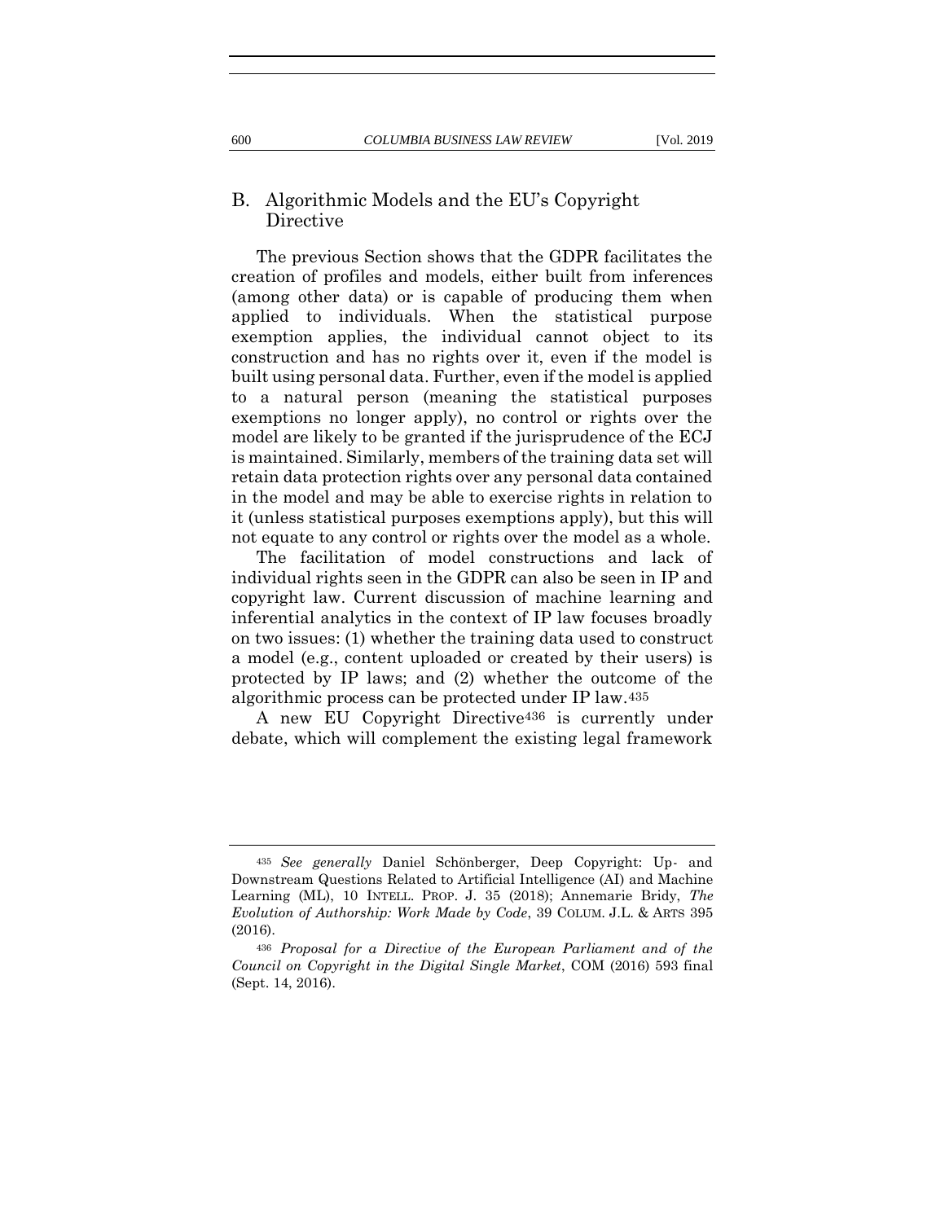## B. Algorithmic Models and the EU's Copyright Directive

The previous Section shows that the GDPR facilitates the creation of profiles and models, either built from inferences (among other data) or is capable of producing them when applied to individuals. When the statistical purpose exemption applies, the individual cannot object to its construction and has no rights over it, even if the model is built using personal data. Further, even if the model is applied to a natural person (meaning the statistical purposes exemptions no longer apply), no control or rights over the model are likely to be granted if the jurisprudence of the ECJ is maintained. Similarly, members of the training data set will retain data protection rights over any personal data contained in the model and may be able to exercise rights in relation to it (unless statistical purposes exemptions apply), but this will not equate to any control or rights over the model as a whole.

The facilitation of model constructions and lack of individual rights seen in the GDPR can also be seen in IP and copyright law. Current discussion of machine learning and inferential analytics in the context of IP law focuses broadly on two issues: (1) whether the training data used to construct a model (e.g., content uploaded or created by their users) is protected by IP laws; and (2) whether the outcome of the algorithmic process can be protected under IP law.[435]

A new EU Copyright Directive[436] is currently under debate, which will complement the existing legal framework

---

[435] *See generally* Daniel Schönberger, Deep Copyright: Up- and Downstream Questions Related to Artificial Intelligence (AI) and Machine Learning (ML), 10 INTELL. PROP. J. 35 (2018); Annemarie Bridy, *The Evolution of Authorship: Work Made by Code*, 39 COLUM. J.L. & ARTS 395 (2016).

[436] *Proposal for a Directive of the European Parliament and of the Council on Copyright in the Digital Single Market*, COM (2016) 593 final (Sept. 14, 2016).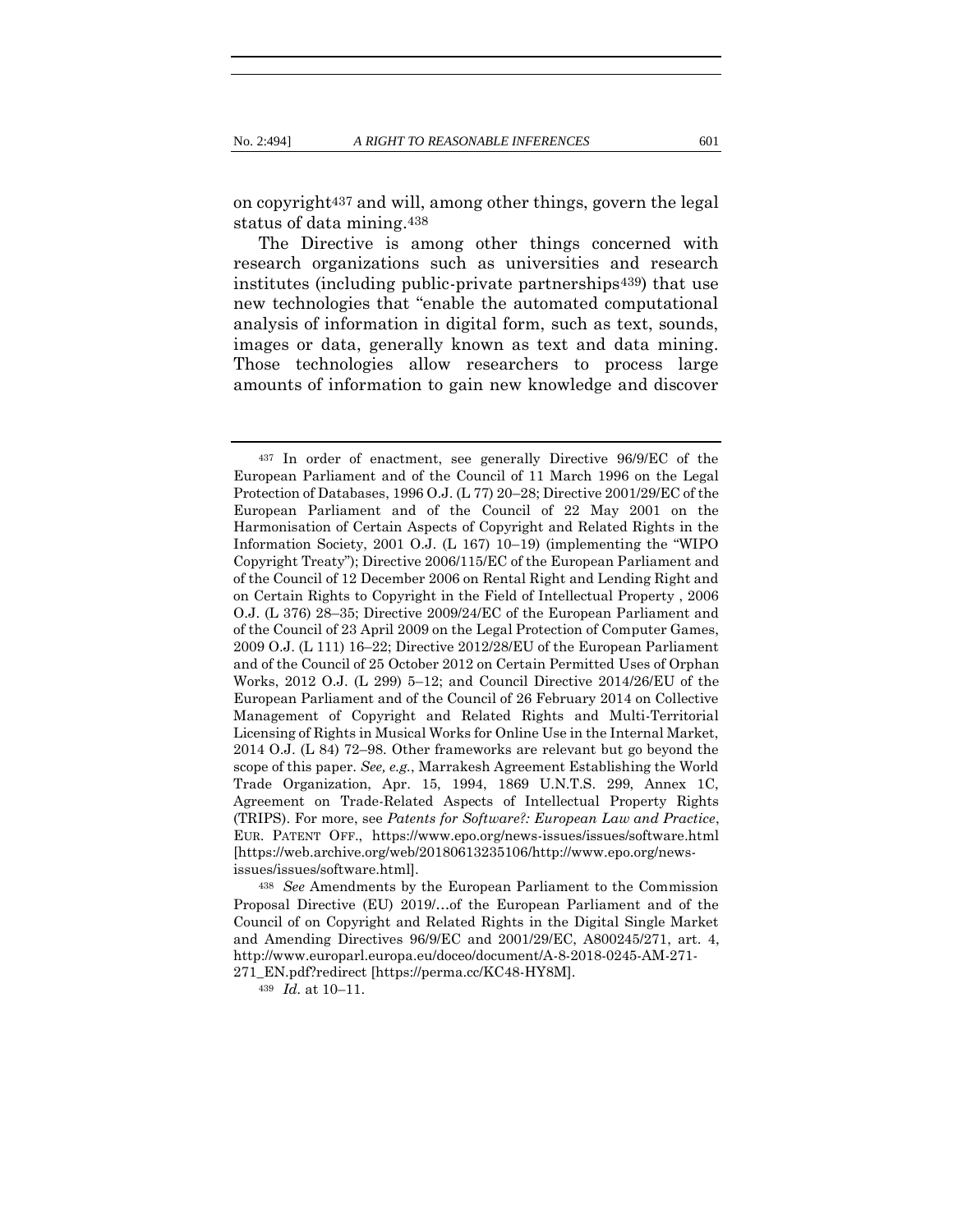on copyright[437] and will, among other things, govern the legal status of data mining.[438]

The Directive is among other things concerned with research organizations such as universities and research institutes (including public-private partnerships[439]) that use new technologies that "enable the automated computational analysis of information in digital form, such as text, sounds, images or data, generally known as text and data mining. Those technologies allow researchers to process large amounts of information to gain new knowledge and discover

---

[437] In order of enactment, see generally Directive 96/9/EC of the European Parliament and of the Council of 11 March 1996 on the Legal Protection of Databases, 1996 O.J. (L 77) 20–28; Directive 2001/29/EC of the European Parliament and of the Council of 22 May 2001 on the Harmonisation of Certain Aspects of Copyright and Related Rights in the Information Society, 2001 O.J. (L 167) 10–19) (implementing the "WIPO Copyright Treaty"); Directive 2006/115/EC of the European Parliament and of the Council of 12 December 2006 on Rental Right and Lending Right and on Certain Rights to Copyright in the Field of Intellectual Property , 2006 O.J. (L 376) 28–35; Directive 2009/24/EC of the European Parliament and of the Council of 23 April 2009 on the Legal Protection of Computer Games, 2009 O.J. (L 111) 16–22; Directive 2012/28/EU of the European Parliament and of the Council of 25 October 2012 on Certain Permitted Uses of Orphan Works, 2012 O.J. (L 299) 5–12; and Council Directive 2014/26/EU of the European Parliament and of the Council of 26 February 2014 on Collective Management of Copyright and Related Rights and Multi-Territorial Licensing of Rights in Musical Works for Online Use in the Internal Market, 2014 O.J. (L 84) 72–98. Other frameworks are relevant but go beyond the scope of this paper. *See, e.g.*, Marrakesh Agreement Establishing the World Trade Organization, Apr. 15, 1994, 1869 U.N.T.S. 299, Annex 1C, Agreement on Trade-Related Aspects of Intellectual Property Rights (TRIPS). For more, see *Patents for Software?: European Law and Practice*, EUR. PATENT OFF., https://www.epo.org/news-issues/issues/software.html [https://web.archive.org/web/20180613235106/http://www.epo.org/news-issues/issues/software.html].

[438] *See* Amendments by the European Parliament to the Commission Proposal Directive (EU) 2019/…of the European Parliament and of the Council of on Copyright and Related Rights in the Digital Single Market and Amending Directives 96/9/EC and 2001/29/EC, A800245/271, art. 4, http://www.europarl.europa.eu/doceo/document/A-8-2018-0245-AM-271-271_EN.pdf?redirect [https://perma.cc/KC48-HY8M].

[439] *Id.* at 10–11.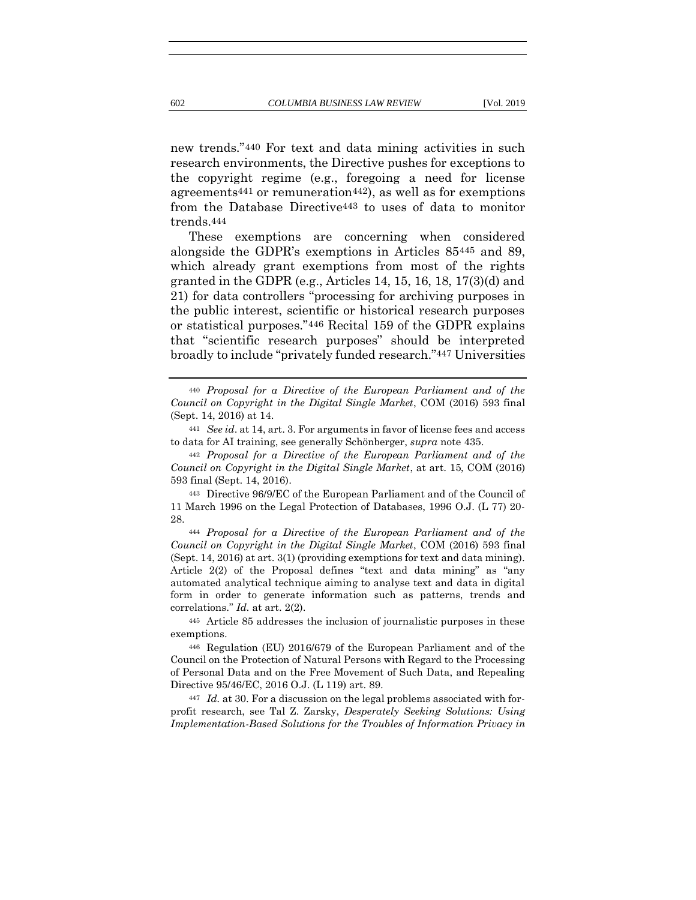new trends."[440] For text and data mining activities in such research environments, the Directive pushes for exceptions to the copyright regime (e.g., foregoing a need for license agreements[441] or remuneration[442]), as well as for exemptions from the Database Directive[443] to uses of data to monitor trends.[444]

These exemptions are concerning when considered alongside the GDPR's exemptions in Articles 85[445] and 89, which already grant exemptions from most of the rights granted in the GDPR (e.g., Articles 14, 15, 16, 18, 17(3)(d) and 21) for data controllers "processing for archiving purposes in the public interest, scientific or historical research purposes or statistical purposes."[446] Recital 159 of the GDPR explains that "scientific research purposes" should be interpreted broadly to include "privately funded research."[447] Universities

---

[440] *Proposal for a Directive of the European Parliament and of the Council on Copyright in the Digital Single Market*, COM (2016) 593 final (Sept. 14, 2016) at 14.

[441] *See id*. at 14, art. 3. For arguments in favor of license fees and access to data for AI training, see generally Schönberger, *supra* note 435.

[442] *Proposal for a Directive of the European Parliament and of the Council on Copyright in the Digital Single Market*, at art. 15, COM (2016) 593 final (Sept. 14, 2016).

[443] Directive 96/9/EC of the European Parliament and of the Council of 11 March 1996 on the Legal Protection of Databases, 1996 O.J. (L 77) 20-28.

[444] *Proposal for a Directive of the European Parliament and of the Council on Copyright in the Digital Single Market*, COM (2016) 593 final (Sept. 14, 2016) at art. 3(1) (providing exemptions for text and data mining). Article 2(2) of the Proposal defines "text and data mining" as "any automated analytical technique aiming to analyse text and data in digital form in order to generate information such as patterns, trends and correlations." *Id.* at art. 2(2).

[445] Article 85 addresses the inclusion of journalistic purposes in these exemptions.

[446] Regulation (EU) 2016/679 of the European Parliament and of the Council on the Protection of Natural Persons with Regard to the Processing of Personal Data and on the Free Movement of Such Data, and Repealing Directive 95/46/EC, 2016 O.J. (L 119) art. 89.

[447] *Id.* at 30. For a discussion on the legal problems associated with for-profit research, see Tal Z. Zarsky, *Desperately Seeking Solutions: Using Implementation-Based Solutions for the Troubles of Information Privacy in*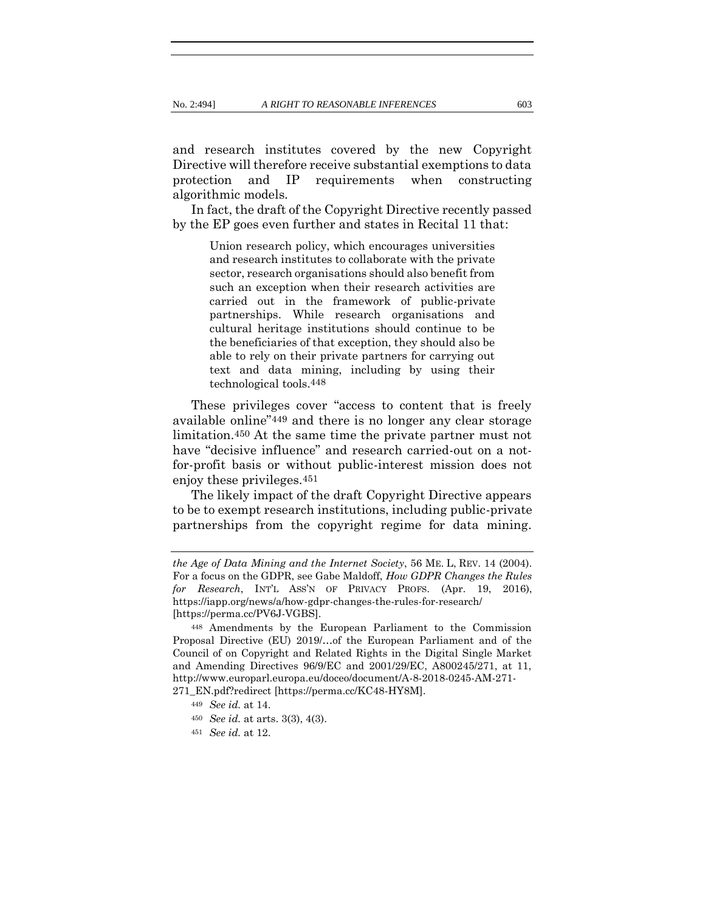and research institutes covered by the new Copyright Directive will therefore receive substantial exemptions to data protection and IP requirements when constructing algorithmic models.

In fact, the draft of the Copyright Directive recently passed by the EP goes even further and states in Recital 11 that:

> Union research policy, which encourages universities and research institutes to collaborate with the private sector, research organisations should also benefit from such an exception when their research activities are carried out in the framework of public-private partnerships. While research organisations and cultural heritage institutions should continue to be the beneficiaries of that exception, they should also be able to rely on their private partners for carrying out text and data mining, including by using their technological tools.[448]

These privileges cover "access to content that is freely available online"[449] and there is no longer any clear storage limitation.[450] At the same time the private partner must not have "decisive influence" and research carried-out on a not-for-profit basis or without public-interest mission does not enjoy these privileges.[451]

The likely impact of the draft Copyright Directive appears to be to exempt research institutions, including public-private partnerships from the copyright regime for data mining.

---

*the Age of Data Mining and the Internet Society*, 56 ME. L. REV. 14 (2004). For a focus on the GDPR, see Gabe Maldoff, *How GDPR Changes the Rules for Research*, INT'L ASS'N OF PRIVACY PROFS. (Apr. 19, 2016), https://iapp.org/news/a/how-gdpr-changes-the-rules-for-research/ [https://perma.cc/PV6J-VGBS].

[448] Amendments by the European Parliament to the Commission Proposal Directive (EU) 2019/…of the European Parliament and of the Council of on Copyright and Related Rights in the Digital Single Market and Amending Directives 96/9/EC and 2001/29/EC, A800245/271, at 11, http://www.europarl.europa.eu/doceo/document/A-8-2018-0245-AM-271-271_EN.pdf?redirect [https://perma.cc/KC48-HY8M].

[449] *See id.* at 14.

[450] *See id.* at arts. 3(3), 4(3).

[451] *See id.* at 12.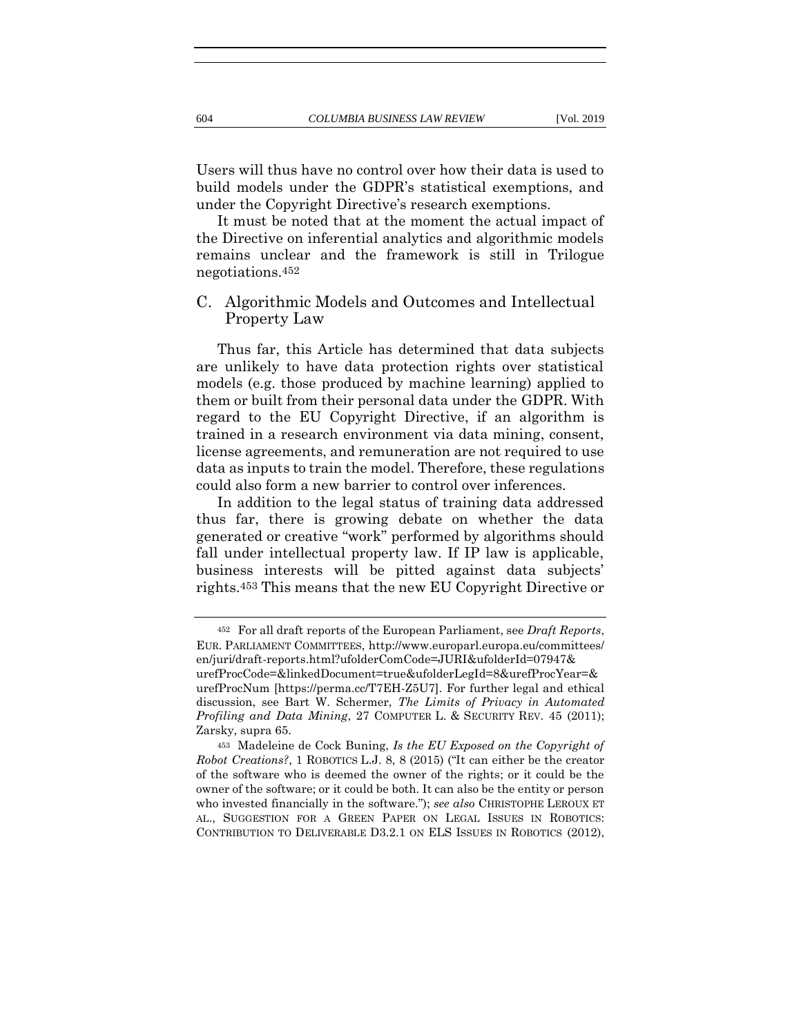Users will thus have no control over how their data is used to build models under the GDPR's statistical exemptions, and under the Copyright Directive's research exemptions.

It must be noted that at the moment the actual impact of the Directive on inferential analytics and algorithmic models remains unclear and the framework is still in Trilogue negotiations.[452]

## C. Algorithmic Models and Outcomes and Intellectual Property Law

Thus far, this Article has determined that data subjects are unlikely to have data protection rights over statistical models (e.g. those produced by machine learning) applied to them or built from their personal data under the GDPR. With regard to the EU Copyright Directive, if an algorithm is trained in a research environment via data mining, consent, license agreements, and remuneration are not required to use data as inputs to train the model. Therefore, these regulations could also form a new barrier to control over inferences.

In addition to the legal status of training data addressed thus far, there is growing debate on whether the data generated or creative "work" performed by algorithms should fall under intellectual property law. If IP law is applicable, business interests will be pitted against data subjects' rights.[453] This means that the new EU Copyright Directive or

---

[452] For all draft reports of the European Parliament, see *Draft Reports*, EUR. PARLIAMENT COMMITTEES, http://www.europarl.europa.eu/committees/en/juri/draft-reports.html?ufolderComCode=JURI&ufolderId=07947&urefProcCode=&linkedDocument=true&ufolderLegId=8&urefProcYear=&urefProcNum [https://perma.cc/T7EH-Z5U7]. For further legal and ethical discussion, see Bart W. Schermer, *The Limits of Privacy in Automated Profiling and Data Mining*, 27 COMPUTER L. & SECURITY REV. 45 (2011); Zarsky, supra 65.

[453] Madeleine de Cock Buning, *Is the EU Exposed on the Copyright of Robot Creations?*, 1 ROBOTICS L.J. 8, 8 (2015) ("It can either be the creator of the software who is deemed the owner of the rights; or it could be the owner of the software; or it could be both. It can also be the entity or person who invested financially in the software."); *see also* CHRISTOPHE LEROUX ET AL., SUGGESTION FOR A GREEN PAPER ON LEGAL ISSUES IN ROBOTICS: CONTRIBUTION TO DELIVERABLE D3.2.1 ON ELS ISSUES IN ROBOTICS (2012),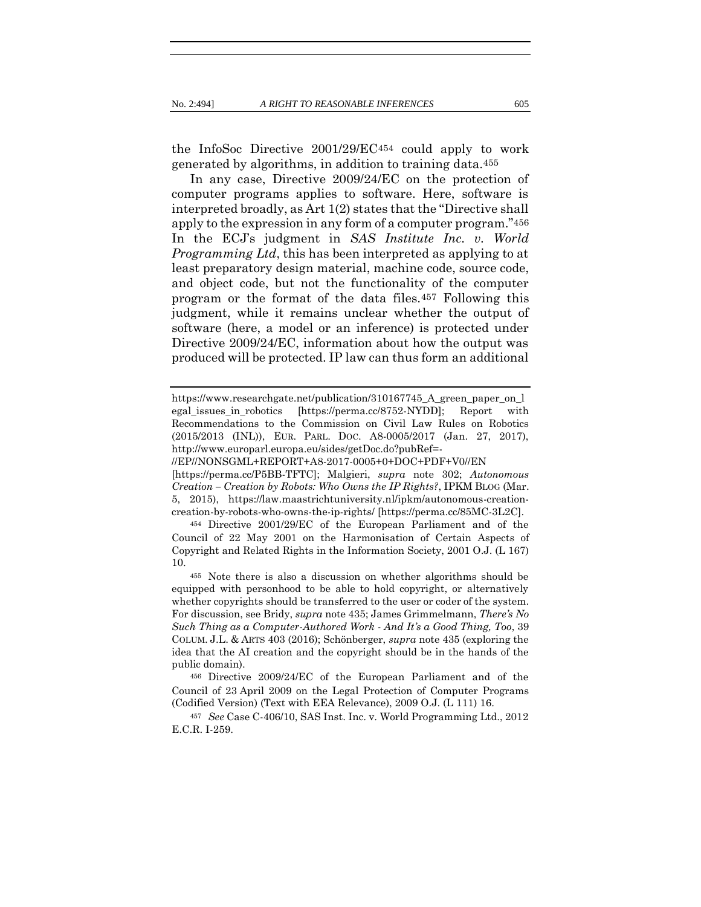the InfoSoc Directive 2001/29/EC[454] could apply to work generated by algorithms, in addition to training data.[455]

In any case, Directive 2009/24/EC on the protection of computer programs applies to software. Here, software is interpreted broadly, as Art 1(2) states that the "Directive shall apply to the expression in any form of a computer program."[456] In the ECJ's judgment in *SAS Institute Inc. v. World Programming Ltd*, this has been interpreted as applying to at least preparatory design material, machine code, source code, and object code, but not the functionality of the computer program or the format of the data files.[457] Following this judgment, while it remains unclear whether the output of software (here, a model or an inference) is protected under Directive 2009/24/EC, information about how the output was produced will be protected. IP law can thus form an additional

---

https://www.researchgate.net/publication/310167745_A_green_paper_on_legal_issues_in_robotics [https://perma.cc/8752-NYDD]; Report with Recommendations to the Commission on Civil Law Rules on Robotics (2015/2013 (INL)), EUR. PARL. DOC. A8-0005/2017 (Jan. 27, 2017), http://www.europarl.europa.eu/sides/getDoc.do?pubRef=-//EP//NONSGML+REPORT+A8-2017-0005+0+DOC+PDF+V0//EN [https://perma.cc/P5BB-TFTC]; Malgieri, *supra* note 302; *Autonomous Creation – Creation by Robots: Who Owns the IP Rights?*, IPKM BLOG (Mar. 5, 2015), https://law.maastrichtuniversity.nl/ipkm/autonomous-creation-creation-by-robots-who-owns-the-ip-rights/ [https://perma.cc/85MC-3L2C].

[454] Directive 2001/29/EC of the European Parliament and of the Council of 22 May 2001 on the Harmonisation of Certain Aspects of Copyright and Related Rights in the Information Society, 2001 O.J. (L 167) 10.

[455] Note there is also a discussion on whether algorithms should be equipped with personhood to be able to hold copyright, or alternatively whether copyrights should be transferred to the user or coder of the system. For discussion, see Bridy, *supra* note 435; James Grimmelmann, *There's No Such Thing as a Computer-Authored Work - And It's a Good Thing, Too*, 39 COLUM. J.L. & ARTS 403 (2016); Schönberger, *supra* note 435 (exploring the idea that the AI creation and the copyright should be in the hands of the public domain).

[456] Directive 2009/24/EC of the European Parliament and of the Council of 23 April 2009 on the Legal Protection of Computer Programs (Codified Version) (Text with EEA Relevance), 2009 O.J. (L 111) 16.

[457] *See* Case C-406/10, SAS Inst. Inc. v. World Programming Ltd., 2012 E.C.R. I-259.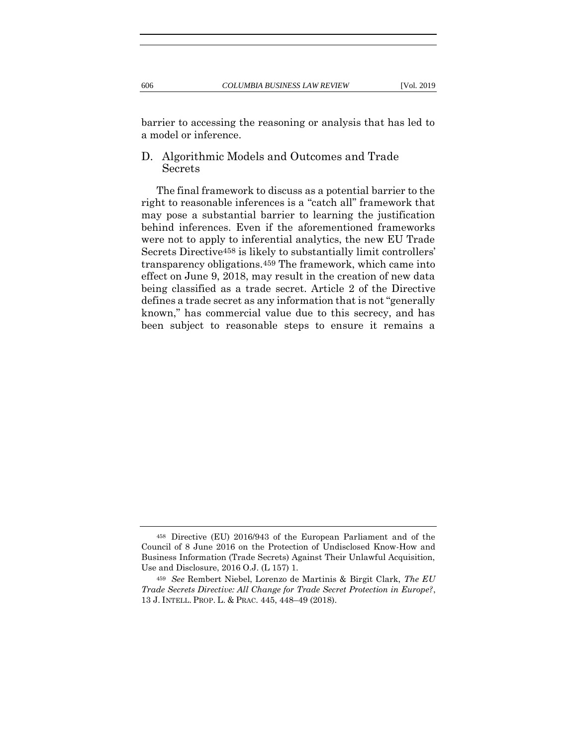barrier to accessing the reasoning or analysis that has led to a model or inference.

### D. Algorithmic Models and Outcomes and Trade Secrets

The final framework to discuss as a potential barrier to the right to reasonable inferences is a "catch all" framework that may pose a substantial barrier to learning the justification behind inferences. Even if the aforementioned frameworks were not to apply to inferential analytics, the new EU Trade Secrets Directive[458] is likely to substantially limit controllers' transparency obligations.[459] The framework, which came into effect on June 9, 2018, may result in the creation of new data being classified as a trade secret. Article 2 of the Directive defines a trade secret as any information that is not "generally known," has commercial value due to this secrecy, and has been subject to reasonable steps to ensure it remains a

---

[458] Directive (EU) 2016/943 of the European Parliament and of the Council of 8 June 2016 on the Protection of Undisclosed Know-How and Business Information (Trade Secrets) Against Their Unlawful Acquisition, Use and Disclosure, 2016 O.J. (L 157) 1.

[459] *See* Rembert Niebel, Lorenzo de Martinis & Birgit Clark, *The EU Trade Secrets Directive: All Change for Trade Secret Protection in Europe?*, 13 J. INTELL. PROP. L. & PRAC. 445, 448–49 (2018).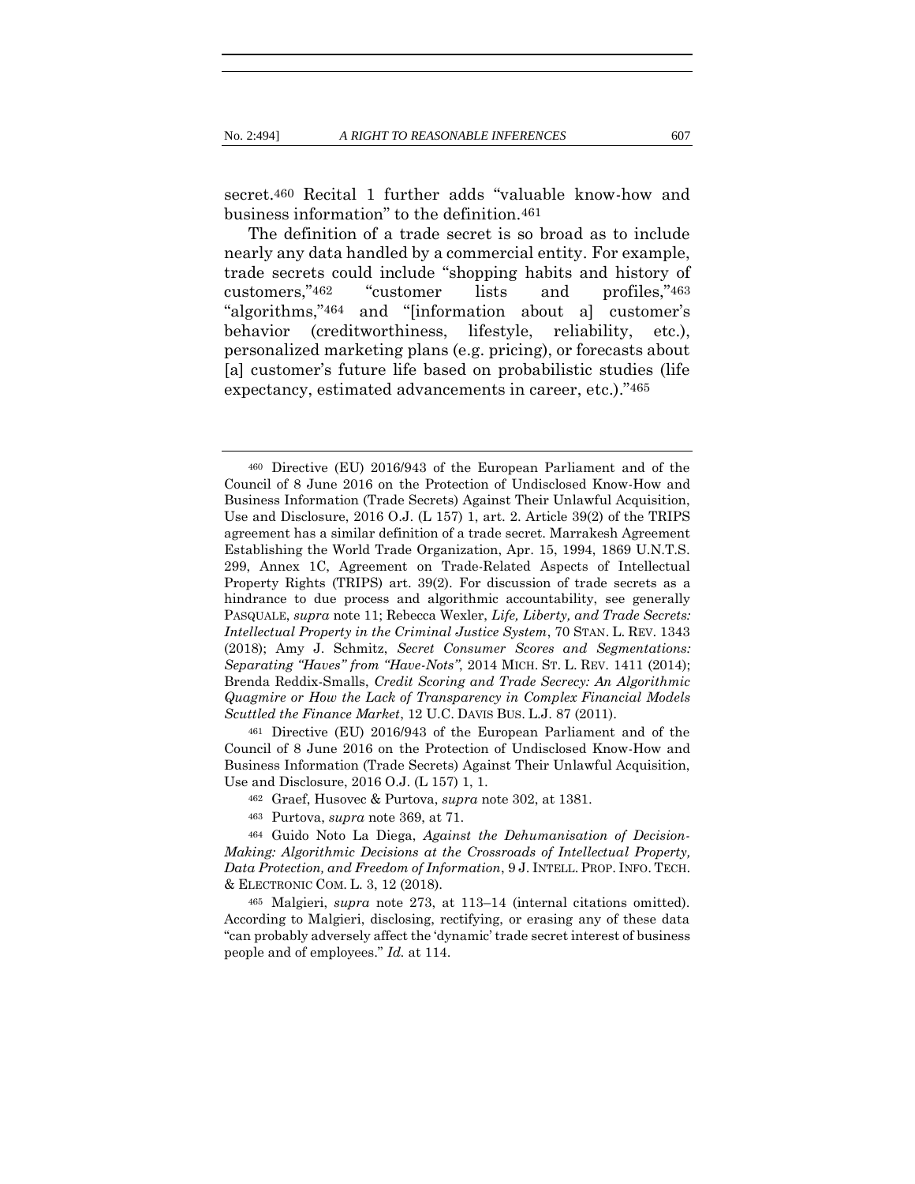secret.[460] Recital 1 further adds "valuable know-how and business information" to the definition.[461]

The definition of a trade secret is so broad as to include nearly any data handled by a commercial entity. For example, trade secrets could include "shopping habits and history of customers,"[462] "customer lists and profiles,"[463] "algorithms,"[464] and "[information about a] customer's behavior (creditworthiness, lifestyle, reliability, etc.), personalized marketing plans (e.g. pricing), or forecasts about [a] customer's future life based on probabilistic studies (life expectancy, estimated advancements in career, etc.)."[465]

---

[460] Directive (EU) 2016/943 of the European Parliament and of the Council of 8 June 2016 on the Protection of Undisclosed Know-How and Business Information (Trade Secrets) Against Their Unlawful Acquisition, Use and Disclosure, 2016 O.J. (L 157) 1, art. 2. Article 39(2) of the TRIPS agreement has a similar definition of a trade secret. Marrakesh Agreement Establishing the World Trade Organization, Apr. 15, 1994, 1869 U.N.T.S. 299, Annex 1C, Agreement on Trade-Related Aspects of Intellectual Property Rights (TRIPS) art. 39(2). For discussion of trade secrets as a hindrance to due process and algorithmic accountability, see generally PASQUALE, *supra* note 11; Rebecca Wexler, *Life, Liberty, and Trade Secrets: Intellectual Property in the Criminal Justice System*, 70 STAN. L. REV. 1343 (2018); Amy J. Schmitz, *Secret Consumer Scores and Segmentations: Separating "Haves" from "Have-Nots"*, 2014 MICH. ST. L. REV. 1411 (2014); Brenda Reddix-Smalls, *Credit Scoring and Trade Secrecy: An Algorithmic Quagmire or How the Lack of Transparency in Complex Financial Models Scuttled the Finance Market*, 12 U.C. DAVIS BUS. L.J. 87 (2011).

[461] Directive (EU) 2016/943 of the European Parliament and of the Council of 8 June 2016 on the Protection of Undisclosed Know-How and Business Information (Trade Secrets) Against Their Unlawful Acquisition, Use and Disclosure, 2016 O.J. (L 157) 1, 1.

[462] Graef, Husovec & Purtova, *supra* note 302, at 1381.

[463] Purtova, *supra* note 369, at 71.

[464] Guido Noto La Diega, *Against the Dehumanisation of Decision-Making: Algorithmic Decisions at the Crossroads of Intellectual Property, Data Protection, and Freedom of Information*, 9 J. INTELL. PROP. INFO. TECH. & ELECTRONIC COM. L. 3, 12 (2018).

[465] Malgieri, *supra* note 273, at 113–14 (internal citations omitted). According to Malgieri, disclosing, rectifying, or erasing any of these data "can probably adversely affect the 'dynamic' trade secret interest of business people and of employees." *Id.* at 114.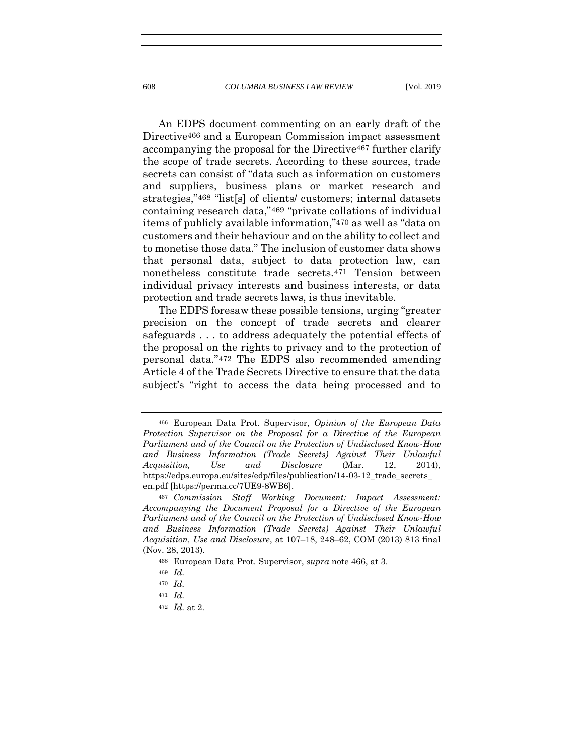An EDPS document commenting on an early draft of the Directive[466] and a European Commission impact assessment accompanying the proposal for the Directive[467] further clarify the scope of trade secrets. According to these sources, trade secrets can consist of "data such as information on customers and suppliers, business plans or market research and strategies,"[468] "list[s] of clients/ customers; internal datasets containing research data,"[469] "private collations of individual items of publicly available information,"[470] as well as "data on customers and their behaviour and on the ability to collect and to monetise those data." The inclusion of customer data shows that personal data, subject to data protection law, can nonetheless constitute trade secrets.[471] Tension between individual privacy interests and business interests, or data protection and trade secrets laws, is thus inevitable.

The EDPS foresaw these possible tensions, urging "greater precision on the concept of trade secrets and clearer safeguards . . . to address adequately the potential effects of the proposal on the rights to privacy and to the protection of personal data."[472] The EDPS also recommended amending Article 4 of the Trade Secrets Directive to ensure that the data subject's "right to access the data being processed and to

---

[466] European Data Prot. Supervisor, *Opinion of the European Data Protection Supervisor on the Proposal for a Directive of the European Parliament and of the Council on the Protection of Undisclosed Know-How and Business Information (Trade Secrets) Against Their Unlawful Acquisition, Use and Disclosure* (Mar. 12, 2014), https://edps.europa.eu/sites/edp/files/publication/14-03-12_trade_secrets_en.pdf [https://perma.cc/7UE9-8WB6].

[467] *Commission Staff Working Document: Impact Assessment: Accompanying the Document Proposal for a Directive of the European Parliament and of the Council on the Protection of Undisclosed Know-How and Business Information (Trade Secrets) Against Their Unlawful Acquisition, Use and Disclosure*, at 107–18, 248–62, COM (2013) 813 final (Nov. 28, 2013).

[468] European Data Prot. Supervisor, *supra* note 466, at 3.

[469] *Id.*

[470] *Id.*

[471] *Id.*

[472] *Id.* at 2.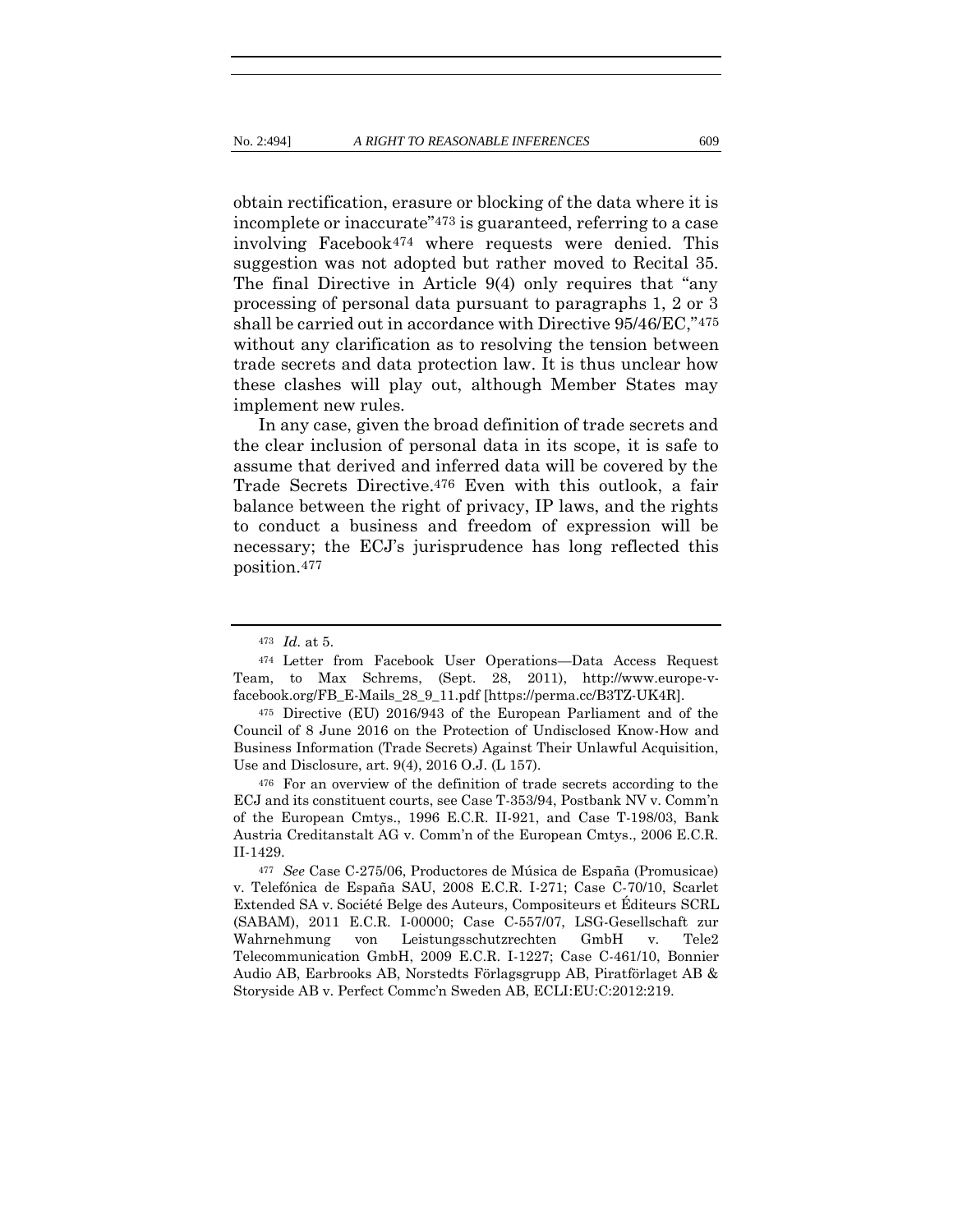obtain rectification, erasure or blocking of the data where it is incomplete or inaccurate"[473] is guaranteed, referring to a case involving Facebook[474] where requests were denied. This suggestion was not adopted but rather moved to Recital 35. The final Directive in Article 9(4) only requires that "any processing of personal data pursuant to paragraphs 1, 2 or 3 shall be carried out in accordance with Directive 95/46/EC,"[475] without any clarification as to resolving the tension between trade secrets and data protection law. It is thus unclear how these clashes will play out, although Member States may implement new rules.

In any case, given the broad definition of trade secrets and the clear inclusion of personal data in its scope, it is safe to assume that derived and inferred data will be covered by the Trade Secrets Directive.[476] Even with this outlook, a fair balance between the right of privacy, IP laws, and the rights to conduct a business and freedom of expression will be necessary; the ECJ's jurisprudence has long reflected this position.[477]

---

[473] *Id.* at 5.

[474] Letter from Facebook User Operations—Data Access Request Team, to Max Schrems, (Sept. 28, 2011), http://www.europe-v-facebook.org/FB_E-Mails_28_9_11.pdf [https://perma.cc/B3TZ-UK4R].

[475] Directive (EU) 2016/943 of the European Parliament and of the Council of 8 June 2016 on the Protection of Undisclosed Know-How and Business Information (Trade Secrets) Against Their Unlawful Acquisition, Use and Disclosure, art. 9(4), 2016 O.J. (L 157).

[476] For an overview of the definition of trade secrets according to the ECJ and its constituent courts, see Case T-353/94, Postbank NV v. Comm'n of the European Cmtys., 1996 E.C.R. II-921, and Case T-198/03, Bank Austria Creditanstalt AG v. Comm'n of the European Cmtys., 2006 E.C.R. II-1429.

[477] *See* Case C-275/06, Productores de Música de España (Promusicae) v. Telefónica de España SAU, 2008 E.C.R. I-271; Case C-70/10, Scarlet Extended SA v. Société Belge des Auteurs, Compositeurs et Éditeurs SCRL (SABAM), 2011 E.C.R. I-00000; Case C-557/07, LSG-Gesellschaft zur Wahrnehmung von Leistungsschutzrechten GmbH v. Tele2 Telecommunication GmbH, 2009 E.C.R. I-1227; Case C-461/10, Bonnier Audio AB, Earbrooks AB, Norstedts Förlagsgrupp AB, Piratförlaget AB & Storyside AB v. Perfect Commc'n Sweden AB, ECLI:EU:C:2012:219.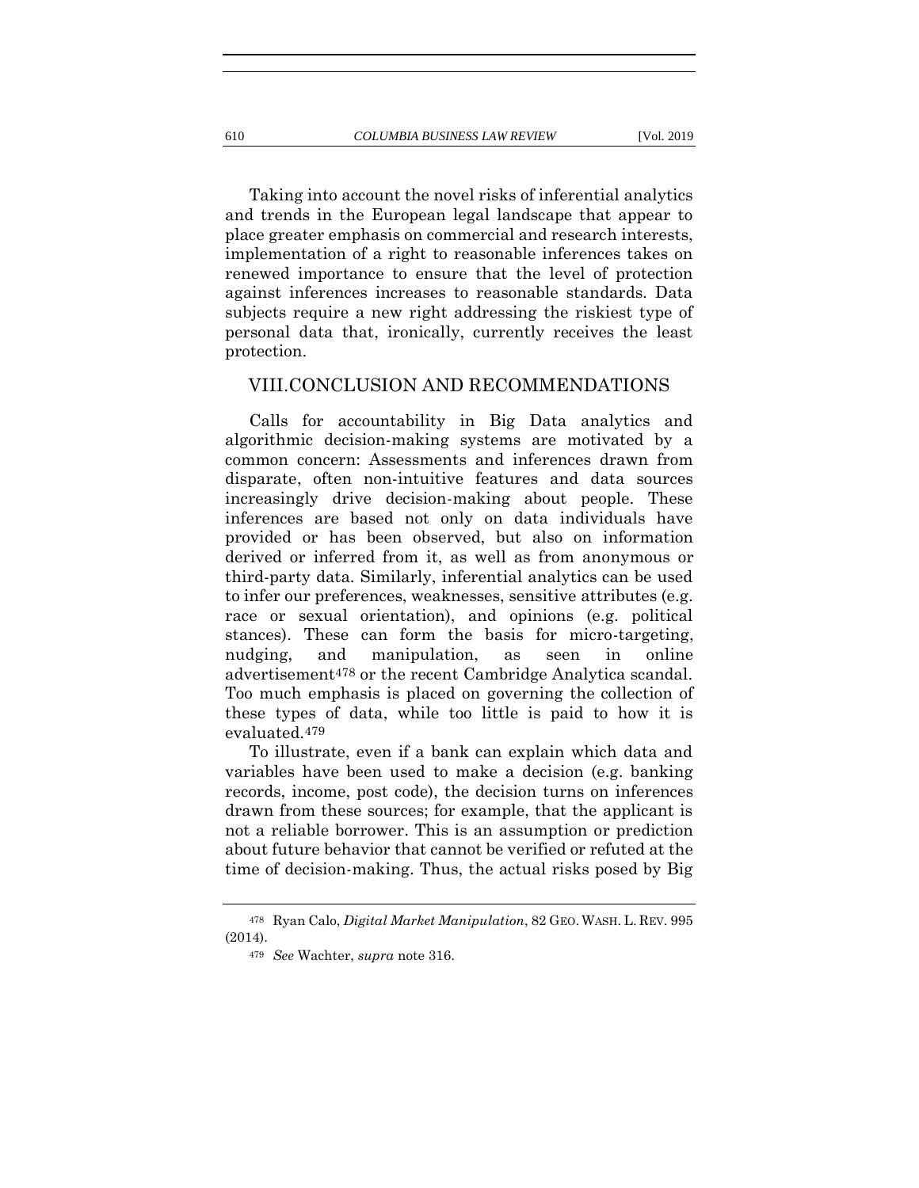Taking into account the novel risks of inferential analytics and trends in the European legal landscape that appear to place greater emphasis on commercial and research interests, implementation of a right to reasonable inferences takes on renewed importance to ensure that the level of protection against inferences increases to reasonable standards. Data subjects require a new right addressing the riskiest type of personal data that, ironically, currently receives the least protection.

## VIII. CONCLUSION AND RECOMMENDATIONS

Calls for accountability in Big Data analytics and algorithmic decision-making systems are motivated by a common concern: Assessments and inferences drawn from disparate, often non-intuitive features and data sources increasingly drive decision-making about people. These inferences are based not only on data individuals have provided or has been observed, but also on information derived or inferred from it, as well as from anonymous or third-party data. Similarly, inferential analytics can be used to infer our preferences, weaknesses, sensitive attributes (e.g. race or sexual orientation), and opinions (e.g. political stances). These can form the basis for micro-targeting, nudging, and manipulation, as seen in online advertisement[478] or the recent Cambridge Analytica scandal. Too much emphasis is placed on governing the collection of these types of data, while too little is paid to how it is evaluated.[479]

To illustrate, even if a bank can explain which data and variables have been used to make a decision (e.g. banking records, income, post code), the decision turns on inferences drawn from these sources; for example, that the applicant is not a reliable borrower. This is an assumption or prediction about future behavior that cannot be verified or refuted at the time of decision-making. Thus, the actual risks posed by Big

[478] Ryan Calo, *Digital Market Manipulation*, 82 GEO. WASH. L. REV. 995 (2014).

[479] *See* Wachter, *supra* note 316.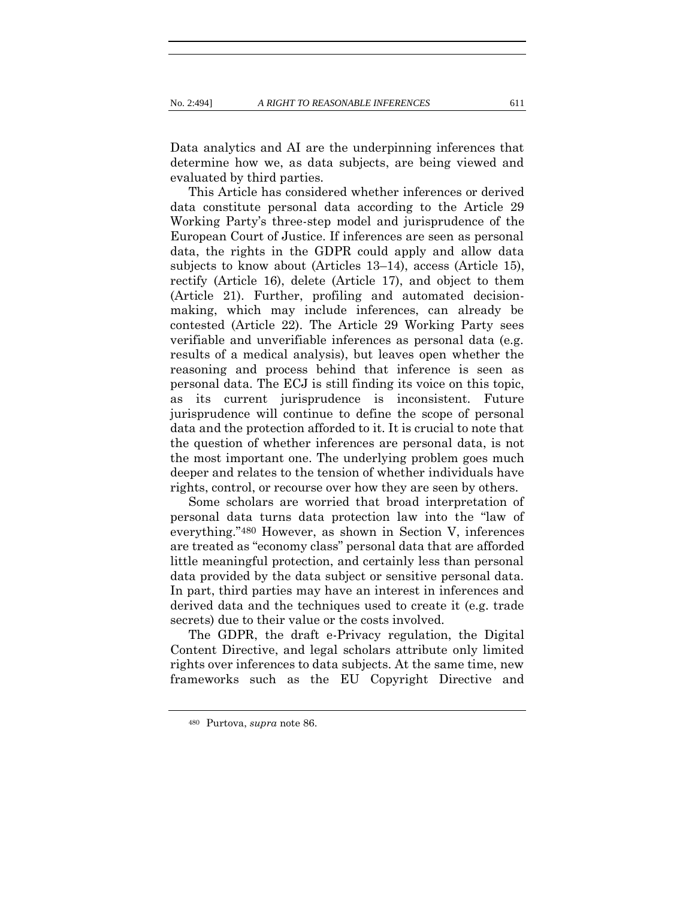Data analytics and AI are the underpinning inferences that determine how we, as data subjects, are being viewed and evaluated by third parties.

This Article has considered whether inferences or derived data constitute personal data according to the Article 29 Working Party's three-step model and jurisprudence of the European Court of Justice. If inferences are seen as personal data, the rights in the GDPR could apply and allow data subjects to know about (Articles 13–14), access (Article 15), rectify (Article 16), delete (Article 17), and object to them (Article 21). Further, profiling and automated decision-making, which may include inferences, can already be contested (Article 22). The Article 29 Working Party sees verifiable and unverifiable inferences as personal data (e.g. results of a medical analysis), but leaves open whether the reasoning and process behind that inference is seen as personal data. The ECJ is still finding its voice on this topic, as its current jurisprudence is inconsistent. Future jurisprudence will continue to define the scope of personal data and the protection afforded to it. It is crucial to note that the question of whether inferences are personal data, is not the most important one. The underlying problem goes much deeper and relates to the tension of whether individuals have rights, control, or recourse over how they are seen by others.

Some scholars are worried that broad interpretation of personal data turns data protection law into the "law of everything."[480] However, as shown in Section V, inferences are treated as "economy class" personal data that are afforded little meaningful protection, and certainly less than personal data provided by the data subject or sensitive personal data. In part, third parties may have an interest in inferences and derived data and the techniques used to create it (e.g. trade secrets) due to their value or the costs involved.

The GDPR, the draft e-Privacy regulation, the Digital Content Directive, and legal scholars attribute only limited rights over inferences to data subjects. At the same time, new frameworks such as the EU Copyright Directive and

---

[480] Purtova, *supra* note 86.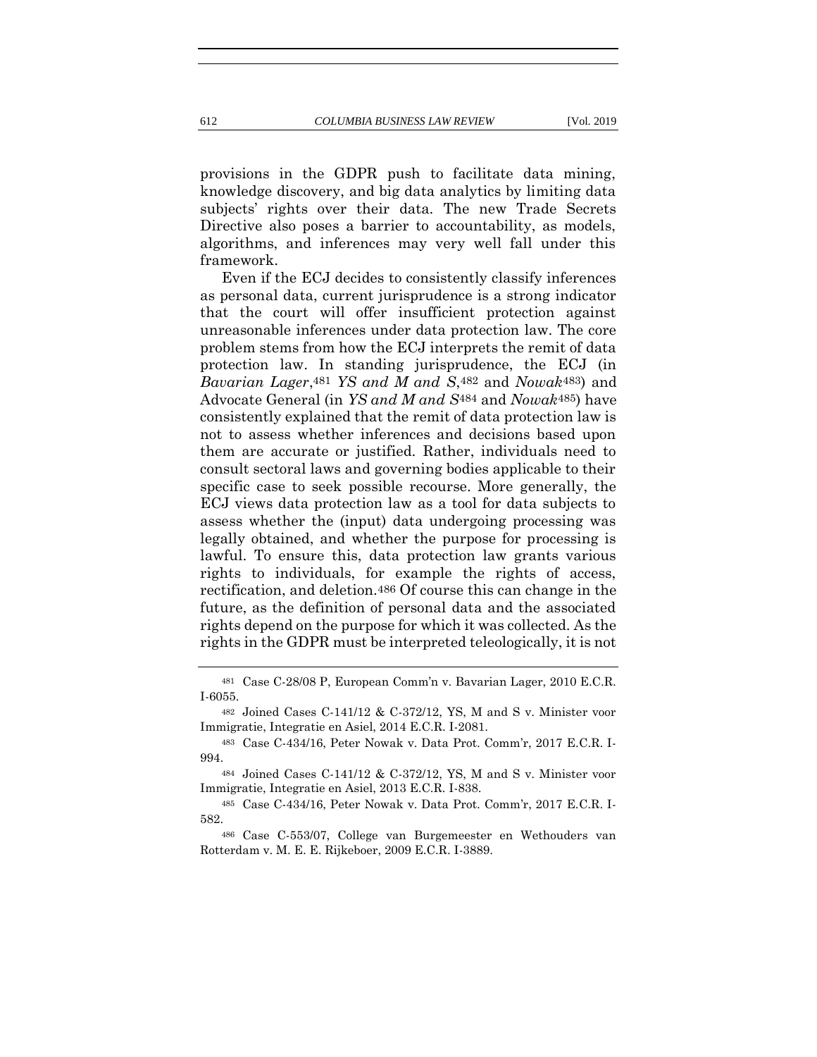provisions in the GDPR push to facilitate data mining, knowledge discovery, and big data analytics by limiting data subjects' rights over their data. The new Trade Secrets Directive also poses a barrier to accountability, as models, algorithms, and inferences may very well fall under this framework.

Even if the ECJ decides to consistently classify inferences as personal data, current jurisprudence is a strong indicator that the court will offer insufficient protection against unreasonable inferences under data protection law. The core problem stems from how the ECJ interprets the remit of data protection law. In standing jurisprudence, the ECJ (in *Bavarian Lager*,[481] *YS and M and S*,[482] and *Nowak*[483]) and Advocate General (in *YS and M and S*[484] and *Nowak*[485]) have consistently explained that the remit of data protection law is not to assess whether inferences and decisions based upon them are accurate or justified. Rather, individuals need to consult sectoral laws and governing bodies applicable to their specific case to seek possible recourse. More generally, the ECJ views data protection law as a tool for data subjects to assess whether the (input) data undergoing processing was legally obtained, and whether the purpose for processing is lawful. To ensure this, data protection law grants various rights to individuals, for example the rights of access, rectification, and deletion.[486] Of course this can change in the future, as the definition of personal data and the associated rights depend on the purpose for which it was collected. As the rights in the GDPR must be interpreted teleologically, it is not

---

[481] Case C-28/08 P, European Comm'n v. Bavarian Lager, 2010 E.C.R. I-6055.

[482] Joined Cases C-141/12 & C-372/12, YS, M and S v. Minister voor Immigratie, Integratie en Asiel, 2014 E.C.R. I-2081.

[483] Case C-434/16, Peter Nowak v. Data Prot. Comm'r, 2017 E.C.R. I-994.

[484] Joined Cases C-141/12 & C-372/12, YS, M and S v. Minister voor Immigratie, Integratie en Asiel, 2013 E.C.R. I-838.

[485] Case C-434/16, Peter Nowak v. Data Prot. Comm'r, 2017 E.C.R. I-582.

[486] Case C-553/07, College van Burgemeester en Wethouders van Rotterdam v. M. E. E. Rijkeboer, 2009 E.C.R. I-3889.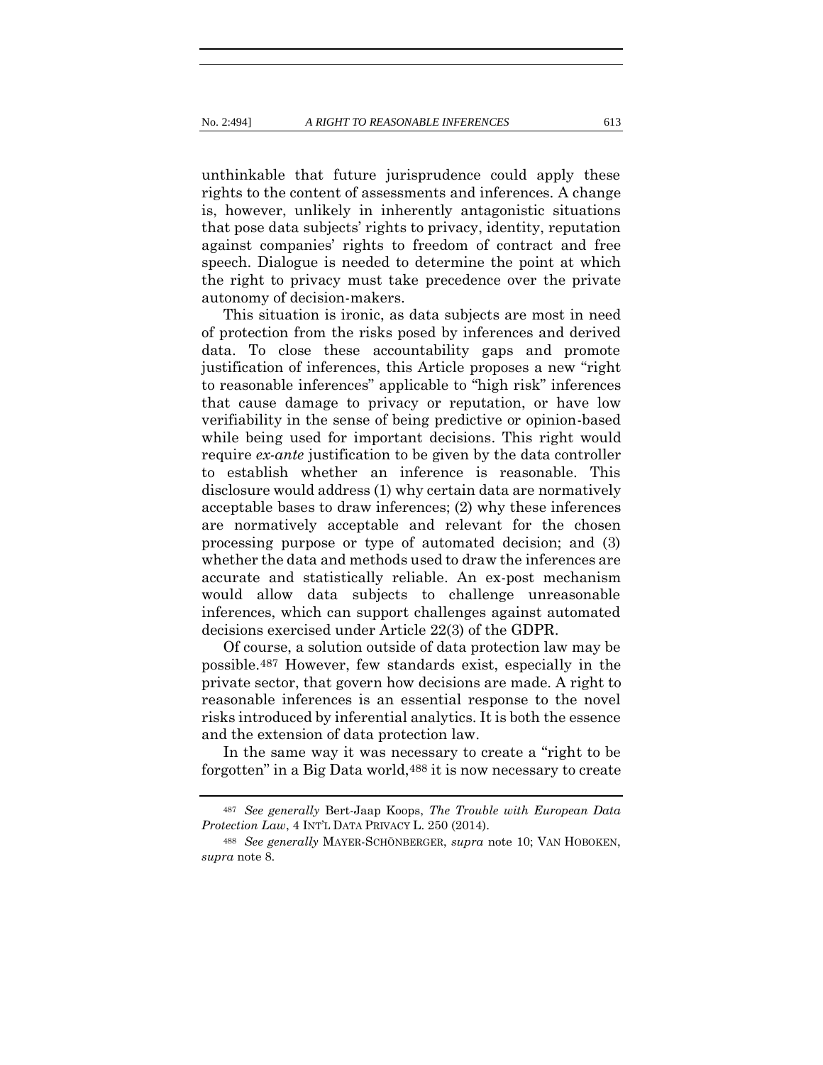unthinkable that future jurisprudence could apply these rights to the content of assessments and inferences. A change is, however, unlikely in inherently antagonistic situations that pose data subjects' rights to privacy, identity, reputation against companies' rights to freedom of contract and free speech. Dialogue is needed to determine the point at which the right to privacy must take precedence over the private autonomy of decision-makers.

This situation is ironic, as data subjects are most in need of protection from the risks posed by inferences and derived data. To close these accountability gaps and promote justification of inferences, this Article proposes a new "right to reasonable inferences" applicable to "high risk" inferences that cause damage to privacy or reputation, or have low verifiability in the sense of being predictive or opinion-based while being used for important decisions. This right would require *ex-ante* justification to be given by the data controller to establish whether an inference is reasonable. This disclosure would address (1) why certain data are normatively acceptable bases to draw inferences; (2) why these inferences are normatively acceptable and relevant for the chosen processing purpose or type of automated decision; and (3) whether the data and methods used to draw the inferences are accurate and statistically reliable. An ex-post mechanism would allow data subjects to challenge unreasonable inferences, which can support challenges against automated decisions exercised under Article 22(3) of the GDPR.

Of course, a solution outside of data protection law may be possible.[487] However, few standards exist, especially in the private sector, that govern how decisions are made. A right to reasonable inferences is an essential response to the novel risks introduced by inferential analytics. It is both the essence and the extension of data protection law.

In the same way it was necessary to create a "right to be forgotten" in a Big Data world,[488] it is now necessary to create

---

[487] *See generally* Bert-Jaap Koops, *The Trouble with European Data Protection Law*, 4 INT'L DATA PRIVACY L. 250 (2014).

[488] *See generally* MAYER-SCHÖNBERGER, *supra* note 10; VAN HOBOKEN, *supra* note 8.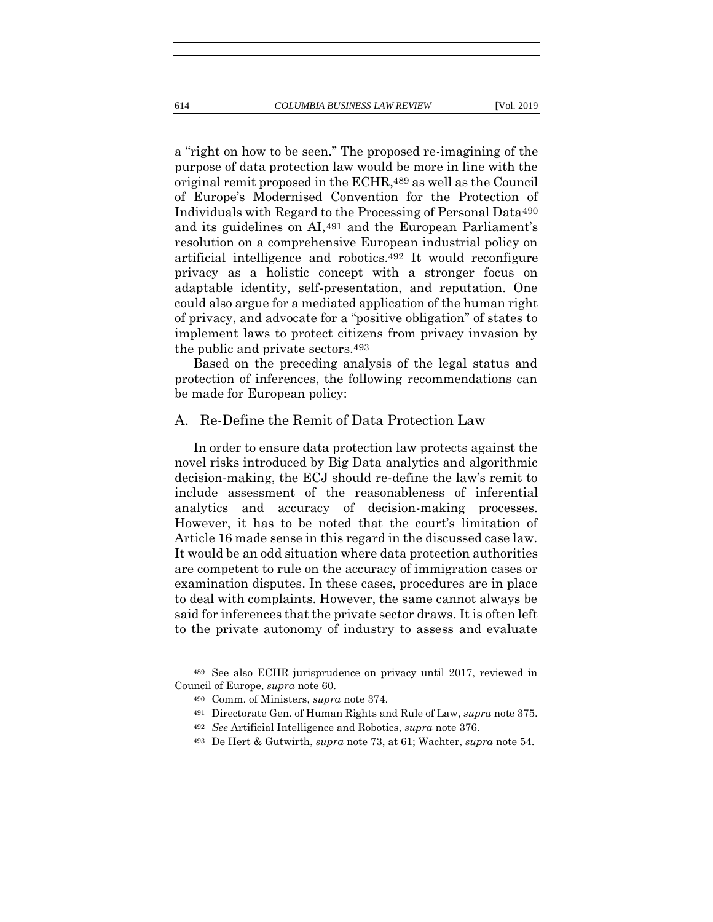a "right on how to be seen." The proposed re-imagining of the purpose of data protection law would be more in line with the original remit proposed in the ECHR,[489] as well as the Council of Europe's Modernised Convention for the Protection of Individuals with Regard to the Processing of Personal Data[490] and its guidelines on AI,[491] and the European Parliament's resolution on a comprehensive European industrial policy on artificial intelligence and robotics.[492] It would reconfigure privacy as a holistic concept with a stronger focus on adaptable identity, self-presentation, and reputation. One could also argue for a mediated application of the human right of privacy, and advocate for a "positive obligation" of states to implement laws to protect citizens from privacy invasion by the public and private sectors.[493]

Based on the preceding analysis of the legal status and protection of inferences, the following recommendations can be made for European policy:

## A. Re-Define the Remit of Data Protection Law

In order to ensure data protection law protects against the novel risks introduced by Big Data analytics and algorithmic decision-making, the ECJ should re-define the law's remit to include assessment of the reasonableness of inferential analytics and accuracy of decision-making processes. However, it has to be noted that the court's limitation of Article 16 made sense in this regard in the discussed case law. It would be an odd situation where data protection authorities are competent to rule on the accuracy of immigration cases or examination disputes. In these cases, procedures are in place to deal with complaints. However, the same cannot always be said for inferences that the private sector draws. It is often left to the private autonomy of industry to assess and evaluate

---

[489] See also ECHR jurisprudence on privacy until 2017, reviewed in Council of Europe, *supra* note 60.

[490] Comm. of Ministers, *supra* note 374.

[491] Directorate Gen. of Human Rights and Rule of Law, *supra* note 375.

[492] *See* Artificial Intelligence and Robotics, *supra* note 376.

[493] De Hert & Gutwirth, *supra* note 73, at 61; Wachter, *supra* note 54.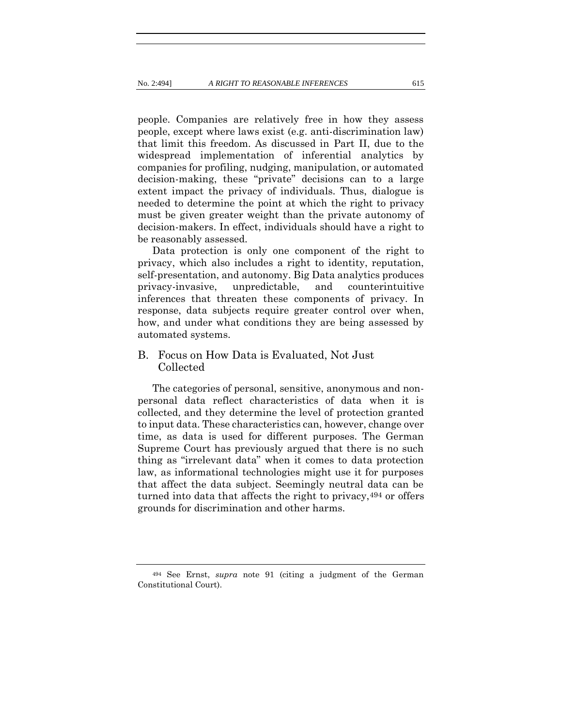people. Companies are relatively free in how they assess people, except where laws exist (e.g. anti-discrimination law) that limit this freedom. As discussed in Part II, due to the widespread implementation of inferential analytics by companies for profiling, nudging, manipulation, or automated decision-making, these "private" decisions can to a large extent impact the privacy of individuals. Thus, dialogue is needed to determine the point at which the right to privacy must be given greater weight than the private autonomy of decision-makers. In effect, individuals should have a right to be reasonably assessed.

Data protection is only one component of the right to privacy, which also includes a right to identity, reputation, self-presentation, and autonomy. Big Data analytics produces privacy-invasive, unpredictable, and counterintuitive inferences that threaten these components of privacy. In response, data subjects require greater control over when, how, and under what conditions they are being assessed by automated systems.

## B. Focus on How Data is Evaluated, Not Just Collected

The categories of personal, sensitive, anonymous and non-personal data reflect characteristics of data when it is collected, and they determine the level of protection granted to input data. These characteristics can, however, change over time, as data is used for different purposes. The German Supreme Court has previously argued that there is no such thing as "irrelevant data" when it comes to data protection law, as informational technologies might use it for purposes that affect the data subject. Seemingly neutral data can be turned into data that affects the right to privacy,[494] or offers grounds for discrimination and other harms.

---

[494] See Ernst, *supra* note 91 (citing a judgment of the German Constitutional Court).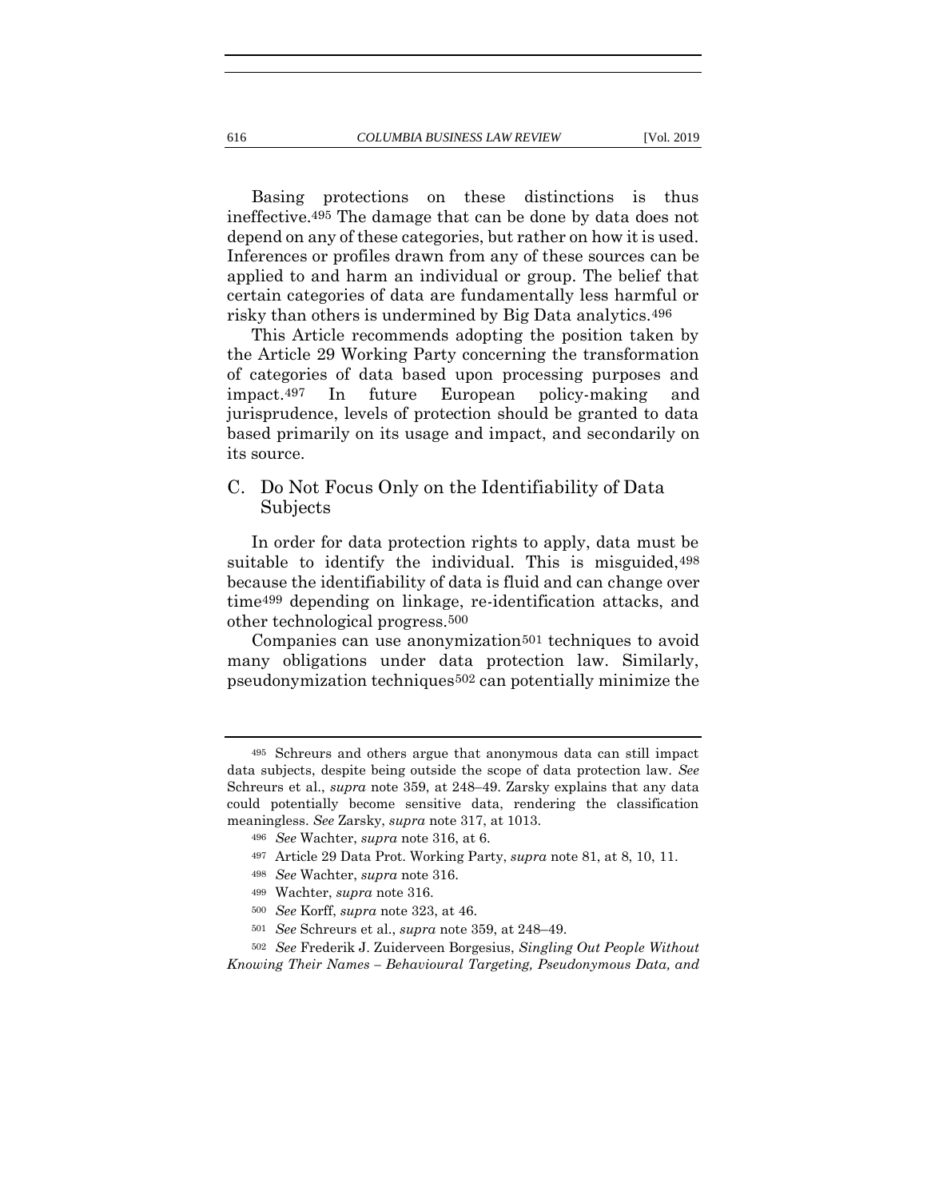Basing protections on these distinctions is thus ineffective.[495] The damage that can be done by data does not depend on any of these categories, but rather on how it is used. Inferences or profiles drawn from any of these sources can be applied to and harm an individual or group. The belief that certain categories of data are fundamentally less harmful or risky than others is undermined by Big Data analytics.[496]

This Article recommends adopting the position taken by the Article 29 Working Party concerning the transformation of categories of data based upon processing purposes and impact.[497] In future European policy-making and jurisprudence, levels of protection should be granted to data based primarily on its usage and impact, and secondarily on its source.

## C. Do Not Focus Only on the Identifiability of Data Subjects

In order for data protection rights to apply, data must be suitable to identify the individual. This is misguided,[498] because the identifiability of data is fluid and can change over time[499] depending on linkage, re-identification attacks, and other technological progress.[500]

Companies can use anonymization[501] techniques to avoid many obligations under data protection law. Similarly, pseudonymization techniques[502] can potentially minimize the

---

[495] Schreurs and others argue that anonymous data can still impact data subjects, despite being outside the scope of data protection law. *See* Schreurs et al., *supra* note 359, at 248–49. Zarsky explains that any data could potentially become sensitive data, rendering the classification meaningless. *See* Zarsky, *supra* note 317, at 1013.

[496] *See* Wachter, *supra* note 316, at 6.

[497] Article 29 Data Prot. Working Party, *supra* note 81, at 8, 10, 11.

[498] *See* Wachter, *supra* note 316.

[499] Wachter, *supra* note 316.

[500] *See* Korff, *supra* note 323, at 46.

[501] *See* Schreurs et al., *supra* note 359, at 248–49.

[502] *See* Frederik J. Zuiderveen Borgesius, *Singling Out People Without Knowing Their Names – Behavioural Targeting, Pseudonymous Data, and*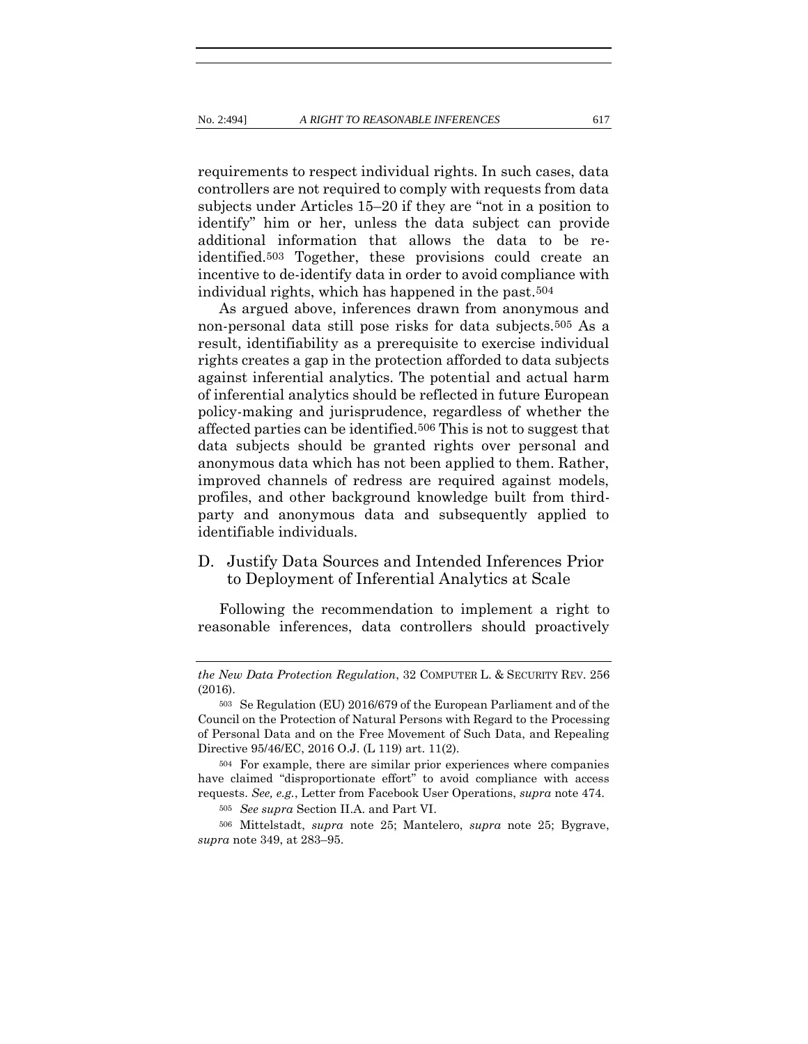requirements to respect individual rights. In such cases, data controllers are not required to comply with requests from data subjects under Articles 15–20 if they are "not in a position to identify" him or her, unless the data subject can provide additional information that allows the data to be re-identified.[503] Together, these provisions could create an incentive to de-identify data in order to avoid compliance with individual rights, which has happened in the past.[504]

As argued above, inferences drawn from anonymous and non-personal data still pose risks for data subjects.[505] As a result, identifiability as a prerequisite to exercise individual rights creates a gap in the protection afforded to data subjects against inferential analytics. The potential and actual harm of inferential analytics should be reflected in future European policy-making and jurisprudence, regardless of whether the affected parties can be identified.[506] This is not to suggest that data subjects should be granted rights over personal and anonymous data which has not been applied to them. Rather, improved channels of redress are required against models, profiles, and other background knowledge built from third-party and anonymous data and subsequently applied to identifiable individuals.

## D. Justify Data Sources and Intended Inferences Prior to Deployment of Inferential Analytics at Scale

Following the recommendation to implement a right to reasonable inferences, data controllers should proactively

---

*the New Data Protection Regulation*, 32 COMPUTER L. & SECURITY REV. 256 (2016).

503 Se Regulation (EU) 2016/679 of the European Parliament and of the Council on the Protection of Natural Persons with Regard to the Processing of Personal Data and on the Free Movement of Such Data, and Repealing Directive 95/46/EC, 2016 O.J. (L 119) art. 11(2).

504 For example, there are similar prior experiences where companies have claimed "disproportionate effort" to avoid compliance with access requests. *See, e.g.*, Letter from Facebook User Operations, *supra* note 474.

505 *See supra* Section II.A. and Part VI.

506 Mittelstadt, *supra* note 25; Mantelero, *supra* note 25; Bygrave, *supra* note 349, at 283–95.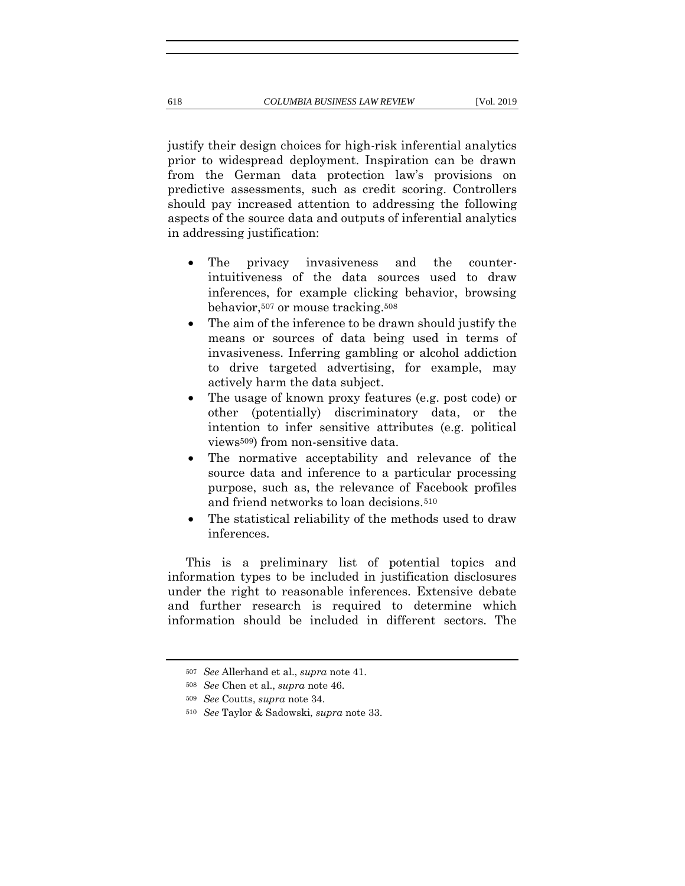justify their design choices for high-risk inferential analytics prior to widespread deployment. Inspiration can be drawn from the German data protection law's provisions on predictive assessments, such as credit scoring. Controllers should pay increased attention to addressing the following aspects of the source data and outputs of inferential analytics in addressing justification:

- The privacy invasiveness and the counter-intuitiveness of the data sources used to draw inferences, for example clicking behavior, browsing behavior,[507] or mouse tracking.[508]
- The aim of the inference to be drawn should justify the means or sources of data being used in terms of invasiveness. Inferring gambling or alcohol addiction to drive targeted advertising, for example, may actively harm the data subject.
- The usage of known proxy features (e.g. post code) or other (potentially) discriminatory data, or the intention to infer sensitive attributes (e.g. political views[509]) from non-sensitive data.
- The normative acceptability and relevance of the source data and inference to a particular processing purpose, such as, the relevance of Facebook profiles and friend networks to loan decisions.[510]
- The statistical reliability of the methods used to draw inferences.

This is a preliminary list of potential topics and information types to be included in justification disclosures under the right to reasonable inferences. Extensive debate and further research is required to determine which information should be included in different sectors. The

---

507 *See* Allerhand et al., *supra* note 41.

508 *See* Chen et al., *supra* note 46.

509 *See* Coutts, *supra* note 34.

510 *See* Taylor & Sadowski, *supra* note 33.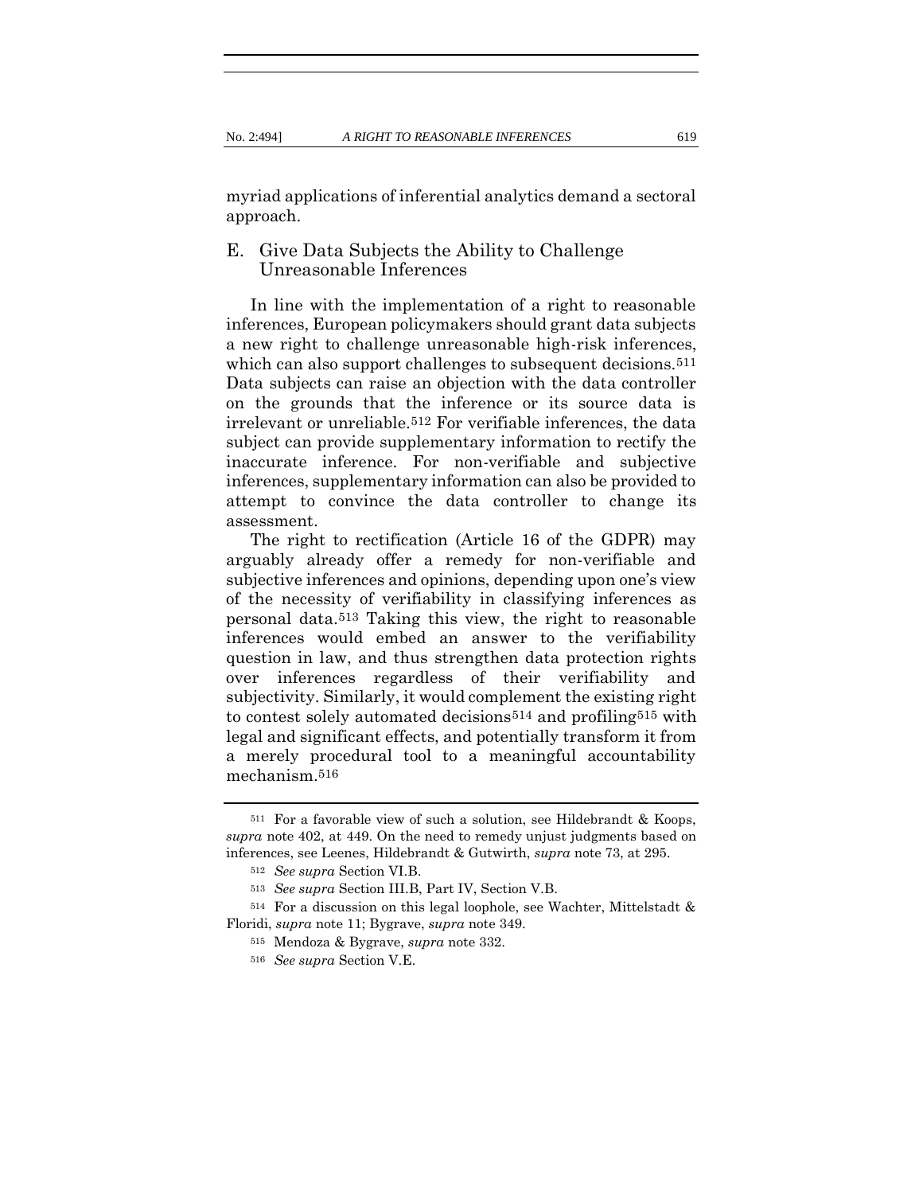myriad applications of inferential analytics demand a sectoral approach.

## E. Give Data Subjects the Ability to Challenge Unreasonable Inferences

In line with the implementation of a right to reasonable inferences, European policymakers should grant data subjects a new right to challenge unreasonable high-risk inferences, which can also support challenges to subsequent decisions.[511] Data subjects can raise an objection with the data controller on the grounds that the inference or its source data is irrelevant or unreliable.[512] For verifiable inferences, the data subject can provide supplementary information to rectify the inaccurate inference. For non-verifiable and subjective inferences, supplementary information can also be provided to attempt to convince the data controller to change its assessment.

The right to rectification (Article 16 of the GDPR) may arguably already offer a remedy for non-verifiable and subjective inferences and opinions, depending upon one's view of the necessity of verifiability in classifying inferences as personal data.[513] Taking this view, the right to reasonable inferences would embed an answer to the verifiability question in law, and thus strengthen data protection rights over inferences regardless of their verifiability and subjectivity. Similarly, it would complement the existing right to contest solely automated decisions[514] and profiling[515] with legal and significant effects, and potentially transform it from a merely procedural tool to a meaningful accountability mechanism.[516]

---

[511] For a favorable view of such a solution, see Hildebrandt & Koops, *supra* note 402, at 449. On the need to remedy unjust judgments based on inferences, see Leenes, Hildebrandt & Gutwirth, *supra* note 73, at 295.

[512] *See supra* Section VI.B.

[513] *See supra* Section III.B, Part IV, Section V.B.

[514] For a discussion on this legal loophole, see Wachter, Mittelstadt & Floridi, *supra* note 11; Bygrave, *supra* note 349.

[515] Mendoza & Bygrave, *supra* note 332.

[516] *See supra* Section V.E.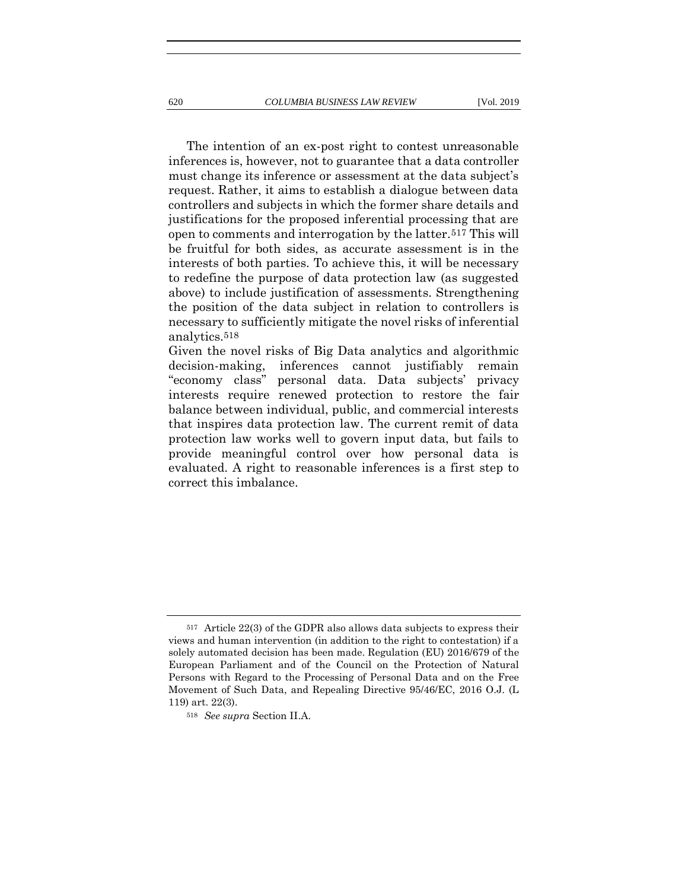The intention of an ex-post right to contest unreasonable inferences is, however, not to guarantee that a data controller must change its inference or assessment at the data subject's request. Rather, it aims to establish a dialogue between data controllers and subjects in which the former share details and justifications for the proposed inferential processing that are open to comments and interrogation by the latter.[517] This will be fruitful for both sides, as accurate assessment is in the interests of both parties. To achieve this, it will be necessary to redefine the purpose of data protection law (as suggested above) to include justification of assessments. Strengthening the position of the data subject in relation to controllers is necessary to sufficiently mitigate the novel risks of inferential analytics.[518]

Given the novel risks of Big Data analytics and algorithmic decision-making, inferences cannot justifiably remain "economy class" personal data. Data subjects' privacy interests require renewed protection to restore the fair balance between individual, public, and commercial interests that inspires data protection law. The current remit of data protection law works well to govern input data, but fails to provide meaningful control over how personal data is evaluated. A right to reasonable inferences is a first step to correct this imbalance.

---

[517] Article 22(3) of the GDPR also allows data subjects to express their views and human intervention (in addition to the right to contestation) if a solely automated decision has been made. Regulation (EU) 2016/679 of the European Parliament and of the Council on the Protection of Natural Persons with Regard to the Processing of Personal Data and on the Free Movement of Such Data, and Repealing Directive 95/46/EC, 2016 O.J. (L 119) art. 22(3).

[518] *See supra* Section II.A.